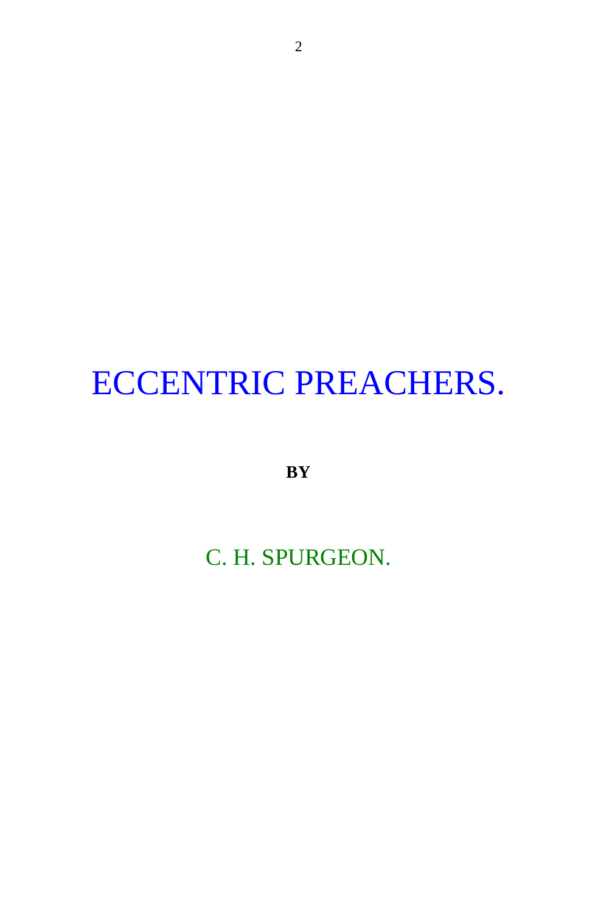# ECCENTRIC PREACHERS.

**BY**

C. H. SPURGEON.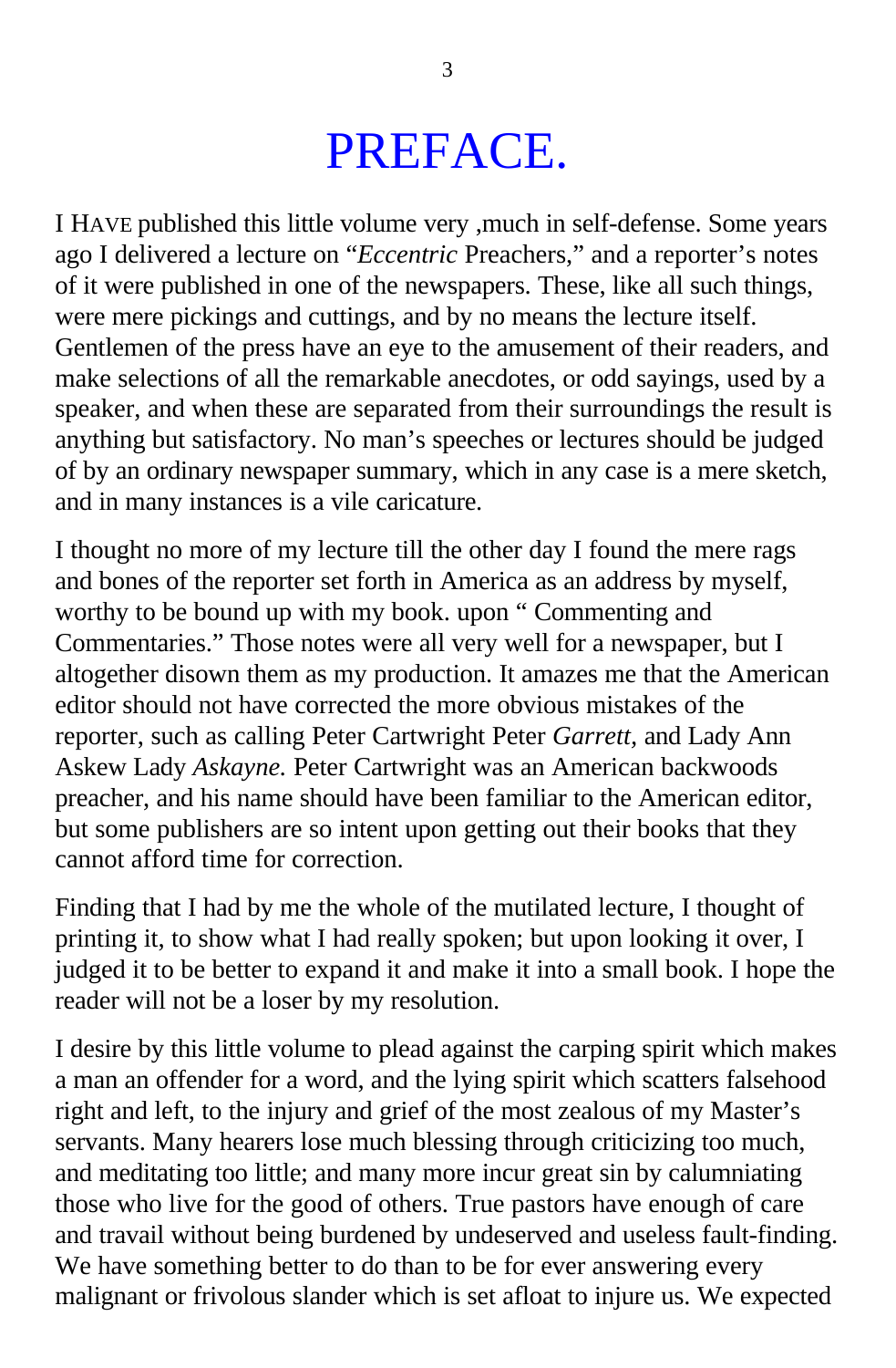# PREFACE.

I HAVE published this little volume very ,much in self-defense. Some years ago I delivered a lecture on "*Eccentric* Preachers," and a reporter's notes of it were published in one of the newspapers. These, like all such things, were mere pickings and cuttings, and by no means the lecture itself. Gentlemen of the press have an eye to the amusement of their readers, and make selections of all the remarkable anecdotes, or odd sayings, used by a speaker, and when these are separated from their surroundings the result is anything but satisfactory. No man's speeches or lectures should be judged of by an ordinary newspaper summary, which in any case is a mere sketch, and in many instances is a vile caricature.

I thought no more of my lecture till the other day I found the mere rags and bones of the reporter set forth in America as an address by myself, worthy to be bound up with my book. upon " Commenting and Commentaries." Those notes were all very well for a newspaper, but I altogether disown them as my production. It amazes me that the American editor should not have corrected the more obvious mistakes of the reporter, such as calling Peter Cartwright Peter *Garrett,* and Lady Ann Askew Lady *Askayne.* Peter Cartwright was an American backwoods preacher, and his name should have been familiar to the American editor, but some publishers are so intent upon getting out their books that they cannot afford time for correction.

Finding that I had by me the whole of the mutilated lecture, I thought of printing it, to show what I had really spoken; but upon looking it over, I judged it to be better to expand it and make it into a small book. I hope the reader will not be a loser by my resolution.

I desire by this little volume to plead against the carping spirit which makes a man an offender for a word, and the lying spirit which scatters falsehood right and left, to the injury and grief of the most zealous of my Master's servants. Many hearers lose much blessing through criticizing too much, and meditating too little; and many more incur great sin by calumniating those who live for the good of others. True pastors have enough of care and travail without being burdened by undeserved and useless fault-finding. We have something better to do than to be for ever answering every malignant or frivolous slander which is set afloat to injure us. We expected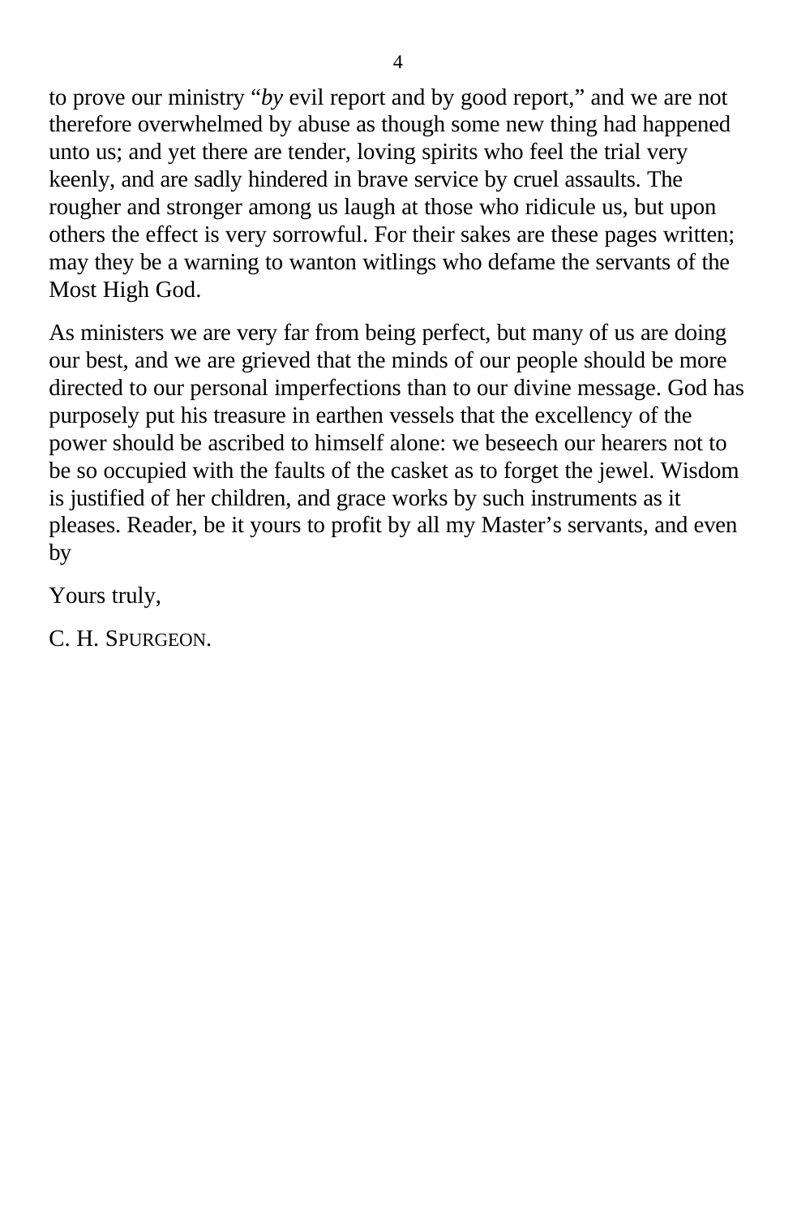to prove our ministry “*by* evil report and by good report,” and we are not therefore overwhelmed by abuse as though some new thing had happened unto us; and yet there are tender, loving spirits who feel the trial very keenly, and are sadly hindered in brave service by cruel assaults. The rougher and stronger among us laugh at those who ridicule us, but upon others the effect is very sorrowful. For their sakes are these pages written; may they be a warning to wanton witlings who defame the servants of the Most High God.

As ministers we are very far from being perfect, but many of us are doing our best, and we are grieved that the minds of our people should be more directed to our personal imperfections than to our divine message. God has purposely put his treasure in earthen vessels that the excellency of the power should be ascribed to himself alone: we beseech our hearers not to be so occupied with the faults of the casket as to forget the jewel. Wisdom is justified of her children, and grace works by such instruments as it pleases. Reader, be it yours to profit by all my Master’s servants, and even by

Yours truly,

C. H. SPURGEON.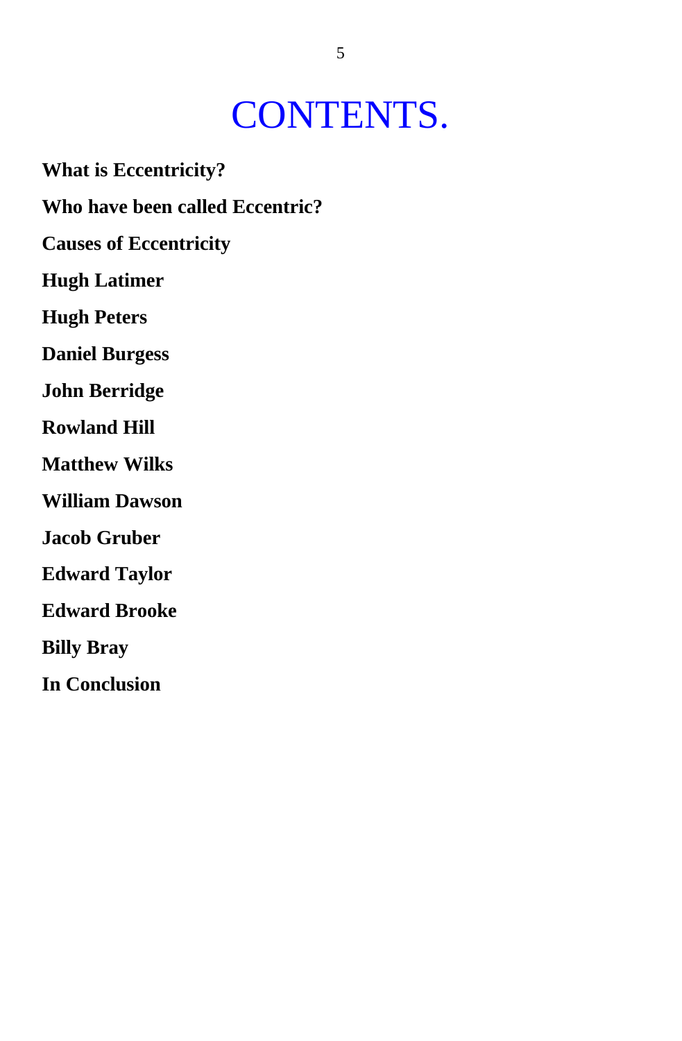# CONTENTS.

**What is Eccentricity?**

**Who have been called Eccentric?**

**Causes of Eccentricity**

**Hugh Latimer**

**Hugh Peters**

**Daniel Burgess**

**John Berridge**

**Rowland Hill**

**Matthew Wilks**

**William Dawson**

**Jacob Gruber**

**Edward Taylor**

**Edward Brooke**

**Billy Bray**

**In Conclusion**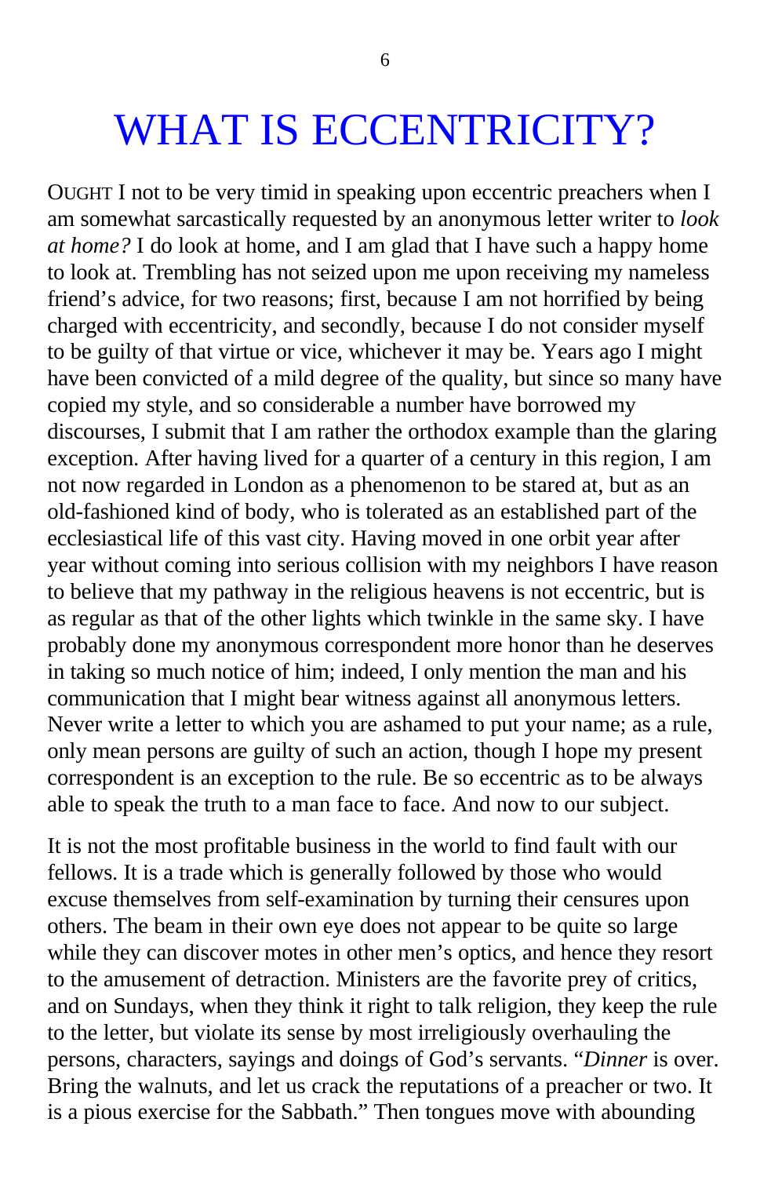# WHAT IS ECCENTRICITY?

OUGHT I not to be very timid in speaking upon eccentric preachers when I am somewhat sarcastically requested by an anonymous letter writer to *look at home?* I do look at home, and I am glad that I have such a happy home to look at. Trembling has not seized upon me upon receiving my nameless friend's advice, for two reasons; first, because I am not horrified by being charged with eccentricity, and secondly, because I do not consider myself to be guilty of that virtue or vice, whichever it may be. Years ago I might have been convicted of a mild degree of the quality, but since so many have copied my style, and so considerable a number have borrowed my discourses, I submit that I am rather the orthodox example than the glaring exception. After having lived for a quarter of a century in this region, I am not now regarded in London as a phenomenon to be stared at, but as an old-fashioned kind of body, who is tolerated as an established part of the ecclesiastical life of this vast city. Having moved in one orbit year after year without coming into serious collision with my neighbors I have reason to believe that my pathway in the religious heavens is not eccentric, but is as regular as that of the other lights which twinkle in the same sky. I have probably done my anonymous correspondent more honor than he deserves in taking so much notice of him; indeed, I only mention the man and his communication that I might bear witness against all anonymous letters. Never write a letter to which you are ashamed to put your name; as a rule, only mean persons are guilty of such an action, though I hope my present correspondent is an exception to the rule. Be so eccentric as to be always able to speak the truth to a man face to face. And now to our subject.

It is not the most profitable business in the world to find fault with our fellows. It is a trade which is generally followed by those who would excuse themselves from self-examination by turning their censures upon others. The beam in their own eye does not appear to be quite so large while they can discover motes in other men's optics, and hence they resort to the amusement of detraction. Ministers are the favorite prey of critics, and on Sundays, when they think it right to talk religion, they keep the rule to the letter, but violate its sense by most irreligiously overhauling the persons, characters, sayings and doings of God's servants. "*Dinner* is over. Bring the walnuts, and let us crack the reputations of a preacher or two. It is a pious exercise for the Sabbath." Then tongues move with abounding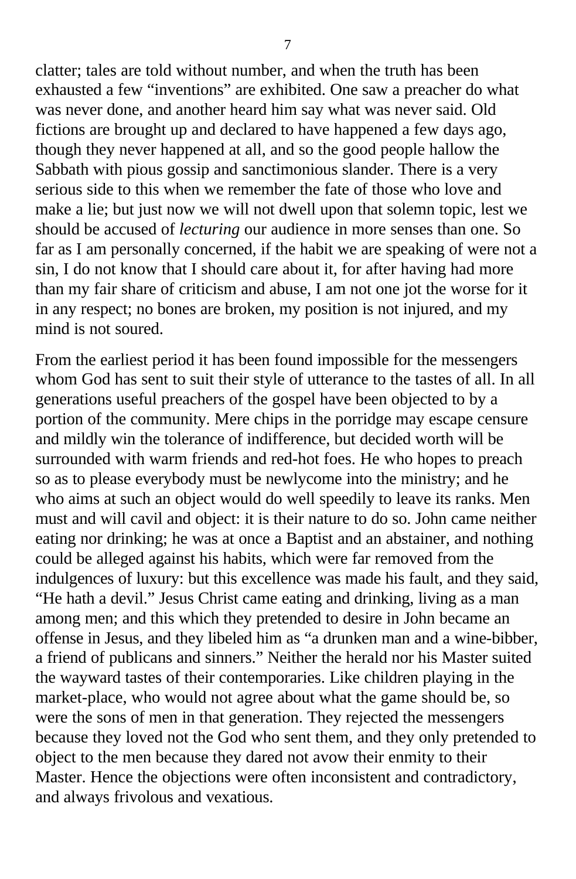clatter; tales are told without number, and when the truth has been exhausted a few “inventions” are exhibited. One saw a preacher do what was never done, and another heard him say what was never said. Old fictions are brought up and declared to have happened a few days ago, though they never happened at all, and so the good people hallow the Sabbath with pious gossip and sanctimonious slander. There is a very serious side to this when we remember the fate of those who love and make a lie; but just now we will not dwell upon that solemn topic, lest we should be accused of *lecturing* our audience in more senses than one. So far as I am personally concerned, if the habit we are speaking of were not a sin, I do not know that I should care about it, for after having had more than my fair share of criticism and abuse, I am not one jot the worse for it in any respect; no bones are broken, my position is not injured, and my mind is not soured.

From the earliest period it has been found impossible for the messengers whom God has sent to suit their style of utterance to the tastes of all. In all generations useful preachers of the gospel have been objected to by a portion of the community. Mere chips in the porridge may escape censure and mildly win the tolerance of indifference, but decided worth will be surrounded with warm friends and red-hot foes. He who hopes to preach so as to please everybody must be newlycome into the ministry; and he who aims at such an object would do well speedily to leave its ranks. Men must and will cavil and object: it is their nature to do so. John came neither eating nor drinking; he was at once a Baptist and an abstainer, and nothing could be alleged against his habits, which were far removed from the indulgences of luxury: but this excellence was made his fault, and they said, “He hath a devil.” Jesus Christ came eating and drinking, living as a man among men; and this which they pretended to desire in John became an offense in Jesus, and they libeled him as “a drunken man and a wine-bibber, a friend of publicans and sinners.” Neither the herald nor his Master suited the wayward tastes of their contemporaries. Like children playing in the market-place, who would not agree about what the game should be, so were the sons of men in that generation. They rejected the messengers because they loved not the God who sent them, and they only pretended to object to the men because they dared not avow their enmity to their Master. Hence the objections were often inconsistent and contradictory, and always frivolous and vexatious.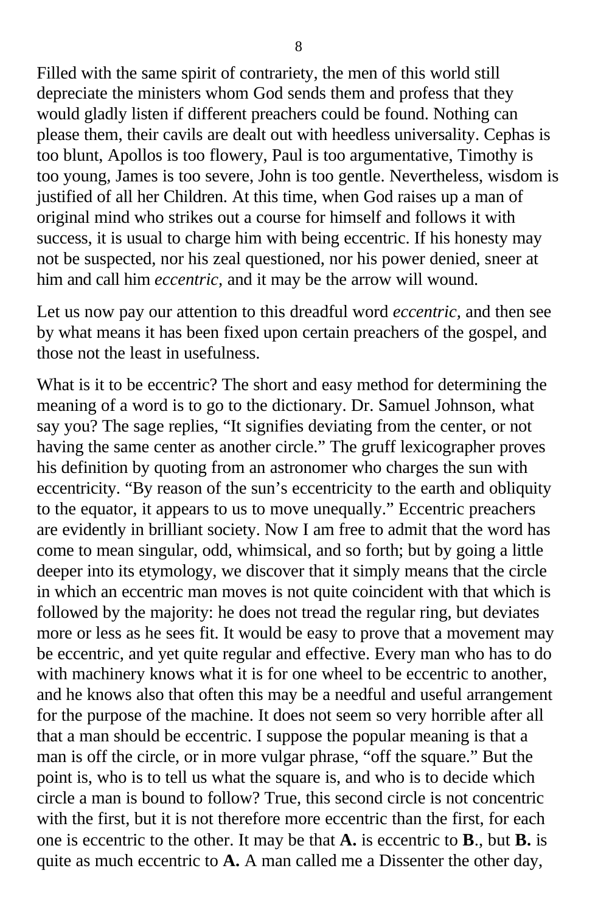Filled with the same spirit of contrariety, the men of this world still depreciate the ministers whom God sends them and profess that they would gladly listen if different preachers could be found. Nothing can please them, their cavils are dealt out with heedless universality. Cephas is too blunt, Apollos is too flowery, Paul is too argumentative, Timothy is too young, James is too severe, John is too gentle. Nevertheless, wisdom is justified of all her Children. At this time, when God raises up a man of original mind who strikes out a course for himself and follows it with success, it is usual to charge him with being eccentric. If his honesty may not be suspected, nor his zeal questioned, nor his power denied, sneer at him and call him *eccentric,* and it may be the arrow will wound.

Let us now pay our attention to this dreadful word *eccentric,* and then see by what means it has been fixed upon certain preachers of the gospel, and those not the least in usefulness.

What is it to be eccentric? The short and easy method for determining the meaning of a word is to go to the dictionary. Dr. Samuel Johnson, what say you? The sage replies, "It signifies deviating from the center, or not having the same center as another circle." The gruff lexicographer proves his definition by quoting from an astronomer who charges the sun with eccentricity. "By reason of the sun's eccentricity to the earth and obliquity to the equator, it appears to us to move unequally." Eccentric preachers are evidently in brilliant society. Now I am free to admit that the word has come to mean singular, odd, whimsical, and so forth; but by going a little deeper into its etymology, we discover that it simply means that the circle in which an eccentric man moves is not quite coincident with that which is followed by the majority: he does not tread the regular ring, but deviates more or less as he sees fit. It would be easy to prove that a movement may be eccentric, and yet quite regular and effective. Every man who has to do with machinery knows what it is for one wheel to be eccentric to another, and he knows also that often this may be a needful and useful arrangement for the purpose of the machine. It does not seem so very horrible after all that a man should be eccentric. I suppose the popular meaning is that a man is off the circle, or in more vulgar phrase, "off the square." But the point is, who is to tell us what the square is, and who is to decide which circle a man is bound to follow? True, this second circle is not concentric with the first, but it is not therefore more eccentric than the first, for each one is eccentric to the other. It may be that **A.** is eccentric to **B**., but **B.** is quite as much eccentric to **A.** A man called me a Dissenter the other day,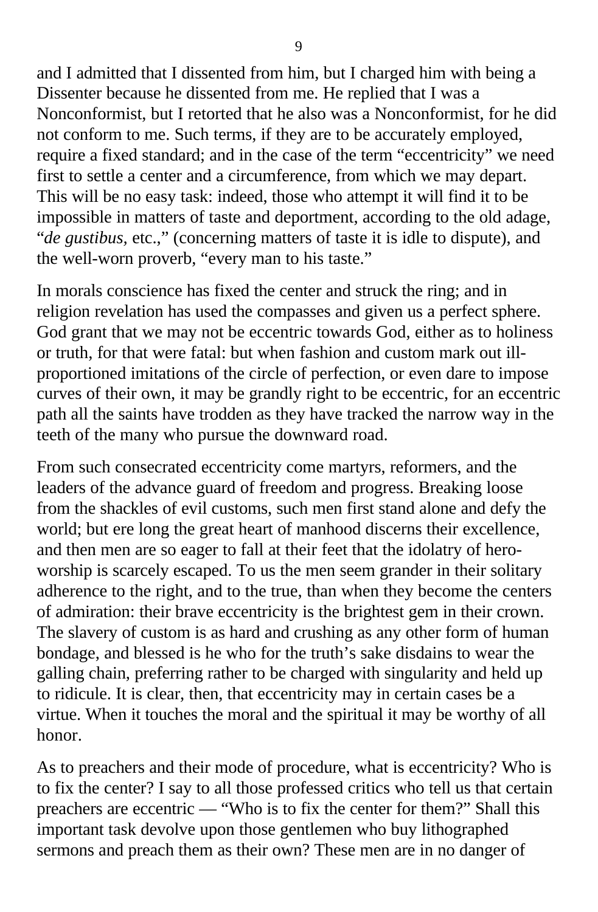and I admitted that I dissented from him, but I charged him with being a Dissenter because he dissented from me. He replied that I was a Nonconformist, but I retorted that he also was a Nonconformist, for he did not conform to me. Such terms, if they are to be accurately employed, require a fixed standard; and in the case of the term "eccentricity" we need first to settle a center and a circumference, from which we may depart. This will be no easy task: indeed, those who attempt it will find it to be impossible in matters of taste and deportment, according to the old adage, "*de gustibus*, etc.," (concerning matters of taste it is idle to dispute), and the well-worn proverb, "every man to his taste."

In morals conscience has fixed the center and struck the ring; and in religion revelation has used the compasses and given us a perfect sphere. God grant that we may not be eccentric towards God, either as to holiness or truth, for that were fatal: but when fashion and custom mark out ill-proportioned imitations of the circle of perfection, or even dare to impose curves of their own, it may be grandly right to be eccentric, for an eccentric path all the saints have trodden as they have tracked the narrow way in the teeth of the many who pursue the downward road.

From such consecrated eccentricity come martyrs, reformers, and the leaders of the advance guard of freedom and progress. Breaking loose from the shackles of evil customs, such men first stand alone and defy the world; but ere long the great heart of manhood discerns their excellence, and then men are so eager to fall at their feet that the idolatry of hero-worship is scarcely escaped. To us the men seem grander in their solitary adherence to the right, and to the true, than when they become the centers of admiration: their brave eccentricity is the brightest gem in their crown. The slavery of custom is as hard and crushing as any other form of human bondage, and blessed is he who for the truth's sake disdains to wear the galling chain, preferring rather to be charged with singularity and held up to ridicule. It is clear, then, that eccentricity may in certain cases be a virtue. When it touches the moral and the spiritual it may be worthy of all honor.

As to preachers and their mode of procedure, what is eccentricity? Who is to fix the center? I say to all those professed critics who tell us that certain preachers are eccentric — "Who is to fix the center for them?" Shall this important task devolve upon those gentlemen who buy lithographed sermons and preach them as their own? These men are in no danger of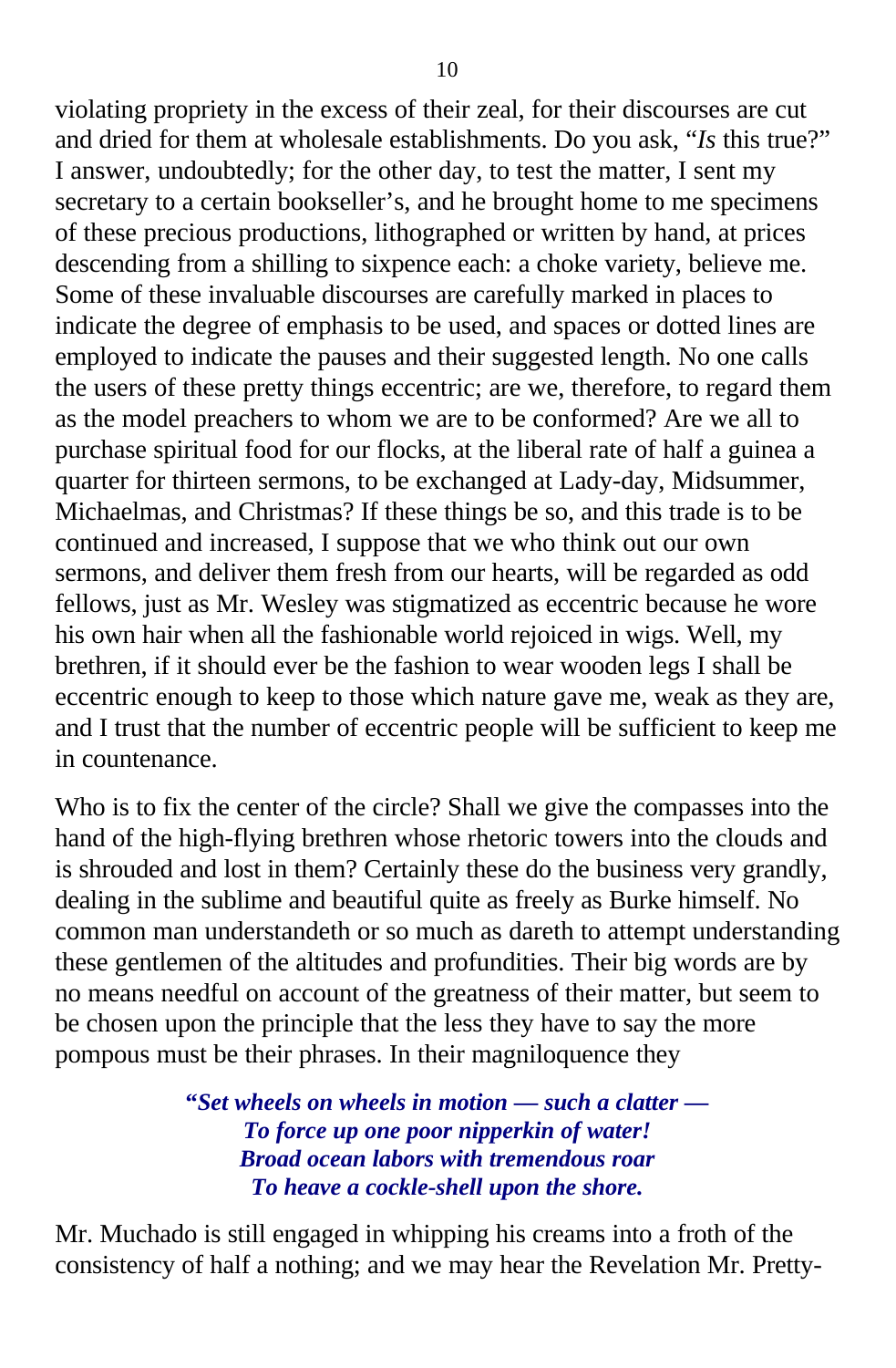violating propriety in the excess of their zeal, for their discourses are cut and dried for them at wholesale establishments. Do you ask, "*Is* this true?" I answer, undoubtedly; for the other day, to test the matter, I sent my secretary to a certain bookseller's, and he brought home to me specimens of these precious productions, lithographed or written by hand, at prices descending from a shilling to sixpence each: a choke variety, believe me. Some of these invaluable discourses are carefully marked in places to indicate the degree of emphasis to be used, and spaces or dotted lines are employed to indicate the pauses and their suggested length. No one calls the users of these pretty things eccentric; are we, therefore, to regard them as the model preachers to whom we are to be conformed? Are we all to purchase spiritual food for our flocks, at the liberal rate of half a guinea a quarter for thirteen sermons, to be exchanged at Lady-day, Midsummer, Michaelmas, and Christmas? If these things be so, and this trade is to be continued and increased, I suppose that we who think out our own sermons, and deliver them fresh from our hearts, will be regarded as odd fellows, just as Mr. Wesley was stigmatized as eccentric because he wore his own hair when all the fashionable world rejoiced in wigs. Well, my brethren, if it should ever be the fashion to wear wooden legs I shall be eccentric enough to keep to those which nature gave me, weak as they are, and I trust that the number of eccentric people will be sufficient to keep me in countenance.

Who is to fix the center of the circle? Shall we give the compasses into the hand of the high-flying brethren whose rhetoric towers into the clouds and is shrouded and lost in them? Certainly these do the business very grandly, dealing in the sublime and beautiful quite as freely as Burke himself. No common man understandeth or so much as dareth to attempt understanding these gentlemen of the altitudes and profundities. Their big words are by no means needful on account of the greatness of their matter, but seem to be chosen upon the principle that the less they have to say the more pompous must be their phrases. In their magniloquence they

> ***"Set wheels on wheels in motion — such a clatter —***
> ***To force up one poor nipperkin of water!***
> ***Broad ocean labors with tremendous roar***
> ***To heave a cockle-shell upon the shore.***

Mr. Muchado is still engaged in whipping his creams into a froth of the consistency of half a nothing; and we may hear the Revelation Mr. Pretty-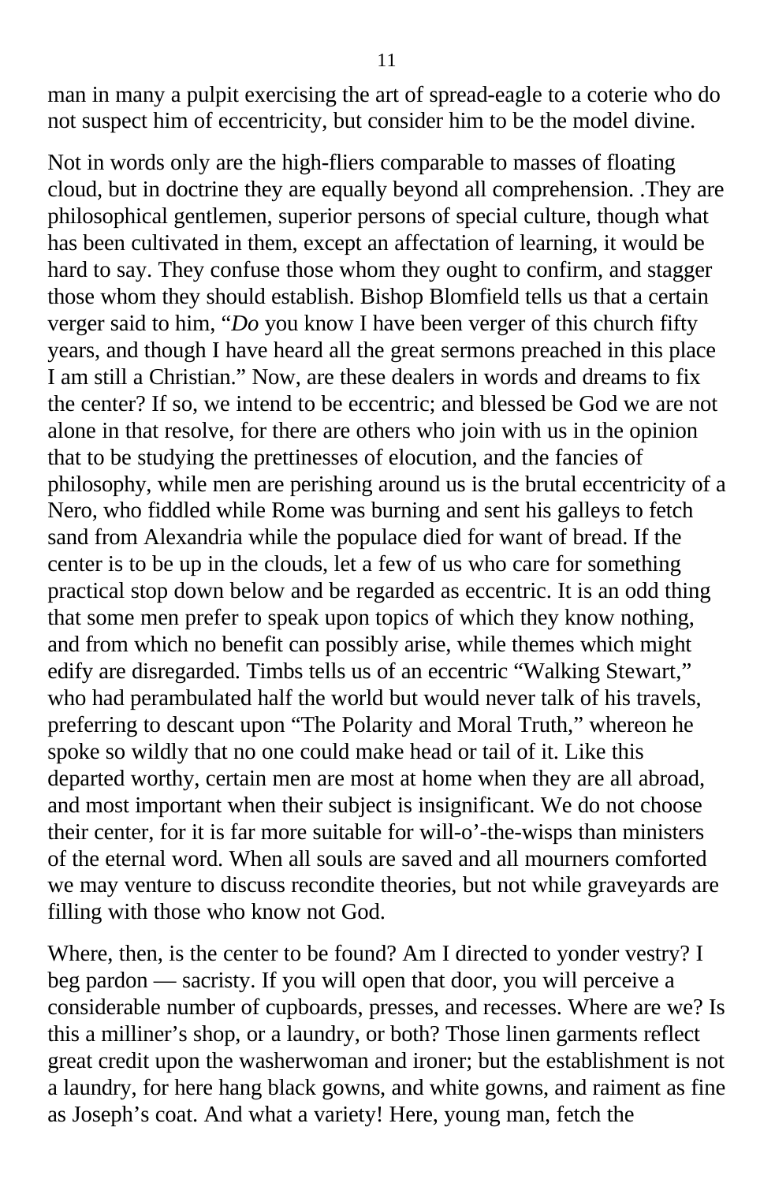man in many a pulpit exercising the art of spread-eagle to a coterie who do not suspect him of eccentricity, but consider him to be the model divine.

Not in words only are the high-fliers comparable to masses of floating cloud, but in doctrine they are equally beyond all comprehension. .They are philosophical gentlemen, superior persons of special culture, though what has been cultivated in them, except an affectation of learning, it would be hard to say. They confuse those whom they ought to confirm, and stagger those whom they should establish. Bishop Blomfield tells us that a certain verger said to him, "*Do* you know I have been verger of this church fifty years, and though I have heard all the great sermons preached in this place I am still a Christian." Now, are these dealers in words and dreams to fix the center? If so, we intend to be eccentric; and blessed be God we are not alone in that resolve, for there are others who join with us in the opinion that to be studying the prettinesses of elocution, and the fancies of philosophy, while men are perishing around us is the brutal eccentricity of a Nero, who fiddled while Rome was burning and sent his galleys to fetch sand from Alexandria while the populace died for want of bread. If the center is to be up in the clouds, let a few of us who care for something practical stop down below and be regarded as eccentric. It is an odd thing that some men prefer to speak upon topics of which they know nothing, and from which no benefit can possibly arise, while themes which might edify are disregarded. Timbs tells us of an eccentric "Walking Stewart," who had perambulated half the world but would never talk of his travels, preferring to descant upon "The Polarity and Moral Truth," whereon he spoke so wildly that no one could make head or tail of it. Like this departed worthy, certain men are most at home when they are all abroad, and most important when their subject is insignificant. We do not choose their center, for it is far more suitable for will-o'-the-wisps than ministers of the eternal word. When all souls are saved and all mourners comforted we may venture to discuss recondite theories, but not while graveyards are filling with those who know not God.

Where, then, is the center to be found? Am I directed to yonder vestry? I beg pardon — sacristy. If you will open that door, you will perceive a considerable number of cupboards, presses, and recesses. Where are we? Is this a milliner's shop, or a laundry, or both? Those linen garments reflect great credit upon the washerwoman and ironer; but the establishment is not a laundry, for here hang black gowns, and white gowns, and raiment as fine as Joseph's coat. And what a variety! Here, young man, fetch the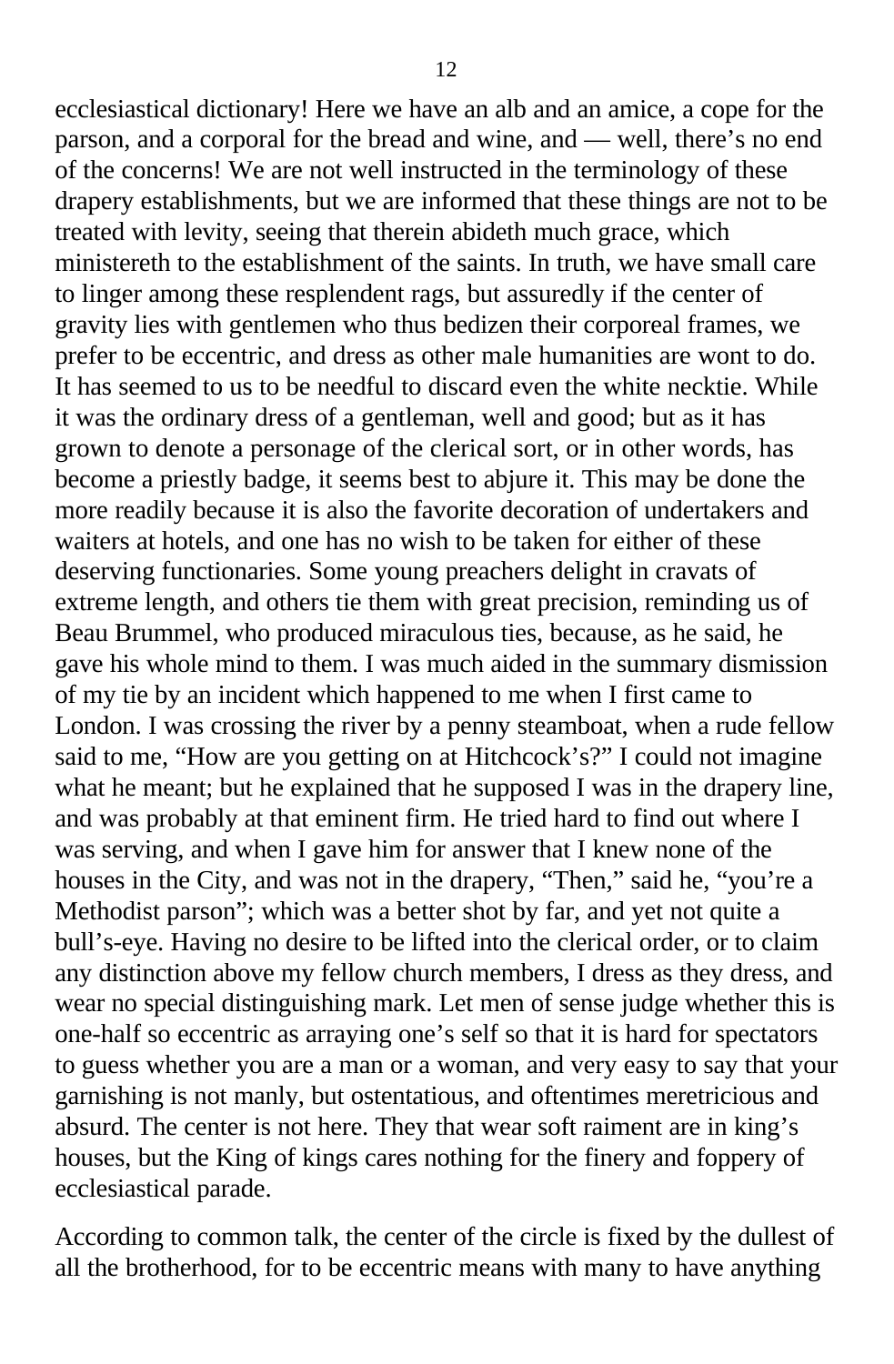ecclesiastical dictionary! Here we have an alb and an amice, a cope for the parson, and a corporal for the bread and wine, and — well, there's no end of the concerns! We are not well instructed in the terminology of these drapery establishments, but we are informed that these things are not to be treated with levity, seeing that therein abideth much grace, which ministereth to the establishment of the saints. In truth, we have small care to linger among these resplendent rags, but assuredly if the center of gravity lies with gentlemen who thus bedizen their corporeal frames, we prefer to be eccentric, and dress as other male humanities are wont to do. It has seemed to us to be needful to discard even the white necktie. While it was the ordinary dress of a gentleman, well and good; but as it has grown to denote a personage of the clerical sort, or in other words, has become a priestly badge, it seems best to abjure it. This may be done the more readily because it is also the favorite decoration of undertakers and waiters at hotels, and one has no wish to be taken for either of these deserving functionaries. Some young preachers delight in cravats of extreme length, and others tie them with great precision, reminding us of Beau Brummel, who produced miraculous ties, because, as he said, he gave his whole mind to them. I was much aided in the summary dismission of my tie by an incident which happened to me when I first came to London. I was crossing the river by a penny steamboat, when a rude fellow said to me, "How are you getting on at Hitchcock's?" I could not imagine what he meant; but he explained that he supposed I was in the drapery line, and was probably at that eminent firm. He tried hard to find out where I was serving, and when I gave him for answer that I knew none of the houses in the City, and was not in the drapery, "Then," said he, "you're a Methodist parson"; which was a better shot by far, and yet not quite a bull's-eye. Having no desire to be lifted into the clerical order, or to claim any distinction above my fellow church members, I dress as they dress, and wear no special distinguishing mark. Let men of sense judge whether this is one-half so eccentric as arraying one's self so that it is hard for spectators to guess whether you are a man or a woman, and very easy to say that your garnishing is not manly, but ostentatious, and oftentimes meretricious and absurd. The center is not here. They that wear soft raiment are in king's houses, but the King of kings cares nothing for the finery and foppery of ecclesiastical parade.

According to common talk, the center of the circle is fixed by the dullest of all the brotherhood, for to be eccentric means with many to have anything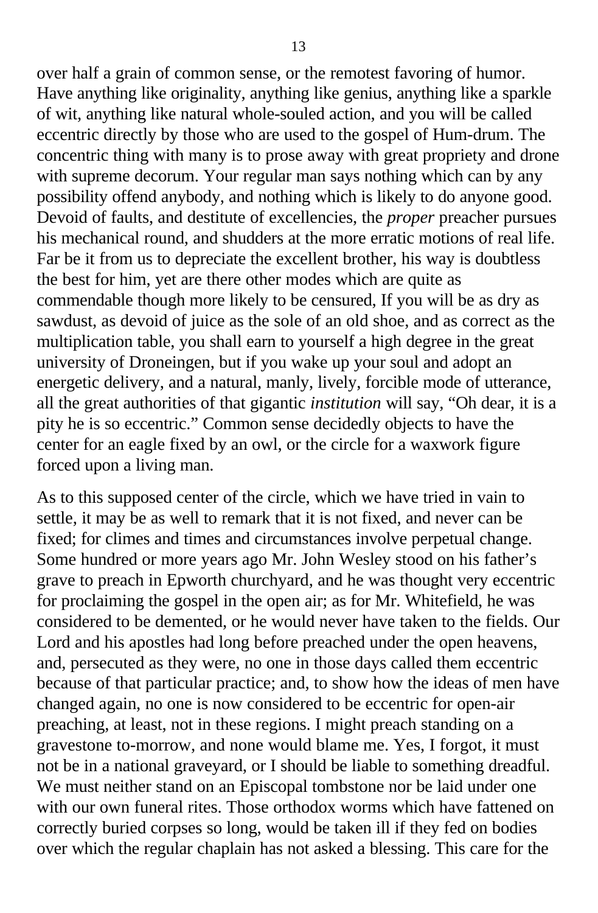over half a grain of common sense, or the remotest favoring of humor. Have anything like originality, anything like genius, anything like a sparkle of wit, anything like natural whole-souled action, and you will be called eccentric directly by those who are used to the gospel of Hum-drum. The concentric thing with many is to prose away with great propriety and drone with supreme decorum. Your regular man says nothing which can by any possibility offend anybody, and nothing which is likely to do anyone good. Devoid of faults, and destitute of excellencies, the *proper* preacher pursues his mechanical round, and shudders at the more erratic motions of real life. Far be it from us to depreciate the excellent brother, his way is doubtless the best for him, yet are there other modes which are quite as commendable though more likely to be censured, If you will be as dry as sawdust, as devoid of juice as the sole of an old shoe, and as correct as the multiplication table, you shall earn to yourself a high degree in the great university of Droneingen, but if you wake up your soul and adopt an energetic delivery, and a natural, manly, lively, forcible mode of utterance, all the great authorities of that gigantic *institution* will say, "Oh dear, it is a pity he is so eccentric." Common sense decidedly objects to have the center for an eagle fixed by an owl, or the circle for a waxwork figure forced upon a living man.

As to this supposed center of the circle, which we have tried in vain to settle, it may be as well to remark that it is not fixed, and never can be fixed; for climes and times and circumstances involve perpetual change. Some hundred or more years ago Mr. John Wesley stood on his father's grave to preach in Epworth churchyard, and he was thought very eccentric for proclaiming the gospel in the open air; as for Mr. Whitefield, he was considered to be demented, or he would never have taken to the fields. Our Lord and his apostles had long before preached under the open heavens, and, persecuted as they were, no one in those days called them eccentric because of that particular practice; and, to show how the ideas of men have changed again, no one is now considered to be eccentric for open-air preaching, at least, not in these regions. I might preach standing on a gravestone to-morrow, and none would blame me. Yes, I forgot, it must not be in a national graveyard, or I should be liable to something dreadful. We must neither stand on an Episcopal tombstone nor be laid under one with our own funeral rites. Those orthodox worms which have fattened on correctly buried corpses so long, would be taken ill if they fed on bodies over which the regular chaplain has not asked a blessing. This care for the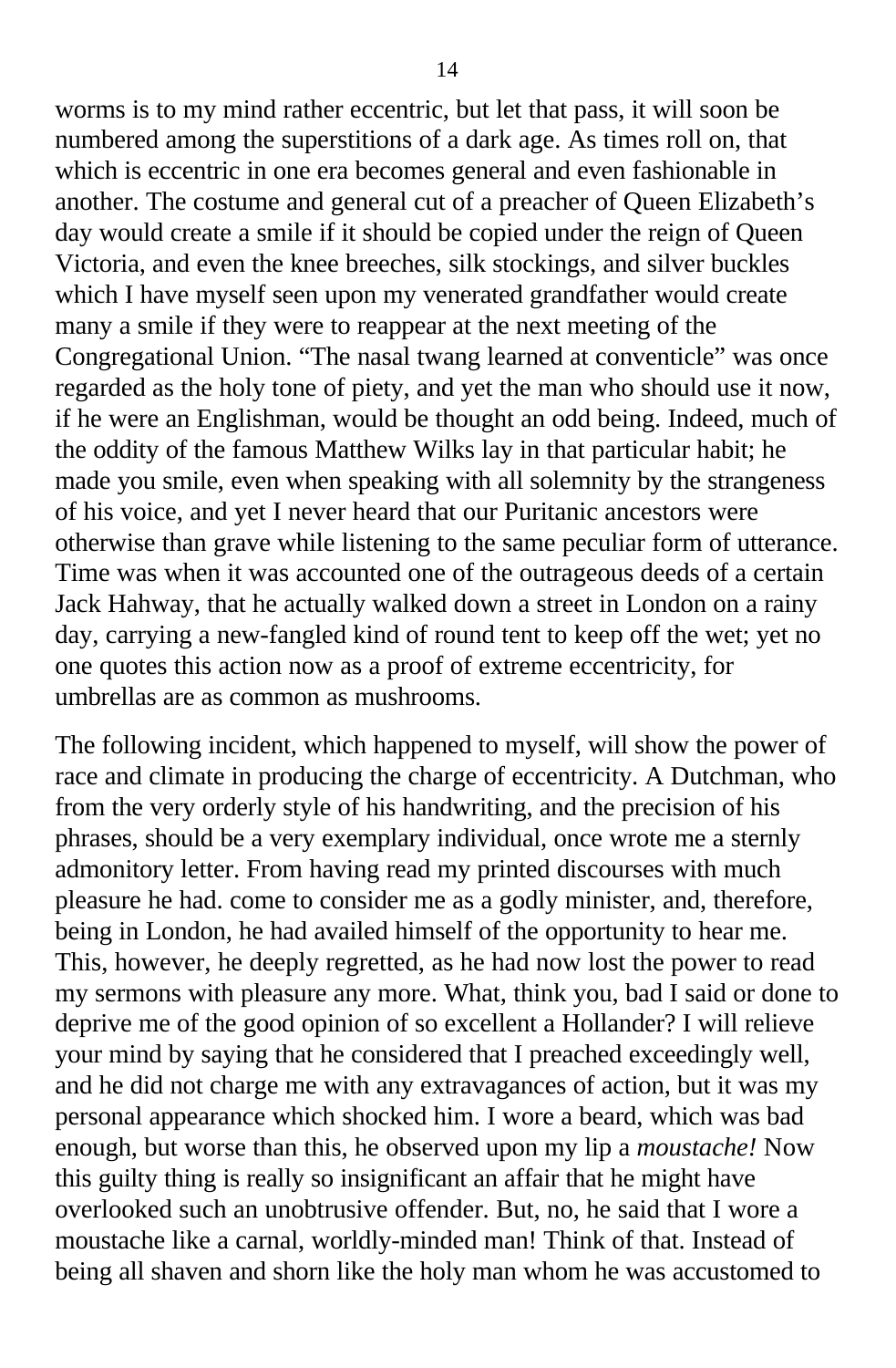worms is to my mind rather eccentric, but let that pass, it will soon be numbered among the superstitions of a dark age. As times roll on, that which is eccentric in one era becomes general and even fashionable in another. The costume and general cut of a preacher of Queen Elizabeth's day would create a smile if it should be copied under the reign of Queen Victoria, and even the knee breeches, silk stockings, and silver buckles which I have myself seen upon my venerated grandfather would create many a smile if they were to reappear at the next meeting of the Congregational Union. "The nasal twang learned at conventicle" was once regarded as the holy tone of piety, and yet the man who should use it now, if he were an Englishman, would be thought an odd being. Indeed, much of the oddity of the famous Matthew Wilks lay in that particular habit; he made you smile, even when speaking with all solemnity by the strangeness of his voice, and yet I never heard that our Puritanic ancestors were otherwise than grave while listening to the same peculiar form of utterance. Time was when it was accounted one of the outrageous deeds of a certain Jack Hahway, that he actually walked down a street in London on a rainy day, carrying a new-fangled kind of round tent to keep off the wet; yet no one quotes this action now as a proof of extreme eccentricity, for umbrellas are as common as mushrooms.

The following incident, which happened to myself, will show the power of race and climate in producing the charge of eccentricity. A Dutchman, who from the very orderly style of his handwriting, and the precision of his phrases, should be a very exemplary individual, once wrote me a sternly admonitory letter. From having read my printed discourses with much pleasure he had. come to consider me as a godly minister, and, therefore, being in London, he had availed himself of the opportunity to hear me. This, however, he deeply regretted, as he had now lost the power to read my sermons with pleasure any more. What, think you, bad I said or done to deprive me of the good opinion of so excellent a Hollander? I will relieve your mind by saying that he considered that I preached exceedingly well, and he did not charge me with any extravagances of action, but it was my personal appearance which shocked him. I wore a beard, which was bad enough, but worse than this, he observed upon my lip a *moustache!* Now this guilty thing is really so insignificant an affair that he might have overlooked such an unobtrusive offender. But, no, he said that I wore a moustache like a carnal, worldly-minded man! Think of that. Instead of being all shaven and shorn like the holy man whom he was accustomed to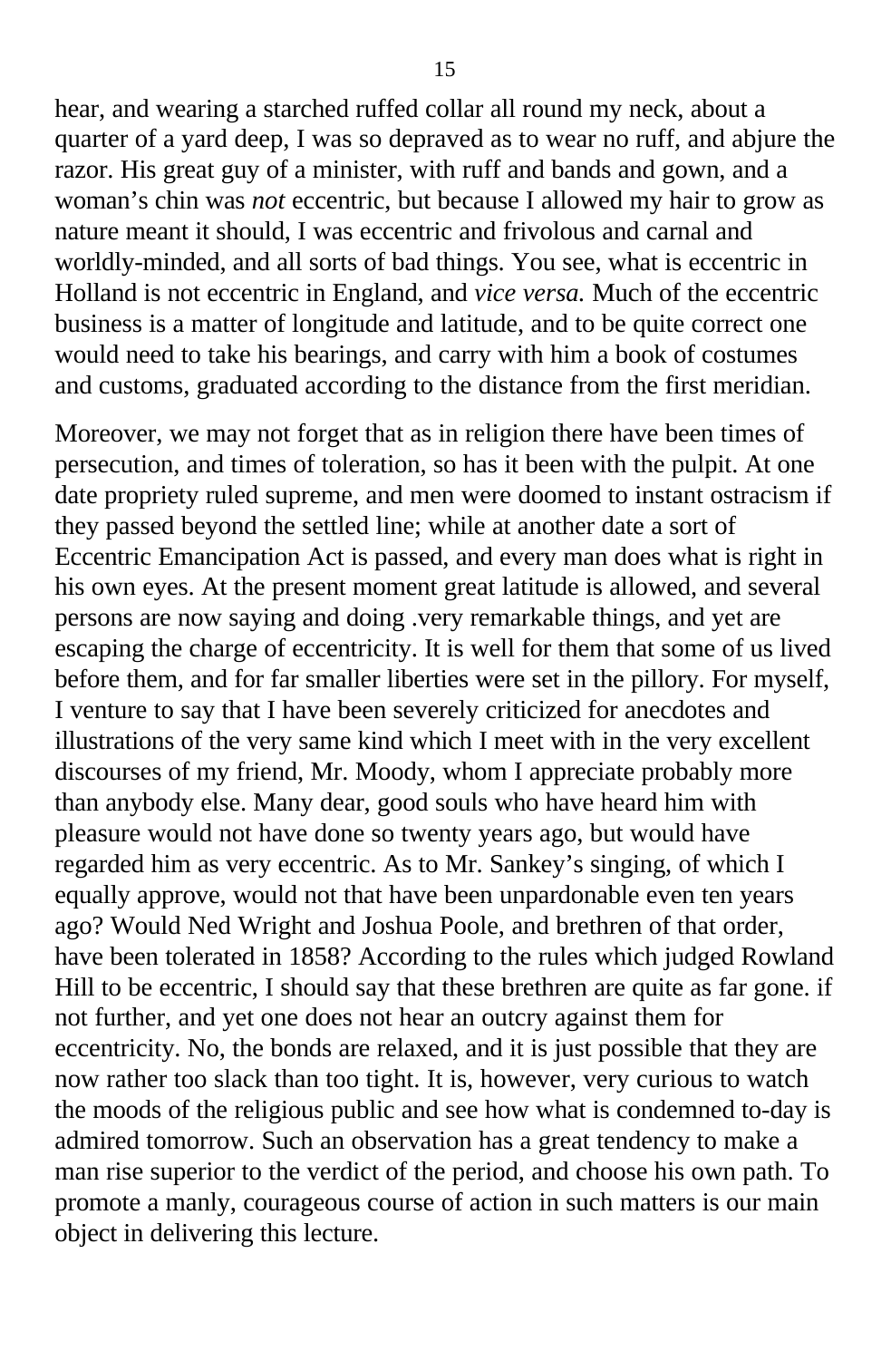hear, and wearing a starched ruffed collar all round my neck, about a quarter of a yard deep, I was so depraved as to wear no ruff, and abjure the razor. His great guy of a minister, with ruff and bands and gown, and a woman's chin was *not* eccentric, but because I allowed my hair to grow as nature meant it should, I was eccentric and frivolous and carnal and worldly-minded, and all sorts of bad things. You see, what is eccentric in Holland is not eccentric in England, and *vice versa.* Much of the eccentric business is a matter of longitude and latitude, and to be quite correct one would need to take his bearings, and carry with him a book of costumes and customs, graduated according to the distance from the first meridian.

Moreover, we may not forget that as in religion there have been times of persecution, and times of toleration, so has it been with the pulpit. At one date propriety ruled supreme, and men were doomed to instant ostracism if they passed beyond the settled line; while at another date a sort of Eccentric Emancipation Act is passed, and every man does what is right in his own eyes. At the present moment great latitude is allowed, and several persons are now saying and doing .very remarkable things, and yet are escaping the charge of eccentricity. It is well for them that some of us lived before them, and for far smaller liberties were set in the pillory. For myself, I venture to say that I have been severely criticized for anecdotes and illustrations of the very same kind which I meet with in the very excellent discourses of my friend, Mr. Moody, whom I appreciate probably more than anybody else. Many dear, good souls who have heard him with pleasure would not have done so twenty years ago, but would have regarded him as very eccentric. As to Mr. Sankey's singing, of which I equally approve, would not that have been unpardonable even ten years ago? Would Ned Wright and Joshua Poole, and brethren of that order, have been tolerated in 1858? According to the rules which judged Rowland Hill to be eccentric, I should say that these brethren are quite as far gone. if not further, and yet one does not hear an outcry against them for eccentricity. No, the bonds are relaxed, and it is just possible that they are now rather too slack than too tight. It is, however, very curious to watch the moods of the religious public and see how what is condemned to-day is admired tomorrow. Such an observation has a great tendency to make a man rise superior to the verdict of the period, and choose his own path. To promote a manly, courageous course of action in such matters is our main object in delivering this lecture.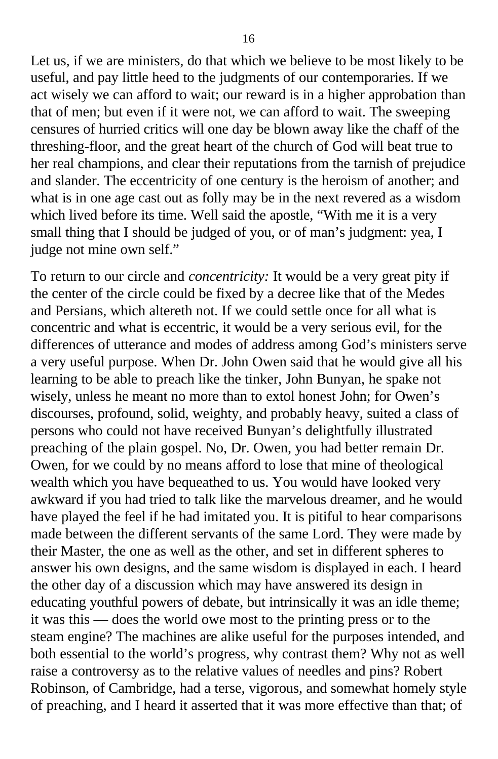Let us, if we are ministers, do that which we believe to be most likely to be useful, and pay little heed to the judgments of our contemporaries. If we act wisely we can afford to wait; our reward is in a higher approbation than that of men; but even if it were not, we can afford to wait. The sweeping censures of hurried critics will one day be blown away like the chaff of the threshing-floor, and the great heart of the church of God will beat true to her real champions, and clear their reputations from the tarnish of prejudice and slander. The eccentricity of one century is the heroism of another; and what is in one age cast out as folly may be in the next revered as a wisdom which lived before its time. Well said the apostle, "With me it is a very small thing that I should be judged of you, or of man's judgment: yea, I judge not mine own self."

To return to our circle and *concentricity:* It would be a very great pity if the center of the circle could be fixed by a decree like that of the Medes and Persians, which altereth not. If we could settle once for all what is concentric and what is eccentric, it would be a very serious evil, for the differences of utterance and modes of address among God's ministers serve a very useful purpose. When Dr. John Owen said that he would give all his learning to be able to preach like the tinker, John Bunyan, he spake not wisely, unless he meant no more than to extol honest John; for Owen's discourses, profound, solid, weighty, and probably heavy, suited a class of persons who could not have received Bunyan's delightfully illustrated preaching of the plain gospel. No, Dr. Owen, you had better remain Dr. Owen, for we could by no means afford to lose that mine of theological wealth which you have bequeathed to us. You would have looked very awkward if you had tried to talk like the marvelous dreamer, and he would have played the feel if he had imitated you. It is pitiful to hear comparisons made between the different servants of the same Lord. They were made by their Master, the one as well as the other, and set in different spheres to answer his own designs, and the same wisdom is displayed in each. I heard the other day of a discussion which may have answered its design in educating youthful powers of debate, but intrinsically it was an idle theme; it was this — does the world owe most to the printing press or to the steam engine? The machines are alike useful for the purposes intended, and both essential to the world's progress, why contrast them? Why not as well raise a controversy as to the relative values of needles and pins? Robert Robinson, of Cambridge, had a terse, vigorous, and somewhat homely style of preaching, and I heard it asserted that it was more effective than that; of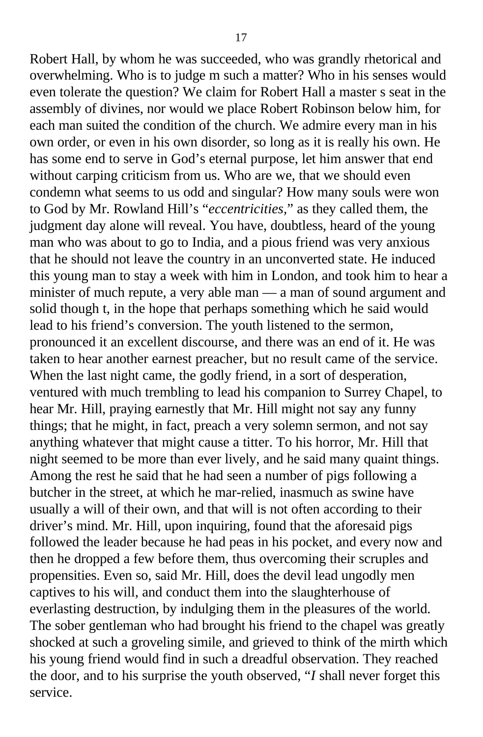Robert Hall, by whom he was succeeded, who was grandly rhetorical and overwhelming. Who is to judge m such a matter? Who in his senses would even tolerate the question? We claim for Robert Hall a master s seat in the assembly of divines, nor would we place Robert Robinson below him, for each man suited the condition of the church. We admire every man in his own order, or even in his own disorder, so long as it is really his own. He has some end to serve in God's eternal purpose, let him answer that end without carping criticism from us. Who are we, that we should even condemn what seems to us odd and singular? How many souls were won to God by Mr. Rowland Hill's "*eccentricities,*" as they called them, the judgment day alone will reveal. You have, doubtless, heard of the young man who was about to go to India, and a pious friend was very anxious that he should not leave the country in an unconverted state. He induced this young man to stay a week with him in London, and took him to hear a minister of much repute, a very able man — a man of sound argument and solid though t, in the hope that perhaps something which he said would lead to his friend's conversion. The youth listened to the sermon, pronounced it an excellent discourse, and there was an end of it. He was taken to hear another earnest preacher, but no result came of the service. When the last night came, the godly friend, in a sort of desperation, ventured with much trembling to lead his companion to Surrey Chapel, to hear Mr. Hill, praying earnestly that Mr. Hill might not say any funny things; that he might, in fact, preach a very solemn sermon, and not say anything whatever that might cause a titter. To his horror, Mr. Hill that night seemed to be more than ever lively, and he said many quaint things. Among the rest he said that he had seen a number of pigs following a butcher in the street, at which he mar-relied, inasmuch as swine have usually a will of their own, and that will is not often according to their driver's mind. Mr. Hill, upon inquiring, found that the aforesaid pigs followed the leader because he had peas in his pocket, and every now and then he dropped a few before them, thus overcoming their scruples and propensities. Even so, said Mr. Hill, does the devil lead ungodly men captives to his will, and conduct them into the slaughterhouse of everlasting destruction, by indulging them in the pleasures of the world. The sober gentleman who had brought his friend to the chapel was greatly shocked at such a groveling simile, and grieved to think of the mirth which his young friend would find in such a dreadful observation. They reached the door, and to his surprise the youth observed, "*I* shall never forget this service.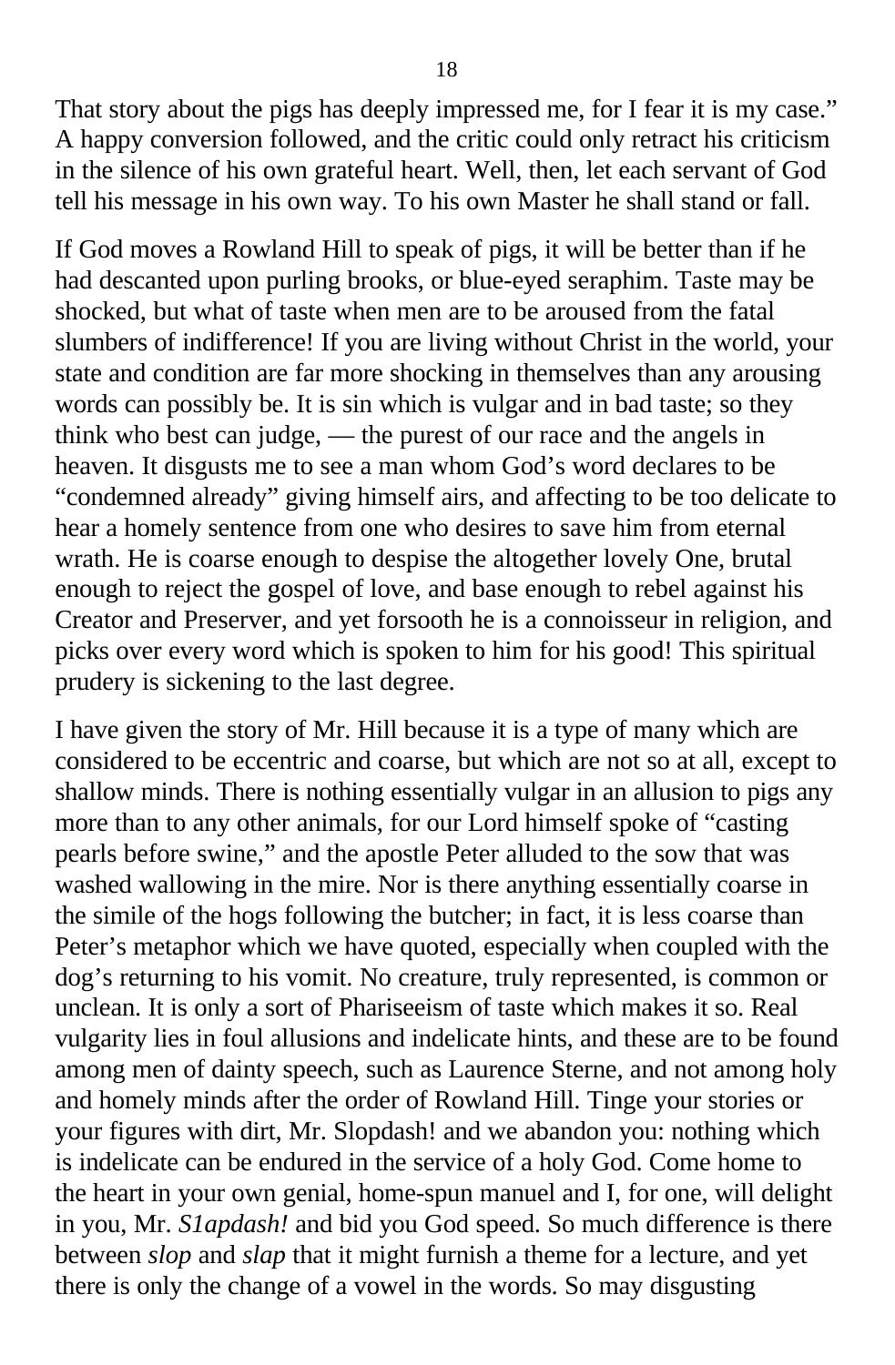That story about the pigs has deeply impressed me, for I fear it is my case." A happy conversion followed, and the critic could only retract his criticism in the silence of his own grateful heart. Well, then, let each servant of God tell his message in his own way. To his own Master he shall stand or fall.

If God moves a Rowland Hill to speak of pigs, it will be better than if he had descanted upon purling brooks, or blue-eyed seraphim. Taste may be shocked, but what of taste when men are to be aroused from the fatal slumbers of indifference! If you are living without Christ in the world, your state and condition are far more shocking in themselves than any arousing words can possibly be. It is sin which is vulgar and in bad taste; so they think who best can judge, — the purest of our race and the angels in heaven. It disgusts me to see a man whom God's word declares to be "condemned already" giving himself airs, and affecting to be too delicate to hear a homely sentence from one who desires to save him from eternal wrath. He is coarse enough to despise the altogether lovely One, brutal enough to reject the gospel of love, and base enough to rebel against his Creator and Preserver, and yet forsooth he is a connoisseur in religion, and picks over every word which is spoken to him for his good! This spiritual prudery is sickening to the last degree.

I have given the story of Mr. Hill because it is a type of many which are considered to be eccentric and coarse, but which are not so at all, except to shallow minds. There is nothing essentially vulgar in an allusion to pigs any more than to any other animals, for our Lord himself spoke of "casting pearls before swine," and the apostle Peter alluded to the sow that was washed wallowing in the mire. Nor is there anything essentially coarse in the simile of the hogs following the butcher; in fact, it is less coarse than Peter's metaphor which we have quoted, especially when coupled with the dog's returning to his vomit. No creature, truly represented, is common or unclean. It is only a sort of Phariseeism of taste which makes it so. Real vulgarity lies in foul allusions and indelicate hints, and these are to be found among men of dainty speech, such as Laurence Sterne, and not among holy and homely minds after the order of Rowland Hill. Tinge your stories or your figures with dirt, Mr. Slopdash! and we abandon you: nothing which is indelicate can be endured in the service of a holy God. Come home to the heart in your own genial, home-spun manuel and I, for one, will delight in you, Mr. *S1apdash!* and bid you God speed. So much difference is there between *slop* and *slap* that it might furnish a theme for a lecture, and yet there is only the change of a vowel in the words. So may disgusting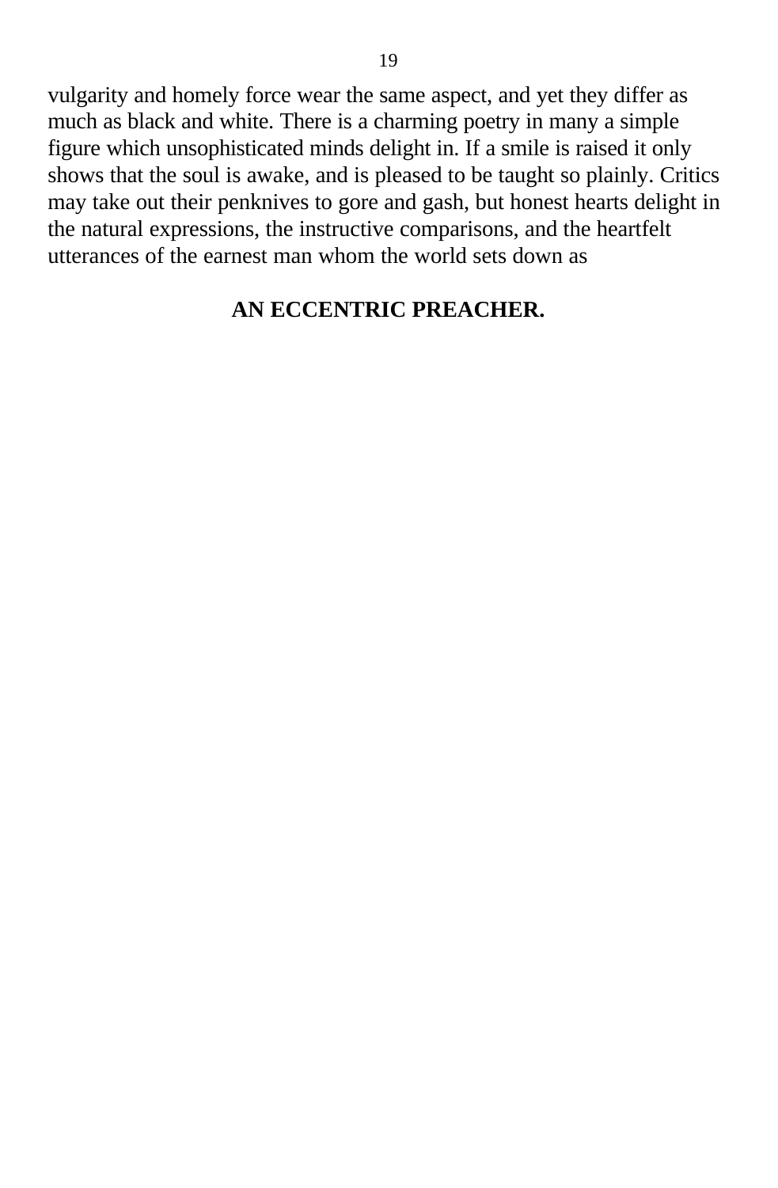vulgarity and homely force wear the same aspect, and yet they differ as much as black and white. There is a charming poetry in many a simple figure which unsophisticated minds delight in. If a smile is raised it only shows that the soul is awake, and is pleased to be taught so plainly. Critics may take out their penknives to gore and gash, but honest hearts delight in the natural expressions, the instructive comparisons, and the heartfelt utterances of the earnest man whom the world sets down as

**AN ECCENTRIC PREACHER.**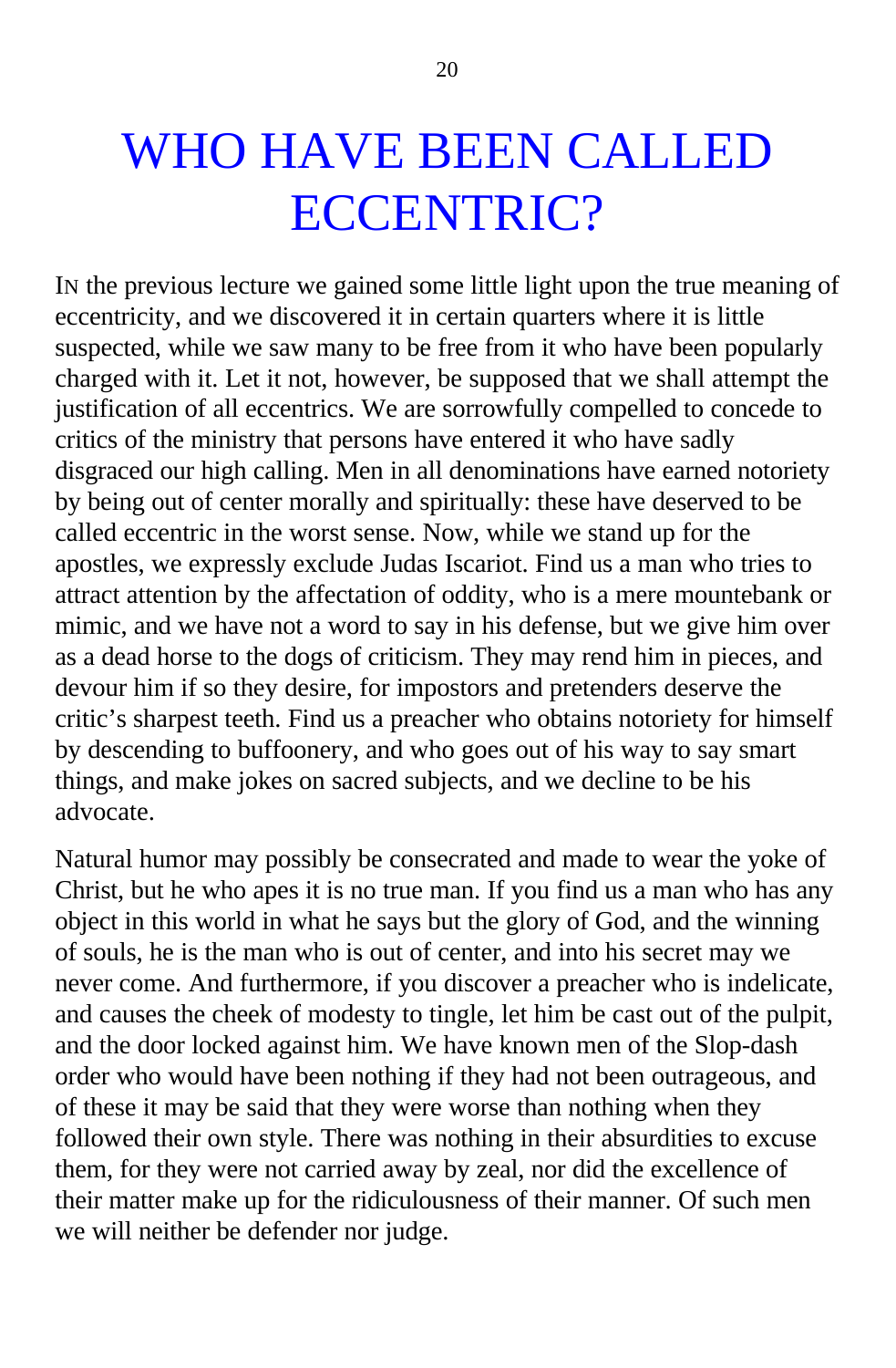# WHO HAVE BEEN CALLED ECCENTRIC?

IN the previous lecture we gained some little light upon the true meaning of eccentricity, and we discovered it in certain quarters where it is little suspected, while we saw many to be free from it who have been popularly charged with it. Let it not, however, be supposed that we shall attempt the justification of all eccentrics. We are sorrowfully compelled to concede to critics of the ministry that persons have entered it who have sadly disgraced our high calling. Men in all denominations have earned notoriety by being out of center morally and spiritually: these have deserved to be called eccentric in the worst sense. Now, while we stand up for the apostles, we expressly exclude Judas Iscariot. Find us a man who tries to attract attention by the affectation of oddity, who is a mere mountebank or mimic, and we have not a word to say in his defense, but we give him over as a dead horse to the dogs of criticism. They may rend him in pieces, and devour him if so they desire, for impostors and pretenders deserve the critic's sharpest teeth. Find us a preacher who obtains notoriety for himself by descending to buffoonery, and who goes out of his way to say smart things, and make jokes on sacred subjects, and we decline to be his advocate.

Natural humor may possibly be consecrated and made to wear the yoke of Christ, but he who apes it is no true man. If you find us a man who has any object in this world in what he says but the glory of God, and the winning of souls, he is the man who is out of center, and into his secret may we never come. And furthermore, if you discover a preacher who is indelicate, and causes the cheek of modesty to tingle, let him be cast out of the pulpit, and the door locked against him. We have known men of the Slop-dash order who would have been nothing if they had not been outrageous, and of these it may be said that they were worse than nothing when they followed their own style. There was nothing in their absurdities to excuse them, for they were not carried away by zeal, nor did the excellence of their matter make up for the ridiculousness of their manner. Of such men we will neither be defender nor judge.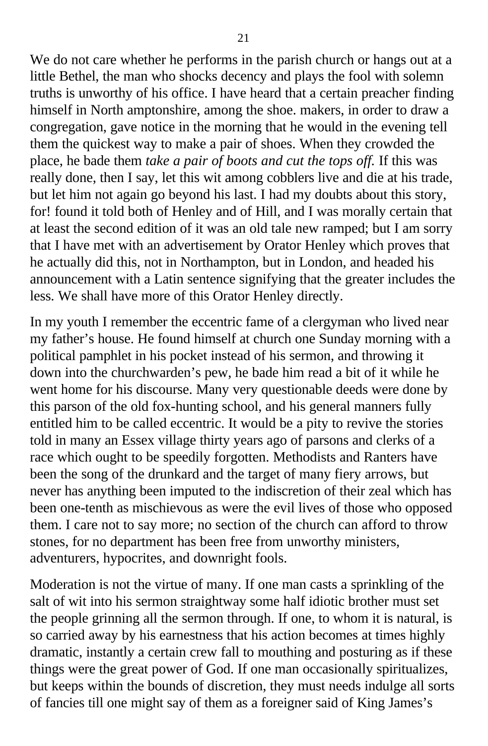We do not care whether he performs in the parish church or hangs out at a little Bethel, the man who shocks decency and plays the fool with solemn truths is unworthy of his office. I have heard that a certain preacher finding himself in North amptonshire, among the shoe. makers, in order to draw a congregation, gave notice in the morning that he would in the evening tell them the quickest way to make a pair of shoes. When they crowded the place, he bade them *take a pair of boots and cut the tops off.* If this was really done, then I say, let this wit among cobblers live and die at his trade, but let him not again go beyond his last. I had my doubts about this story, for! found it told both of Henley and of Hill, and I was morally certain that at least the second edition of it was an old tale new ramped; but I am sorry that I have met with an advertisement by Orator Henley which proves that he actually did this, not in Northampton, but in London, and headed his announcement with a Latin sentence signifying that the greater includes the less. We shall have more of this Orator Henley directly.

In my youth I remember the eccentric fame of a clergyman who lived near my father's house. He found himself at church one Sunday morning with a political pamphlet in his pocket instead of his sermon, and throwing it down into the churchwarden's pew, he bade him read a bit of it while he went home for his discourse. Many very questionable deeds were done by this parson of the old fox-hunting school, and his general manners fully entitled him to be called eccentric. It would be a pity to revive the stories told in many an Essex village thirty years ago of parsons and clerks of a race which ought to be speedily forgotten. Methodists and Ranters have been the song of the drunkard and the target of many fiery arrows, but never has anything been imputed to the indiscretion of their zeal which has been one-tenth as mischievous as were the evil lives of those who opposed them. I care not to say more; no section of the church can afford to throw stones, for no department has been free from unworthy ministers, adventurers, hypocrites, and downright fools.

Moderation is not the virtue of many. If one man casts a sprinkling of the salt of wit into his sermon straightway some half idiotic brother must set the people grinning all the sermon through. If one, to whom it is natural, is so carried away by his earnestness that his action becomes at times highly dramatic, instantly a certain crew fall to mouthing and posturing as if these things were the great power of God. If one man occasionally spiritualizes, but keeps within the bounds of discretion, they must needs indulge all sorts of fancies till one might say of them as a foreigner said of King James's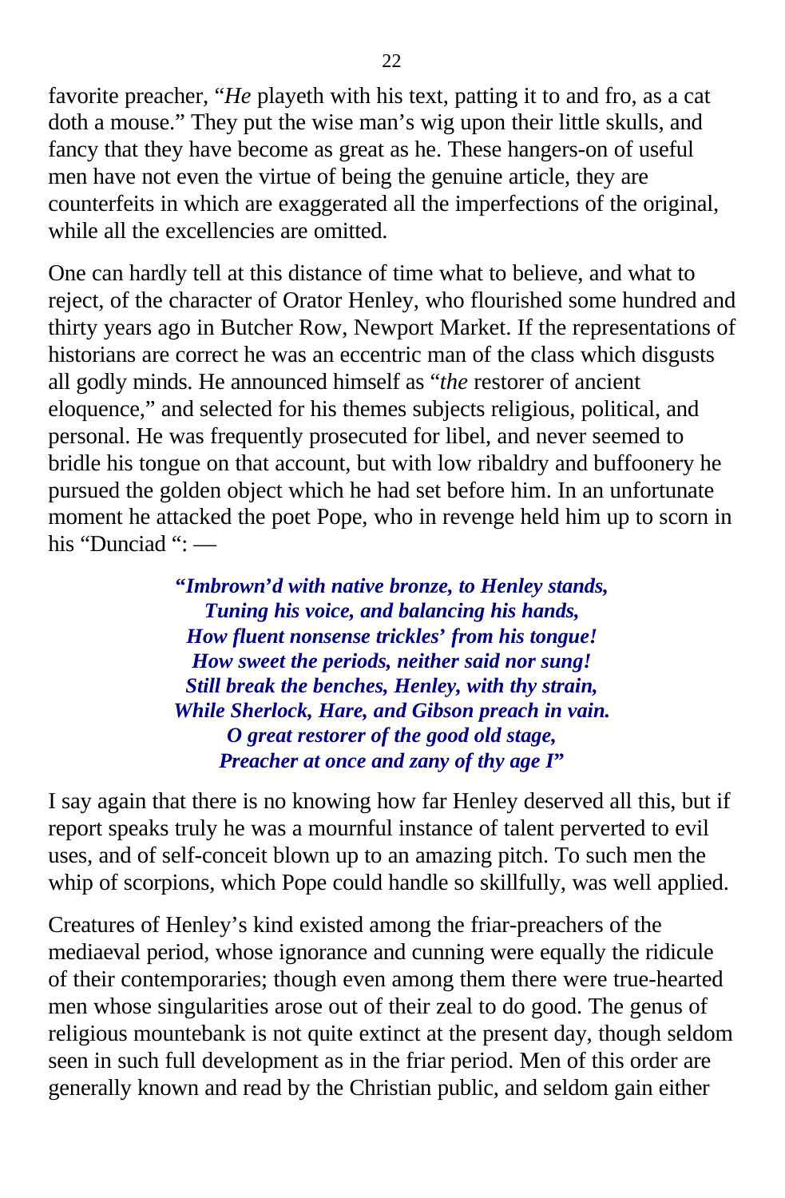favorite preacher, "*He* playeth with his text, patting it to and fro, as a cat doth a mouse." They put the wise man's wig upon their little skulls, and fancy that they have become as great as he. These hangers-on of useful men have not even the virtue of being the genuine article, they are counterfeits in which are exaggerated all the imperfections of the original, while all the excellencies are omitted.

One can hardly tell at this distance of time what to believe, and what to reject, of the character of Orator Henley, who flourished some hundred and thirty years ago in Butcher Row, Newport Market. If the representations of historians are correct he was an eccentric man of the class which disgusts all godly minds. He announced himself as "*the* restorer of ancient eloquence," and selected for his themes subjects religious, political, and personal. He was frequently prosecuted for libel, and never seemed to bridle his tongue on that account, but with low ribaldry and buffoonery he pursued the golden object which he had set before him. In an unfortunate moment he attacked the poet Pope, who in revenge held him up to scorn in his "Dunciad ": —

> ***"Imbrown'd with native bronze, to Henley stands,***
> ***Tuning his voice, and balancing his hands,***
> ***How fluent nonsense trickles' from his tongue!***
> ***How sweet the periods, neither said nor sung!***
> ***Still break the benches, Henley, with thy strain,***
> ***While Sherlock, Hare, and Gibson preach in vain.***
> ***O great restorer of the good old stage,***
> ***Preacher at once and zany of thy age I"***

I say again that there is no knowing how far Henley deserved all this, but if report speaks truly he was a mournful instance of talent perverted to evil uses, and of self-conceit blown up to an amazing pitch. To such men the whip of scorpions, which Pope could handle so skillfully, was well applied.

Creatures of Henley's kind existed among the friar-preachers of the mediaeval period, whose ignorance and cunning were equally the ridicule of their contemporaries; though even among them there were true-hearted men whose singularities arose out of their zeal to do good. The genus of religious mountebank is not quite extinct at the present day, though seldom seen in such full development as in the friar period. Men of this order are generally known and read by the Christian public, and seldom gain either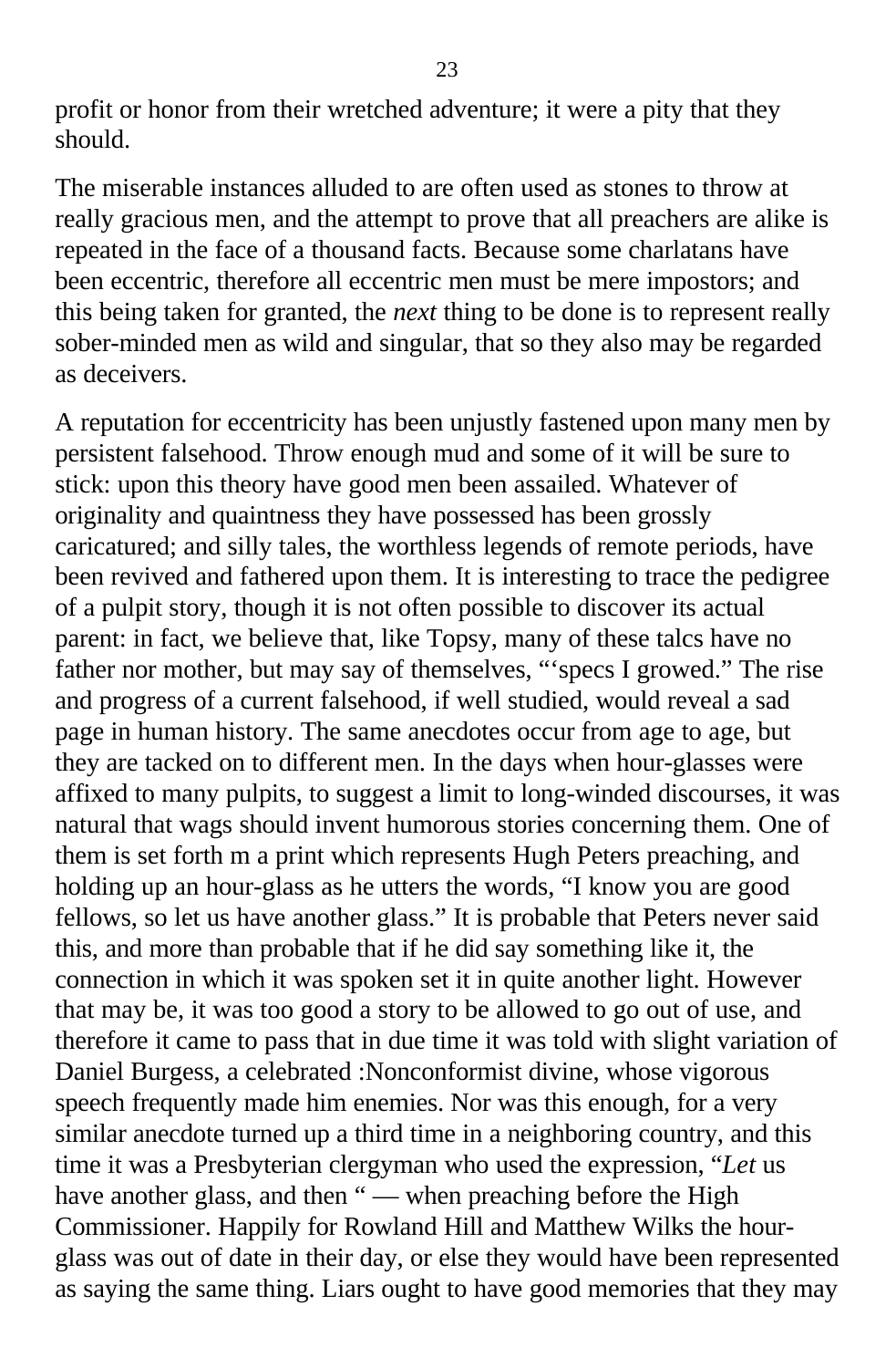profit or honor from their wretched adventure; it were a pity that they should.

The miserable instances alluded to are often used as stones to throw at really gracious men, and the attempt to prove that all preachers are alike is repeated in the face of a thousand facts. Because some charlatans have been eccentric, therefore all eccentric men must be mere impostors; and this being taken for granted, the *next* thing to be done is to represent really sober-minded men as wild and singular, that so they also may be regarded as deceivers.

A reputation for eccentricity has been unjustly fastened upon many men by persistent falsehood. Throw enough mud and some of it will be sure to stick: upon this theory have good men been assailed. Whatever of originality and quaintness they have possessed has been grossly caricatured; and silly tales, the worthless legends of remote periods, have been revived and fathered upon them. It is interesting to trace the pedigree of a pulpit story, though it is not often possible to discover its actual parent: in fact, we believe that, like Topsy, many of these talcs have no father nor mother, but may say of themselves, "'specs I growed." The rise and progress of a current falsehood, if well studied, would reveal a sad page in human history. The same anecdotes occur from age to age, but they are tacked on to different men. In the days when hour-glasses were affixed to many pulpits, to suggest a limit to long-winded discourses, it was natural that wags should invent humorous stories concerning them. One of them is set forth m a print which represents Hugh Peters preaching, and holding up an hour-glass as he utters the words, "I know you are good fellows, so let us have another glass." It is probable that Peters never said this, and more than probable that if he did say something like it, the connection in which it was spoken set it in quite another light. However that may be, it was too good a story to be allowed to go out of use, and therefore it came to pass that in due time it was told with slight variation of Daniel Burgess, a celebrated :Nonconformist divine, whose vigorous speech frequently made him enemies. Nor was this enough, for a very similar anecdote turned up a third time in a neighboring country, and this time it was a Presbyterian clergyman who used the expression, "*Let* us have another glass, and then " — when preaching before the High Commissioner. Happily for Rowland Hill and Matthew Wilks the hour-glass was out of date in their day, or else they would have been represented as saying the same thing. Liars ought to have good memories that they may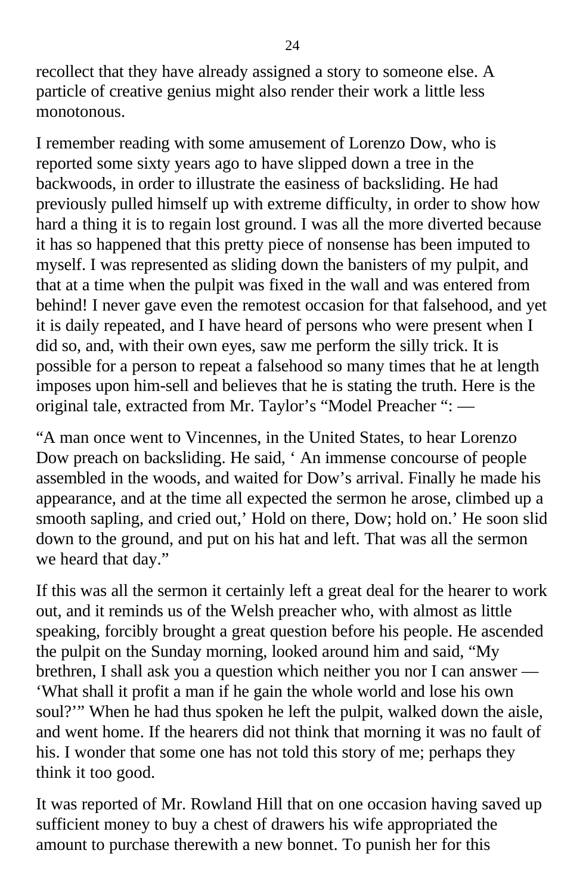recollect that they have already assigned a story to someone else. A particle of creative genius might also render their work a little less monotonous.

I remember reading with some amusement of Lorenzo Dow, who is reported some sixty years ago to have slipped down a tree in the backwoods, in order to illustrate the easiness of backsliding. He had previously pulled himself up with extreme difficulty, in order to show how hard a thing it is to regain lost ground. I was all the more diverted because it has so happened that this pretty piece of nonsense has been imputed to myself. I was represented as sliding down the banisters of my pulpit, and that at a time when the pulpit was fixed in the wall and was entered from behind! I never gave even the remotest occasion for that falsehood, and yet it is daily repeated, and I have heard of persons who were present when I did so, and, with their own eyes, saw me perform the silly trick. It is possible for a person to repeat a falsehood so many times that he at length imposes upon him-sell and believes that he is stating the truth. Here is the original tale, extracted from Mr. Taylor's "Model Preacher ": —

"A man once went to Vincennes, in the United States, to hear Lorenzo Dow preach on backsliding. He said, ' An immense concourse of people assembled in the woods, and waited for Dow's arrival. Finally he made his appearance, and at the time all expected the sermon he arose, climbed up a smooth sapling, and cried out,' Hold on there, Dow; hold on.' He soon slid down to the ground, and put on his hat and left. That was all the sermon we heard that day."

If this was all the sermon it certainly left a great deal for the hearer to work out, and it reminds us of the Welsh preacher who, with almost as little speaking, forcibly brought a great question before his people. He ascended the pulpit on the Sunday morning, looked around him and said, "My brethren, I shall ask you a question which neither you nor I can answer — 'What shall it profit a man if he gain the whole world and lose his own soul?'" When he had thus spoken he left the pulpit, walked down the aisle, and went home. If the hearers did not think that morning it was no fault of his. I wonder that some one has not told this story of me; perhaps they think it too good.

It was reported of Mr. Rowland Hill that on one occasion having saved up sufficient money to buy a chest of drawers his wife appropriated the amount to purchase therewith a new bonnet. To punish her for this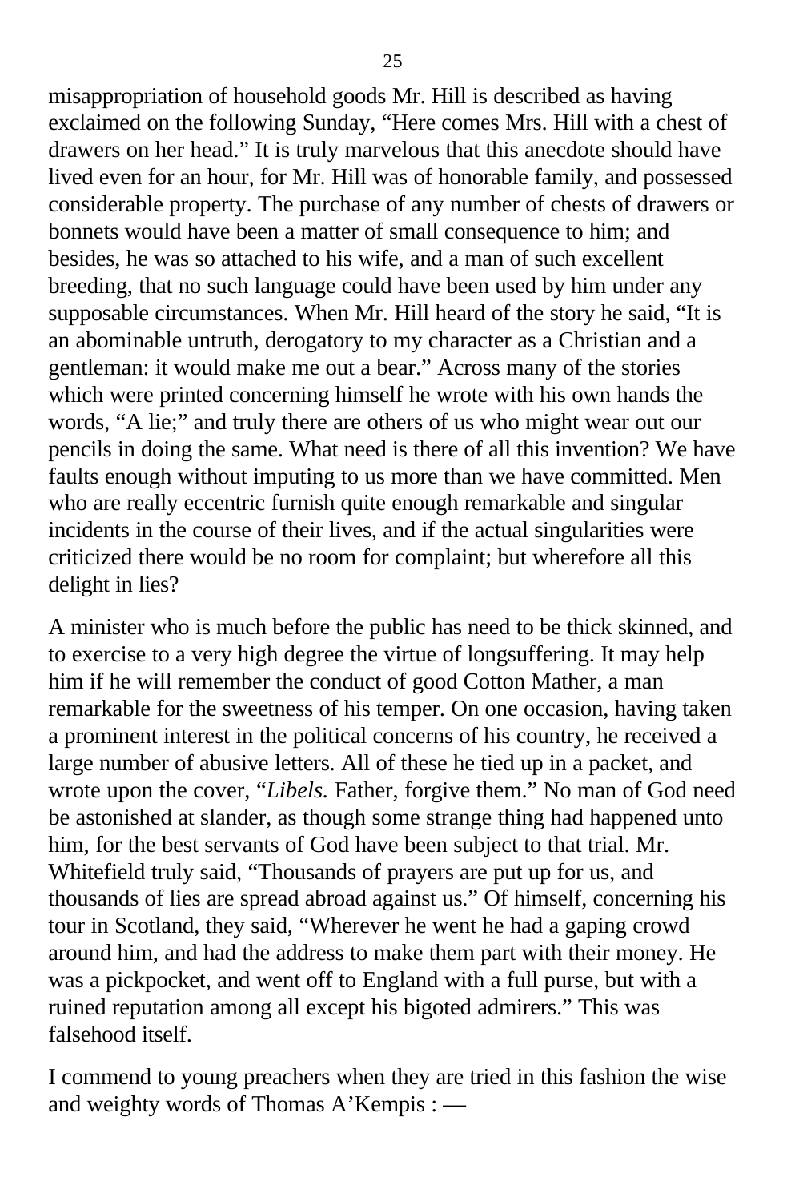misappropriation of household goods Mr. Hill is described as having exclaimed on the following Sunday, “Here comes Mrs. Hill with a chest of drawers on her head.” It is truly marvelous that this anecdote should have lived even for an hour, for Mr. Hill was of honorable family, and possessed considerable property. The purchase of any number of chests of drawers or bonnets would have been a matter of small consequence to him; and besides, he was so attached to his wife, and a man of such excellent breeding, that no such language could have been used by him under any supposable circumstances. When Mr. Hill heard of the story he said, “It is an abominable untruth, derogatory to my character as a Christian and a gentleman: it would make me out a bear.” Across many of the stories which were printed concerning himself he wrote with his own hands the words, “A lie;” and truly there are others of us who might wear out our pencils in doing the same. What need is there of all this invention? We have faults enough without imputing to us more than we have committed. Men who are really eccentric furnish quite enough remarkable and singular incidents in the course of their lives, and if the actual singularities were criticized there would be no room for complaint; but wherefore all this delight in lies?

A minister who is much before the public has need to be thick skinned, and to exercise to a very high degree the virtue of longsuffering. It may help him if he will remember the conduct of good Cotton Mather, a man remarkable for the sweetness of his temper. On one occasion, having taken a prominent interest in the political concerns of his country, he received a large number of abusive letters. All of these he tied up in a packet, and wrote upon the cover, “*Libels.* Father, forgive them.” No man of God need be astonished at slander, as though some strange thing had happened unto him, for the best servants of God have been subject to that trial. Mr. Whitefield truly said, “Thousands of prayers are put up for us, and thousands of lies are spread abroad against us.” Of himself, concerning his tour in Scotland, they said, “Wherever he went he had a gaping crowd around him, and had the address to make them part with their money. He was a pickpocket, and went off to England with a full purse, but with a ruined reputation among all except his bigoted admirers.” This was falsehood itself.

I commend to young preachers when they are tried in this fashion the wise and weighty words of Thomas A’Kempis : —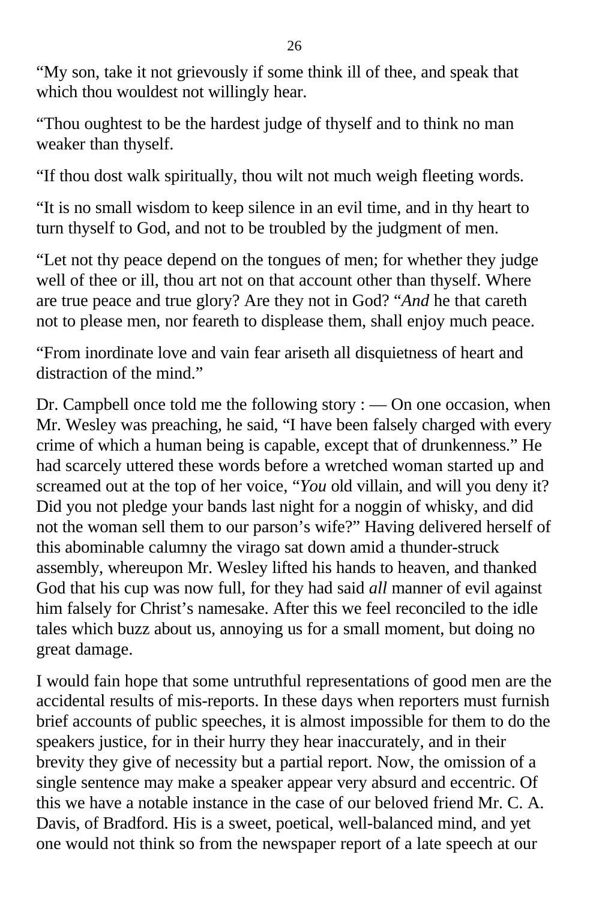"My son, take it not grievously if some think ill of thee, and speak that which thou wouldest not willingly hear.

"Thou oughtest to be the hardest judge of thyself and to think no man weaker than thyself.

"If thou dost walk spiritually, thou wilt not much weigh fleeting words.

"It is no small wisdom to keep silence in an evil time, and in thy heart to turn thyself to God, and not to be troubled by the judgment of men.

"Let not thy peace depend on the tongues of men; for whether they judge well of thee or ill, thou art not on that account other than thyself. Where are true peace and true glory? Are they not in God? "*And* he that careth not to please men, nor feareth to displease them, shall enjoy much peace.

"From inordinate love and vain fear ariseth all disquietness of heart and distraction of the mind."

Dr. Campbell once told me the following story : — On one occasion, when Mr. Wesley was preaching, he said, "I have been falsely charged with every crime of which a human being is capable, except that of drunkenness." He had scarcely uttered these words before a wretched woman started up and screamed out at the top of her voice, "*You* old villain, and will you deny it? Did you not pledge your bands last night for a noggin of whisky, and did not the woman sell them to our parson's wife?" Having delivered herself of this abominable calumny the virago sat down amid a thunder-struck assembly, whereupon Mr. Wesley lifted his hands to heaven, and thanked God that his cup was now full, for they had said *all* manner of evil against him falsely for Christ's namesake. After this we feel reconciled to the idle tales which buzz about us, annoying us for a small moment, but doing no great damage.

I would fain hope that some untruthful representations of good men are the accidental results of mis-reports. In these days when reporters must furnish brief accounts of public speeches, it is almost impossible for them to do the speakers justice, for in their hurry they hear inaccurately, and in their brevity they give of necessity but a partial report. Now, the omission of a single sentence may make a speaker appear very absurd and eccentric. Of this we have a notable instance in the case of our beloved friend Mr. C. A. Davis, of Bradford. His is a sweet, poetical, well-balanced mind, and yet one would not think so from the newspaper report of a late speech at our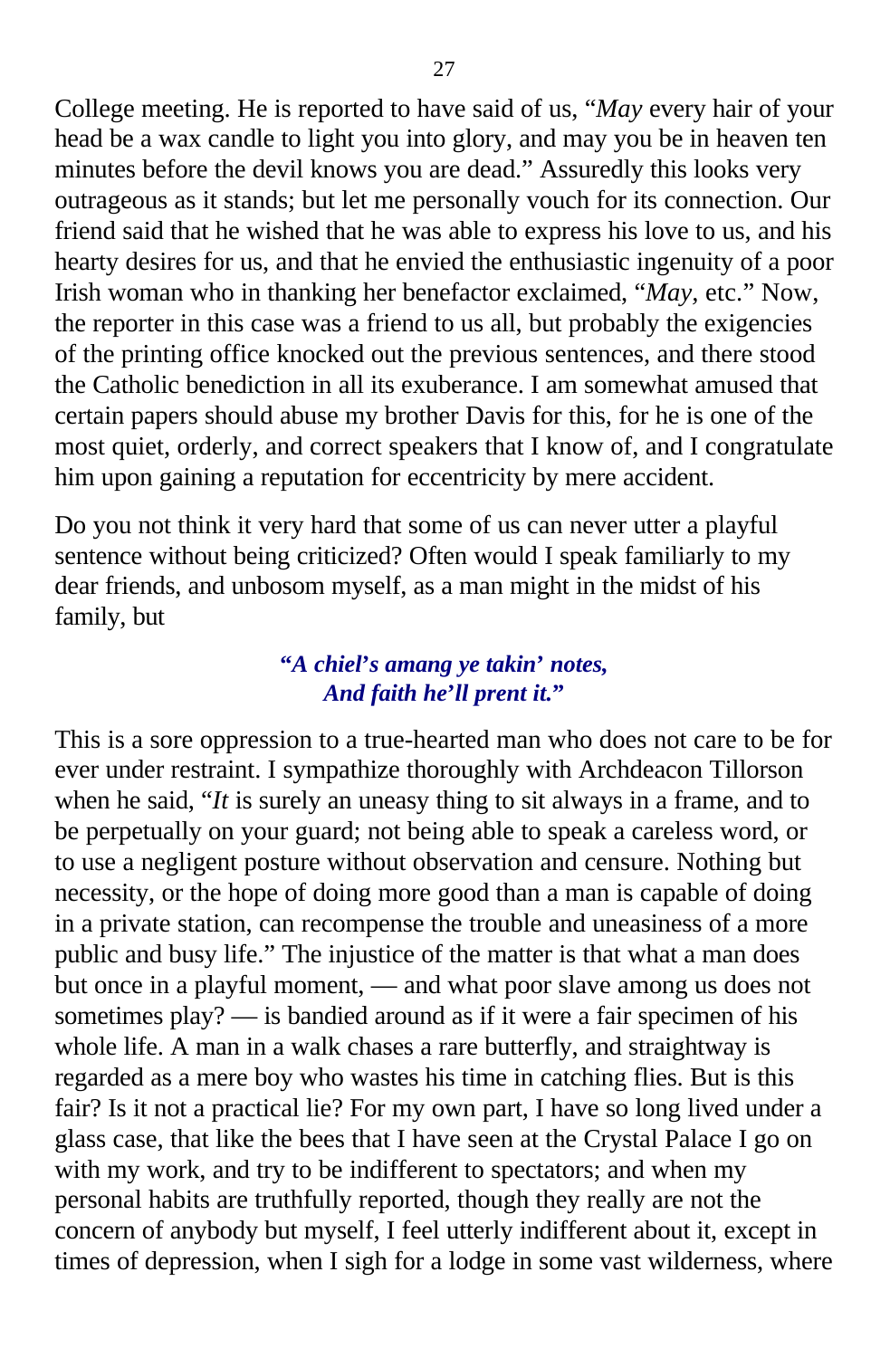College meeting. He is reported to have said of us, "*May* every hair of your head be a wax candle to light you into glory, and may you be in heaven ten minutes before the devil knows you are dead." Assuredly this looks very outrageous as it stands; but let me personally vouch for its connection. Our friend said that he wished that he was able to express his love to us, and his hearty desires for us, and that he envied the enthusiastic ingenuity of a poor Irish woman who in thanking her benefactor exclaimed, "*May,* etc." Now, the reporter in this case was a friend to us all, but probably the exigencies of the printing office knocked out the previous sentences, and there stood the Catholic benediction in all its exuberance. I am somewhat amused that certain papers should abuse my brother Davis for this, for he is one of the most quiet, orderly, and correct speakers that I know of, and I congratulate him upon gaining a reputation for eccentricity by mere accident.

Do you not think it very hard that some of us can never utter a playful sentence without being criticized? Often would I speak familiarly to my dear friends, and unbosom myself, as a man might in the midst of his family, but

> ***"A chiel's amang ye takin' notes,***
> ***And faith he'll prent it."***

This is a sore oppression to a true-hearted man who does not care to be for ever under restraint. I sympathize thoroughly with Archdeacon Tillorson when he said, "*It* is surely an uneasy thing to sit always in a frame, and to be perpetually on your guard; not being able to speak a careless word, or to use a negligent posture without observation and censure. Nothing but necessity, or the hope of doing more good than a man is capable of doing in a private station, can recompense the trouble and uneasiness of a more public and busy life." The injustice of the matter is that what a man does but once in a playful moment, — and what poor slave among us does not sometimes play? — is bandied around as if it were a fair specimen of his whole life. A man in a walk chases a rare butterfly, and straightway is regarded as a mere boy who wastes his time in catching flies. But is this fair? Is it not a practical lie? For my own part, I have so long lived under a glass case, that like the bees that I have seen at the Crystal Palace I go on with my work, and try to be indifferent to spectators; and when my personal habits are truthfully reported, though they really are not the concern of anybody but myself, I feel utterly indifferent about it, except in times of depression, when I sigh for a lodge in some vast wilderness, where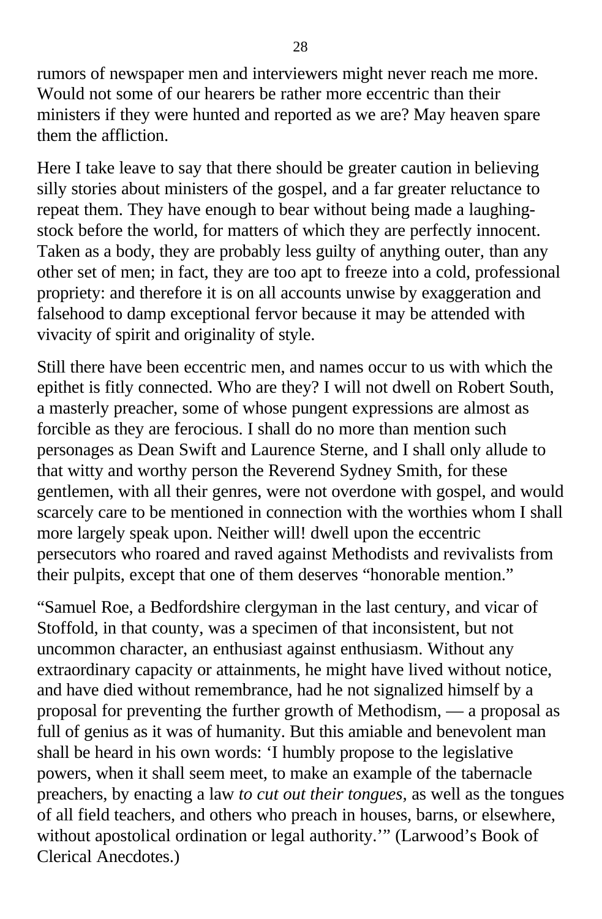rumors of newspaper men and interviewers might never reach me more. Would not some of our hearers be rather more eccentric than their ministers if they were hunted and reported as we are? May heaven spare them the affliction.

Here I take leave to say that there should be greater caution in believing silly stories about ministers of the gospel, and a far greater reluctance to repeat them. They have enough to bear without being made a laughing-stock before the world, for matters of which they are perfectly innocent. Taken as a body, they are probably less guilty of anything outer, than any other set of men; in fact, they are too apt to freeze into a cold, professional propriety: and therefore it is on all accounts unwise by exaggeration and falsehood to damp exceptional fervor because it may be attended with vivacity of spirit and originality of style.

Still there have been eccentric men, and names occur to us with which the epithet is fitly connected. Who are they? I will not dwell on Robert South, a masterly preacher, some of whose pungent expressions are almost as forcible as they are ferocious. I shall do no more than mention such personages as Dean Swift and Laurence Sterne, and I shall only allude to that witty and worthy person the Reverend Sydney Smith, for these gentlemen, with all their genres, were not overdone with gospel, and would scarcely care to be mentioned in connection with the worthies whom I shall more largely speak upon. Neither will! dwell upon the eccentric persecutors who roared and raved against Methodists and revivalists from their pulpits, except that one of them deserves "honorable mention."

"Samuel Roe, a Bedfordshire clergyman in the last century, and vicar of Stoffold, in that county, was a specimen of that inconsistent, but not uncommon character, an enthusiast against enthusiasm. Without any extraordinary capacity or attainments, he might have lived without notice, and have died without remembrance, had he not signalized himself by a proposal for preventing the further growth of Methodism, — a proposal as full of genius as it was of humanity. But this amiable and benevolent man shall be heard in his own words: 'I humbly propose to the legislative powers, when it shall seem meet, to make an example of the tabernacle preachers, by enacting a law *to cut out their tongues*, as well as the tongues of all field teachers, and others who preach in houses, barns, or elsewhere, without apostolical ordination or legal authority.'" (Larwood's Book of Clerical Anecdotes.)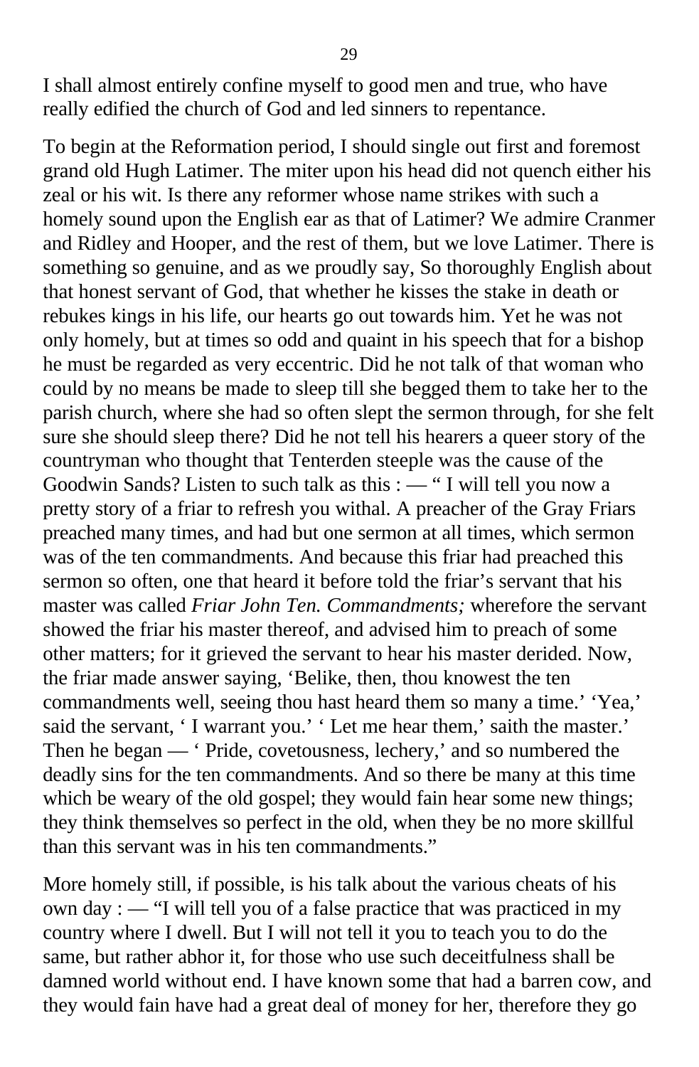I shall almost entirely confine myself to good men and true, who have really edified the church of God and led sinners to repentance.

To begin at the Reformation period, I should single out first and foremost grand old Hugh Latimer. The miter upon his head did not quench either his zeal or his wit. Is there any reformer whose name strikes with such a homely sound upon the English ear as that of Latimer? We admire Cranmer and Ridley and Hooper, and the rest of them, but we love Latimer. There is something so genuine, and as we proudly say, So thoroughly English about that honest servant of God, that whether he kisses the stake in death or rebukes kings in his life, our hearts go out towards him. Yet he was not only homely, but at times so odd and quaint in his speech that for a bishop he must be regarded as very eccentric. Did he not talk of that woman who could by no means be made to sleep till she begged them to take her to the parish church, where she had so often slept the sermon through, for she felt sure she should sleep there? Did he not tell his hearers a queer story of the countryman who thought that Tenterden steeple was the cause of the Goodwin Sands? Listen to such talk as this : — " I will tell you now a pretty story of a friar to refresh you withal. A preacher of the Gray Friars preached many times, and had but one sermon at all times, which sermon was of the ten commandments. And because this friar had preached this sermon so often, one that heard it before told the friar's servant that his master was called *Friar John Ten. Commandments;* wherefore the servant showed the friar his master thereof, and advised him to preach of some other matters; for it grieved the servant to hear his master derided. Now, the friar made answer saying, 'Belike, then, thou knowest the ten commandments well, seeing thou hast heard them so many a time.' 'Yea,' said the servant, ' I warrant you.' ' Let me hear them,' saith the master.' Then he began — ' Pride, covetousness, lechery,' and so numbered the deadly sins for the ten commandments. And so there be many at this time which be weary of the old gospel; they would fain hear some new things; they think themselves so perfect in the old, when they be no more skillful than this servant was in his ten commandments."

More homely still, if possible, is his talk about the various cheats of his own day : — "I will tell you of a false practice that was practiced in my country where I dwell. But I will not tell it you to teach you to do the same, but rather abhor it, for those who use such deceitfulness shall be damned world without end. I have known some that had a barren cow, and they would fain have had a great deal of money for her, therefore they go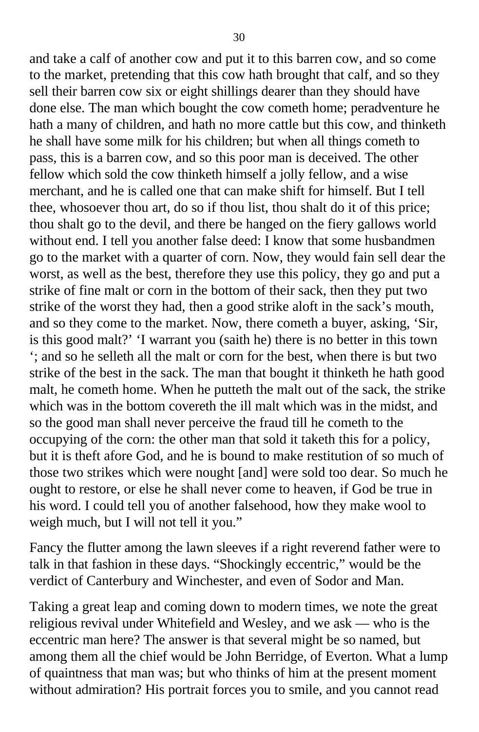and take a calf of another cow and put it to this barren cow, and so come to the market, pretending that this cow hath brought that calf, and so they sell their barren cow six or eight shillings dearer than they should have done else. The man which bought the cow cometh home; peradventure he hath a many of children, and hath no more cattle but this cow, and thinketh he shall have some milk for his children; but when all things cometh to pass, this is a barren cow, and so this poor man is deceived. The other fellow which sold the cow thinketh himself a jolly fellow, and a wise merchant, and he is called one that can make shift for himself. But I tell thee, whosoever thou art, do so if thou list, thou shalt do it of this price; thou shalt go to the devil, and there be hanged on the fiery gallows world without end. I tell you another false deed: I know that some husbandmen go to the market with a quarter of corn. Now, they would fain sell dear the worst, as well as the best, therefore they use this policy, they go and put a strike of fine malt or corn in the bottom of their sack, then they put two strike of the worst they had, then a good strike aloft in the sack's mouth, and so they come to the market. Now, there cometh a buyer, asking, 'Sir, is this good malt?' 'I warrant you (saith he) there is no better in this town '; and so he selleth all the malt or corn for the best, when there is but two strike of the best in the sack. The man that bought it thinketh he hath good malt, he cometh home. When he putteth the malt out of the sack, the strike which was in the bottom covereth the ill malt which was in the midst, and so the good man shall never perceive the fraud till he cometh to the occupying of the corn: the other man that sold it taketh this for a policy, but it is theft afore God, and he is bound to make restitution of so much of those two strikes which were nought [and] were sold too dear. So much he ought to restore, or else he shall never come to heaven, if God be true in his word. I could tell you of another falsehood, how they make wool to weigh much, but I will not tell it you."

Fancy the flutter among the lawn sleeves if a right reverend father were to talk in that fashion in these days. "Shockingly eccentric," would be the verdict of Canterbury and Winchester, and even of Sodor and Man.

Taking a great leap and coming down to modern times, we note the great religious revival under Whitefield and Wesley, and we ask — who is the eccentric man here? The answer is that several might be so named, but among them all the chief would be John Berridge, of Everton. What a lump of quaintness that man was; but who thinks of him at the present moment without admiration? His portrait forces you to smile, and you cannot read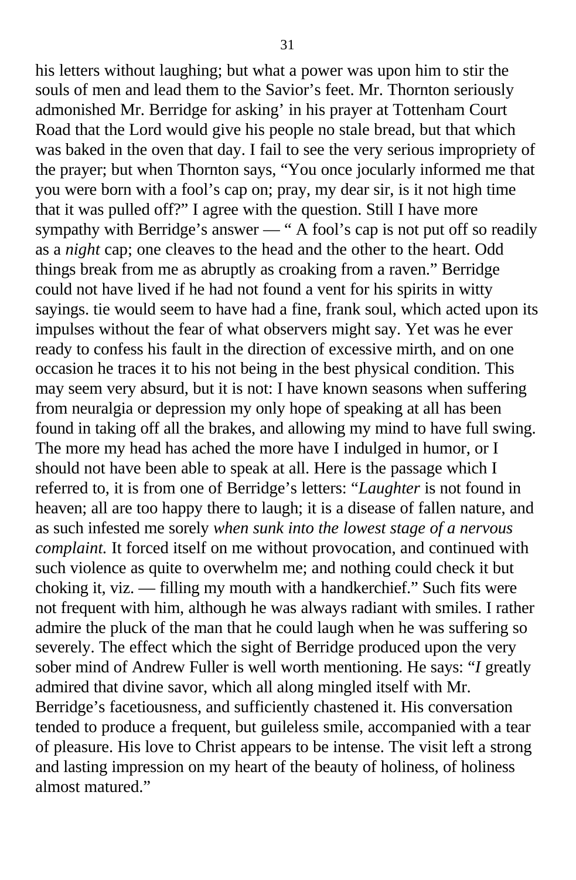his letters without laughing; but what a power was upon him to stir the souls of men and lead them to the Savior's feet. Mr. Thornton seriously admonished Mr. Berridge for asking' in his prayer at Tottenham Court Road that the Lord would give his people no stale bread, but that which was baked in the oven that day. I fail to see the very serious impropriety of the prayer; but when Thornton says, "You once jocularly informed me that you were born with a fool's cap on; pray, my dear sir, is it not high time that it was pulled off?" I agree with the question. Still I have more sympathy with Berridge's answer — " A fool's cap is not put off so readily as a *night* cap; one cleaves to the head and the other to the heart. Odd things break from me as abruptly as croaking from a raven." Berridge could not have lived if he had not found a vent for his spirits in witty sayings. tie would seem to have had a fine, frank soul, which acted upon its impulses without the fear of what observers might say. Yet was he ever ready to confess his fault in the direction of excessive mirth, and on one occasion he traces it to his not being in the best physical condition. This may seem very absurd, but it is not: I have known seasons when suffering from neuralgia or depression my only hope of speaking at all has been found in taking off all the brakes, and allowing my mind to have full swing. The more my head has ached the more have I indulged in humor, or I should not have been able to speak at all. Here is the passage which I referred to, it is from one of Berridge's letters: "*Laughter* is not found in heaven; all are too happy there to laugh; it is a disease of fallen nature, and as such infested me sorely *when sunk into the lowest stage of a nervous complaint.* It forced itself on me without provocation, and continued with such violence as quite to overwhelm me; and nothing could check it but choking it, viz. — filling my mouth with a handkerchief." Such fits were not frequent with him, although he was always radiant with smiles. I rather admire the pluck of the man that he could laugh when he was suffering so severely. The effect which the sight of Berridge produced upon the very sober mind of Andrew Fuller is well worth mentioning. He says: "*I* greatly admired that divine savor, which all along mingled itself with Mr. Berridge's facetiousness, and sufficiently chastened it. His conversation tended to produce a frequent, but guileless smile, accompanied with a tear of pleasure. His love to Christ appears to be intense. The visit left a strong and lasting impression on my heart of the beauty of holiness, of holiness almost matured."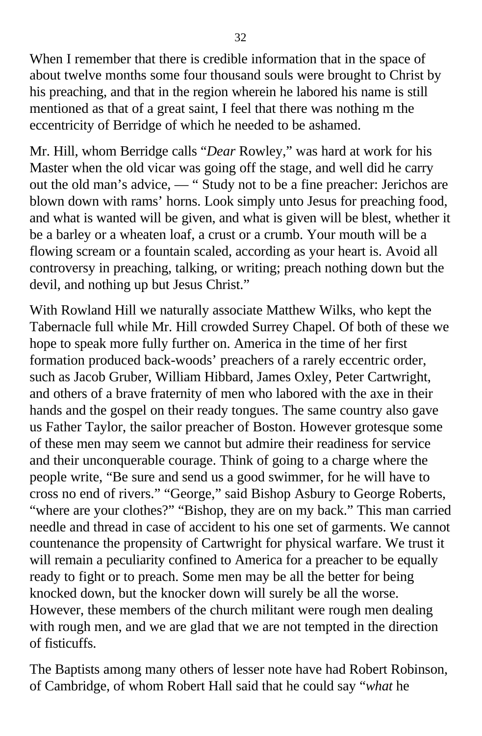When I remember that there is credible information that in the space of about twelve months some four thousand souls were brought to Christ by his preaching, and that in the region wherein he labored his name is still mentioned as that of a great saint, I feel that there was nothing m the eccentricity of Berridge of which he needed to be ashamed.

Mr. Hill, whom Berridge calls "*Dear* Rowley," was hard at work for his Master when the old vicar was going off the stage, and well did he carry out the old man's advice, — " Study not to be a fine preacher: Jerichos are blown down with rams' horns. Look simply unto Jesus for preaching food, and what is wanted will be given, and what is given will be blest, whether it be a barley or a wheaten loaf, a crust or a crumb. Your mouth will be a flowing scream or a fountain scaled, according as your heart is. Avoid all controversy in preaching, talking, or writing; preach nothing down but the devil, and nothing up but Jesus Christ."

With Rowland Hill we naturally associate Matthew Wilks, who kept the Tabernacle full while Mr. Hill crowded Surrey Chapel. Of both of these we hope to speak more fully further on. America in the time of her first formation produced back-woods' preachers of a rarely eccentric order, such as Jacob Gruber, William Hibbard, James Oxley, Peter Cartwright, and others of a brave fraternity of men who labored with the axe in their hands and the gospel on their ready tongues. The same country also gave us Father Taylor, the sailor preacher of Boston. However grotesque some of these men may seem we cannot but admire their readiness for service and their unconquerable courage. Think of going to a charge where the people write, "Be sure and send us a good swimmer, for he will have to cross no end of rivers." "George," said Bishop Asbury to George Roberts, "where are your clothes?" "Bishop, they are on my back." This man carried needle and thread in case of accident to his one set of garments. We cannot countenance the propensity of Cartwright for physical warfare. We trust it will remain a peculiarity confined to America for a preacher to be equally ready to fight or to preach. Some men may be all the better for being knocked down, but the knocker down will surely be all the worse. However, these members of the church militant were rough men dealing with rough men, and we are glad that we are not tempted in the direction of fisticuffs.

The Baptists among many others of lesser note have had Robert Robinson, of Cambridge, of whom Robert Hall said that he could say "*what* he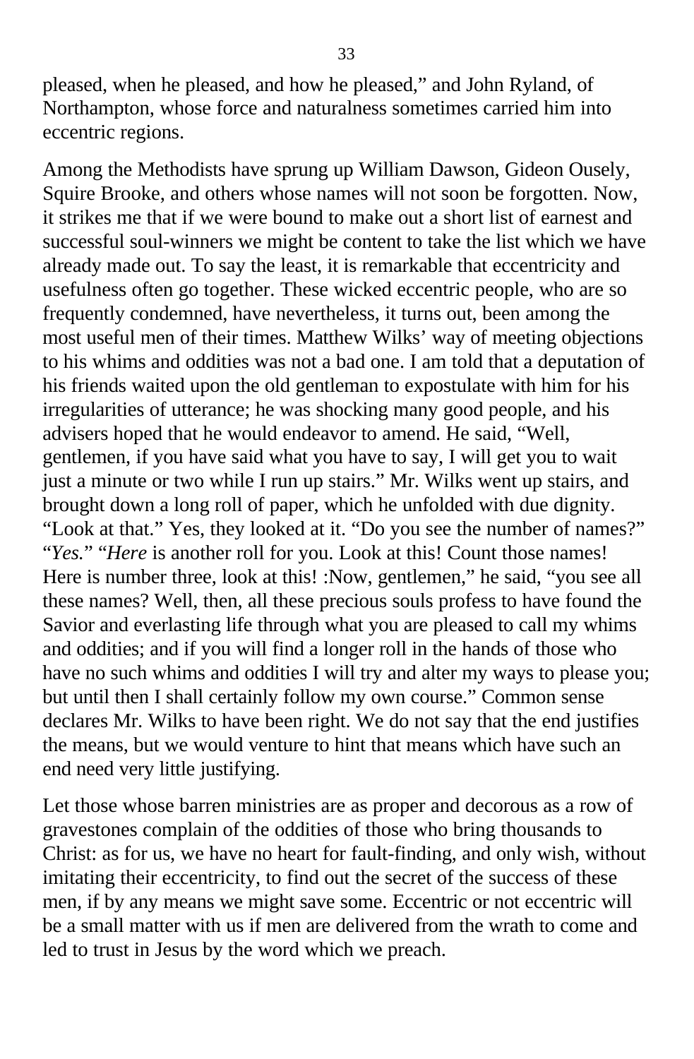pleased, when he pleased, and how he pleased," and John Ryland, of Northampton, whose force and naturalness sometimes carried him into eccentric regions.

Among the Methodists have sprung up William Dawson, Gideon Ousely, Squire Brooke, and others whose names will not soon be forgotten. Now, it strikes me that if we were bound to make out a short list of earnest and successful soul-winners we might be content to take the list which we have already made out. To say the least, it is remarkable that eccentricity and usefulness often go together. These wicked eccentric people, who are so frequently condemned, have nevertheless, it turns out, been among the most useful men of their times. Matthew Wilks' way of meeting objections to his whims and oddities was not a bad one. I am told that a deputation of his friends waited upon the old gentleman to expostulate with him for his irregularities of utterance; he was shocking many good people, and his advisers hoped that he would endeavor to amend. He said, "Well, gentlemen, if you have said what you have to say, I will get you to wait just a minute or two while I run up stairs." Mr. Wilks went up stairs, and brought down a long roll of paper, which he unfolded with due dignity. "Look at that." Yes, they looked at it. "Do you see the number of names?" "*Yes.*" "*Here* is another roll for you. Look at this! Count those names! Here is number three, look at this! :Now, gentlemen," he said, "you see all these names? Well, then, all these precious souls profess to have found the Savior and everlasting life through what you are pleased to call my whims and oddities; and if you will find a longer roll in the hands of those who have no such whims and oddities I will try and alter my ways to please you; but until then I shall certainly follow my own course." Common sense declares Mr. Wilks to have been right. We do not say that the end justifies the means, but we would venture to hint that means which have such an end need very little justifying.

Let those whose barren ministries are as proper and decorous as a row of gravestones complain of the oddities of those who bring thousands to Christ: as for us, we have no heart for fault-finding, and only wish, without imitating their eccentricity, to find out the secret of the success of these men, if by any means we might save some. Eccentric or not eccentric will be a small matter with us if men are delivered from the wrath to come and led to trust in Jesus by the word which we preach.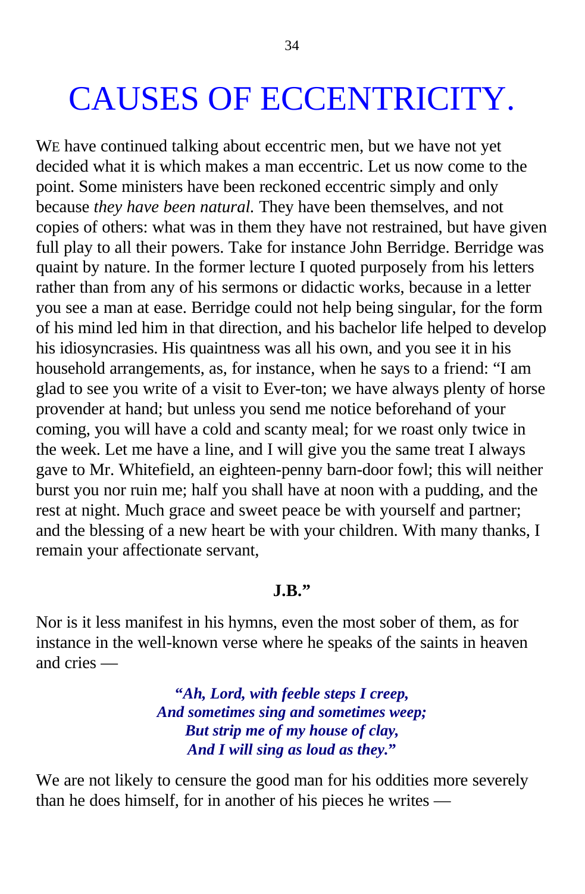# CAUSES OF ECCENTRICITY.

WE have continued talking about eccentric men, but we have not yet decided what it is which makes a man eccentric. Let us now come to the point. Some ministers have been reckoned eccentric simply and only because *they have been natural.* They have been themselves, and not copies of others: what was in them they have not restrained, but have given full play to all their powers. Take for instance John Berridge. Berridge was quaint by nature. In the former lecture I quoted purposely from his letters rather than from any of his sermons or didactic works, because in a letter you see a man at ease. Berridge could not help being singular, for the form of his mind led him in that direction, and his bachelor life helped to develop his idiosyncrasies. His quaintness was all his own, and you see it in his household arrangements, as, for instance, when he says to a friend: "I am glad to see you write of a visit to Ever-ton; we have always plenty of horse provender at hand; but unless you send me notice beforehand of your coming, you will have a cold and scanty meal; for we roast only twice in the week. Let me have a line, and I will give you the same treat I always gave to Mr. Whitefield, an eighteen-penny barn-door fowl; this will neither burst you nor ruin me; half you shall have at noon with a pudding, and the rest at night. Much grace and sweet peace be with yourself and partner; and the blessing of a new heart be with your children. With many thanks, I remain your affectionate servant,

**J.B."**

Nor is it less manifest in his hymns, even the most sober of them, as for instance in the well-known verse where he speaks of the saints in heaven and cries —

> ***"Ah, Lord, with feeble steps I creep,***
> ***And sometimes sing and sometimes weep;***
> ***But strip me of my house of clay,***
> ***And I will sing as loud as they."***

We are not likely to censure the good man for his oddities more severely than he does himself, for in another of his pieces he writes —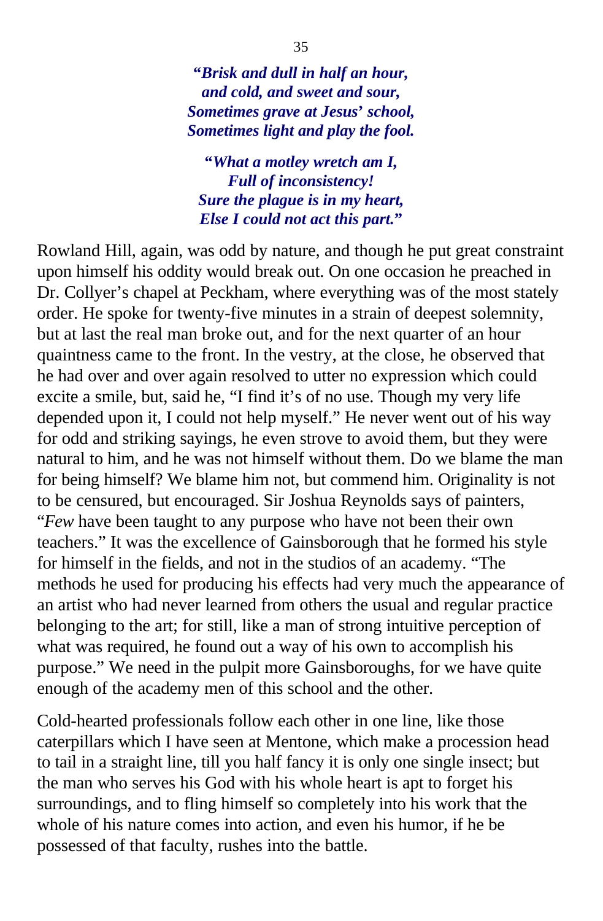*"Brisk and dull in half an hour,*  
*and cold, and sweet and sour,*  
*Sometimes grave at Jesus' school,*  
*Sometimes light and play the fool.*

*"What a motley wretch am I,*  
*Full of inconsistency!*  
*Sure the plague is in my heart,*  
*Else I could not act this part."*

Rowland Hill, again, was odd by nature, and though he put great constraint upon himself his oddity would break out. On one occasion he preached in Dr. Collyer's chapel at Peckham, where everything was of the most stately order. He spoke for twenty-five minutes in a strain of deepest solemnity, but at last the real man broke out, and for the next quarter of an hour quaintness came to the front. In the vestry, at the close, he observed that he had over and over again resolved to utter no expression which could excite a smile, but, said he, "I find it's of no use. Though my very life depended upon it, I could not help myself." He never went out of his way for odd and striking sayings, he even strove to avoid them, but they were natural to him, and he was not himself without them. Do we blame the man for being himself? We blame him not, but commend him. Originality is not to be censured, but encouraged. Sir Joshua Reynolds says of painters, "*Few* have been taught to any purpose who have not been their own teachers." It was the excellence of Gainsborough that he formed his style for himself in the fields, and not in the studios of an academy. "The methods he used for producing his effects had very much the appearance of an artist who had never learned from others the usual and regular practice belonging to the art; for still, like a man of strong intuitive perception of what was required, he found out a way of his own to accomplish his purpose." We need in the pulpit more Gainsboroughs, for we have quite enough of the academy men of this school and the other.

Cold-hearted professionals follow each other in one line, like those caterpillars which I have seen at Mentone, which make a procession head to tail in a straight line, till you half fancy it is only one single insect; but the man who serves his God with his whole heart is apt to forget his surroundings, and to fling himself so completely into his work that the whole of his nature comes into action, and even his humor, if he be possessed of that faculty, rushes into the battle.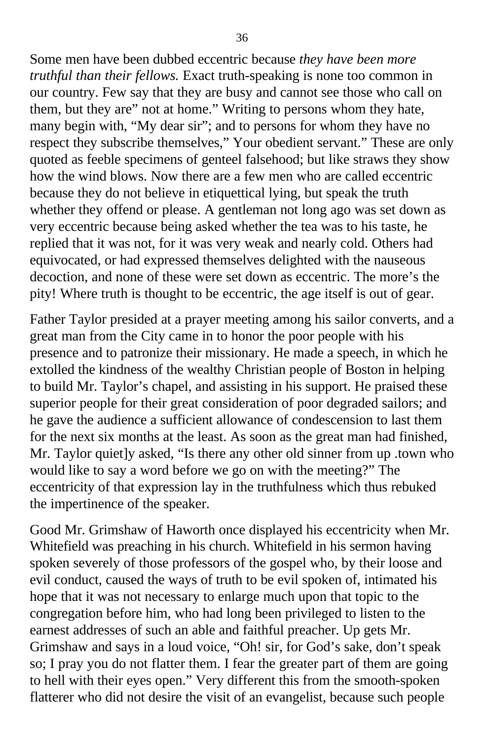Some men have been dubbed eccentric because *they have been more truthful than their fellows.* Exact truth-speaking is none too common in our country. Few say that they are busy and cannot see those who call on them, but they are" not at home." Writing to persons whom they hate, many begin with, "My dear sir"; and to persons for whom they have no respect they subscribe themselves," Your obedient servant." These are only quoted as feeble specimens of genteel falsehood; but like straws they show how the wind blows. Now there are a few men who are called eccentric because they do not believe in etiquettical lying, but speak the truth whether they offend or please. A gentleman not long ago was set down as very eccentric because being asked whether the tea was to his taste, he replied that it was not, for it was very weak and nearly cold. Others had equivocated, or had expressed themselves delighted with the nauseous decoction, and none of these were set down as eccentric. The more's the pity! Where truth is thought to be eccentric, the age itself is out of gear.

Father Taylor presided at a prayer meeting among his sailor converts, and a great man from the City came in to honor the poor people with his presence and to patronize their missionary. He made a speech, in which he extolled the kindness of the wealthy Christian people of Boston in helping to build Mr. Taylor's chapel, and assisting in his support. He praised these superior people for their great consideration of poor degraded sailors; and he gave the audience a sufficient allowance of condescension to last them for the next six months at the least. As soon as the great man had finished, Mr. Taylor quiet]y asked, "Is there any other old sinner from up .town who would like to say a word before we go on with the meeting?" The eccentricity of that expression lay in the truthfulness which thus rebuked the impertinence of the speaker.

Good Mr. Grimshaw of Haworth once displayed his eccentricity when Mr. Whitefield was preaching in his church. Whitefield in his sermon having spoken severely of those professors of the gospel who, by their loose and evil conduct, caused the ways of truth to be evil spoken of, intimated his hope that it was not necessary to enlarge much upon that topic to the congregation before him, who had long been privileged to listen to the earnest addresses of such an able and faithful preacher. Up gets Mr. Grimshaw and says in a loud voice, "Oh! sir, for God's sake, don't speak so; I pray you do not flatter them. I fear the greater part of them are going to hell with their eyes open." Very different this from the smooth-spoken flatterer who did not desire the visit of an evangelist, because such people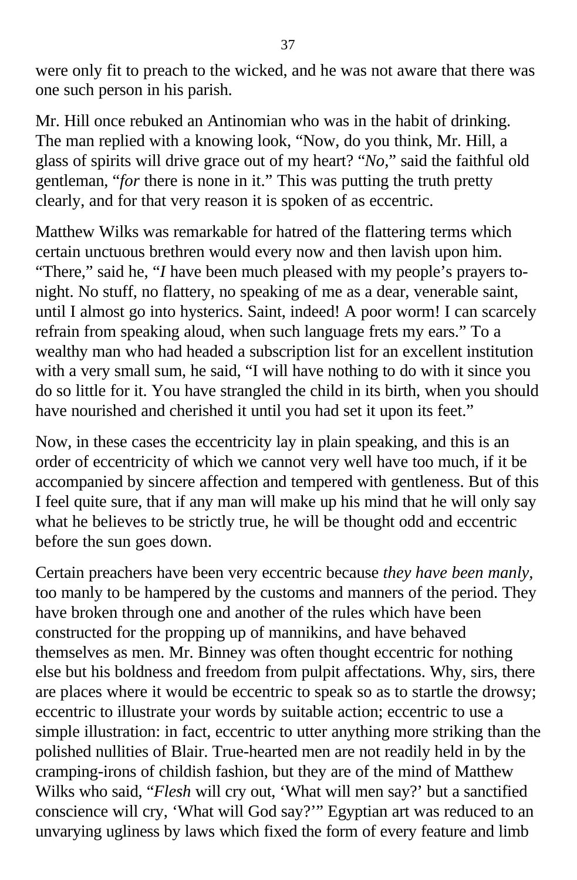were only fit to preach to the wicked, and he was not aware that there was one such person in his parish.

Mr. Hill once rebuked an Antinomian who was in the habit of drinking. The man replied with a knowing look, "Now, do you think, Mr. Hill, a glass of spirits will drive grace out of my heart? "*No*," said the faithful old gentleman, "*for* there is none in it." This was putting the truth pretty clearly, and for that very reason it is spoken of as eccentric.

Matthew Wilks was remarkable for hatred of the flattering terms which certain unctuous brethren would every now and then lavish upon him. "There," said he, "*I* have been much pleased with my people's prayers to-night. No stuff, no flattery, no speaking of me as a dear, venerable saint, until I almost go into hysterics. Saint, indeed! A poor worm! I can scarcely refrain from speaking aloud, when such language frets my ears." To a wealthy man who had headed a subscription list for an excellent institution with a very small sum, he said, "I will have nothing to do with it since you do so little for it. You have strangled the child in its birth, when you should have nourished and cherished it until you had set it upon its feet."

Now, in these cases the eccentricity lay in plain speaking, and this is an order of eccentricity of which we cannot very well have too much, if it be accompanied by sincere affection and tempered with gentleness. But of this I feel quite sure, that if any man will make up his mind that he will only say what he believes to be strictly true, he will be thought odd and eccentric before the sun goes down.

Certain preachers have been very eccentric because *they have been manly,* too manly to be hampered by the customs and manners of the period. They have broken through one and another of the rules which have been constructed for the propping up of mannikins, and have behaved themselves as men. Mr. Binney was often thought eccentric for nothing else but his boldness and freedom from pulpit affectations. Why, sirs, there are places where it would be eccentric to speak so as to startle the drowsy; eccentric to illustrate your words by suitable action; eccentric to use a simple illustration: in fact, eccentric to utter anything more striking than the polished nullities of Blair. True-hearted men are not readily held in by the cramping-irons of childish fashion, but they are of the mind of Matthew Wilks who said, "*Flesh* will cry out, 'What will men say?' but a sanctified conscience will cry, 'What will God say?'" Egyptian art was reduced to an unvarying ugliness by laws which fixed the form of every feature and limb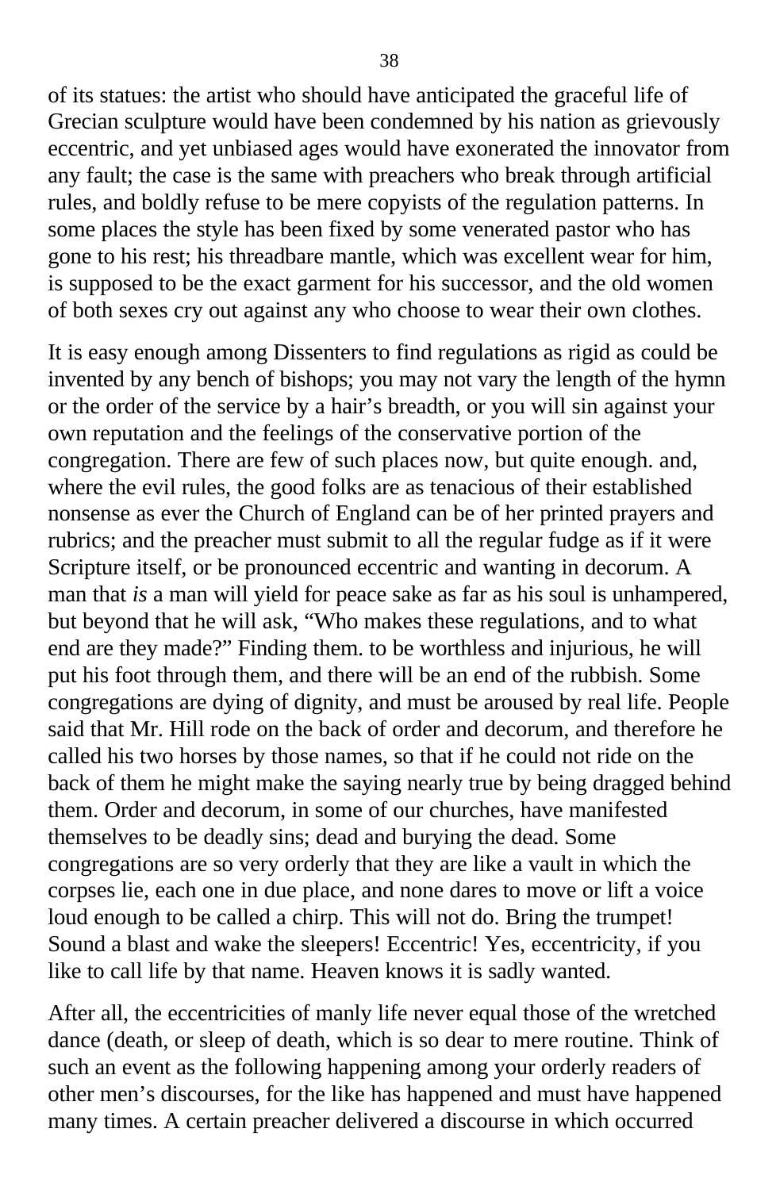of its statues: the artist who should have anticipated the graceful life of Grecian sculpture would have been condemned by his nation as grievously eccentric, and yet unbiased ages would have exonerated the innovator from any fault; the case is the same with preachers who break through artificial rules, and boldly refuse to be mere copyists of the regulation patterns. In some places the style has been fixed by some venerated pastor who has gone to his rest; his threadbare mantle, which was excellent wear for him, is supposed to be the exact garment for his successor, and the old women of both sexes cry out against any who choose to wear their own clothes.

It is easy enough among Dissenters to find regulations as rigid as could be invented by any bench of bishops; you may not vary the length of the hymn or the order of the service by a hair's breadth, or you will sin against your own reputation and the feelings of the conservative portion of the congregation. There are few of such places now, but quite enough. and, where the evil rules, the good folks are as tenacious of their established nonsense as ever the Church of England can be of her printed prayers and rubrics; and the preacher must submit to all the regular fudge as if it were Scripture itself, or be pronounced eccentric and wanting in decorum. A man that *is* a man will yield for peace sake as far as his soul is unhampered, but beyond that he will ask, "Who makes these regulations, and to what end are they made?" Finding them. to be worthless and injurious, he will put his foot through them, and there will be an end of the rubbish. Some congregations are dying of dignity, and must be aroused by real life. People said that Mr. Hill rode on the back of order and decorum, and therefore he called his two horses by those names, so that if he could not ride on the back of them he might make the saying nearly true by being dragged behind them. Order and decorum, in some of our churches, have manifested themselves to be deadly sins; dead and burying the dead. Some congregations are so very orderly that they are like a vault in which the corpses lie, each one in due place, and none dares to move or lift a voice loud enough to be called a chirp. This will not do. Bring the trumpet! Sound a blast and wake the sleepers! Eccentric! Yes, eccentricity, if you like to call life by that name. Heaven knows it is sadly wanted.

After all, the eccentricities of manly life never equal those of the wretched dance (death, or sleep of death, which is so dear to mere routine. Think of such an event as the following happening among your orderly readers of other men's discourses, for the like has happened and must have happened many times. A certain preacher delivered a discourse in which occurred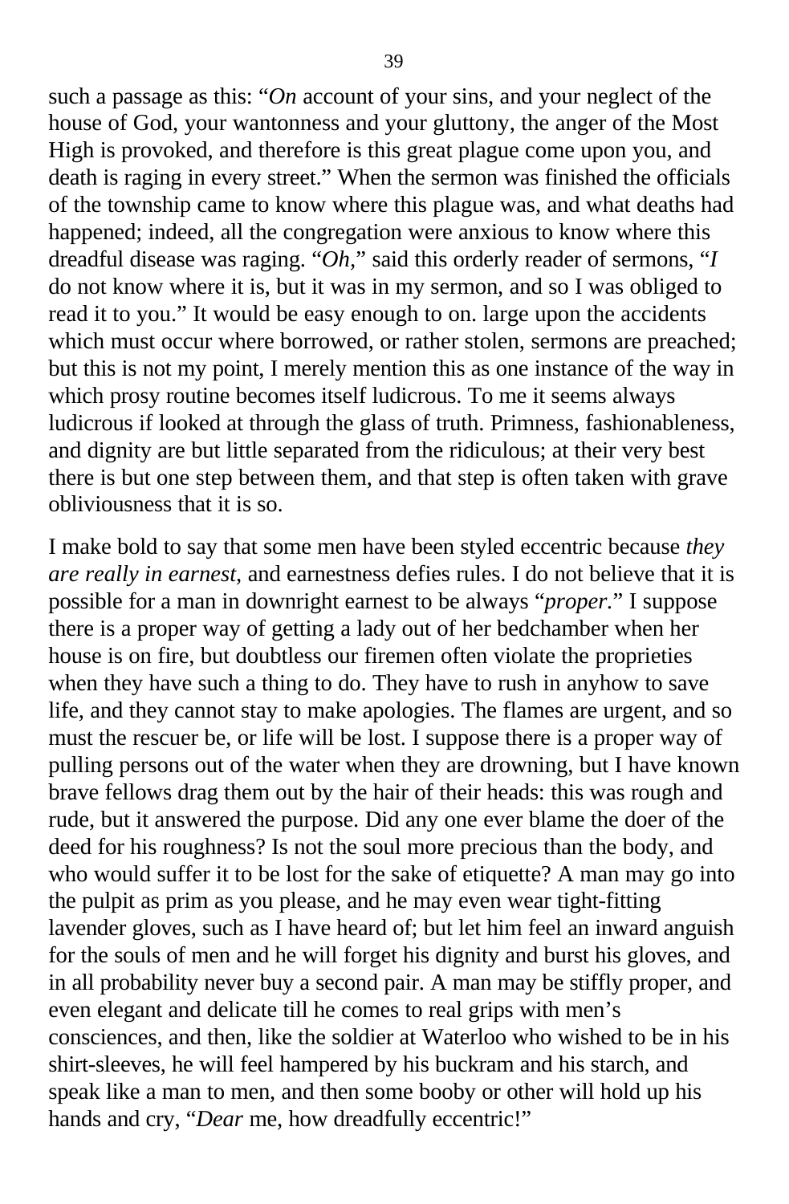such a passage as this: "*On* account of your sins, and your neglect of the house of God, your wantonness and your gluttony, the anger of the Most High is provoked, and therefore is this great plague come upon you, and death is raging in every street." When the sermon was finished the officials of the township came to know where this plague was, and what deaths had happened; indeed, all the congregation were anxious to know where this dreadful disease was raging. "*Oh,*" said this orderly reader of sermons, "*I* do not know where it is, but it was in my sermon, and so I was obliged to read it to you." It would be easy enough to on. large upon the accidents which must occur where borrowed, or rather stolen, sermons are preached; but this is not my point, I merely mention this as one instance of the way in which prosy routine becomes itself ludicrous. To me it seems always ludicrous if looked at through the glass of truth. Primness, fashionableness, and dignity are but little separated from the ridiculous; at their very best there is but one step between them, and that step is often taken with grave obliviousness that it is so.

I make bold to say that some men have been styled eccentric because *they are really in earnest,* and earnestness defies rules. I do not believe that it is possible for a man in downright earnest to be always "*proper.*" I suppose there is a proper way of getting a lady out of her bedchamber when her house is on fire, but doubtless our firemen often violate the proprieties when they have such a thing to do. They have to rush in anyhow to save life, and they cannot stay to make apologies. The flames are urgent, and so must the rescuer be, or life will be lost. I suppose there is a proper way of pulling persons out of the water when they are drowning, but I have known brave fellows drag them out by the hair of their heads: this was rough and rude, but it answered the purpose. Did any one ever blame the doer of the deed for his roughness? Is not the soul more precious than the body, and who would suffer it to be lost for the sake of etiquette? A man may go into the pulpit as prim as you please, and he may even wear tight-fitting lavender gloves, such as I have heard of; but let him feel an inward anguish for the souls of men and he will forget his dignity and burst his gloves, and in all probability never buy a second pair. A man may be stiffly proper, and even elegant and delicate till he comes to real grips with men's consciences, and then, like the soldier at Waterloo who wished to be in his shirt-sleeves, he will feel hampered by his buckram and his starch, and speak like a man to men, and then some booby or other will hold up his hands and cry, "*Dear* me, how dreadfully eccentric!"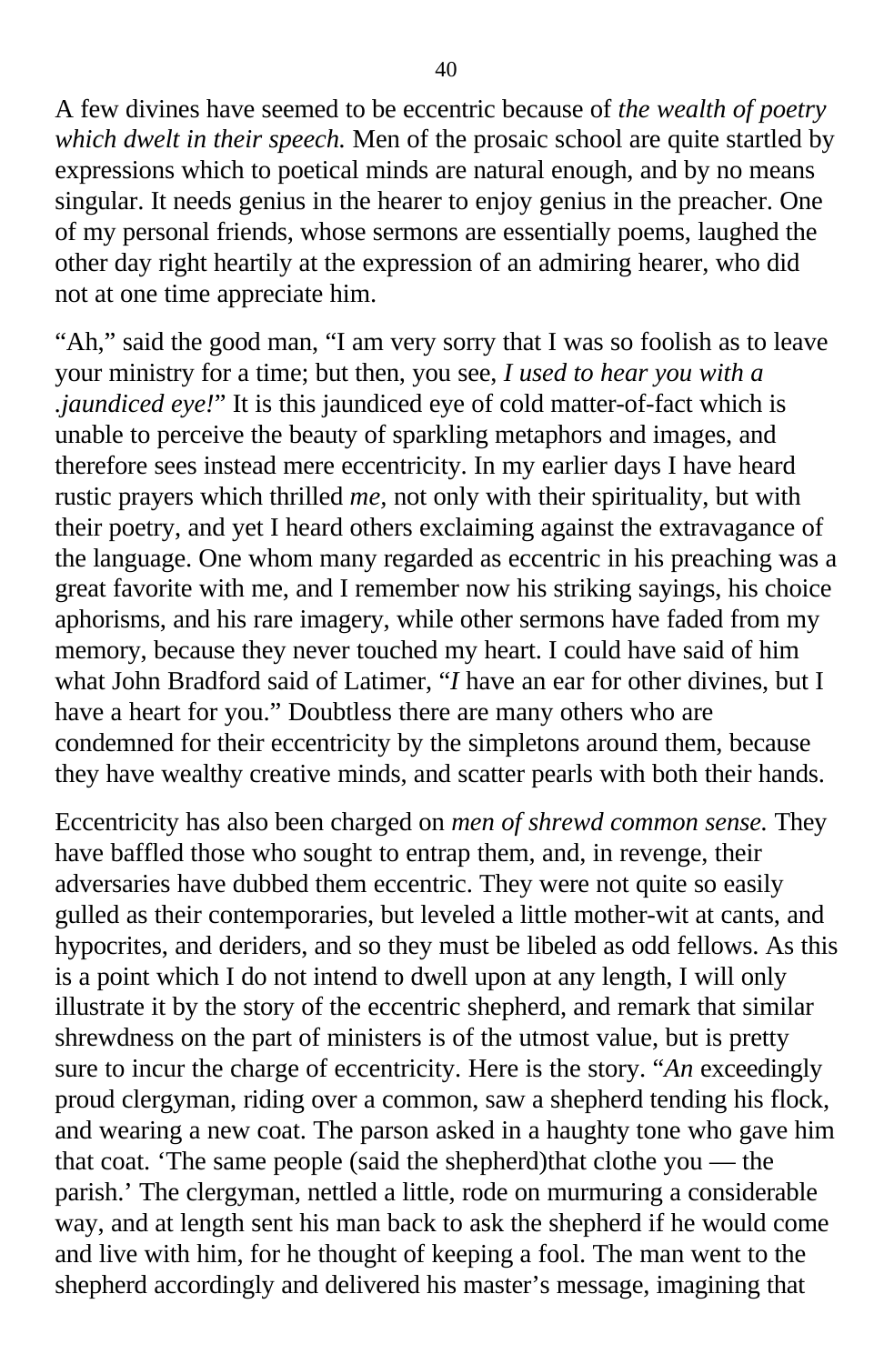A few divines have seemed to be eccentric because of *the wealth of poetry which dwelt in their speech.* Men of the prosaic school are quite startled by expressions which to poetical minds are natural enough, and by no means singular. It needs genius in the hearer to enjoy genius in the preacher. One of my personal friends, whose sermons are essentially poems, laughed the other day right heartily at the expression of an admiring hearer, who did not at one time appreciate him.

"Ah," said the good man, "I am very sorry that I was so foolish as to leave your ministry for a time; but then, you see, *I used to hear you with a .jaundiced eye!*" It is this jaundiced eye of cold matter-of-fact which is unable to perceive the beauty of sparkling metaphors and images, and therefore sees instead mere eccentricity. In my earlier days I have heard rustic prayers which thrilled *me,* not only with their spirituality, but with their poetry, and yet I heard others exclaiming against the extravagance of the language. One whom many regarded as eccentric in his preaching was a great favorite with me, and I remember now his striking sayings, his choice aphorisms, and his rare imagery, while other sermons have faded from my memory, because they never touched my heart. I could have said of him what John Bradford said of Latimer, "*I* have an ear for other divines, but I have a heart for you." Doubtless there are many others who are condemned for their eccentricity by the simpletons around them, because they have wealthy creative minds, and scatter pearls with both their hands.

Eccentricity has also been charged on *men of shrewd common sense.* They have baffled those who sought to entrap them, and, in revenge, their adversaries have dubbed them eccentric. They were not quite so easily gulled as their contemporaries, but leveled a little mother-wit at cants, and hypocrites, and deriders, and so they must be libeled as odd fellows. As this is a point which I do not intend to dwell upon at any length, I will only illustrate it by the story of the eccentric shepherd, and remark that similar shrewdness on the part of ministers is of the utmost value, but is pretty sure to incur the charge of eccentricity. Here is the story. "*An* exceedingly proud clergyman, riding over a common, saw a shepherd tending his flock, and wearing a new coat. The parson asked in a haughty tone who gave him that coat. 'The same people (said the shepherd)that clothe you — the parish.' The clergyman, nettled a little, rode on murmuring a considerable way, and at length sent his man back to ask the shepherd if he would come and live with him, for he thought of keeping a fool. The man went to the shepherd accordingly and delivered his master's message, imagining that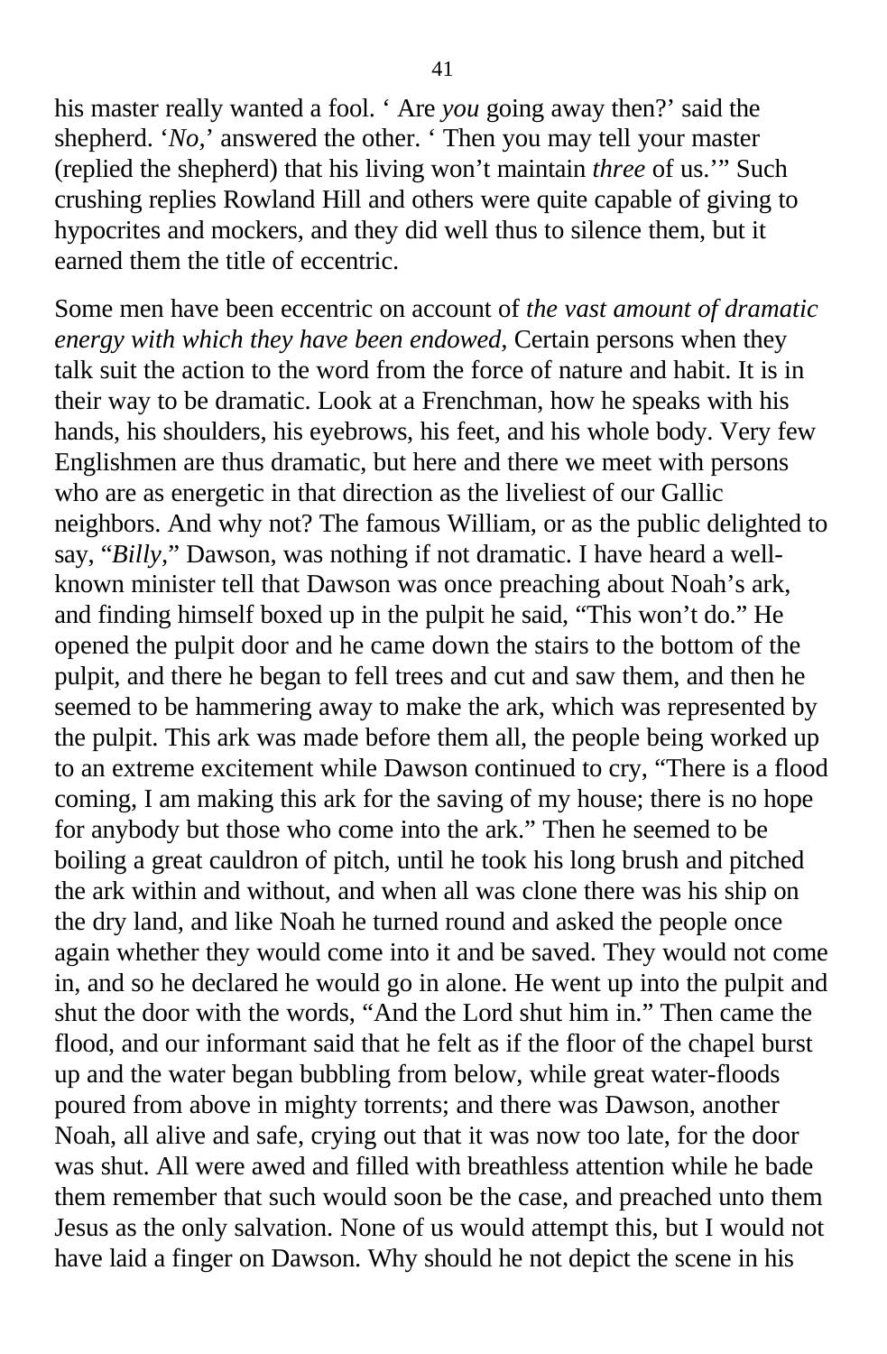his master really wanted a fool. ‘ Are *you* going away then?’ said the shepherd. ‘*No,*’ answered the other. ‘ Then you may tell your master (replied the shepherd) that his living won’t maintain *three* of us.’” Such crushing replies Rowland Hill and others were quite capable of giving to hypocrites and mockers, and they did well thus to silence them, but it earned them the title of eccentric.

Some men have been eccentric on account of *the vast amount of dramatic energy with which they have been endowed,* Certain persons when they talk suit the action to the word from the force of nature and habit. It is in their way to be dramatic. Look at a Frenchman, how he speaks with his hands, his shoulders, his eyebrows, his feet, and his whole body. Very few Englishmen are thus dramatic, but here and there we meet with persons who are as energetic in that direction as the liveliest of our Gallic neighbors. And why not? The famous William, or as the public delighted to say, “*Billy,*” Dawson, was nothing if not dramatic. I have heard a well-known minister tell that Dawson was once preaching about Noah’s ark, and finding himself boxed up in the pulpit he said, “This won’t do.” He opened the pulpit door and he came down the stairs to the bottom of the pulpit, and there he began to fell trees and cut and saw them, and then he seemed to be hammering away to make the ark, which was represented by the pulpit. This ark was made before them all, the people being worked up to an extreme excitement while Dawson continued to cry, “There is a flood coming, I am making this ark for the saving of my house; there is no hope for anybody but those who come into the ark.” Then he seemed to be boiling a great cauldron of pitch, until he took his long brush and pitched the ark within and without, and when all was clone there was his ship on the dry land, and like Noah he turned round and asked the people once again whether they would come into it and be saved. They would not come in, and so he declared he would go in alone. He went up into the pulpit and shut the door with the words, “And the Lord shut him in.” Then came the flood, and our informant said that he felt as if the floor of the chapel burst up and the water began bubbling from below, while great water-floods poured from above in mighty torrents; and there was Dawson, another Noah, all alive and safe, crying out that it was now too late, for the door was shut. All were awed and filled with breathless attention while he bade them remember that such would soon be the case, and preached unto them Jesus as the only salvation. None of us would attempt this, but I would not have laid a finger on Dawson. Why should he not depict the scene in his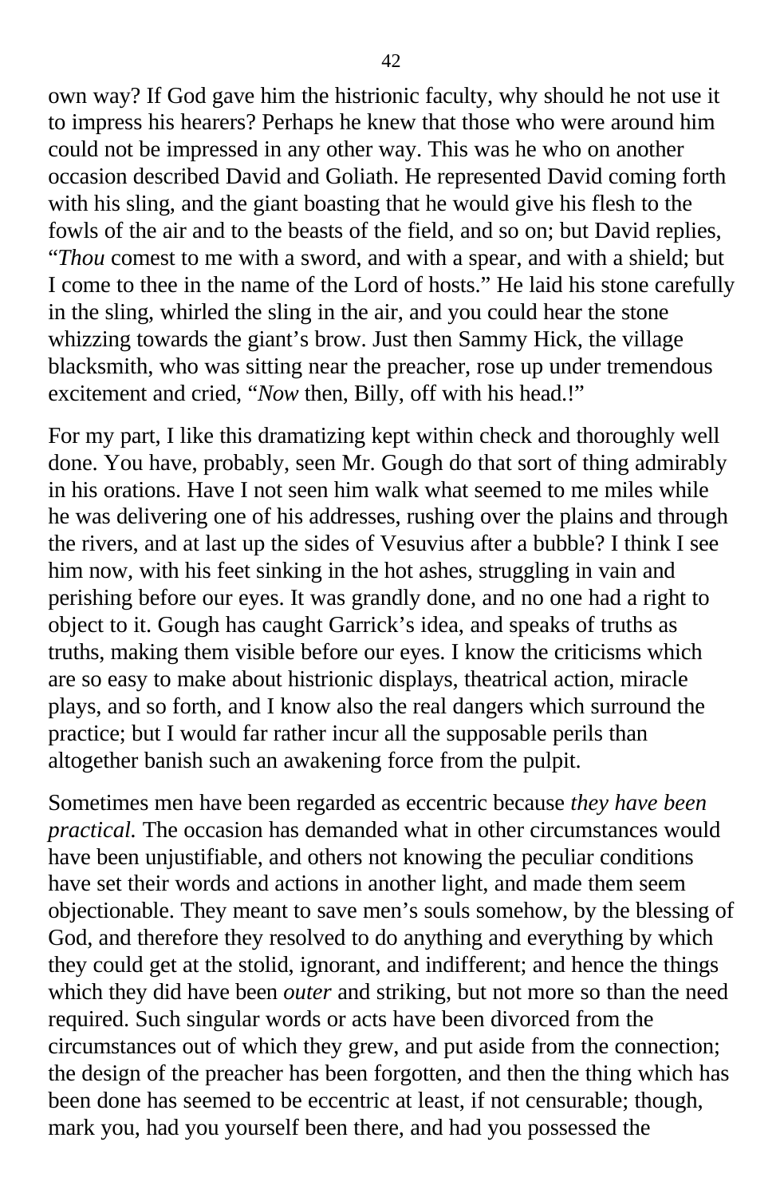own way? If God gave him the histrionic faculty, why should he not use it to impress his hearers? Perhaps he knew that those who were around him could not be impressed in any other way. This was he who on another occasion described David and Goliath. He represented David coming forth with his sling, and the giant boasting that he would give his flesh to the fowls of the air and to the beasts of the field, and so on; but David replies, "*Thou* comest to me with a sword, and with a spear, and with a shield; but I come to thee in the name of the Lord of hosts." He laid his stone carefully in the sling, whirled the sling in the air, and you could hear the stone whizzing towards the giant's brow. Just then Sammy Hick, the village blacksmith, who was sitting near the preacher, rose up under tremendous excitement and cried, "*Now* then, Billy, off with his head.!"

For my part, I like this dramatizing kept within check and thoroughly well done. You have, probably, seen Mr. Gough do that sort of thing admirably in his orations. Have I not seen him walk what seemed to me miles while he was delivering one of his addresses, rushing over the plains and through the rivers, and at last up the sides of Vesuvius after a bubble? I think I see him now, with his feet sinking in the hot ashes, struggling in vain and perishing before our eyes. It was grandly done, and no one had a right to object to it. Gough has caught Garrick's idea, and speaks of truths as truths, making them visible before our eyes. I know the criticisms which are so easy to make about histrionic displays, theatrical action, miracle plays, and so forth, and I know also the real dangers which surround the practice; but I would far rather incur all the supposable perils than altogether banish such an awakening force from the pulpit.

Sometimes men have been regarded as eccentric because *they have been practical.* The occasion has demanded what in other circumstances would have been unjustifiable, and others not knowing the peculiar conditions have set their words and actions in another light, and made them seem objectionable. They meant to save men's souls somehow, by the blessing of God, and therefore they resolved to do anything and everything by which they could get at the stolid, ignorant, and indifferent; and hence the things which they did have been *outer* and striking, but not more so than the need required. Such singular words or acts have been divorced from the circumstances out of which they grew, and put aside from the connection; the design of the preacher has been forgotten, and then the thing which has been done has seemed to be eccentric at least, if not censurable; though, mark you, had you yourself been there, and had you possessed the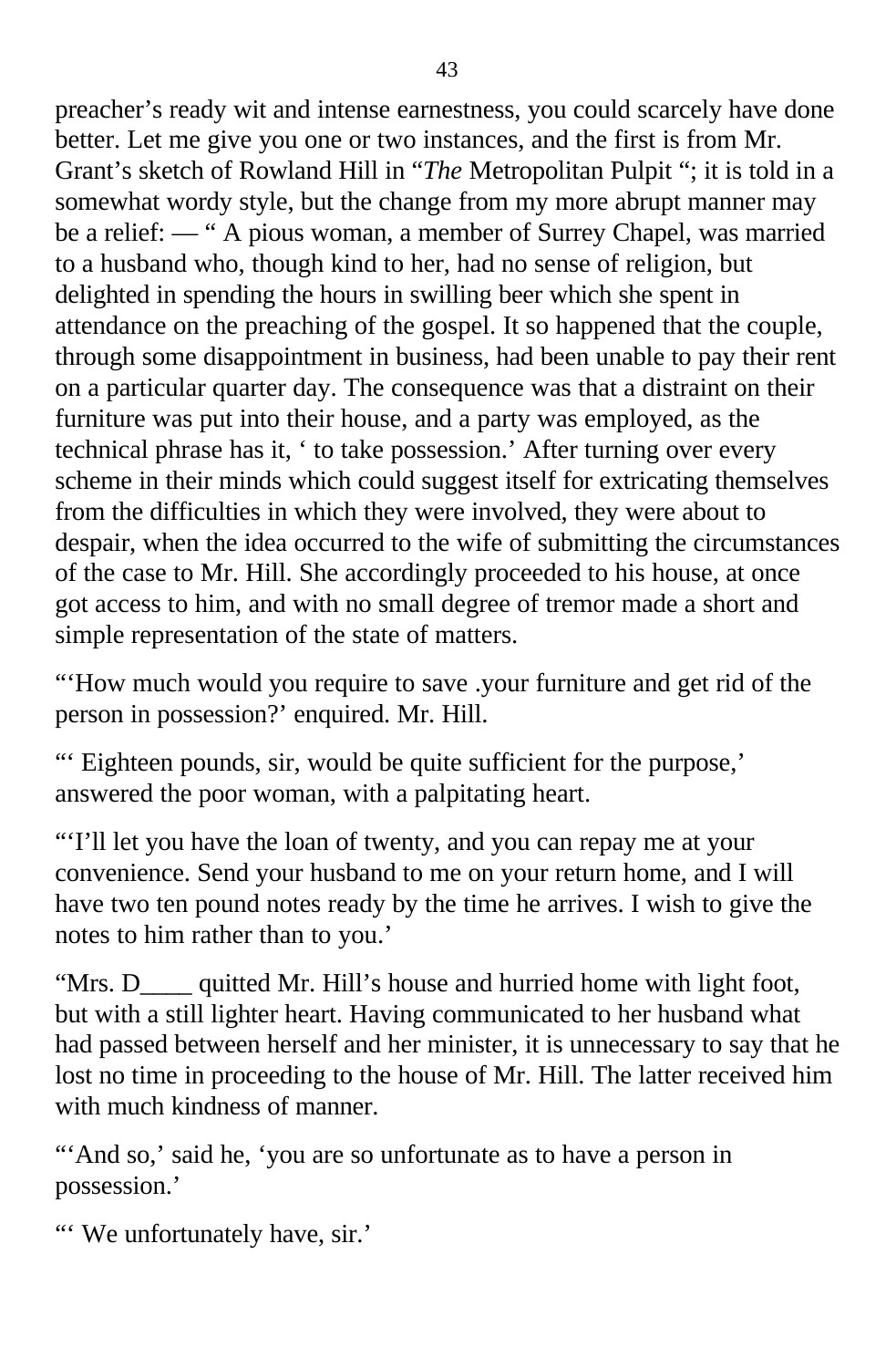preacher's ready wit and intense earnestness, you could scarcely have done better. Let me give you one or two instances, and the first is from Mr. Grant's sketch of Rowland Hill in "*The* Metropolitan Pulpit "; it is told in a somewhat wordy style, but the change from my more abrupt manner may be a relief: — " A pious woman, a member of Surrey Chapel, was married to a husband who, though kind to her, had no sense of religion, but delighted in spending the hours in swilling beer which she spent in attendance on the preaching of the gospel. It so happened that the couple, through some disappointment in business, had been unable to pay their rent on a particular quarter day. The consequence was that a distraint on their furniture was put into their house, and a party was employed, as the technical phrase has it, ' to take possession.' After turning over every scheme in their minds which could suggest itself for extricating themselves from the difficulties in which they were involved, they were about to despair, when the idea occurred to the wife of submitting the circumstances of the case to Mr. Hill. She accordingly proceeded to his house, at once got access to him, and with no small degree of tremor made a short and simple representation of the state of matters.

"'How much would you require to save .your furniture and get rid of the person in possession?' enquired. Mr. Hill.

"' Eighteen pounds, sir, would be quite sufficient for the purpose,' answered the poor woman, with a palpitating heart.

"'I'll let you have the loan of twenty, and you can repay me at your convenience. Send your husband to me on your return home, and I will have two ten pound notes ready by the time he arrives. I wish to give the notes to him rather than to you.'

"Mrs. D____ quitted Mr. Hill's house and hurried home with light foot, but with a still lighter heart. Having communicated to her husband what had passed between herself and her minister, it is unnecessary to say that he lost no time in proceeding to the house of Mr. Hill. The latter received him with much kindness of manner.

"'And so,' said he, 'you are so unfortunate as to have a person in possession.'

"' We unfortunately have, sir.'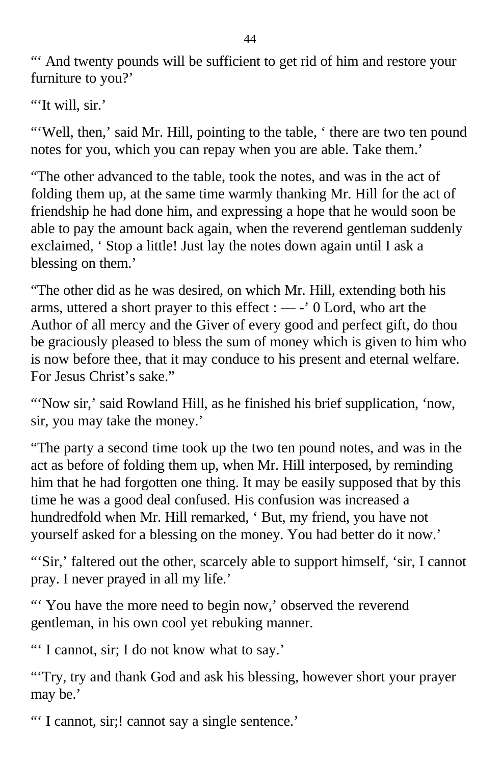"‘ And twenty pounds will be sufficient to get rid of him and restore your furniture to you?’

"‘It will, sir.’

"‘Well, then,’ said Mr. Hill, pointing to the table, ‘ there are two ten pound notes for you, which you can repay when you are able. Take them.’

“The other advanced to the table, took the notes, and was in the act of folding them up, at the same time warmly thanking Mr. Hill for the act of friendship he had done him, and expressing a hope that he would soon be able to pay the amount back again, when the reverend gentleman suddenly exclaimed, ‘ Stop a little! Just lay the notes down again until I ask a blessing on them.’

“The other did as he was desired, on which Mr. Hill, extending both his arms, uttered a short prayer to this effect : — -’ 0 Lord, who art the Author of all mercy and the Giver of every good and perfect gift, do thou be graciously pleased to bless the sum of money which is given to him who is now before thee, that it may conduce to his present and eternal welfare. For Jesus Christ’s sake.”

"‘Now sir,’ said Rowland Hill, as he finished his brief supplication, ‘now, sir, you may take the money.’

“The party a second time took up the two ten pound notes, and was in the act as before of folding them up, when Mr. Hill interposed, by reminding him that he had forgotten one thing. It may be easily supposed that by this time he was a good deal confused. His confusion was increased a hundredfold when Mr. Hill remarked, ‘ But, my friend, you have not yourself asked for a blessing on the money. You had better do it now.’

"‘Sir,’ faltered out the other, scarcely able to support himself, ‘sir, I cannot pray. I never prayed in all my life.’

"‘ You have the more need to begin now,’ observed the reverend gentleman, in his own cool yet rebuking manner.

"‘ I cannot, sir; I do not know what to say.’

"‘Try, try and thank God and ask his blessing, however short your prayer may be.’

"‘ I cannot, sir;! cannot say a single sentence.’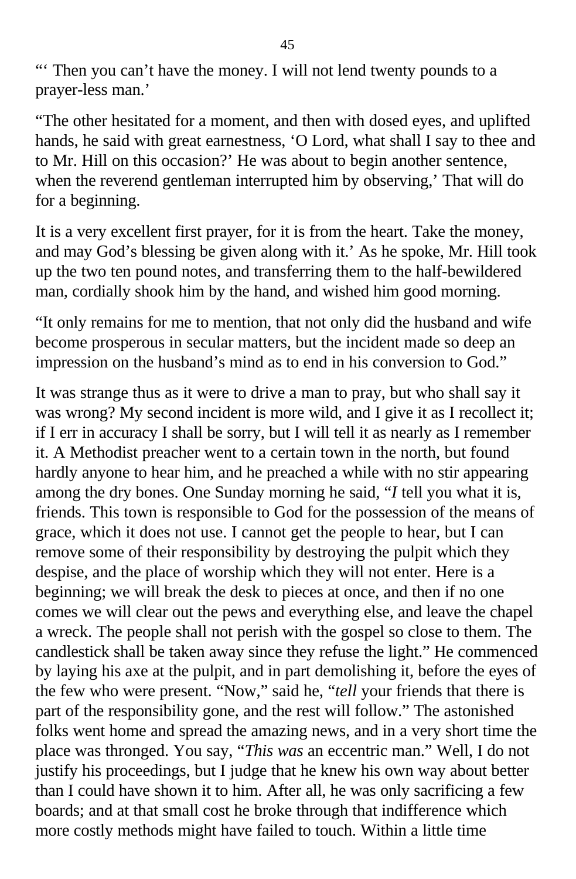"' Then you can't have the money. I will not lend twenty pounds to a prayer-less man.'

"The other hesitated for a moment, and then with dosed eyes, and uplifted hands, he said with great earnestness, 'O Lord, what shall I say to thee and to Mr. Hill on this occasion?' He was about to begin another sentence, when the reverend gentleman interrupted him by observing,' That will do for a beginning.

It is a very excellent first prayer, for it is from the heart. Take the money, and may God's blessing be given along with it.' As he spoke, Mr. Hill took up the two ten pound notes, and transferring them to the half-bewildered man, cordially shook him by the hand, and wished him good morning.

"It only remains for me to mention, that not only did the husband and wife become prosperous in secular matters, but the incident made so deep an impression on the husband's mind as to end in his conversion to God."

It was strange thus as it were to drive a man to pray, but who shall say it was wrong? My second incident is more wild, and I give it as I recollect it; if I err in accuracy I shall be sorry, but I will tell it as nearly as I remember it. A Methodist preacher went to a certain town in the north, but found hardly anyone to hear him, and he preached a while with no stir appearing among the dry bones. One Sunday morning he said, "*I* tell you what it is, friends. This town is responsible to God for the possession of the means of grace, which it does not use. I cannot get the people to hear, but I can remove some of their responsibility by destroying the pulpit which they despise, and the place of worship which they will not enter. Here is a beginning; we will break the desk to pieces at once, and then if no one comes we will clear out the pews and everything else, and leave the chapel a wreck. The people shall not perish with the gospel so close to them. The candlestick shall be taken away since they refuse the light." He commenced by laying his axe at the pulpit, and in part demolishing it, before the eyes of the few who were present. "Now," said he, "*tell* your friends that there is part of the responsibility gone, and the rest will follow." The astonished folks went home and spread the amazing news, and in a very short time the place was thronged. You say, "*This was* an eccentric man." Well, I do not justify his proceedings, but I judge that he knew his own way about better than I could have shown it to him. After all, he was only sacrificing a few boards; and at that small cost he broke through that indifference which more costly methods might have failed to touch. Within a little time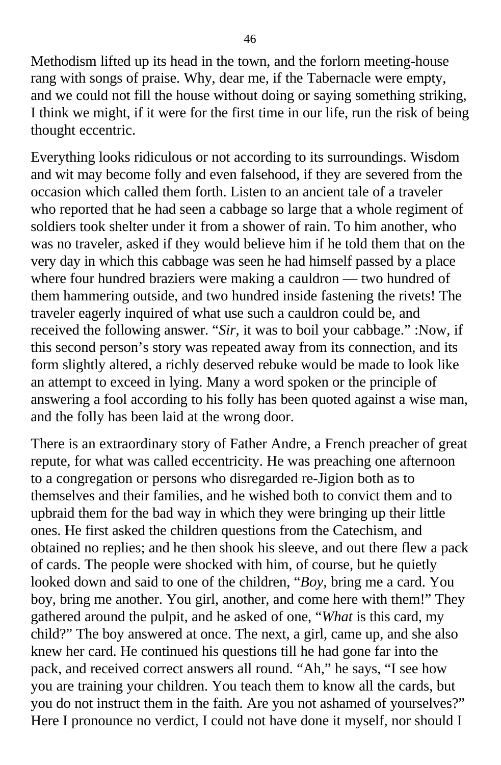Methodism lifted up its head in the town, and the forlorn meeting-house rang with songs of praise. Why, dear me, if the Tabernacle were empty, and we could not fill the house without doing or saying something striking, I think we might, if it were for the first time in our life, run the risk of being thought eccentric.

Everything looks ridiculous or not according to its surroundings. Wisdom and wit may become folly and even falsehood, if they are severed from the occasion which called them forth. Listen to an ancient tale of a traveler who reported that he had seen a cabbage so large that a whole regiment of soldiers took shelter under it from a shower of rain. To him another, who was no traveler, asked if they would believe him if he told them that on the very day in which this cabbage was seen he had himself passed by a place where four hundred braziers were making a cauldron — two hundred of them hammering outside, and two hundred inside fastening the rivets! The traveler eagerly inquired of what use such a cauldron could be, and received the following answer. "*Sir*, it was to boil your cabbage." :Now, if this second person's story was repeated away from its connection, and its form slightly altered, a richly deserved rebuke would be made to look like an attempt to exceed in lying. Many a word spoken or the principle of answering a fool according to his folly has been quoted against a wise man, and the folly has been laid at the wrong door.

There is an extraordinary story of Father Andre, a French preacher of great repute, for what was called eccentricity. He was preaching one afternoon to a congregation or persons who disregarded re-Jigion both as to themselves and their families, and he wished both to convict them and to upbraid them for the bad way in which they were bringing up their little ones. He first asked the children questions from the Catechism, and obtained no replies; and he then shook his sleeve, and out there flew a pack of cards. The people were shocked with him, of course, but he quietly looked down and said to one of the children, "*Boy*, bring me a card. You boy, bring me another. You girl, another, and come here with them!" They gathered around the pulpit, and he asked of one, "*What* is this card, my child?" The boy answered at once. The next, a girl, came up, and she also knew her card. He continued his questions till he had gone far into the pack, and received correct answers all round. "Ah," he says, "I see how you are training your children. You teach them to know all the cards, but you do not instruct them in the faith. Are you not ashamed of yourselves?" Here I pronounce no verdict, I could not have done it myself, nor should I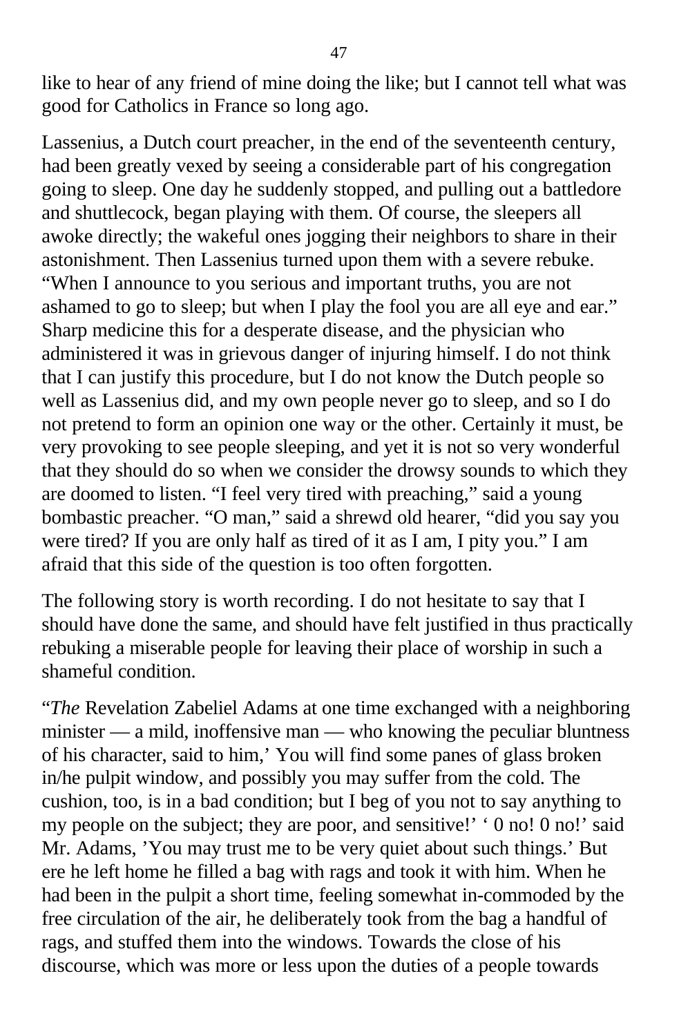like to hear of any friend of mine doing the like; but I cannot tell what was good for Catholics in France so long ago.

Lassenius, a Dutch court preacher, in the end of the seventeenth century, had been greatly vexed by seeing a considerable part of his congregation going to sleep. One day he suddenly stopped, and pulling out a battledore and shuttlecock, began playing with them. Of course, the sleepers all awoke directly; the wakeful ones jogging their neighbors to share in their astonishment. Then Lassenius turned upon them with a severe rebuke. “When I announce to you serious and important truths, you are not ashamed to go to sleep; but when I play the fool you are all eye and ear.” Sharp medicine this for a desperate disease, and the physician who administered it was in grievous danger of injuring himself. I do not think that I can justify this procedure, but I do not know the Dutch people so well as Lassenius did, and my own people never go to sleep, and so I do not pretend to form an opinion one way or the other. Certainly it must, be very provoking to see people sleeping, and yet it is not so very wonderful that they should do so when we consider the drowsy sounds to which they are doomed to listen. “I feel very tired with preaching,” said a young bombastic preacher. “O man,” said a shrewd old hearer, “did you say you were tired? If you are only half as tired of it as I am, I pity you.” I am afraid that this side of the question is too often forgotten.

The following story is worth recording. I do not hesitate to say that I should have done the same, and should have felt justified in thus practically rebuking a miserable people for leaving their place of worship in such a shameful condition.

“*The* Revelation Zabeliel Adams at one time exchanged with a neighboring minister — a mild, inoffensive man — who knowing the peculiar bluntness of his character, said to him,’ You will find some panes of glass broken in/he pulpit window, and possibly you may suffer from the cold. The cushion, too, is in a bad condition; but I beg of you not to say anything to my people on the subject; they are poor, and sensitive!’ ‘ 0 no! 0 no!’ said Mr. Adams, ’You may trust me to be very quiet about such things.’ But ere he left home he filled a bag with rags and took it with him. When he had been in the pulpit a short time, feeling somewhat in-commoded by the free circulation of the air, he deliberately took from the bag a handful of rags, and stuffed them into the windows. Towards the close of his discourse, which was more or less upon the duties of a people towards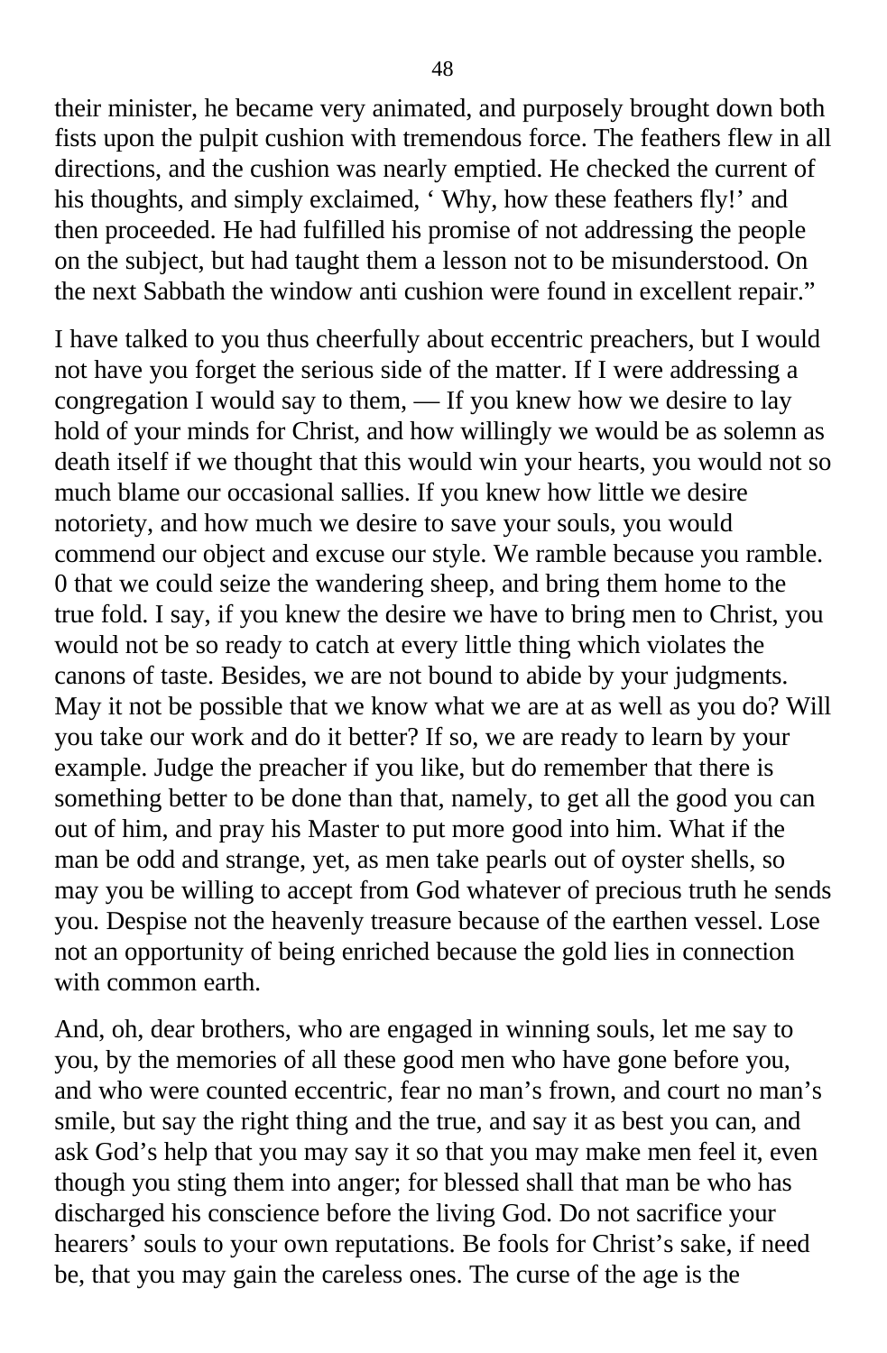their minister, he became very animated, and purposely brought down both fists upon the pulpit cushion with tremendous force. The feathers flew in all directions, and the cushion was nearly emptied. He checked the current of his thoughts, and simply exclaimed, ‘ Why, how these feathers fly!’ and then proceeded. He had fulfilled his promise of not addressing the people on the subject, but had taught them a lesson not to be misunderstood. On the next Sabbath the window anti cushion were found in excellent repair.”

I have talked to you thus cheerfully about eccentric preachers, but I would not have you forget the serious side of the matter. If I were addressing a congregation I would say to them, — If you knew how we desire to lay hold of your minds for Christ, and how willingly we would be as solemn as death itself if we thought that this would win your hearts, you would not so much blame our occasional sallies. If you knew how little we desire notoriety, and how much we desire to save your souls, you would commend our object and excuse our style. We ramble because you ramble. 0 that we could seize the wandering sheep, and bring them home to the true fold. I say, if you knew the desire we have to bring men to Christ, you would not be so ready to catch at every little thing which violates the canons of taste. Besides, we are not bound to abide by your judgments. May it not be possible that we know what we are at as well as you do? Will you take our work and do it better? If so, we are ready to learn by your example. Judge the preacher if you like, but do remember that there is something better to be done than that, namely, to get all the good you can out of him, and pray his Master to put more good into him. What if the man be odd and strange, yet, as men take pearls out of oyster shells, so may you be willing to accept from God whatever of precious truth he sends you. Despise not the heavenly treasure because of the earthen vessel. Lose not an opportunity of being enriched because the gold lies in connection with common earth.

And, oh, dear brothers, who are engaged in winning souls, let me say to you, by the memories of all these good men who have gone before you, and who were counted eccentric, fear no man’s frown, and court no man’s smile, but say the right thing and the true, and say it as best you can, and ask God’s help that you may say it so that you may make men feel it, even though you sting them into anger; for blessed shall that man be who has discharged his conscience before the living God. Do not sacrifice your hearers’ souls to your own reputations. Be fools for Christ’s sake, if need be, that you may gain the careless ones. The curse of the age is the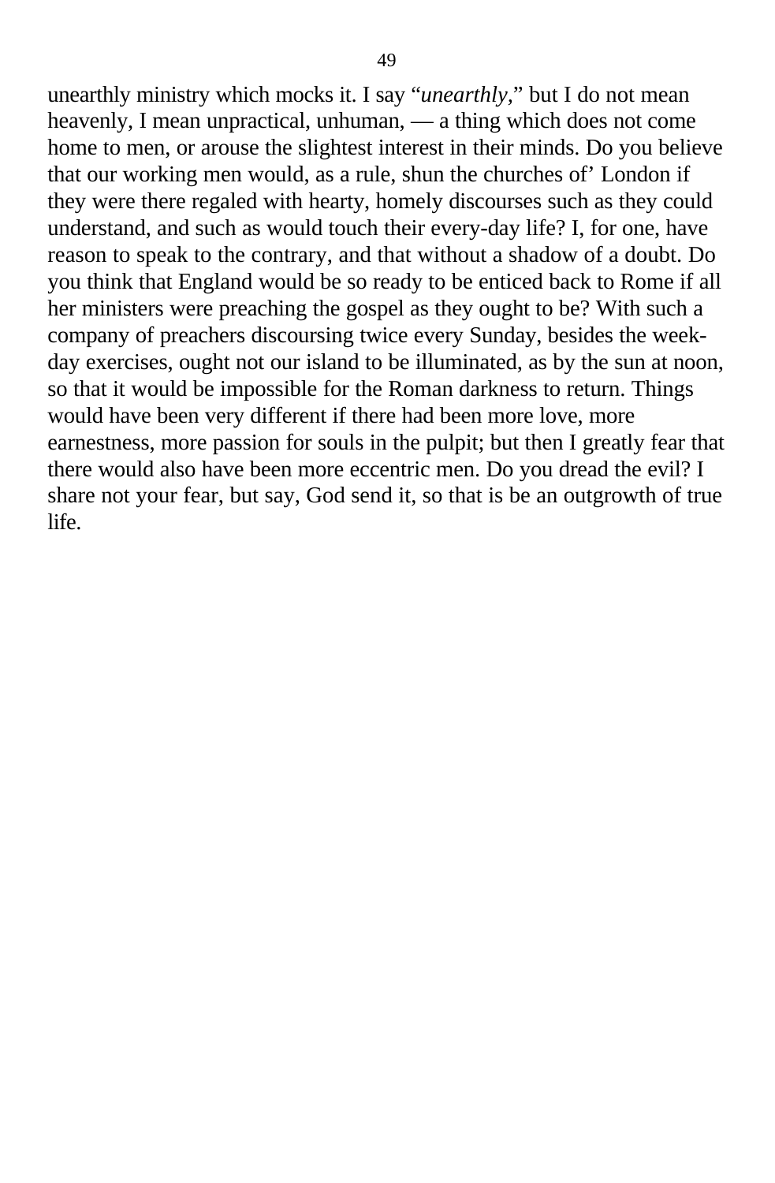unearthly ministry which mocks it. I say “*unearthly*,” but I do not mean heavenly, I mean unpractical, unhuman, — a thing which does not come home to men, or arouse the slightest interest in their minds. Do you believe that our working men would, as a rule, shun the churches of’ London if they were there regaled with hearty, homely discourses such as they could understand, and such as would touch their every-day life? I, for one, have reason to speak to the contrary, and that without a shadow of a doubt. Do you think that England would be so ready to be enticed back to Rome if all her ministers were preaching the gospel as they ought to be? With such a company of preachers discoursing twice every Sunday, besides the week-day exercises, ought not our island to be illuminated, as by the sun at noon, so that it would be impossible for the Roman darkness to return. Things would have been very different if there had been more love, more earnestness, more passion for souls in the pulpit; but then I greatly fear that there would also have been more eccentric men. Do you dread the evil? I share not your fear, but say, God send it, so that is be an outgrowth of true life.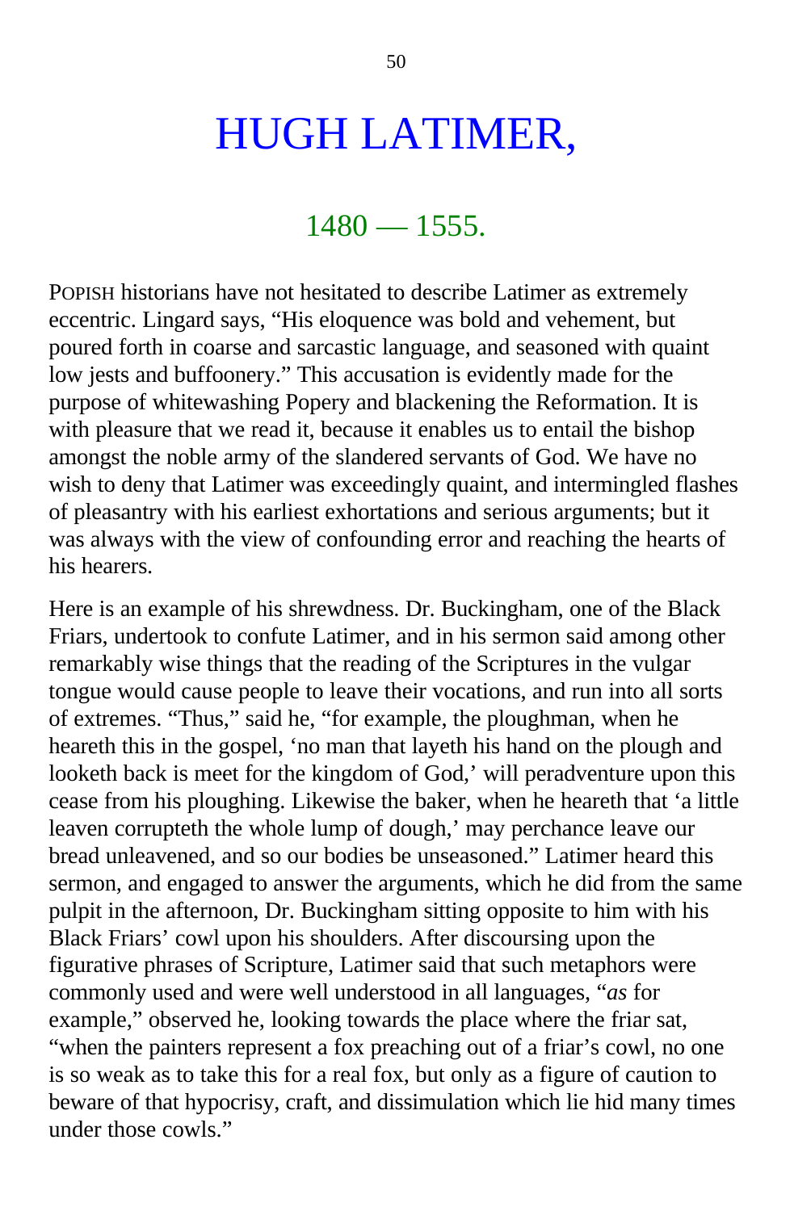# HUGH LATIMER,

## 1480 — 1555.

POPISH historians have not hesitated to describe Latimer as extremely eccentric. Lingard says, “His eloquence was bold and vehement, but poured forth in coarse and sarcastic language, and seasoned with quaint low jests and buffoonery.” This accusation is evidently made for the purpose of whitewashing Popery and blackening the Reformation. It is with pleasure that we read it, because it enables us to entail the bishop amongst the noble army of the slandered servants of God. We have no wish to deny that Latimer was exceedingly quaint, and intermingled flashes of pleasantry with his earliest exhortations and serious arguments; but it was always with the view of confounding error and reaching the hearts of his hearers.

Here is an example of his shrewdness. Dr. Buckingham, one of the Black Friars, undertook to confute Latimer, and in his sermon said among other remarkably wise things that the reading of the Scriptures in the vulgar tongue would cause people to leave their vocations, and run into all sorts of extremes. “Thus,” said he, “for example, the ploughman, when he heareth this in the gospel, ‘no man that layeth his hand on the plough and looketh back is meet for the kingdom of God,’ will peradventure upon this cease from his ploughing. Likewise the baker, when he heareth that ‘a little leaven corrupteth the whole lump of dough,’ may perchance leave our bread unleavened, and so our bodies be unseasoned.” Latimer heard this sermon, and engaged to answer the arguments, which he did from the same pulpit in the afternoon, Dr. Buckingham sitting opposite to him with his Black Friars’ cowl upon his shoulders. After discoursing upon the figurative phrases of Scripture, Latimer said that such metaphors were commonly used and were well understood in all languages, “*as* for example,” observed he, looking towards the place where the friar sat, “when the painters represent a fox preaching out of a friar’s cowl, no one is so weak as to take this for a real fox, but only as a figure of caution to beware of that hypocrisy, craft, and dissimulation which lie hid many times under those cowls.”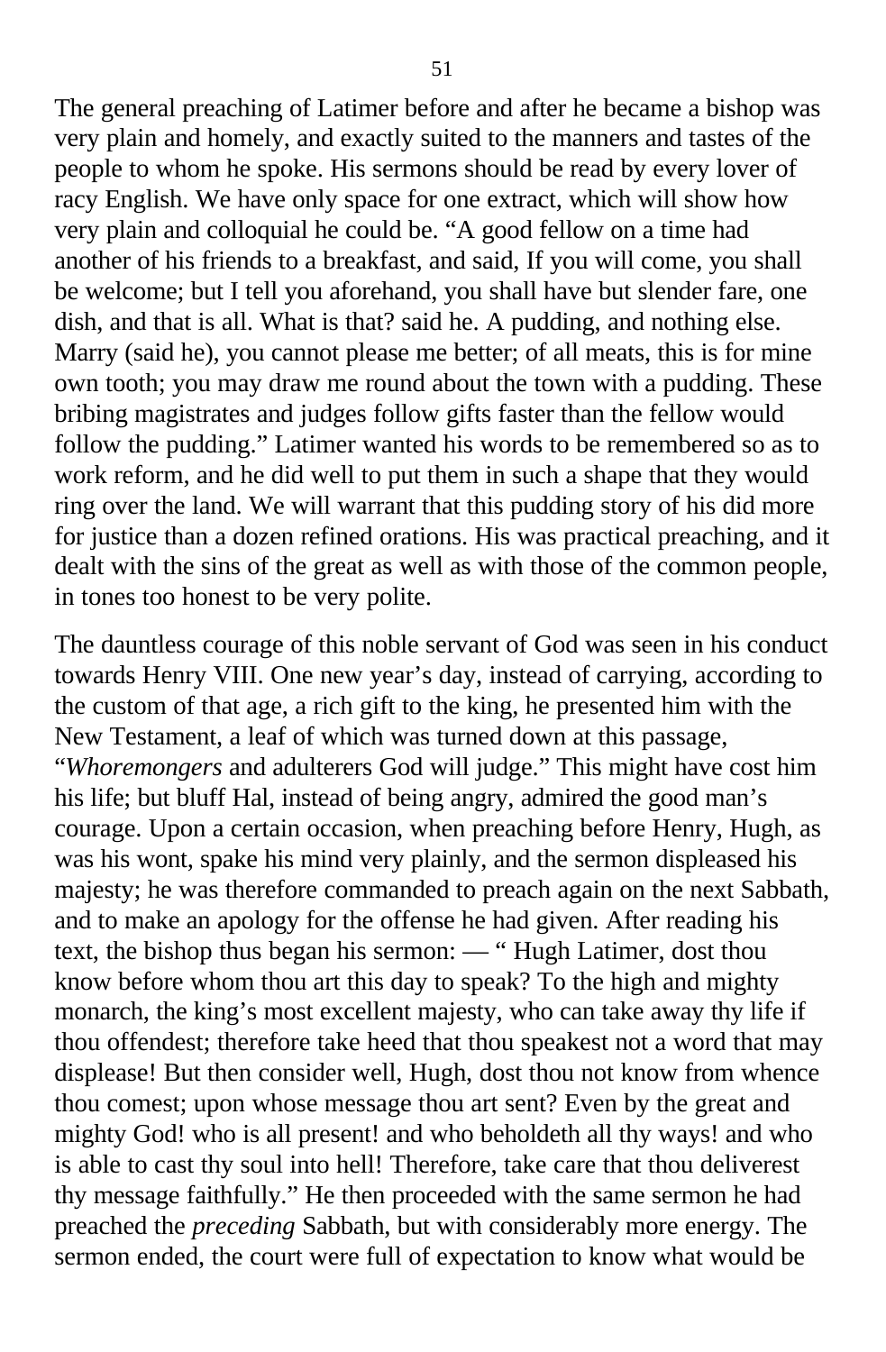The general preaching of Latimer before and after he became a bishop was very plain and homely, and exactly suited to the manners and tastes of the people to whom he spoke. His sermons should be read by every lover of racy English. We have only space for one extract, which will show how very plain and colloquial he could be. “A good fellow on a time had another of his friends to a breakfast, and said, If you will come, you shall be welcome; but I tell you aforehand, you shall have but slender fare, one dish, and that is all. What is that? said he. A pudding, and nothing else. Marry (said he), you cannot please me better; of all meats, this is for mine own tooth; you may draw me round about the town with a pudding. These bribing magistrates and judges follow gifts faster than the fellow would follow the pudding.” Latimer wanted his words to be remembered so as to work reform, and he did well to put them in such a shape that they would ring over the land. We will warrant that this pudding story of his did more for justice than a dozen refined orations. His was practical preaching, and it dealt with the sins of the great as well as with those of the common people, in tones too honest to be very polite.

The dauntless courage of this noble servant of God was seen in his conduct towards Henry VIII. One new year’s day, instead of carrying, according to the custom of that age, a rich gift to the king, he presented him with the New Testament, a leaf of which was turned down at this passage, “*Whoremongers* and adulterers God will judge.” This might have cost him his life; but bluff Hal, instead of being angry, admired the good man’s courage. Upon a certain occasion, when preaching before Henry, Hugh, as was his wont, spake his mind very plainly, and the sermon displeased his majesty; he was therefore commanded to preach again on the next Sabbath, and to make an apology for the offense he had given. After reading his text, the bishop thus began his sermon: — “ Hugh Latimer, dost thou know before whom thou art this day to speak? To the high and mighty monarch, the king’s most excellent majesty, who can take away thy life if thou offendest; therefore take heed that thou speakest not a word that may displease! But then consider well, Hugh, dost thou not know from whence thou comest; upon whose message thou art sent? Even by the great and mighty God! who is all present! and who beholdeth all thy ways! and who is able to cast thy soul into hell! Therefore, take care that thou deliverest thy message faithfully.” He then proceeded with the same sermon he had preached the *preceding* Sabbath, but with considerably more energy. The sermon ended, the court were full of expectation to know what would be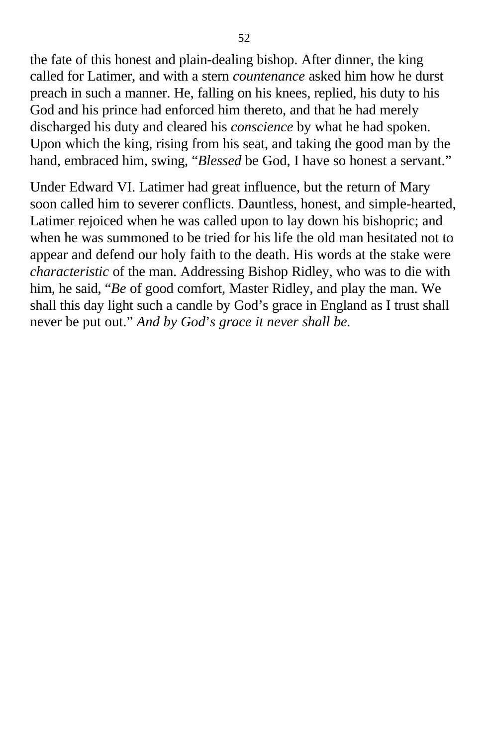the fate of this honest and plain-dealing bishop. After dinner, the king called for Latimer, and with a stern *countenance* asked him how he durst preach in such a manner. He, falling on his knees, replied, his duty to his God and his prince had enforced him thereto, and that he had merely discharged his duty and cleared his *conscience* by what he had spoken. Upon which the king, rising from his seat, and taking the good man by the hand, embraced him, swing, "*Blessed* be God, I have so honest a servant."

Under Edward VI. Latimer had great influence, but the return of Mary soon called him to severer conflicts. Dauntless, honest, and simple-hearted, Latimer rejoiced when he was called upon to lay down his bishopric; and when he was summoned to be tried for his life the old man hesitated not to appear and defend our holy faith to the death. His words at the stake were *characteristic* of the man. Addressing Bishop Ridley, who was to die with him, he said, "*Be* of good comfort, Master Ridley, and play the man. We shall this day light such a candle by God's grace in England as I trust shall never be put out." *And by God's grace it never shall be.*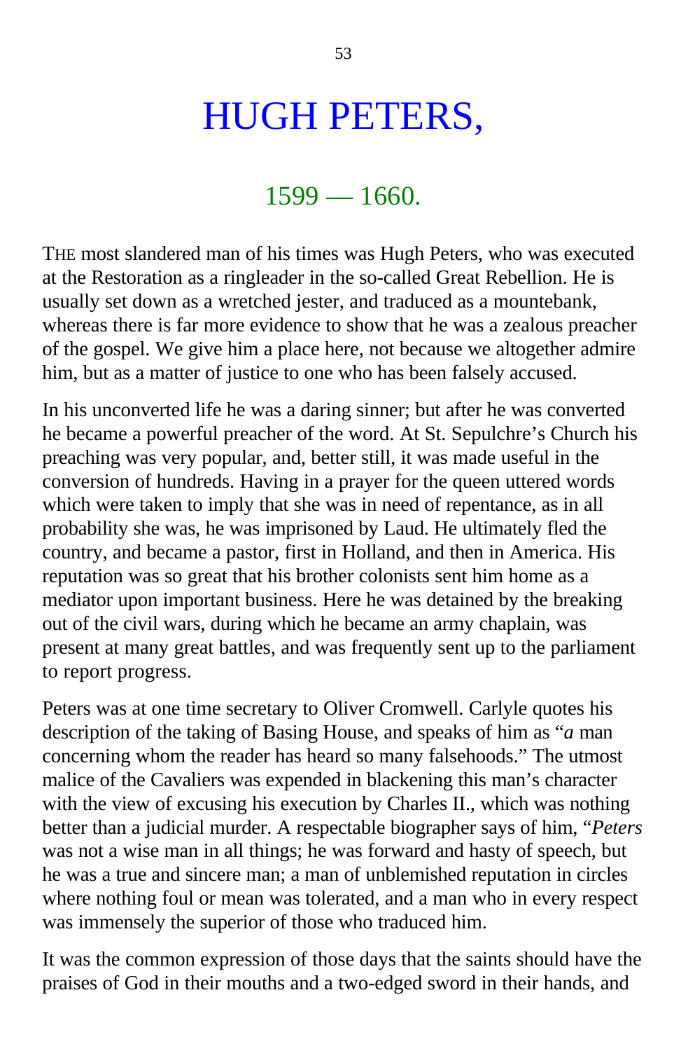# HUGH PETERS,

## 1599 — 1660.

THE most slandered man of his times was Hugh Peters, who was executed at the Restoration as a ringleader in the so-called Great Rebellion. He is usually set down as a wretched jester, and traduced as a mountebank, whereas there is far more evidence to show that he was a zealous preacher of the gospel. We give him a place here, not because we altogether admire him, but as a matter of justice to one who has been falsely accused.

In his unconverted life he was a daring sinner; but after he was converted he became a powerful preacher of the word. At St. Sepulchre's Church his preaching was very popular, and, better still, it was made useful in the conversion of hundreds. Having in a prayer for the queen uttered words which were taken to imply that she was in need of repentance, as in all probability she was, he was imprisoned by Laud. He ultimately fled the country, and became a pastor, first in Holland, and then in America. His reputation was so great that his brother colonists sent him home as a mediator upon important business. Here he was detained by the breaking out of the civil wars, during which he became an army chaplain, was present at many great battles, and was frequently sent up to the parliament to report progress.

Peters was at one time secretary to Oliver Cromwell. Carlyle quotes his description of the taking of Basing House, and speaks of him as "*a* man concerning whom the reader has heard so many falsehoods." The utmost malice of the Cavaliers was expended in blackening this man's character with the view of excusing his execution by Charles II., which was nothing better than a judicial murder. A respectable biographer says of him, "*Peters* was not a wise man in all things; he was forward and hasty of speech, but he was a true and sincere man; a man of unblemished reputation in circles where nothing foul or mean was tolerated, and a man who in every respect was immensely the superior of those who traduced him.

It was the common expression of those days that the saints should have the praises of God in their mouths and a two-edged sword in their hands, and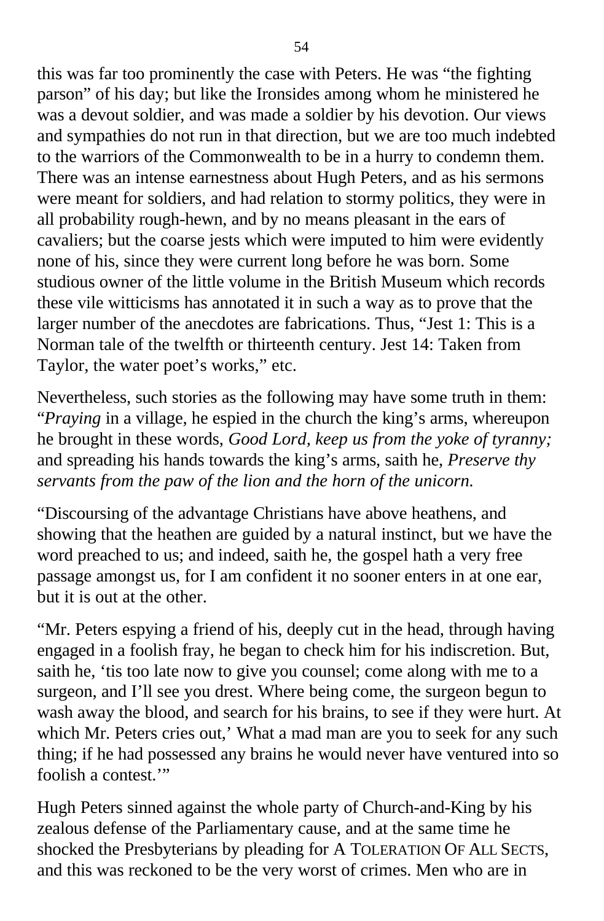this was far too prominently the case with Peters. He was "the fighting parson" of his day; but like the Ironsides among whom he ministered he was a devout soldier, and was made a soldier by his devotion. Our views and sympathies do not run in that direction, but we are too much indebted to the warriors of the Commonwealth to be in a hurry to condemn them. There was an intense earnestness about Hugh Peters, and as his sermons were meant for soldiers, and had relation to stormy politics, they were in all probability rough-hewn, and by no means pleasant in the ears of cavaliers; but the coarse jests which were imputed to him were evidently none of his, since they were current long before he was born. Some studious owner of the little volume in the British Museum which records these vile witticisms has annotated it in such a way as to prove that the larger number of the anecdotes are fabrications. Thus, "Jest 1: This is a Norman tale of the twelfth or thirteenth century. Jest 14: Taken from Taylor, the water poet's works," etc.

Nevertheless, such stories as the following may have some truth in them: "*Praying* in a village, he espied in the church the king's arms, whereupon he brought in these words, *Good Lord, keep us from the yoke of tyranny;* and spreading his hands towards the king's arms, saith he, *Preserve thy servants from the paw of the lion and the horn of the unicorn.*

"Discoursing of the advantage Christians have above heathens, and showing that the heathen are guided by a natural instinct, but we have the word preached to us; and indeed, saith he, the gospel hath a very free passage amongst us, for I am confident it no sooner enters in at one ear, but it is out at the other.

"Mr. Peters espying a friend of his, deeply cut in the head, through having engaged in a foolish fray, he began to check him for his indiscretion. But, saith he, 'tis too late now to give you counsel; come along with me to a surgeon, and I'll see you drest. Where being come, the surgeon begun to wash away the blood, and search for his brains, to see if they were hurt. At which Mr. Peters cries out,' What a mad man are you to seek for any such thing; if he had possessed any brains he would never have ventured into so foolish a contest.'"

Hugh Peters sinned against the whole party of Church-and-King by his zealous defense of the Parliamentary cause, and at the same time he shocked the Presbyterians by pleading for A TOLERATION OF ALL SECTS, and this was reckoned to be the very worst of crimes. Men who are in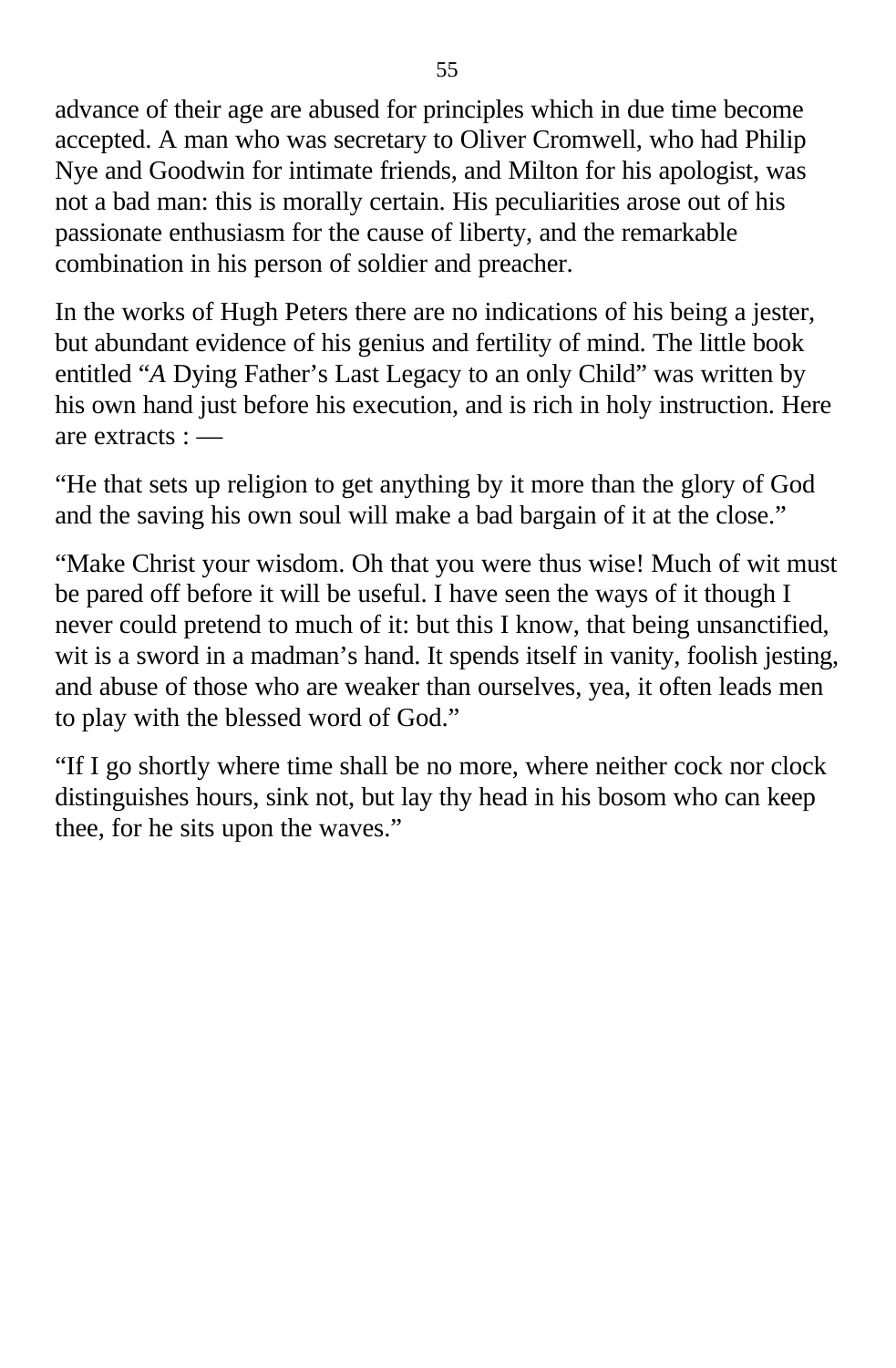advance of their age are abused for principles which in due time become accepted. A man who was secretary to Oliver Cromwell, who had Philip Nye and Goodwin for intimate friends, and Milton for his apologist, was not a bad man: this is morally certain. His peculiarities arose out of his passionate enthusiasm for the cause of liberty, and the remarkable combination in his person of soldier and preacher.

In the works of Hugh Peters there are no indications of his being a jester, but abundant evidence of his genius and fertility of mind. The little book entitled “*A* Dying Father’s Last Legacy to an only Child” was written by his own hand just before his execution, and is rich in holy instruction. Here are extracts : —

“He that sets up religion to get anything by it more than the glory of God and the saving his own soul will make a bad bargain of it at the close.”

“Make Christ your wisdom. Oh that you were thus wise! Much of wit must be pared off before it will be useful. I have seen the ways of it though I never could pretend to much of it: but this I know, that being unsanctified, wit is a sword in a madman’s hand. It spends itself in vanity, foolish jesting, and abuse of those who are weaker than ourselves, yea, it often leads men to play with the blessed word of God.”

“If I go shortly where time shall be no more, where neither cock nor clock distinguishes hours, sink not, but lay thy head in his bosom who can keep thee, for he sits upon the waves.”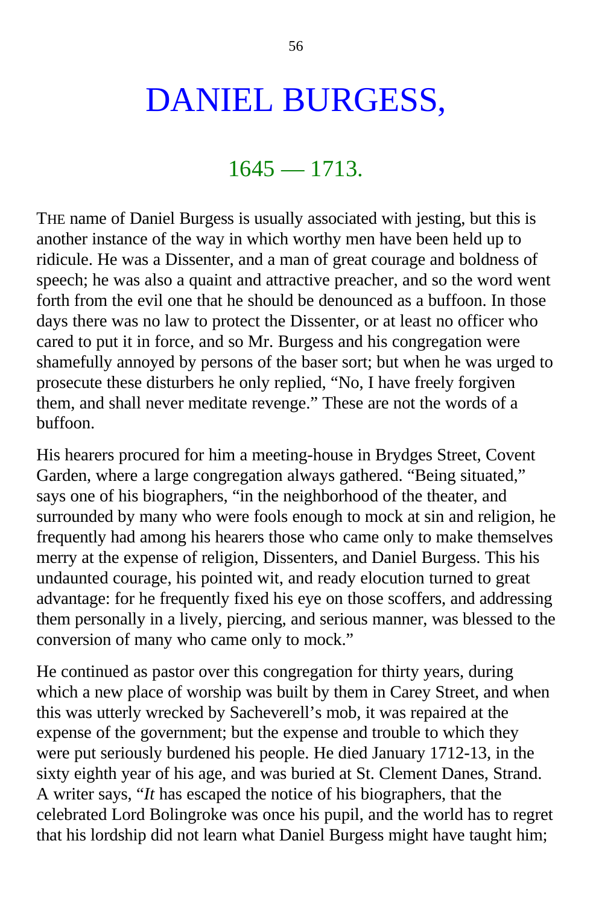# DANIEL BURGESS,

## 1645 — 1713.

THE name of Daniel Burgess is usually associated with jesting, but this is another instance of the way in which worthy men have been held up to ridicule. He was a Dissenter, and a man of great courage and boldness of speech; he was also a quaint and attractive preacher, and so the word went forth from the evil one that he should be denounced as a buffoon. In those days there was no law to protect the Dissenter, or at least no officer who cared to put it in force, and so Mr. Burgess and his congregation were shamefully annoyed by persons of the baser sort; but when he was urged to prosecute these disturbers he only replied, "No, I have freely forgiven them, and shall never meditate revenge." These are not the words of a buffoon.

His hearers procured for him a meeting-house in Brydges Street, Covent Garden, where a large congregation always gathered. "Being situated," says one of his biographers, "in the neighborhood of the theater, and surrounded by many who were fools enough to mock at sin and religion, he frequently had among his hearers those who came only to make themselves merry at the expense of religion, Dissenters, and Daniel Burgess. This his undaunted courage, his pointed wit, and ready elocution turned to great advantage: for he frequently fixed his eye on those scoffers, and addressing them personally in a lively, piercing, and serious manner, was blessed to the conversion of many who came only to mock."

He continued as pastor over this congregation for thirty years, during which a new place of worship was built by them in Carey Street, and when this was utterly wrecked by Sacheverell's mob, it was repaired at the expense of the government; but the expense and trouble to which they were put seriously burdened his people. He died January 1712-13, in the sixty eighth year of his age, and was buried at St. Clement Danes, Strand. A writer says, "*It* has escaped the notice of his biographers, that the celebrated Lord Bolingroke was once his pupil, and the world has to regret that his lordship did not learn what Daniel Burgess might have taught him;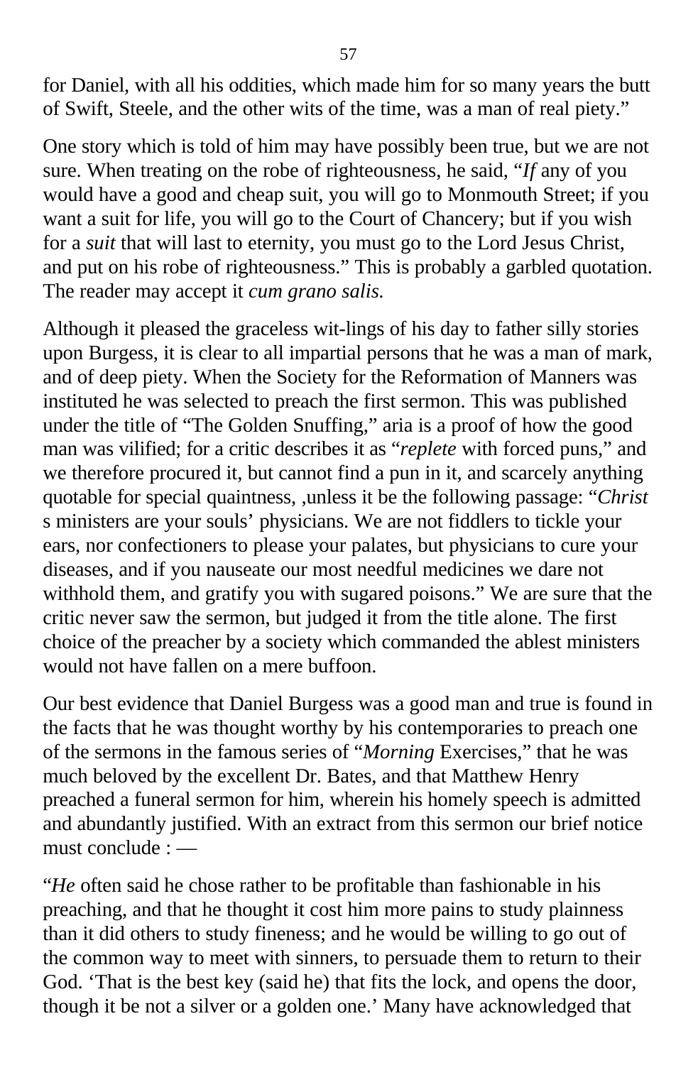for Daniel, with all his oddities, which made him for so many years the butt of Swift, Steele, and the other wits of the time, was a man of real piety."

One story which is told of him may have possibly been true, but we are not sure. When treating on the robe of righteousness, he said, "*If* any of you would have a good and cheap suit, you will go to Monmouth Street; if you want a suit for life, you will go to the Court of Chancery; but if you wish for a *suit* that will last to eternity, you must go to the Lord Jesus Christ, and put on his robe of righteousness." This is probably a garbled quotation. The reader may accept it *cum grano salis.*

Although it pleased the graceless wit-lings of his day to father silly stories upon Burgess, it is clear to all impartial persons that he was a man of mark, and of deep piety. When the Society for the Reformation of Manners was instituted he was selected to preach the first sermon. This was published under the title of "The Golden Snuffing," aria is a proof of how the good man was vilified; for a critic describes it as "*replete* with forced puns," and we therefore procured it, but cannot find a pun in it, and scarcely anything quotable for special quaintness, ,unless it be the following passage: "*Christ* s ministers are your souls' physicians. We are not fiddlers to tickle your ears, nor confectioners to please your palates, but physicians to cure your diseases, and if you nauseate our most needful medicines we dare not withhold them, and gratify you with sugared poisons." We are sure that the critic never saw the sermon, but judged it from the title alone. The first choice of the preacher by a society which commanded the ablest ministers would not have fallen on a mere buffoon.

Our best evidence that Daniel Burgess was a good man and true is found in the facts that he was thought worthy by his contemporaries to preach one of the sermons in the famous series of "*Morning* Exercises," that he was much beloved by the excellent Dr. Bates, and that Matthew Henry preached a funeral sermon for him, wherein his homely speech is admitted and abundantly justified. With an extract from this sermon our brief notice must conclude : —

"*He* often said he chose rather to be profitable than fashionable in his preaching, and that he thought it cost him more pains to study plainness than it did others to study fineness; and he would be willing to go out of the common way to meet with sinners, to persuade them to return to their God. 'That is the best key (said he) that fits the lock, and opens the door, though it be not a silver or a golden one.' Many have acknowledged that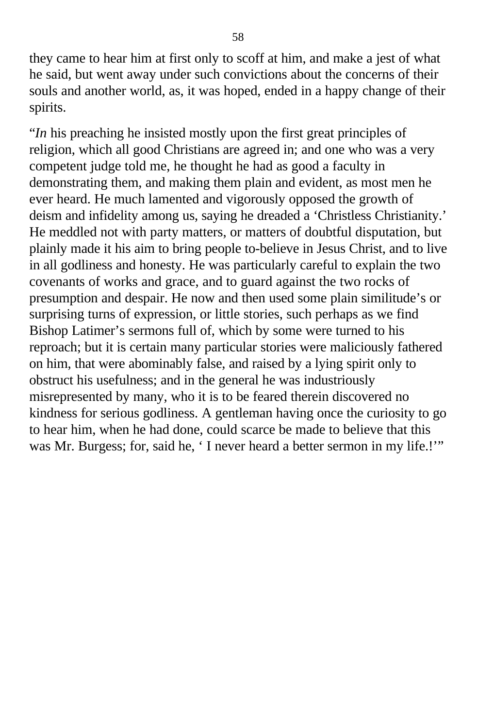they came to hear him at first only to scoff at him, and make a jest of what he said, but went away under such convictions about the concerns of their souls and another world, as, it was hoped, ended in a happy change of their spirits.

"*In* his preaching he insisted mostly upon the first great principles of religion, which all good Christians are agreed in; and one who was a very competent judge told me, he thought he had as good a faculty in demonstrating them, and making them plain and evident, as most men he ever heard. He much lamented and vigorously opposed the growth of deism and infidelity among us, saying he dreaded a 'Christless Christianity.' He meddled not with party matters, or matters of doubtful disputation, but plainly made it his aim to bring people to-believe in Jesus Christ, and to live in all godliness and honesty. He was particularly careful to explain the two covenants of works and grace, and to guard against the two rocks of presumption and despair. He now and then used some plain similitude's or surprising turns of expression, or little stories, such perhaps as we find Bishop Latimer's sermons full of, which by some were turned to his reproach; but it is certain many particular stories were maliciously fathered on him, that were abominably false, and raised by a lying spirit only to obstruct his usefulness; and in the general he was industriously misrepresented by many, who it is to be feared therein discovered no kindness for serious godliness. A gentleman having once the curiosity to go to hear him, when he had done, could scarce be made to believe that this was Mr. Burgess; for, said he, ' I never heard a better sermon in my life.!'"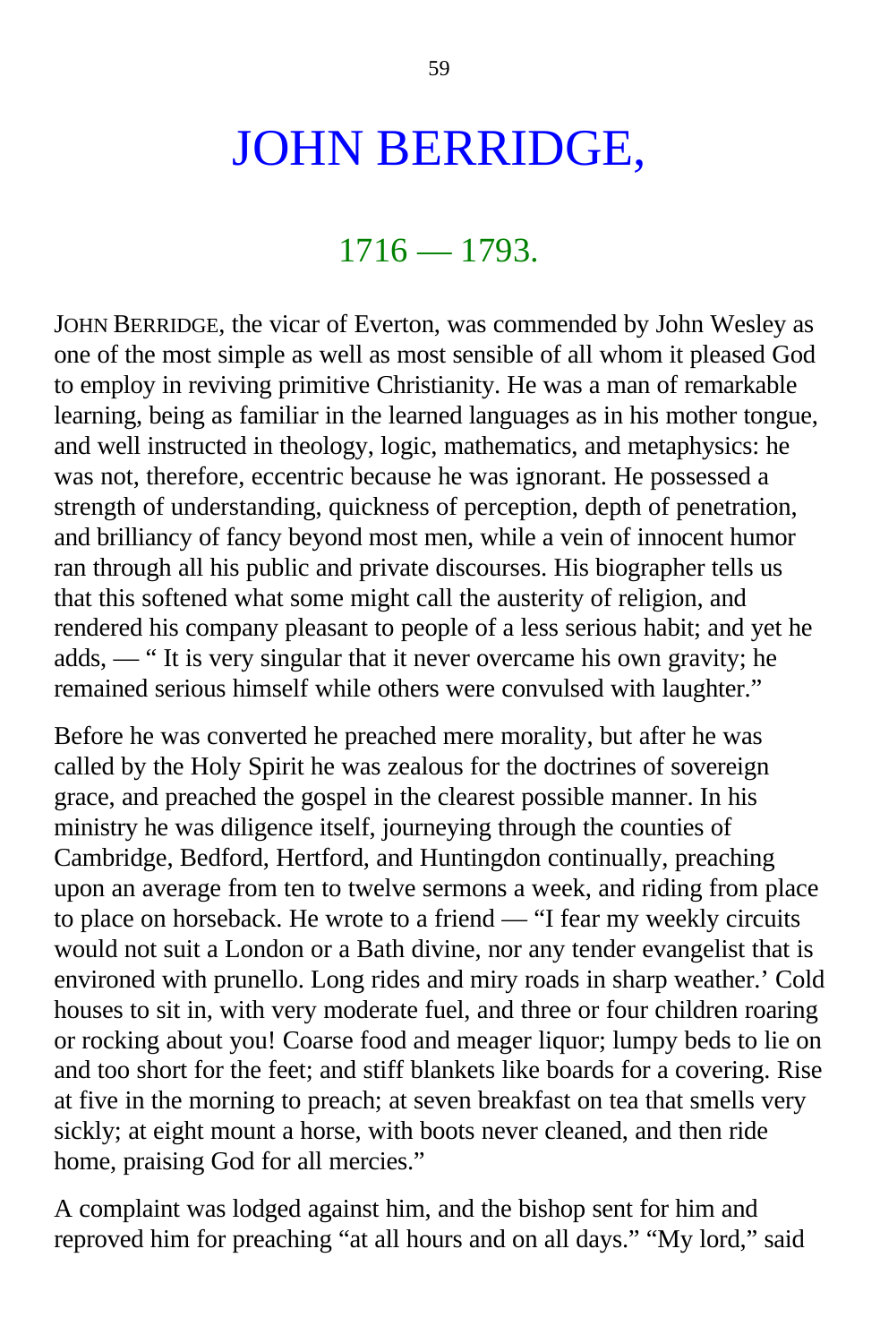# JOHN BERRIDGE,

## 1716 — 1793.

JOHN BERRIDGE, the vicar of Everton, was commended by John Wesley as one of the most simple as well as most sensible of all whom it pleased God to employ in reviving primitive Christianity. He was a man of remarkable learning, being as familiar in the learned languages as in his mother tongue, and well instructed in theology, logic, mathematics, and metaphysics: he was not, therefore, eccentric because he was ignorant. He possessed a strength of understanding, quickness of perception, depth of penetration, and brilliancy of fancy beyond most men, while a vein of innocent humor ran through all his public and private discourses. His biographer tells us that this softened what some might call the austerity of religion, and rendered his company pleasant to people of a less serious habit; and yet he adds, — " It is very singular that it never overcame his own gravity; he remained serious himself while others were convulsed with laughter."

Before he was converted he preached mere morality, but after he was called by the Holy Spirit he was zealous for the doctrines of sovereign grace, and preached the gospel in the clearest possible manner. In his ministry he was diligence itself, journeying through the counties of Cambridge, Bedford, Hertford, and Huntingdon continually, preaching upon an average from ten to twelve sermons a week, and riding from place to place on horseback. He wrote to a friend — "I fear my weekly circuits would not suit a London or a Bath divine, nor any tender evangelist that is environed with prunello. Long rides and miry roads in sharp weather.' Cold houses to sit in, with very moderate fuel, and three or four children roaring or rocking about you! Coarse food and meager liquor; lumpy beds to lie on and too short for the feet; and stiff blankets like boards for a covering. Rise at five in the morning to preach; at seven breakfast on tea that smells very sickly; at eight mount a horse, with boots never cleaned, and then ride home, praising God for all mercies."

A complaint was lodged against him, and the bishop sent for him and reproved him for preaching "at all hours and on all days." "My lord," said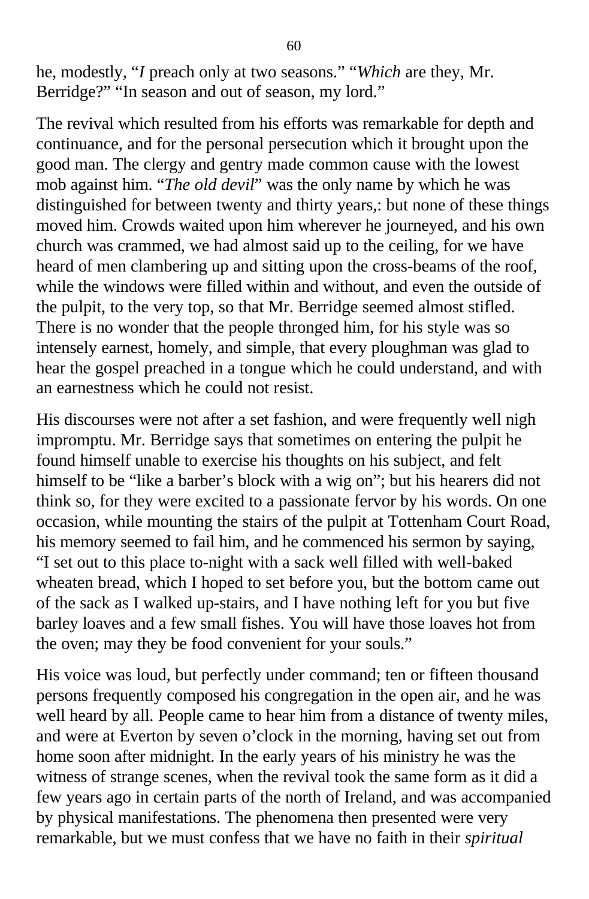he, modestly, "*I* preach only at two seasons." "*Which* are they, Mr. Berridge?" "In season and out of season, my lord."

The revival which resulted from his efforts was remarkable for depth and continuance, and for the personal persecution which it brought upon the good man. The clergy and gentry made common cause with the lowest mob against him. "*The old devil*" was the only name by which he was distinguished for between twenty and thirty years,: but none of these things moved him. Crowds waited upon him wherever he journeyed, and his own church was crammed, we had almost said up to the ceiling, for we have heard of men clambering up and sitting upon the cross-beams of the roof, while the windows were filled within and without, and even the outside of the pulpit, to the very top, so that Mr. Berridge seemed almost stifled. There is no wonder that the people thronged him, for his style was so intensely earnest, homely, and simple, that every ploughman was glad to hear the gospel preached in a tongue which he could understand, and with an earnestness which he could not resist.

His discourses were not after a set fashion, and were frequently well nigh impromptu. Mr. Berridge says that sometimes on entering the pulpit he found himself unable to exercise his thoughts on his subject, and felt himself to be "like a barber's block with a wig on"; but his hearers did not think so, for they were excited to a passionate fervor by his words. On one occasion, while mounting the stairs of the pulpit at Tottenham Court Road, his memory seemed to fail him, and he commenced his sermon by saying, "I set out to this place to-night with a sack well filled with well-baked wheaten bread, which I hoped to set before you, but the bottom came out of the sack as I walked up-stairs, and I have nothing left for you but five barley loaves and a few small fishes. You will have those loaves hot from the oven; may they be food convenient for your souls."

His voice was loud, but perfectly under command; ten or fifteen thousand persons frequently composed his congregation in the open air, and he was well heard by all. People came to hear him from a distance of twenty miles, and were at Everton by seven o'clock in the morning, having set out from home soon after midnight. In the early years of his ministry he was the witness of strange scenes, when the revival took the same form as it did a few years ago in certain parts of the north of Ireland, and was accompanied by physical manifestations. The phenomena then presented were very remarkable, but we must confess that we have no faith in their *spiritual*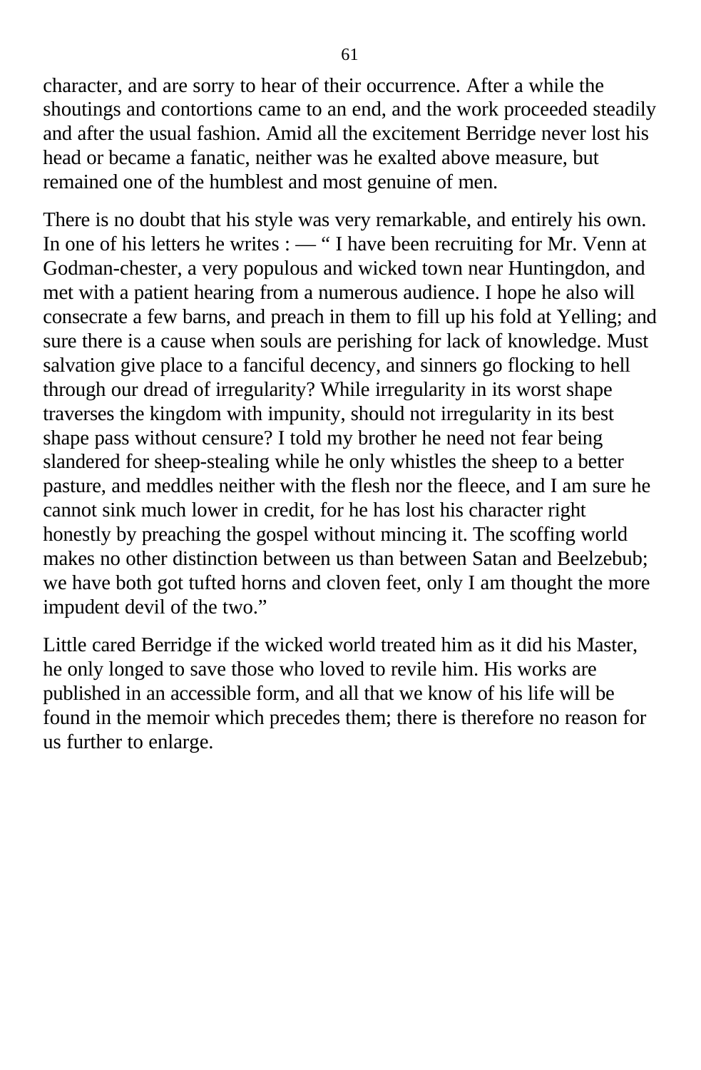character, and are sorry to hear of their occurrence. After a while the shoutings and contortions came to an end, and the work proceeded steadily and after the usual fashion. Amid all the excitement Berridge never lost his head or became a fanatic, neither was he exalted above measure, but remained one of the humblest and most genuine of men.

There is no doubt that his style was very remarkable, and entirely his own. In one of his letters he writes : — " I have been recruiting for Mr. Venn at Godman-chester, a very populous and wicked town near Huntingdon, and met with a patient hearing from a numerous audience. I hope he also will consecrate a few barns, and preach in them to fill up his fold at Yelling; and sure there is a cause when souls are perishing for lack of knowledge. Must salvation give place to a fanciful decency, and sinners go flocking to hell through our dread of irregularity? While irregularity in its worst shape traverses the kingdom with impunity, should not irregularity in its best shape pass without censure? I told my brother he need not fear being slandered for sheep-stealing while he only whistles the sheep to a better pasture, and meddles neither with the flesh nor the fleece, and I am sure he cannot sink much lower in credit, for he has lost his character right honestly by preaching the gospel without mincing it. The scoffing world makes no other distinction between us than between Satan and Beelzebub; we have both got tufted horns and cloven feet, only I am thought the more impudent devil of the two."

Little cared Berridge if the wicked world treated him as it did his Master, he only longed to save those who loved to revile him. His works are published in an accessible form, and all that we know of his life will be found in the memoir which precedes them; there is therefore no reason for us further to enlarge.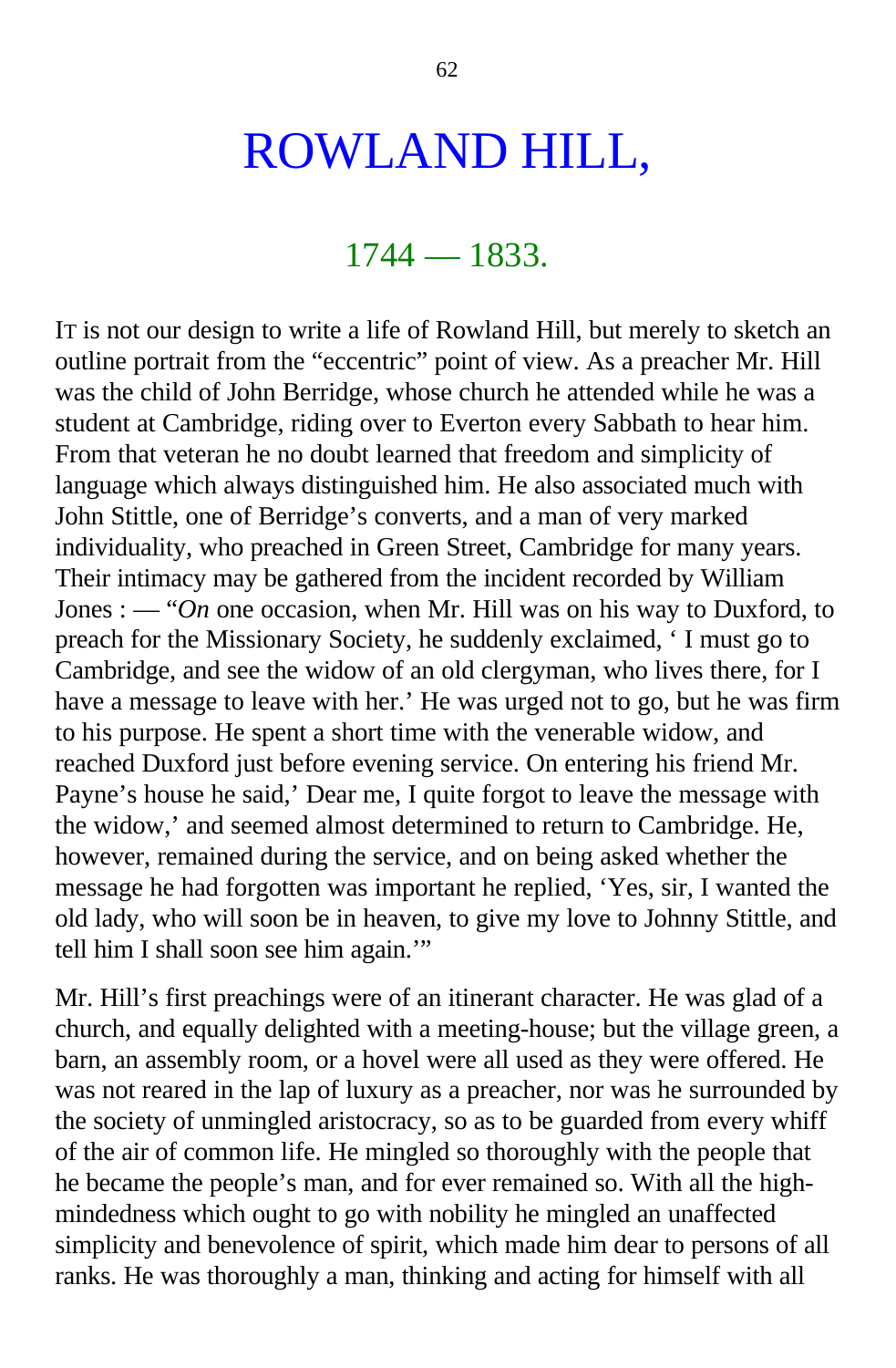# ROWLAND HILL,

## 1744 — 1833.

IT is not our design to write a life of Rowland Hill, but merely to sketch an outline portrait from the "eccentric" point of view. As a preacher Mr. Hill was the child of John Berridge, whose church he attended while he was a student at Cambridge, riding over to Everton every Sabbath to hear him. From that veteran he no doubt learned that freedom and simplicity of language which always distinguished him. He also associated much with John Stittle, one of Berridge's converts, and a man of very marked individuality, who preached in Green Street, Cambridge for many years. Their intimacy may be gathered from the incident recorded by William Jones : — "*On* one occasion, when Mr. Hill was on his way to Duxford, to preach for the Missionary Society, he suddenly exclaimed, ' I must go to Cambridge, and see the widow of an old clergyman, who lives there, for I have a message to leave with her.' He was urged not to go, but he was firm to his purpose. He spent a short time with the venerable widow, and reached Duxford just before evening service. On entering his friend Mr. Payne's house he said,' Dear me, I quite forgot to leave the message with the widow,' and seemed almost determined to return to Cambridge. He, however, remained during the service, and on being asked whether the message he had forgotten was important he replied, 'Yes, sir, I wanted the old lady, who will soon be in heaven, to give my love to Johnny Stittle, and tell him I shall soon see him again.'"

Mr. Hill's first preachings were of an itinerant character. He was glad of a church, and equally delighted with a meeting-house; but the village green, a barn, an assembly room, or a hovel were all used as they were offered. He was not reared in the lap of luxury as a preacher, nor was he surrounded by the society of unmingled aristocracy, so as to be guarded from every whiff of the air of common life. He mingled so thoroughly with the people that he became the people's man, and for ever remained so. With all the high-mindedness which ought to go with nobility he mingled an unaffected simplicity and benevolence of spirit, which made him dear to persons of all ranks. He was thoroughly a man, thinking and acting for himself with all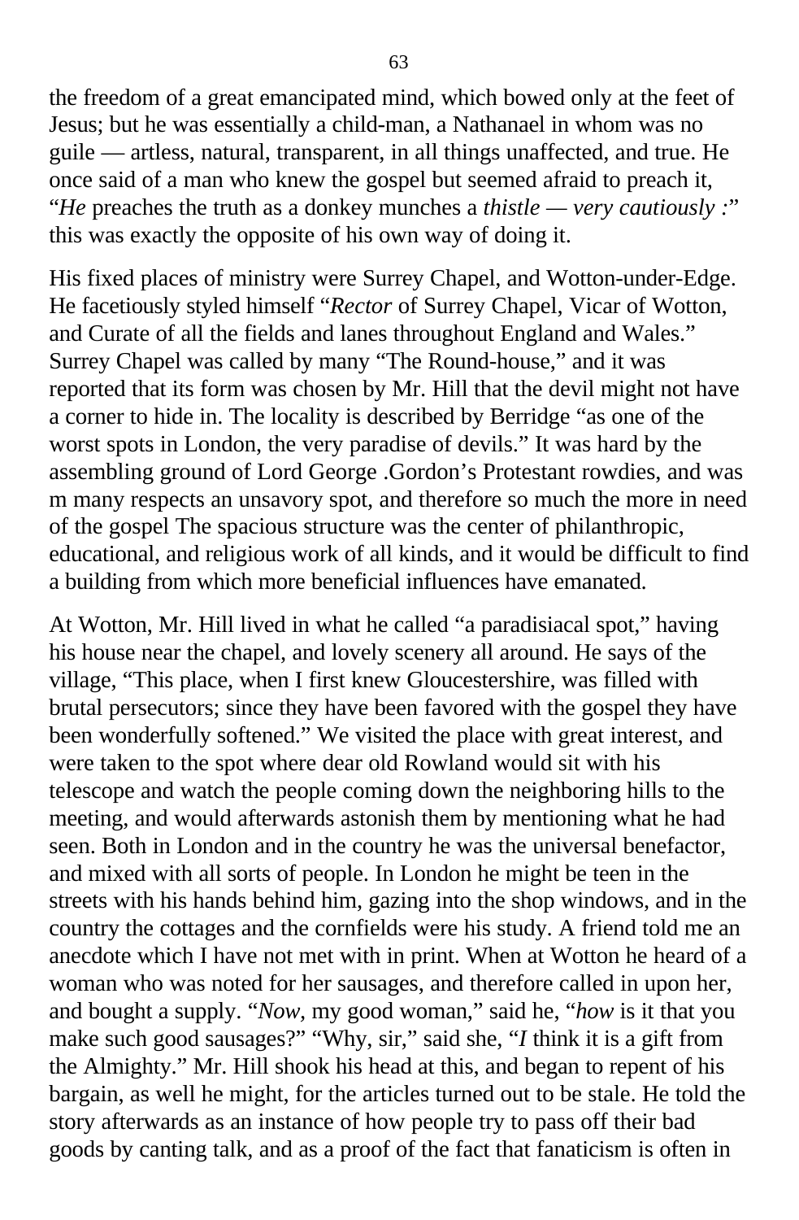the freedom of a great emancipated mind, which bowed only at the feet of Jesus; but he was essentially a child-man, a Nathanael in whom was no guile — artless, natural, transparent, in all things unaffected, and true. He once said of a man who knew the gospel but seemed afraid to preach it, "*He* preaches the truth as a donkey munches a *thistle — very cautiously :*" this was exactly the opposite of his own way of doing it.

His fixed places of ministry were Surrey Chapel, and Wotton-under-Edge. He facetiously styled himself "*Rector* of Surrey Chapel, Vicar of Wotton, and Curate of all the fields and lanes throughout England and Wales." Surrey Chapel was called by many "The Round-house," and it was reported that its form was chosen by Mr. Hill that the devil might not have a corner to hide in. The locality is described by Berridge "as one of the worst spots in London, the very paradise of devils." It was hard by the assembling ground of Lord George .Gordon's Protestant rowdies, and was m many respects an unsavory spot, and therefore so much the more in need of the gospel The spacious structure was the center of philanthropic, educational, and religious work of all kinds, and it would be difficult to find a building from which more beneficial influences have emanated.

At Wotton, Mr. Hill lived in what he called "a paradisiacal spot," having his house near the chapel, and lovely scenery all around. He says of the village, "This place, when I first knew Gloucestershire, was filled with brutal persecutors; since they have been favored with the gospel they have been wonderfully softened." We visited the place with great interest, and were taken to the spot where dear old Rowland would sit with his telescope and watch the people coming down the neighboring hills to the meeting, and would afterwards astonish them by mentioning what he had seen. Both in London and in the country he was the universal benefactor, and mixed with all sorts of people. In London he might be teen in the streets with his hands behind him, gazing into the shop windows, and in the country the cottages and the cornfields were his study. A friend told me an anecdote which I have not met with in print. When at Wotton he heard of a woman who was noted for her sausages, and therefore called in upon her, and bought a supply. "*Now*, my good woman," said he, "*how* is it that you make such good sausages?" "Why, sir," said she, "*I* think it is a gift from the Almighty." Mr. Hill shook his head at this, and began to repent of his bargain, as well he might, for the articles turned out to be stale. He told the story afterwards as an instance of how people try to pass off their bad goods by canting talk, and as a proof of the fact that fanaticism is often in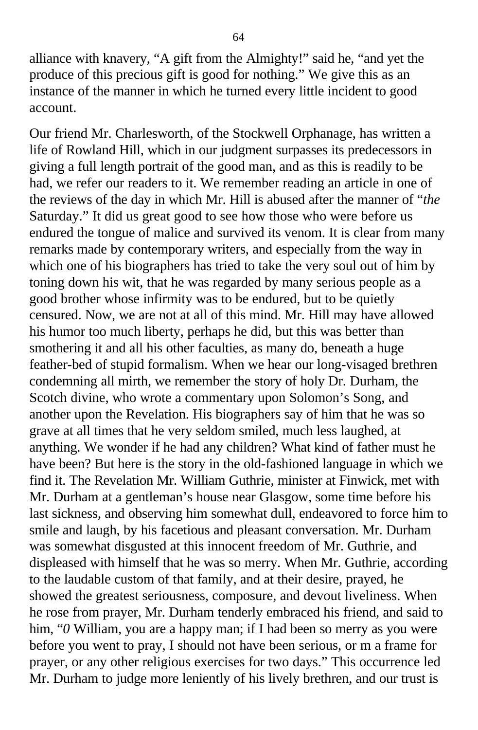alliance with knavery, "A gift from the Almighty!" said he, "and yet the produce of this precious gift is good for nothing." We give this as an instance of the manner in which he turned every little incident to good account.

Our friend Mr. Charlesworth, of the Stockwell Orphanage, has written a life of Rowland Hill, which in our judgment surpasses its predecessors in giving a full length portrait of the good man, and as this is readily to be had, we refer our readers to it. We remember reading an article in one of the reviews of the day in which Mr. Hill is abused after the manner of "*the* Saturday." It did us great good to see how those who were before us endured the tongue of malice and survived its venom. It is clear from many remarks made by contemporary writers, and especially from the way in which one of his biographers has tried to take the very soul out of him by toning down his wit, that he was regarded by many serious people as a good brother whose infirmity was to be endured, but to be quietly censured. Now, we are not at all of this mind. Mr. Hill may have allowed his humor too much liberty, perhaps he did, but this was better than smothering it and all his other faculties, as many do, beneath a huge feather-bed of stupid formalism. When we hear our long-visaged brethren condemning all mirth, we remember the story of holy Dr. Durham, the Scotch divine, who wrote a commentary upon Solomon's Song, and another upon the Revelation. His biographers say of him that he was so grave at all times that he very seldom smiled, much less laughed, at anything. We wonder if he had any children? What kind of father must he have been? But here is the story in the old-fashioned language in which we find it. The Revelation Mr. William Guthrie, minister at Finwick, met with Mr. Durham at a gentleman's house near Glasgow, some time before his last sickness, and observing him somewhat dull, endeavored to force him to smile and laugh, by his facetious and pleasant conversation. Mr. Durham was somewhat disgusted at this innocent freedom of Mr. Guthrie, and displeased with himself that he was so merry. When Mr. Guthrie, according to the laudable custom of that family, and at their desire, prayed, he showed the greatest seriousness, composure, and devout liveliness. When he rose from prayer, Mr. Durham tenderly embraced his friend, and said to him, "*0* William, you are a happy man; if I had been so merry as you were before you went to pray, I should not have been serious, or m a frame for prayer, or any other religious exercises for two days." This occurrence led Mr. Durham to judge more leniently of his lively brethren, and our trust is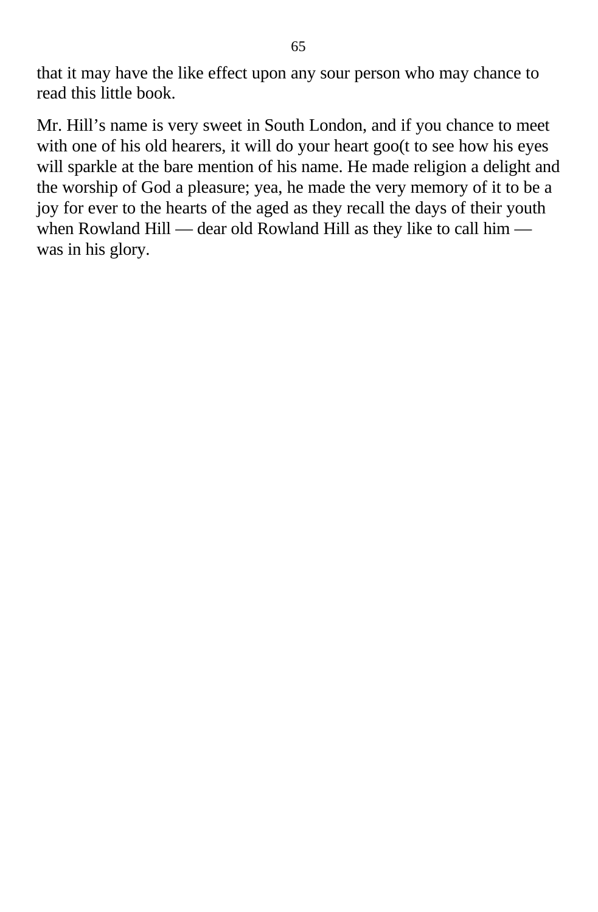that it may have the like effect upon any sour person who may chance to read this little book.

Mr. Hill’s name is very sweet in South London, and if you chance to meet with one of his old hearers, it will do your heart goo(t to see how his eyes will sparkle at the bare mention of his name. He made religion a delight and the worship of God a pleasure; yea, he made the very memory of it to be a joy for ever to the hearts of the aged as they recall the days of their youth when Rowland Hill — dear old Rowland Hill as they like to call him — was in his glory.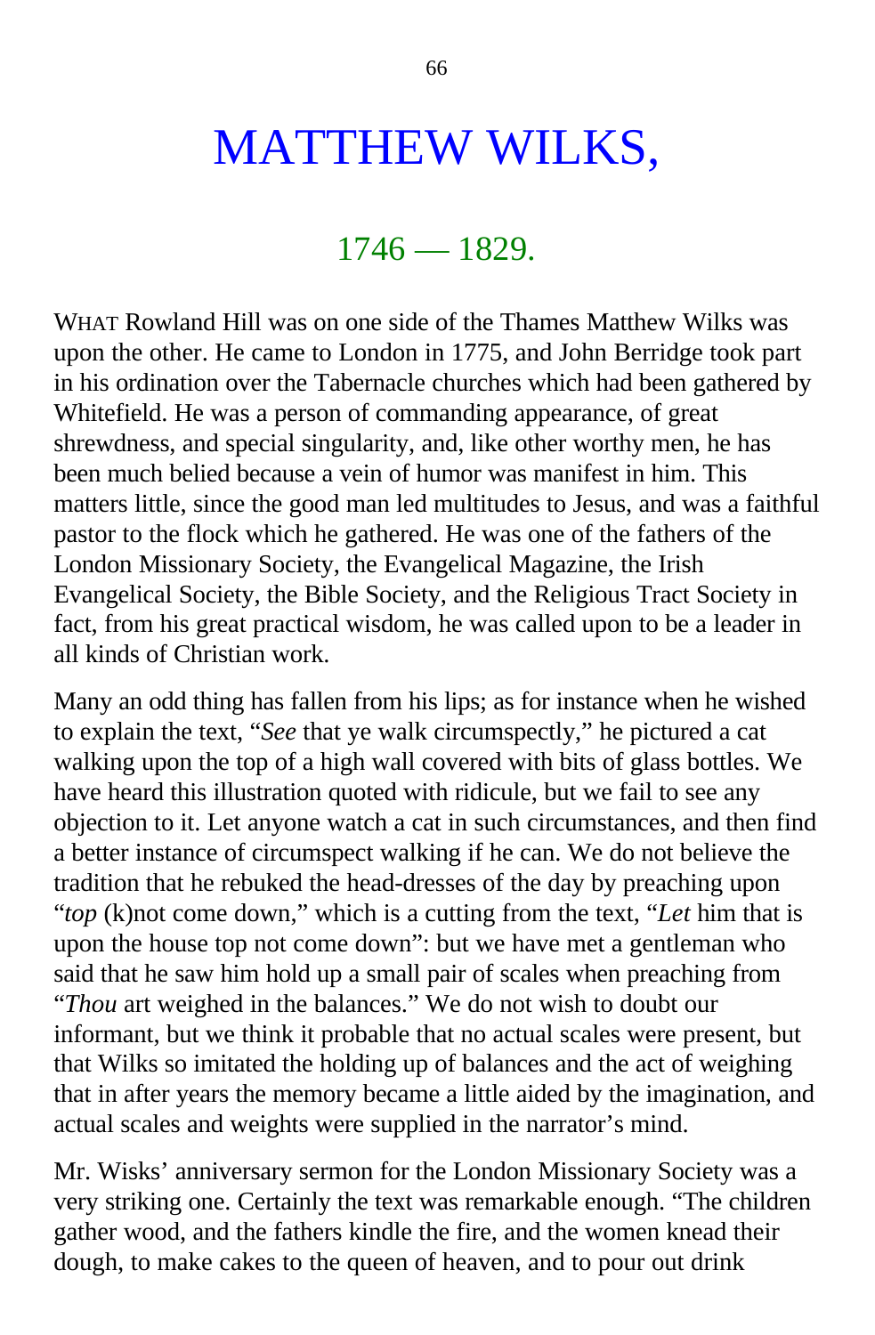# MATTHEW WILKS,

## 1746 — 1829.

WHAT Rowland Hill was on one side of the Thames Matthew Wilks was upon the other. He came to London in 1775, and John Berridge took part in his ordination over the Tabernacle churches which had been gathered by Whitefield. He was a person of commanding appearance, of great shrewdness, and special singularity, and, like other worthy men, he has been much belied because a vein of humor was manifest in him. This matters little, since the good man led multitudes to Jesus, and was a faithful pastor to the flock which he gathered. He was one of the fathers of the London Missionary Society, the Evangelical Magazine, the Irish Evangelical Society, the Bible Society, and the Religious Tract Society in fact, from his great practical wisdom, he was called upon to be a leader in all kinds of Christian work.

Many an odd thing has fallen from his lips; as for instance when he wished to explain the text, "*See* that ye walk circumspectly," he pictured a cat walking upon the top of a high wall covered with bits of glass bottles. We have heard this illustration quoted with ridicule, but we fail to see any objection to it. Let anyone watch a cat in such circumstances, and then find a better instance of circumspect walking if he can. We do not believe the tradition that he rebuked the head-dresses of the day by preaching upon "*top* (k)not come down," which is a cutting from the text, "*Let* him that is upon the house top not come down": but we have met a gentleman who said that he saw him hold up a small pair of scales when preaching from "*Thou* art weighed in the balances." We do not wish to doubt our informant, but we think it probable that no actual scales were present, but that Wilks so imitated the holding up of balances and the act of weighing that in after years the memory became a little aided by the imagination, and actual scales and weights were supplied in the narrator's mind.

Mr. Wisks' anniversary sermon for the London Missionary Society was a very striking one. Certainly the text was remarkable enough. "The children gather wood, and the fathers kindle the fire, and the women knead their dough, to make cakes to the queen of heaven, and to pour out drink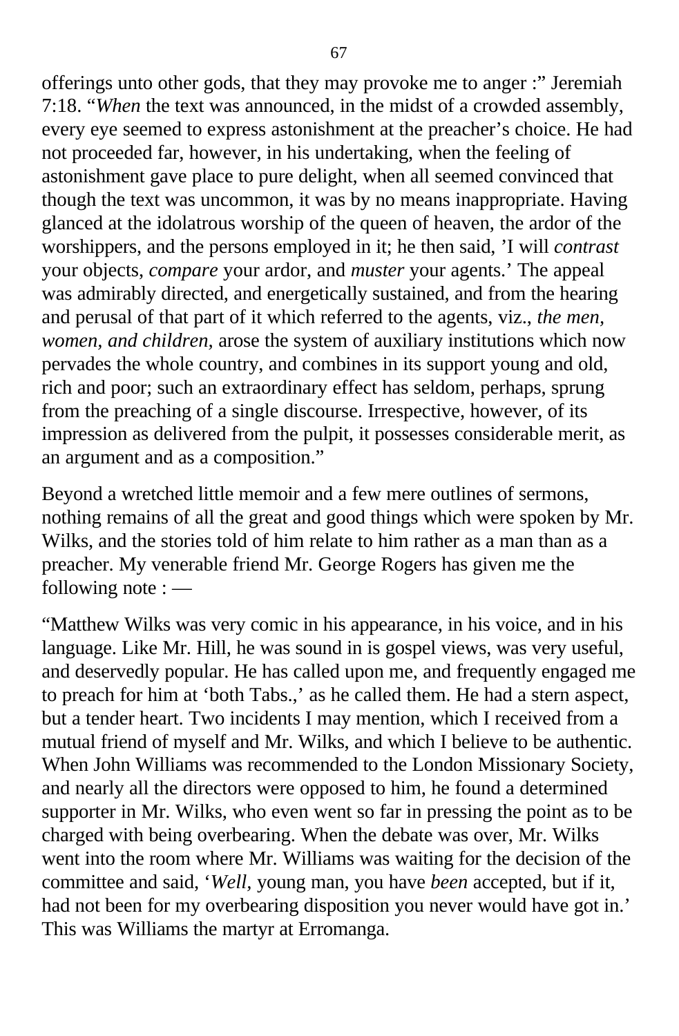offerings unto other gods, that they may provoke me to anger :" Jeremiah 7:18. "*When* the text was announced, in the midst of a crowded assembly, every eye seemed to express astonishment at the preacher's choice. He had not proceeded far, however, in his undertaking, when the feeling of astonishment gave place to pure delight, when all seemed convinced that though the text was uncommon, it was by no means inappropriate. Having glanced at the idolatrous worship of the queen of heaven, the ardor of the worshippers, and the persons employed in it; he then said, 'I will *contrast* your objects, *compare* your ardor, and *muster* your agents.' The appeal was admirably directed, and energetically sustained, and from the hearing and perusal of that part of it which referred to the agents, viz., *the men, women, and children,* arose the system of auxiliary institutions which now pervades the whole country, and combines in its support young and old, rich and poor; such an extraordinary effect has seldom, perhaps, sprung from the preaching of a single discourse. Irrespective, however, of its impression as delivered from the pulpit, it possesses considerable merit, as an argument and as a composition."

Beyond a wretched little memoir and a few mere outlines of sermons, nothing remains of all the great and good things which were spoken by Mr. Wilks, and the stories told of him relate to him rather as a man than as a preacher. My venerable friend Mr. George Rogers has given me the following note : —

"Matthew Wilks was very comic in his appearance, in his voice, and in his language. Like Mr. Hill, he was sound in is gospel views, was very useful, and deservedly popular. He has called upon me, and frequently engaged me to preach for him at 'both Tabs.,' as he called them. He had a stern aspect, but a tender heart. Two incidents I may mention, which I received from a mutual friend of myself and Mr. Wilks, and which I believe to be authentic. When John Williams was recommended to the London Missionary Society, and nearly all the directors were opposed to him, he found a determined supporter in Mr. Wilks, who even went so far in pressing the point as to be charged with being overbearing. When the debate was over, Mr. Wilks went into the room where Mr. Williams was waiting for the decision of the committee and said, '*Well*, young man, you have *been* accepted, but if it, had not been for my overbearing disposition you never would have got in.' This was Williams the martyr at Erromanga.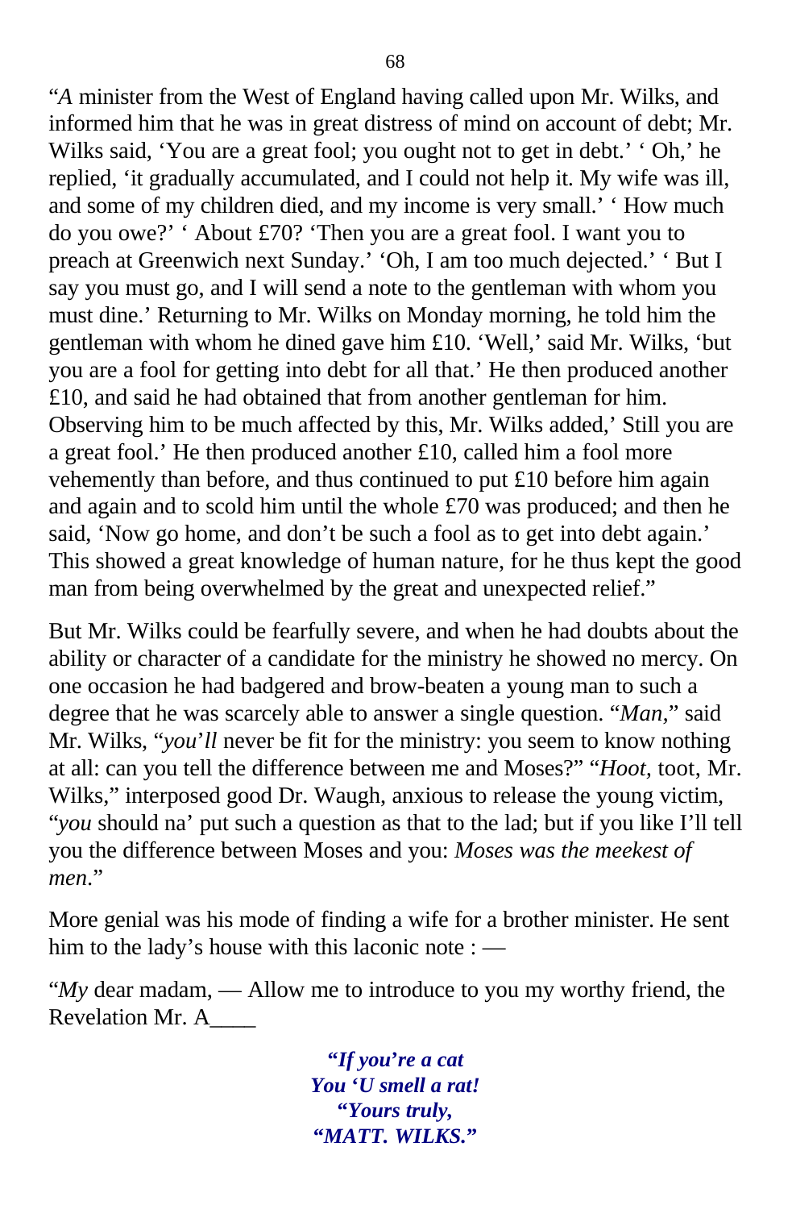“*A* minister from the West of England having called upon Mr. Wilks, and informed him that he was in great distress of mind on account of debt; Mr. Wilks said, ‘You are a great fool; you ought not to get in debt.’ ‘ Oh,’ he replied, ‘it gradually accumulated, and I could not help it. My wife was ill, and some of my children died, and my income is very small.’ ‘ How much do you owe?’ ‘ About £70? ‘Then you are a great fool. I want you to preach at Greenwich next Sunday.’ ‘Oh, I am too much dejected.’ ‘ But I say you must go, and I will send a note to the gentleman with whom you must dine.’ Returning to Mr. Wilks on Monday morning, he told him the gentleman with whom he dined gave him £10. ‘Well,’ said Mr. Wilks, ‘but you are a fool for getting into debt for all that.’ He then produced another £10, and said he had obtained that from another gentleman for him. Observing him to be much affected by this, Mr. Wilks added,’ Still you are a great fool.’ He then produced another £10, called him a fool more vehemently than before, and thus continued to put £10 before him again and again and to scold him until the whole £70 was produced; and then he said, ‘Now go home, and don’t be such a fool as to get into debt again.’ This showed a great knowledge of human nature, for he thus kept the good man from being overwhelmed by the great and unexpected relief.”

But Mr. Wilks could be fearfully severe, and when he had doubts about the ability or character of a candidate for the ministry he showed no mercy. On one occasion he had badgered and brow-beaten a young man to such a degree that he was scarcely able to answer a single question. “*Man,*” said Mr. Wilks, “*you*’*ll* never be fit for the ministry: you seem to know nothing at all: can you tell the difference between me and Moses?” “*Hoot,* toot, Mr. Wilks,” interposed good Dr. Waugh, anxious to release the young victim, “*you* should na’ put such a question as that to the lad; but if you like I’ll tell you the difference between Moses and you: *Moses was the meekest of men*.”

More genial was his mode of finding a wife for a brother minister. He sent him to the lady’s house with this laconic note : —

“*My* dear madam, — Allow me to introduce to you my worthy friend, the Revelation Mr. A____

***“If you’re a cat***
***You ‘U smell a rat!***
***“Yours truly,***
***“MATT. WILKS.”***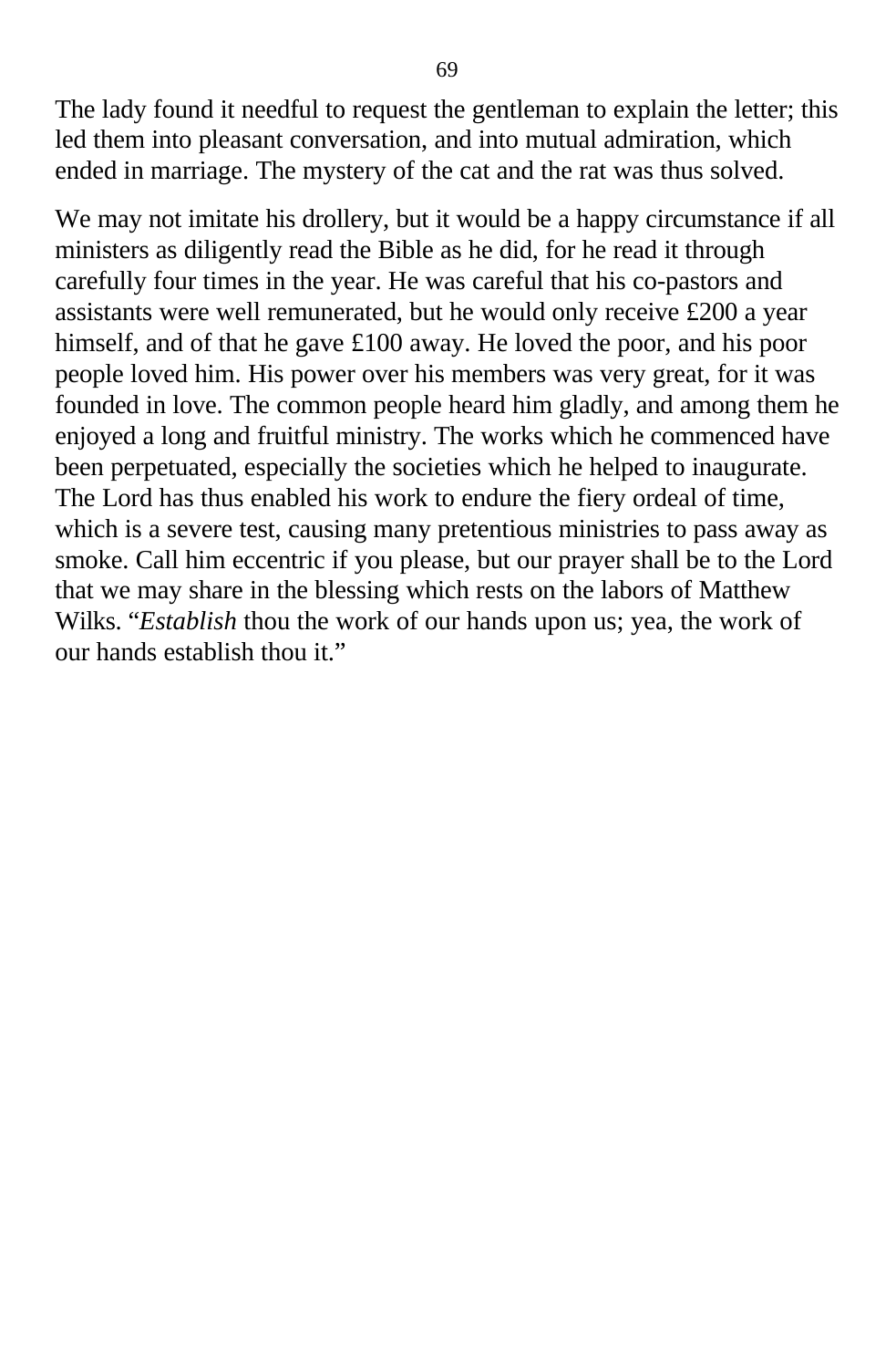The lady found it needful to request the gentleman to explain the letter; this led them into pleasant conversation, and into mutual admiration, which ended in marriage. The mystery of the cat and the rat was thus solved.

We may not imitate his drollery, but it would be a happy circumstance if all ministers as diligently read the Bible as he did, for he read it through carefully four times in the year. He was careful that his co-pastors and assistants were well remunerated, but he would only receive £200 a year himself, and of that he gave £100 away. He loved the poor, and his poor people loved him. His power over his members was very great, for it was founded in love. The common people heard him gladly, and among them he enjoyed a long and fruitful ministry. The works which he commenced have been perpetuated, especially the societies which he helped to inaugurate. The Lord has thus enabled his work to endure the fiery ordeal of time, which is a severe test, causing many pretentious ministries to pass away as smoke. Call him eccentric if you please, but our prayer shall be to the Lord that we may share in the blessing which rests on the labors of Matthew Wilks. "*Establish* thou the work of our hands upon us; yea, the work of our hands establish thou it."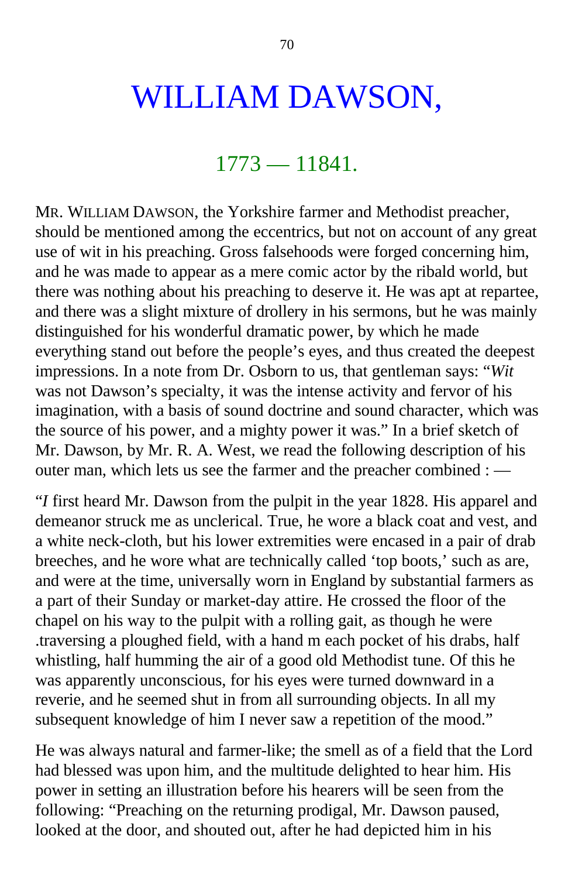# WILLIAM DAWSON,

## 1773 — 11841.

MR. WILLIAM DAWSON, the Yorkshire farmer and Methodist preacher, should be mentioned among the eccentrics, but not on account of any great use of wit in his preaching. Gross falsehoods were forged concerning him, and he was made to appear as a mere comic actor by the ribald world, but there was nothing about his preaching to deserve it. He was apt at repartee, and there was a slight mixture of drollery in his sermons, but he was mainly distinguished for his wonderful dramatic power, by which he made everything stand out before the people's eyes, and thus created the deepest impressions. In a note from Dr. Osborn to us, that gentleman says: "*Wit* was not Dawson's specialty, it was the intense activity and fervor of his imagination, with a basis of sound doctrine and sound character, which was the source of his power, and a mighty power it was." In a brief sketch of Mr. Dawson, by Mr. R. A. West, we read the following description of his outer man, which lets us see the farmer and the preacher combined : —

"*I* first heard Mr. Dawson from the pulpit in the year 1828. His apparel and demeanor struck me as unclerical. True, he wore a black coat and vest, and a white neck-cloth, but his lower extremities were encased in a pair of drab breeches, and he wore what are technically called 'top boots,' such as are, and were at the time, universally worn in England by substantial farmers as a part of their Sunday or market-day attire. He crossed the floor of the chapel on his way to the pulpit with a rolling gait, as though he were .traversing a ploughed field, with a hand m each pocket of his drabs, half whistling, half humming the air of a good old Methodist tune. Of this he was apparently unconscious, for his eyes were turned downward in a reverie, and he seemed shut in from all surrounding objects. In all my subsequent knowledge of him I never saw a repetition of the mood."

He was always natural and farmer-like; the smell as of a field that the Lord had blessed was upon him, and the multitude delighted to hear him. His power in setting an illustration before his hearers will be seen from the following: "Preaching on the returning prodigal, Mr. Dawson paused, looked at the door, and shouted out, after he had depicted him in his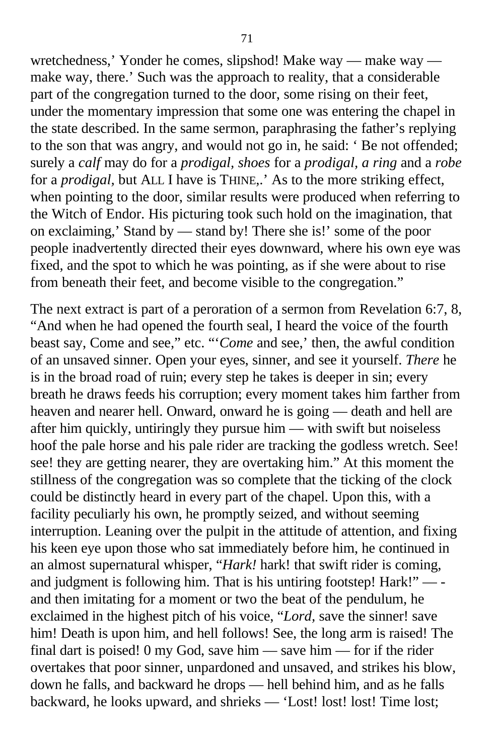wretchedness,' Yonder he comes, slipshod! Make way — make way — make way, there.' Such was the approach to reality, that a considerable part of the congregation turned to the door, some rising on their feet, under the momentary impression that some one was entering the chapel in the state described. In the same sermon, paraphrasing the father's replying to the son that was angry, and would not go in, he said: ' Be not offended; surely a *calf* may do for a *prodigal, shoes* for a *prodigal, a ring* and a *robe* for a *prodigal,* but ALL I have is THINE,.' As to the more striking effect, when pointing to the door, similar results were produced when referring to the Witch of Endor. His picturing took such hold on the imagination, that on exclaiming,' Stand by — stand by! There she is!' some of the poor people inadvertently directed their eyes downward, where his own eye was fixed, and the spot to which he was pointing, as if she were about to rise from beneath their feet, and become visible to the congregation."

The next extract is part of a peroration of a sermon from Revelation 6:7, 8, "And when he had opened the fourth seal, I heard the voice of the fourth beast say, Come and see," etc. "'*Come* and see,' then, the awful condition of an unsaved sinner. Open your eyes, sinner, and see it yourself. *There* he is in the broad road of ruin; every step he takes is deeper in sin; every breath he draws feeds his corruption; every moment takes him farther from heaven and nearer hell. Onward, onward he is going — death and hell are after him quickly, untiringly they pursue him — with swift but noiseless hoof the pale horse and his pale rider are tracking the godless wretch. See! see! they are getting nearer, they are overtaking him." At this moment the stillness of the congregation was so complete that the ticking of the clock could be distinctly heard in every part of the chapel. Upon this, with a facility peculiarly his own, he promptly seized, and without seeming interruption. Leaning over the pulpit in the attitude of attention, and fixing his keen eye upon those who sat immediately before him, he continued in an almost supernatural whisper, "*Hark!* hark! that swift rider is coming, and judgment is following him. That is his untiring footstep! Hark!" — -and then imitating for a moment or two the beat of the pendulum, he exclaimed in the highest pitch of his voice, "*Lord,* save the sinner! save him! Death is upon him, and hell follows! See, the long arm is raised! The final dart is poised! 0 my God, save him — save him — for if the rider overtakes that poor sinner, unpardoned and unsaved, and strikes his blow, down he falls, and backward he drops — hell behind him, and as he falls backward, he looks upward, and shrieks — 'Lost! lost! lost! Time lost;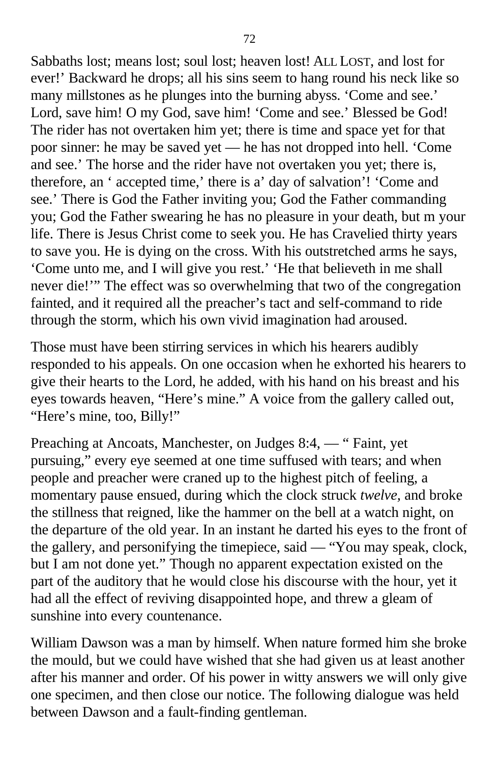Sabbaths lost; means lost; soul lost; heaven lost! ALL LOST, and lost for ever!' Backward he drops; all his sins seem to hang round his neck like so many millstones as he plunges into the burning abyss. 'Come and see.' Lord, save him! O my God, save him! 'Come and see.' Blessed be God! The rider has not overtaken him yet; there is time and space yet for that poor sinner: he may be saved yet — he has not dropped into hell. 'Come and see.' The horse and the rider have not overtaken you yet; there is, therefore, an ' accepted time,' there is a' day of salvation'! 'Come and see.' There is God the Father inviting you; God the Father commanding you; God the Father swearing he has no pleasure in your death, but m your life. There is Jesus Christ come to seek you. He has Cravelied thirty years to save you. He is dying on the cross. With his outstretched arms he says, 'Come unto me, and I will give you rest.' 'He that believeth in me shall never die!'" The effect was so overwhelming that two of the congregation fainted, and it required all the preacher's tact and self-command to ride through the storm, which his own vivid imagination had aroused.

Those must have been stirring services in which his hearers audibly responded to his appeals. On one occasion when he exhorted his hearers to give their hearts to the Lord, he added, with his hand on his breast and his eyes towards heaven, "Here's mine." A voice from the gallery called out, "Here's mine, too, Billy!"

Preaching at Ancoats, Manchester, on Judges 8:4, — " Faint, yet pursuing," every eye seemed at one time suffused with tears; and when people and preacher were craned up to the highest pitch of feeling, a momentary pause ensued, during which the clock struck *twelve,* and broke the stillness that reigned, like the hammer on the bell at a watch night, on the departure of the old year. In an instant he darted his eyes to the front of the gallery, and personifying the timepiece, said — "You may speak, clock, but I am not done yet." Though no apparent expectation existed on the part of the auditory that he would close his discourse with the hour, yet it had all the effect of reviving disappointed hope, and threw a gleam of sunshine into every countenance.

William Dawson was a man by himself. When nature formed him she broke the mould, but we could have wished that she had given us at least another after his manner and order. Of his power in witty answers we will only give one specimen, and then close our notice. The following dialogue was held between Dawson and a fault-finding gentleman.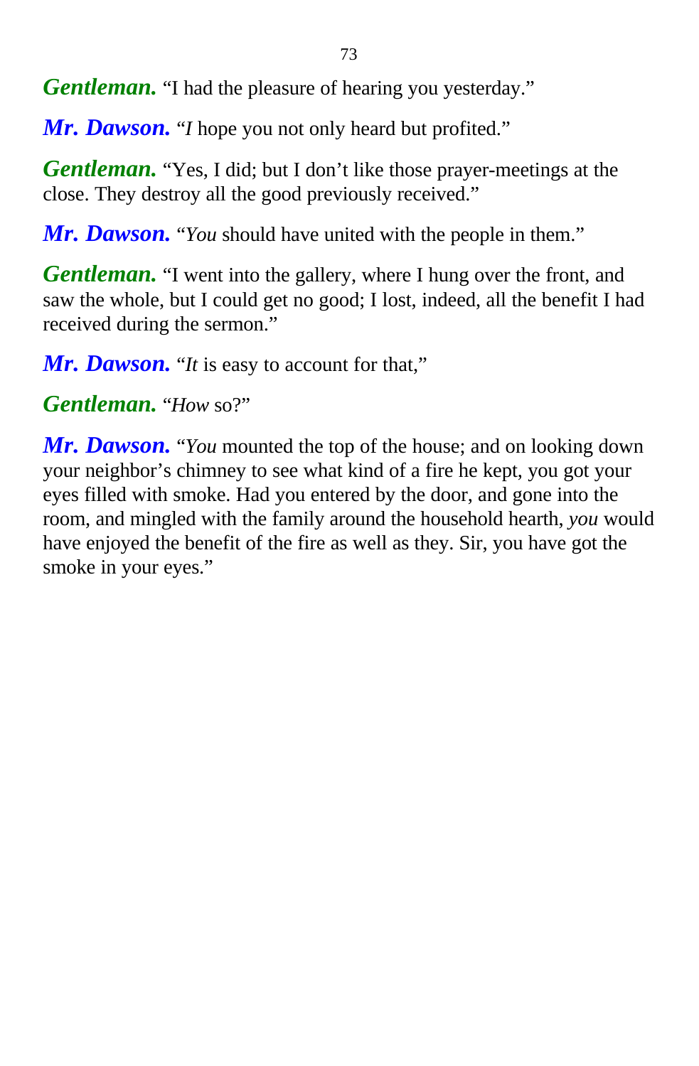***Gentleman.*** "I had the pleasure of hearing you yesterday."

***Mr. Dawson.*** "*I* hope you not only heard but profited."

***Gentleman.*** "Yes, I did; but I don't like those prayer-meetings at the close. They destroy all the good previously received."

***Mr. Dawson.*** "*You* should have united with the people in them."

***Gentleman.*** "I went into the gallery, where I hung over the front, and saw the whole, but I could get no good; I lost, indeed, all the benefit I had received during the sermon."

***Mr. Dawson.*** "*It* is easy to account for that,"

***Gentleman.*** "*How* so?"

***Mr. Dawson.*** "*You* mounted the top of the house; and on looking down your neighbor's chimney to see what kind of a fire he kept, you got your eyes filled with smoke. Had you entered by the door, and gone into the room, and mingled with the family around the household hearth, *you* would have enjoyed the benefit of the fire as well as they. Sir, you have got the smoke in your eyes."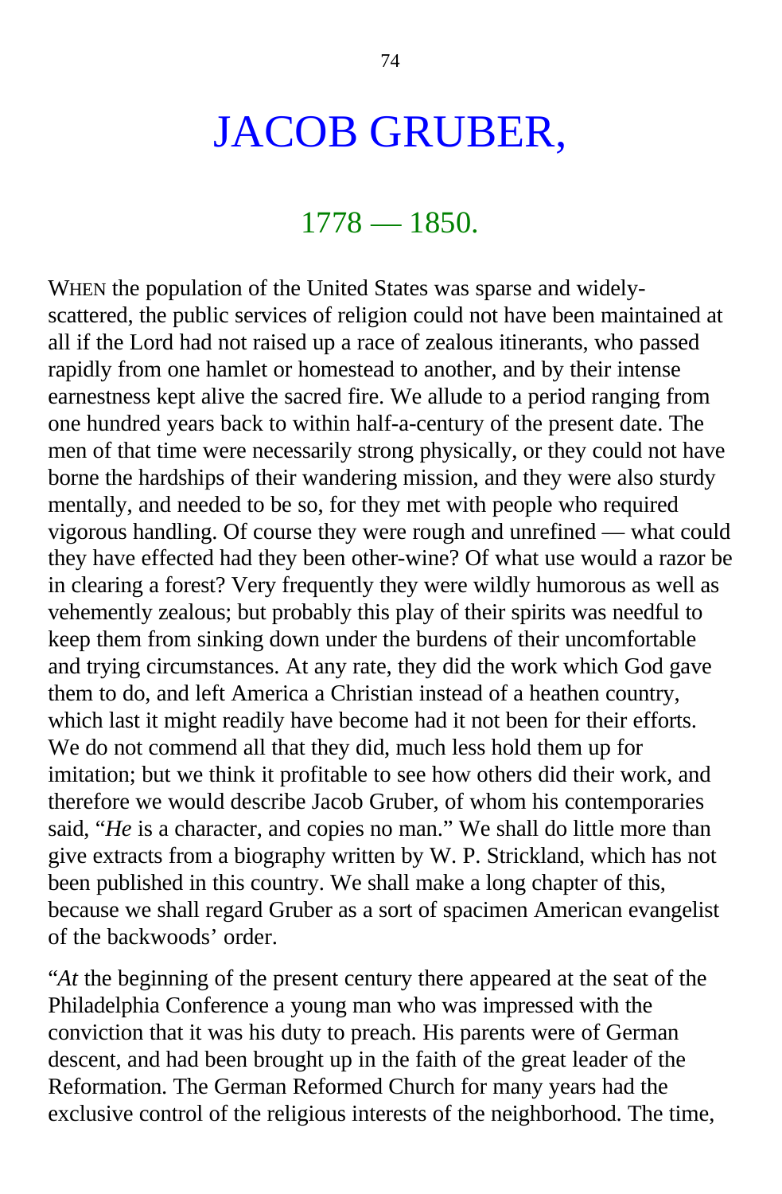# JACOB GRUBER,

## 1778 — 1850.

WHEN the population of the United States was sparse and widely-scattered, the public services of religion could not have been maintained at all if the Lord had not raised up a race of zealous itinerants, who passed rapidly from one hamlet or homestead to another, and by their intense earnestness kept alive the sacred fire. We allude to a period ranging from one hundred years back to within half-a-century of the present date. The men of that time were necessarily strong physically, or they could not have borne the hardships of their wandering mission, and they were also sturdy mentally, and needed to be so, for they met with people who required vigorous handling. Of course they were rough and unrefined — what could they have effected had they been other-wine? Of what use would a razor be in clearing a forest? Very frequently they were wildly humorous as well as vehemently zealous; but probably this play of their spirits was needful to keep them from sinking down under the burdens of their uncomfortable and trying circumstances. At any rate, they did the work which God gave them to do, and left America a Christian instead of a heathen country, which last it might readily have become had it not been for their efforts. We do not commend all that they did, much less hold them up for imitation; but we think it profitable to see how others did their work, and therefore we would describe Jacob Gruber, of whom his contemporaries said, "*He* is a character, and copies no man." We shall do little more than give extracts from a biography written by W. P. Strickland, which has not been published in this country. We shall make a long chapter of this, because we shall regard Gruber as a sort of spacimen American evangelist of the backwoods' order.

"*At* the beginning of the present century there appeared at the seat of the Philadelphia Conference a young man who was impressed with the conviction that it was his duty to preach. His parents were of German descent, and had been brought up in the faith of the great leader of the Reformation. The German Reformed Church for many years had the exclusive control of the religious interests of the neighborhood. The time,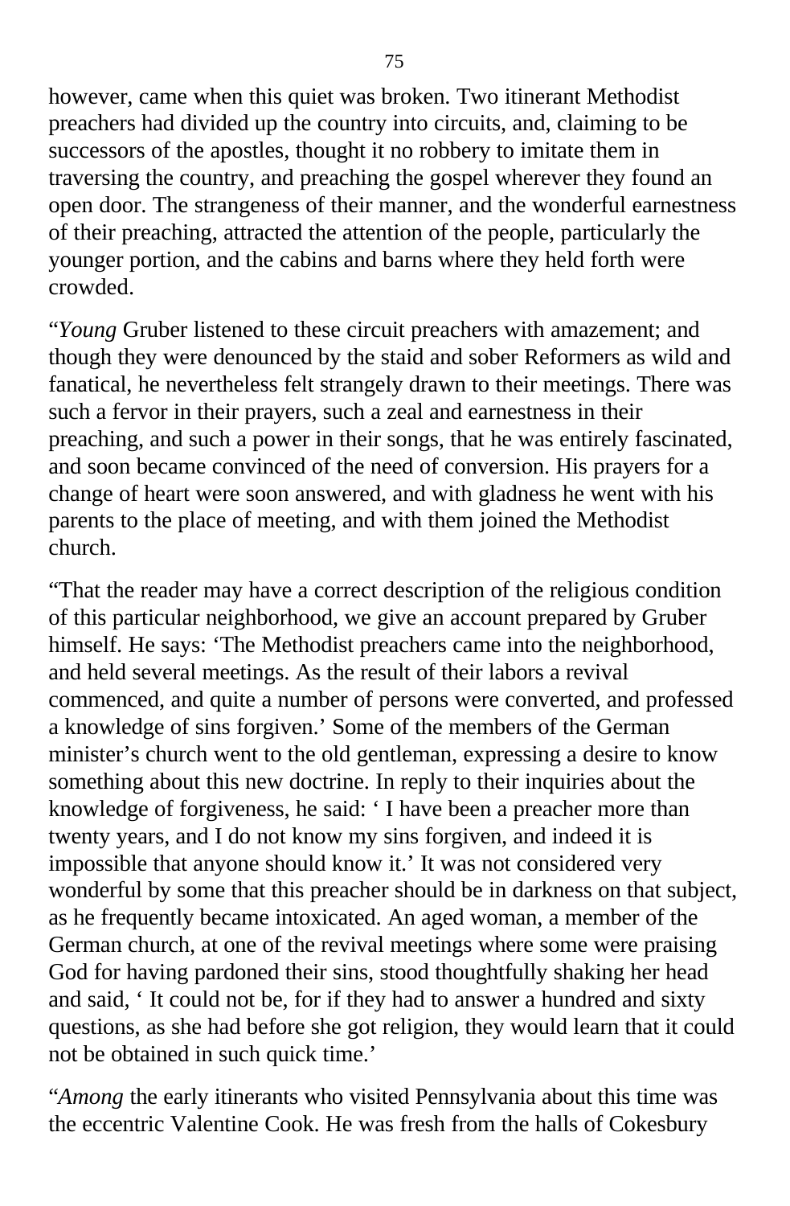however, came when this quiet was broken. Two itinerant Methodist preachers had divided up the country into circuits, and, claiming to be successors of the apostles, thought it no robbery to imitate them in traversing the country, and preaching the gospel wherever they found an open door. The strangeness of their manner, and the wonderful earnestness of their preaching, attracted the attention of the people, particularly the younger portion, and the cabins and barns where they held forth were crowded.

"*Young* Gruber listened to these circuit preachers with amazement; and though they were denounced by the staid and sober Reformers as wild and fanatical, he nevertheless felt strangely drawn to their meetings. There was such a fervor in their prayers, such a zeal and earnestness in their preaching, and such a power in their songs, that he was entirely fascinated, and soon became convinced of the need of conversion. His prayers for a change of heart were soon answered, and with gladness he went with his parents to the place of meeting, and with them joined the Methodist church.

"That the reader may have a correct description of the religious condition of this particular neighborhood, we give an account prepared by Gruber himself. He says: 'The Methodist preachers came into the neighborhood, and held several meetings. As the result of their labors a revival commenced, and quite a number of persons were converted, and professed a knowledge of sins forgiven.' Some of the members of the German minister's church went to the old gentleman, expressing a desire to know something about this new doctrine. In reply to their inquiries about the knowledge of forgiveness, he said: ' I have been a preacher more than twenty years, and I do not know my sins forgiven, and indeed it is impossible that anyone should know it.' It was not considered very wonderful by some that this preacher should be in darkness on that subject, as he frequently became intoxicated. An aged woman, a member of the German church, at one of the revival meetings where some were praising God for having pardoned their sins, stood thoughtfully shaking her head and said, ' It could not be, for if they had to answer a hundred and sixty questions, as she had before she got religion, they would learn that it could not be obtained in such quick time.'

"*Among* the early itinerants who visited Pennsylvania about this time was the eccentric Valentine Cook. He was fresh from the halls of Cokesbury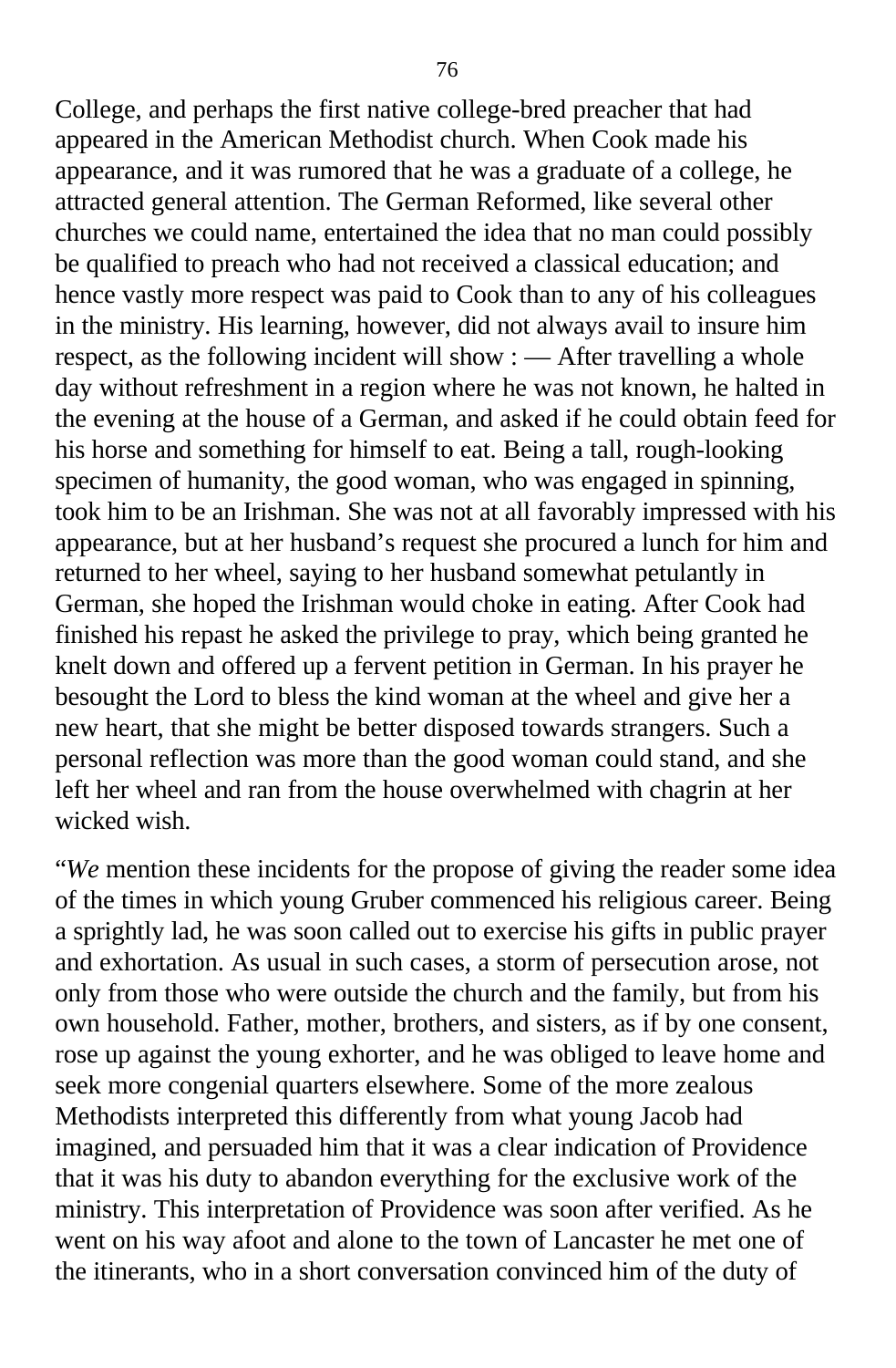College, and perhaps the first native college-bred preacher that had appeared in the American Methodist church. When Cook made his appearance, and it was rumored that he was a graduate of a college, he attracted general attention. The German Reformed, like several other churches we could name, entertained the idea that no man could possibly be qualified to preach who had not received a classical education; and hence vastly more respect was paid to Cook than to any of his colleagues in the ministry. His learning, however, did not always avail to insure him respect, as the following incident will show : — After travelling a whole day without refreshment in a region where he was not known, he halted in the evening at the house of a German, and asked if he could obtain feed for his horse and something for himself to eat. Being a tall, rough-looking specimen of humanity, the good woman, who was engaged in spinning, took him to be an Irishman. She was not at all favorably impressed with his appearance, but at her husband's request she procured a lunch for him and returned to her wheel, saying to her husband somewhat petulantly in German, she hoped the Irishman would choke in eating. After Cook had finished his repast he asked the privilege to pray, which being granted he knelt down and offered up a fervent petition in German. In his prayer he besought the Lord to bless the kind woman at the wheel and give her a new heart, that she might be better disposed towards strangers. Such a personal reflection was more than the good woman could stand, and she left her wheel and ran from the house overwhelmed with chagrin at her wicked wish.

"*We* mention these incidents for the propose of giving the reader some idea of the times in which young Gruber commenced his religious career. Being a sprightly lad, he was soon called out to exercise his gifts in public prayer and exhortation. As usual in such cases, a storm of persecution arose, not only from those who were outside the church and the family, but from his own household. Father, mother, brothers, and sisters, as if by one consent, rose up against the young exhorter, and he was obliged to leave home and seek more congenial quarters elsewhere. Some of the more zealous Methodists interpreted this differently from what young Jacob had imagined, and persuaded him that it was a clear indication of Providence that it was his duty to abandon everything for the exclusive work of the ministry. This interpretation of Providence was soon after verified. As he went on his way afoot and alone to the town of Lancaster he met one of the itinerants, who in a short conversation convinced him of the duty of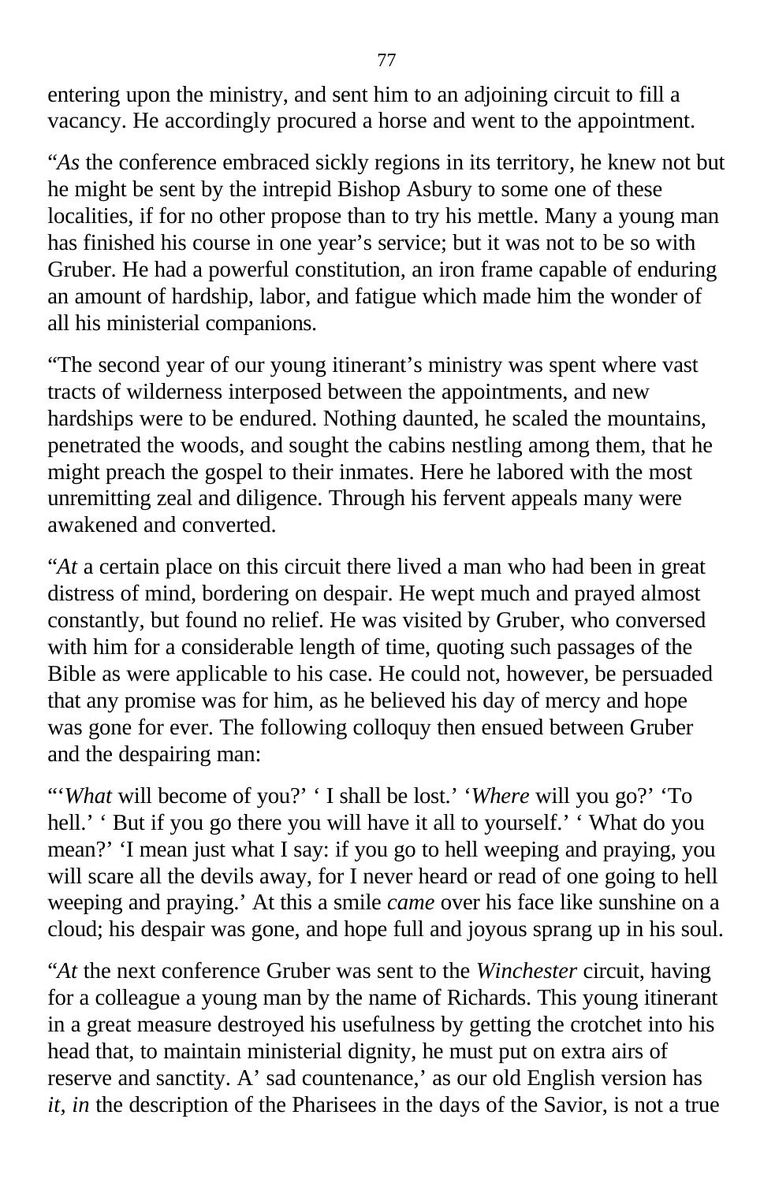entering upon the ministry, and sent him to an adjoining circuit to fill a vacancy. He accordingly procured a horse and went to the appointment.

"*As* the conference embraced sickly regions in its territory, he knew not but he might be sent by the intrepid Bishop Asbury to some one of these localities, if for no other propose than to try his mettle. Many a young man has finished his course in one year's service; but it was not to be so with Gruber. He had a powerful constitution, an iron frame capable of enduring an amount of hardship, labor, and fatigue which made him the wonder of all his ministerial companions.

"The second year of our young itinerant's ministry was spent where vast tracts of wilderness interposed between the appointments, and new hardships were to be endured. Nothing daunted, he scaled the mountains, penetrated the woods, and sought the cabins nestling among them, that he might preach the gospel to their inmates. Here he labored with the most unremitting zeal and diligence. Through his fervent appeals many were awakened and converted.

"*At* a certain place on this circuit there lived a man who had been in great distress of mind, bordering on despair. He wept much and prayed almost constantly, but found no relief. He was visited by Gruber, who conversed with him for a considerable length of time, quoting such passages of the Bible as were applicable to his case. He could not, however, be persuaded that any promise was for him, as he believed his day of mercy and hope was gone for ever. The following colloquy then ensued between Gruber and the despairing man:

"'*What* will become of you?' ' I shall be lost.' '*Where* will you go?' 'To hell.' ' But if you go there you will have it all to yourself.' ' What do you mean?' 'I mean just what I say: if you go to hell weeping and praying, you will scare all the devils away, for I never heard or read of one going to hell weeping and praying.' At this a smile *came* over his face like sunshine on a cloud; his despair was gone, and hope full and joyous sprang up in his soul.

"*At* the next conference Gruber was sent to the *Winchester* circuit, having for a colleague a young man by the name of Richards. This young itinerant in a great measure destroyed his usefulness by getting the crotchet into his head that, to maintain ministerial dignity, he must put on extra airs of reserve and sanctity. A' sad countenance,' as our old English version has *it, in* the description of the Pharisees in the days of the Savior, is not a true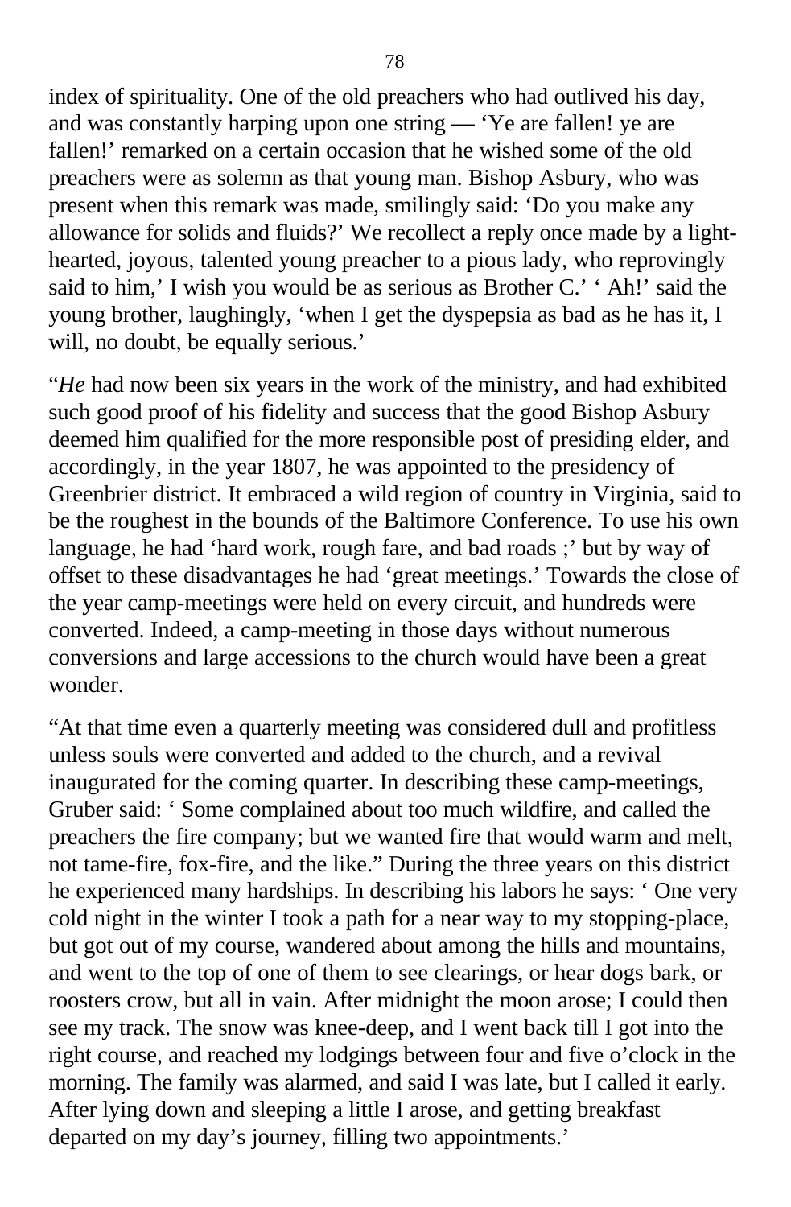index of spirituality. One of the old preachers who had outlived his day, and was constantly harping upon one string — 'Ye are fallen! ye are fallen!' remarked on a certain occasion that he wished some of the old preachers were as solemn as that young man. Bishop Asbury, who was present when this remark was made, smilingly said: 'Do you make any allowance for solids and fluids?' We recollect a reply once made by a light-hearted, joyous, talented young preacher to a pious lady, who reprovingly said to him,' I wish you would be as serious as Brother C.' ' Ah!' said the young brother, laughingly, 'when I get the dyspepsia as bad as he has it, I will, no doubt, be equally serious.'

"*He* had now been six years in the work of the ministry, and had exhibited such good proof of his fidelity and success that the good Bishop Asbury deemed him qualified for the more responsible post of presiding elder, and accordingly, in the year 1807, he was appointed to the presidency of Greenbrier district. It embraced a wild region of country in Virginia, said to be the roughest in the bounds of the Baltimore Conference. To use his own language, he had 'hard work, rough fare, and bad roads ;' but by way of offset to these disadvantages he had 'great meetings.' Towards the close of the year camp-meetings were held on every circuit, and hundreds were converted. Indeed, a camp-meeting in those days without numerous conversions and large accessions to the church would have been a great wonder.

"At that time even a quarterly meeting was considered dull and profitless unless souls were converted and added to the church, and a revival inaugurated for the coming quarter. In describing these camp-meetings, Gruber said: ' Some complained about too much wildfire, and called the preachers the fire company; but we wanted fire that would warm and melt, not tame-fire, fox-fire, and the like." During the three years on this district he experienced many hardships. In describing his labors he says: ' One very cold night in the winter I took a path for a near way to my stopping-place, but got out of my course, wandered about among the hills and mountains, and went to the top of one of them to see clearings, or hear dogs bark, or roosters crow, but all in vain. After midnight the moon arose; I could then see my track. The snow was knee-deep, and I went back till I got into the right course, and reached my lodgings between four and five o'clock in the morning. The family was alarmed, and said I was late, but I called it early. After lying down and sleeping a little I arose, and getting breakfast departed on my day's journey, filling two appointments.'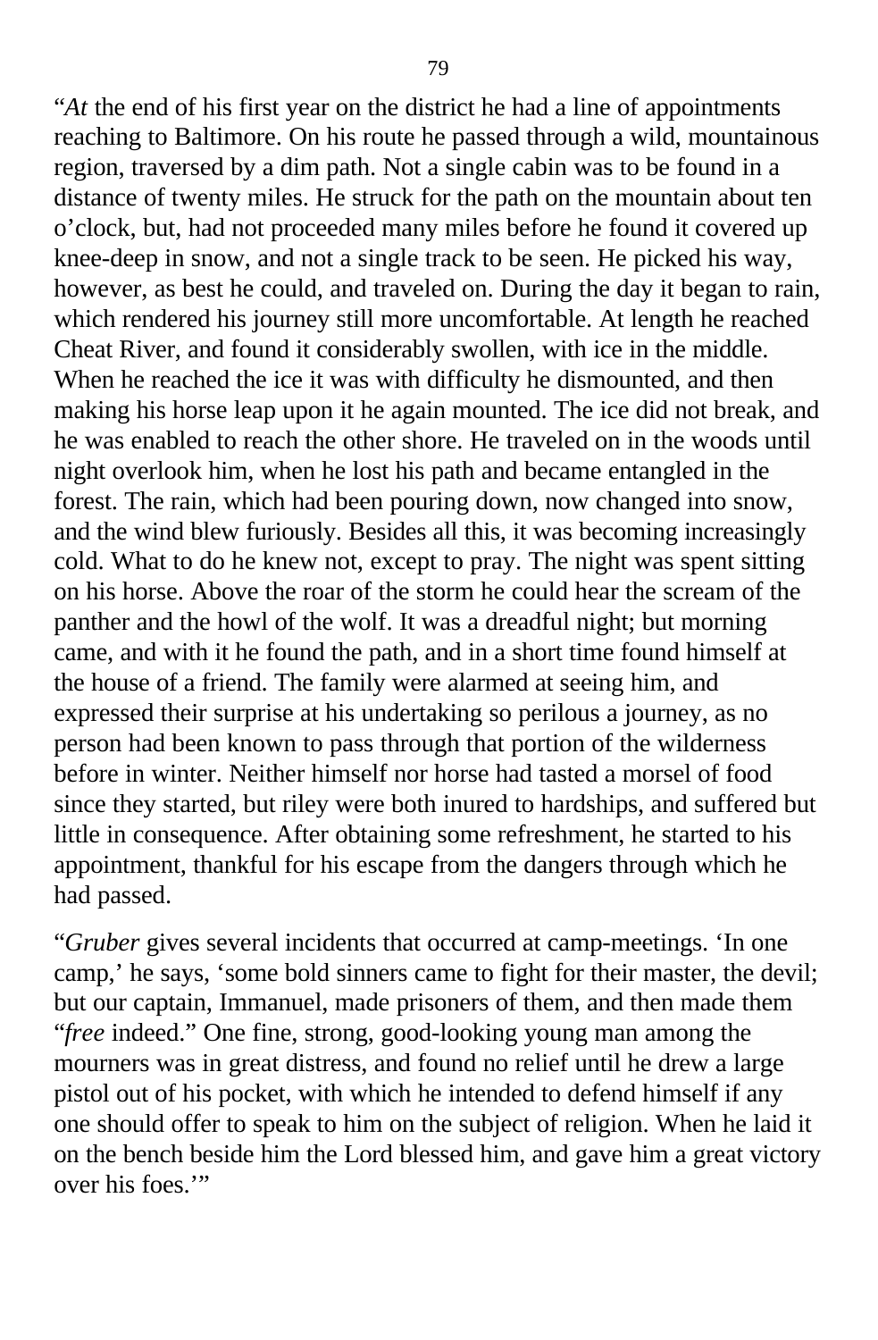"*At* the end of his first year on the district he had a line of appointments reaching to Baltimore. On his route he passed through a wild, mountainous region, traversed by a dim path. Not a single cabin was to be found in a distance of twenty miles. He struck for the path on the mountain about ten o'clock, but, had not proceeded many miles before he found it covered up knee-deep in snow, and not a single track to be seen. He picked his way, however, as best he could, and traveled on. During the day it began to rain, which rendered his journey still more uncomfortable. At length he reached Cheat River, and found it considerably swollen, with ice in the middle. When he reached the ice it was with difficulty he dismounted, and then making his horse leap upon it he again mounted. The ice did not break, and he was enabled to reach the other shore. He traveled on in the woods until night overlook him, when he lost his path and became entangled in the forest. The rain, which had been pouring down, now changed into snow, and the wind blew furiously. Besides all this, it was becoming increasingly cold. What to do he knew not, except to pray. The night was spent sitting on his horse. Above the roar of the storm he could hear the scream of the panther and the howl of the wolf. It was a dreadful night; but morning came, and with it he found the path, and in a short time found himself at the house of a friend. The family were alarmed at seeing him, and expressed their surprise at his undertaking so perilous a journey, as no person had been known to pass through that portion of the wilderness before in winter. Neither himself nor horse had tasted a morsel of food since they started, but riley were both inured to hardships, and suffered but little in consequence. After obtaining some refreshment, he started to his appointment, thankful for his escape from the dangers through which he had passed.

"*Gruber* gives several incidents that occurred at camp-meetings. 'In one camp,' he says, 'some bold sinners came to fight for their master, the devil; but our captain, Immanuel, made prisoners of them, and then made them "*free* indeed." One fine, strong, good-looking young man among the mourners was in great distress, and found no relief until he drew a large pistol out of his pocket, with which he intended to defend himself if any one should offer to speak to him on the subject of religion. When he laid it on the bench beside him the Lord blessed him, and gave him a great victory over his foes.'"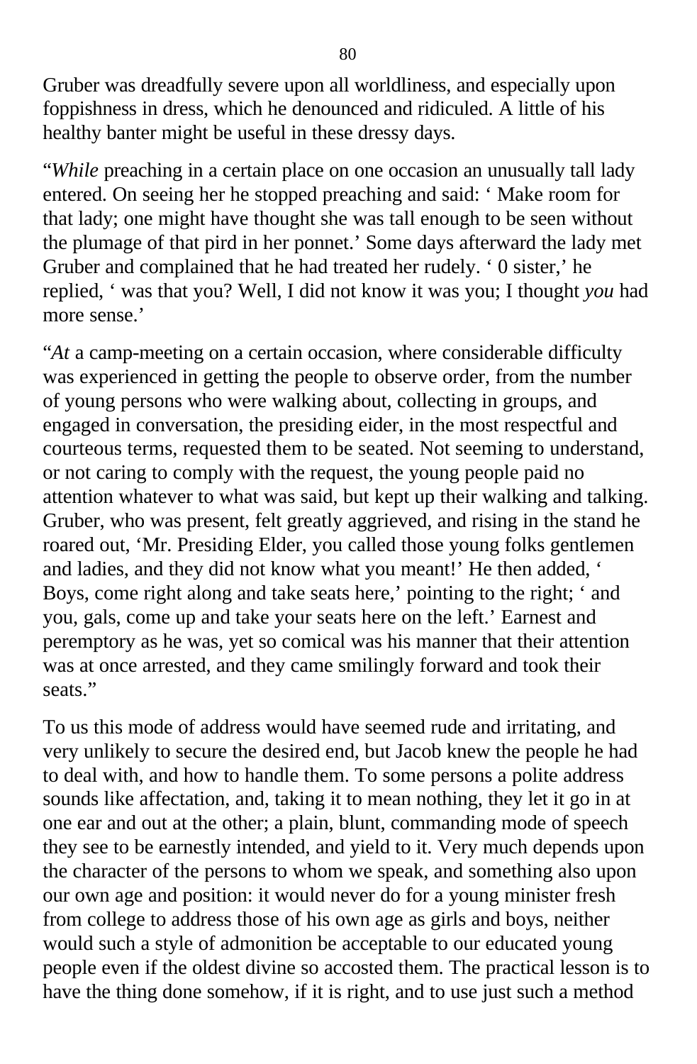Gruber was dreadfully severe upon all worldliness, and especially upon foppishness in dress, which he denounced and ridiculed. A little of his healthy banter might be useful in these dressy days.

“*While* preaching in a certain place on one occasion an unusually tall lady entered. On seeing her he stopped preaching and said: ‘ Make room for that lady; one might have thought she was tall enough to be seen without the plumage of that pird in her ponnet.’ Some days afterward the lady met Gruber and complained that he had treated her rudely. ‘ 0 sister,’ he replied, ‘ was that you? Well, I did not know it was you; I thought *you* had more sense.’

“*At* a camp-meeting on a certain occasion, where considerable difficulty was experienced in getting the people to observe order, from the number of young persons who were walking about, collecting in groups, and engaged in conversation, the presiding eider, in the most respectful and courteous terms, requested them to be seated. Not seeming to understand, or not caring to comply with the request, the young people paid no attention whatever to what was said, but kept up their walking and talking. Gruber, who was present, felt greatly aggrieved, and rising in the stand he roared out, ‘Mr. Presiding Elder, you called those young folks gentlemen and ladies, and they did not know what you meant!’ He then added, ‘ Boys, come right along and take seats here,’ pointing to the right; ‘ and you, gals, come up and take your seats here on the left.’ Earnest and peremptory as he was, yet so comical was his manner that their attention was at once arrested, and they came smilingly forward and took their seats.”

To us this mode of address would have seemed rude and irritating, and very unlikely to secure the desired end, but Jacob knew the people he had to deal with, and how to handle them. To some persons a polite address sounds like affectation, and, taking it to mean nothing, they let it go in at one ear and out at the other; a plain, blunt, commanding mode of speech they see to be earnestly intended, and yield to it. Very much depends upon the character of the persons to whom we speak, and something also upon our own age and position: it would never do for a young minister fresh from college to address those of his own age as girls and boys, neither would such a style of admonition be acceptable to our educated young people even if the oldest divine so accosted them. The practical lesson is to have the thing done somehow, if it is right, and to use just such a method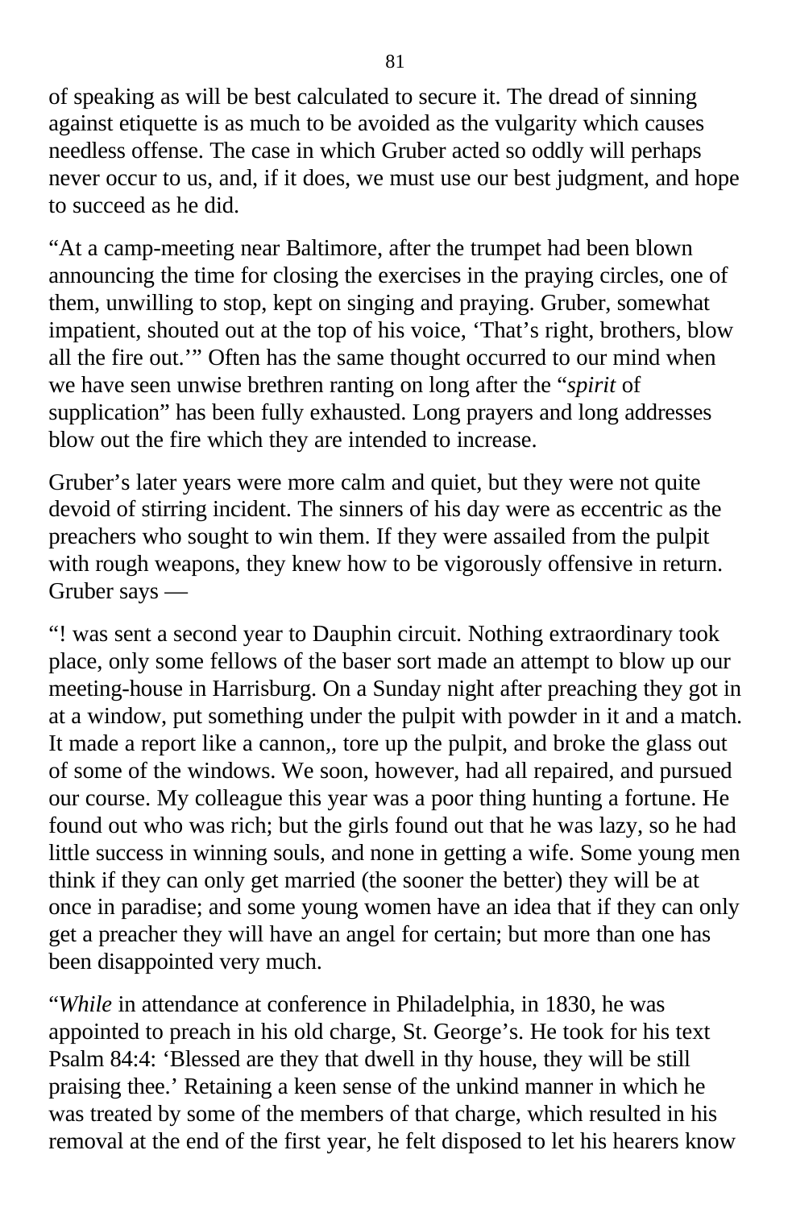of speaking as will be best calculated to secure it. The dread of sinning against etiquette is as much to be avoided as the vulgarity which causes needless offense. The case in which Gruber acted so oddly will perhaps never occur to us, and, if it does, we must use our best judgment, and hope to succeed as he did.

"At a camp-meeting near Baltimore, after the trumpet had been blown announcing the time for closing the exercises in the praying circles, one of them, unwilling to stop, kept on singing and praying. Gruber, somewhat impatient, shouted out at the top of his voice, 'That's right, brothers, blow all the fire out.'" Often has the same thought occurred to our mind when we have seen unwise brethren ranting on long after the "*spirit* of supplication" has been fully exhausted. Long prayers and long addresses blow out the fire which they are intended to increase.

Gruber's later years were more calm and quiet, but they were not quite devoid of stirring incident. The sinners of his day were as eccentric as the preachers who sought to win them. If they were assailed from the pulpit with rough weapons, they knew how to be vigorously offensive in return. Gruber says —

"! was sent a second year to Dauphin circuit. Nothing extraordinary took place, only some fellows of the baser sort made an attempt to blow up our meeting-house in Harrisburg. On a Sunday night after preaching they got in at a window, put something under the pulpit with powder in it and a match. It made a report like a cannon,, tore up the pulpit, and broke the glass out of some of the windows. We soon, however, had all repaired, and pursued our course. My colleague this year was a poor thing hunting a fortune. He found out who was rich; but the girls found out that he was lazy, so he had little success in winning souls, and none in getting a wife. Some young men think if they can only get married (the sooner the better) they will be at once in paradise; and some young women have an idea that if they can only get a preacher they will have an angel for certain; but more than one has been disappointed very much.

"*While* in attendance at conference in Philadelphia, in 1830, he was appointed to preach in his old charge, St. George's. He took for his text Psalm 84:4: 'Blessed are they that dwell in thy house, they will be still praising thee.' Retaining a keen sense of the unkind manner in which he was treated by some of the members of that charge, which resulted in his removal at the end of the first year, he felt disposed to let his hearers know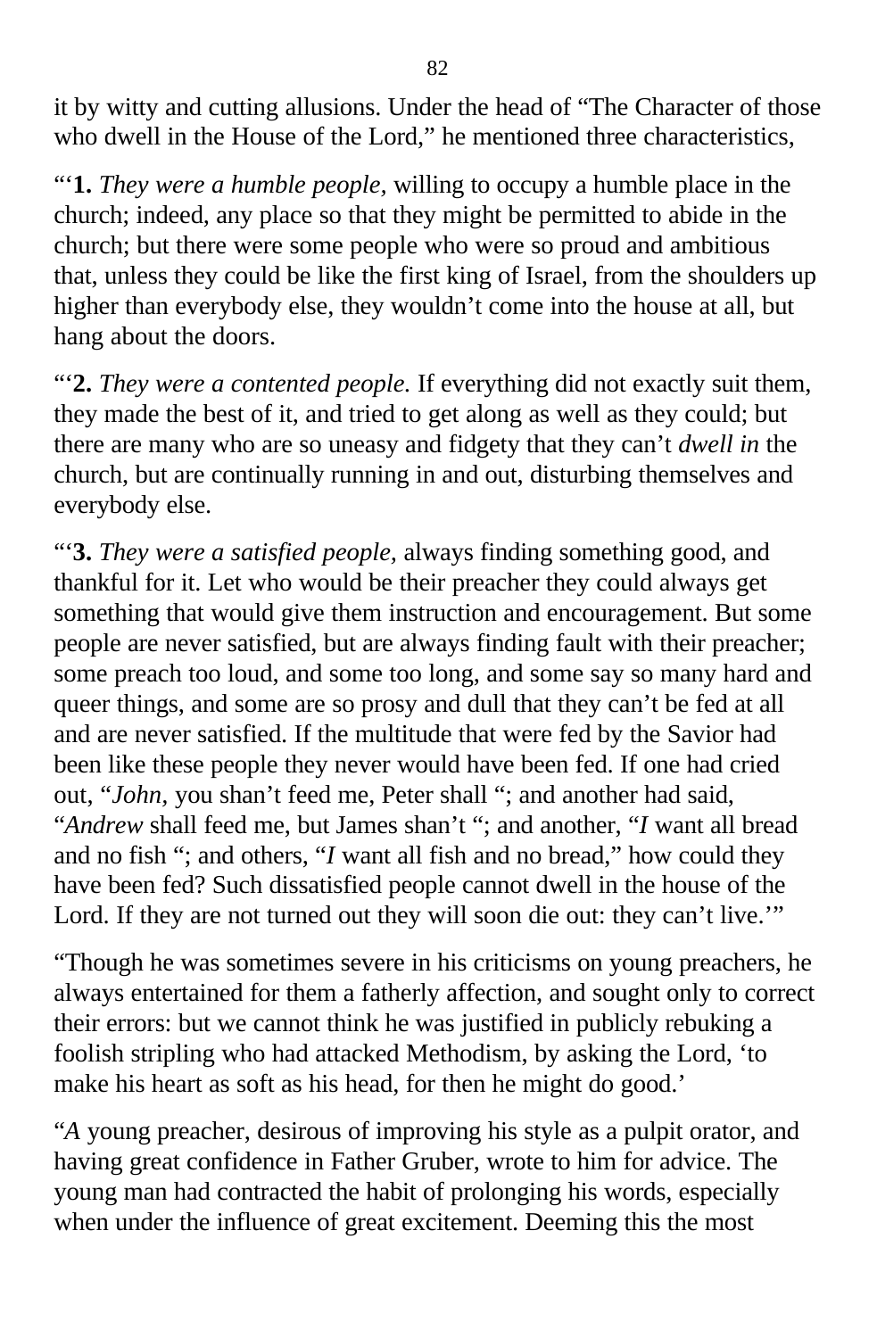it by witty and cutting allusions. Under the head of "The Character of those who dwell in the House of the Lord," he mentioned three characteristics,

"'**1.** *They were a humble people,* willing to occupy a humble place in the church; indeed, any place so that they might be permitted to abide in the church; but there were some people who were so proud and ambitious that, unless they could be like the first king of Israel, from the shoulders up higher than everybody else, they wouldn't come into the house at all, but hang about the doors.

"'**2.** *They were a contented people.* If everything did not exactly suit them, they made the best of it, and tried to get along as well as they could; but there are many who are so uneasy and fidgety that they can't *dwell in* the church, but are continually running in and out, disturbing themselves and everybody else.

"'**3.** *They were a satisfied people,* always finding something good, and thankful for it. Let who would be their preacher they could always get something that would give them instruction and encouragement. But some people are never satisfied, but are always finding fault with their preacher; some preach too loud, and some too long, and some say so many hard and queer things, and some are so prosy and dull that they can't be fed at all and are never satisfied. If the multitude that were fed by the Savior had been like these people they never would have been fed. If one had cried out, "*John,* you shan't feed me, Peter shall "; and another had said, "*Andrew* shall feed me, but James shan't "; and another, "*I* want all bread and no fish "; and others, "*I* want all fish and no bread," how could they have been fed? Such dissatisfied people cannot dwell in the house of the Lord. If they are not turned out they will soon die out: they can't live.'"

"Though he was sometimes severe in his criticisms on young preachers, he always entertained for them a fatherly affection, and sought only to correct their errors: but we cannot think he was justified in publicly rebuking a foolish stripling who had attacked Methodism, by asking the Lord, 'to make his heart as soft as his head, for then he might do good.'

"*A* young preacher, desirous of improving his style as a pulpit orator, and having great confidence in Father Gruber, wrote to him for advice. The young man had contracted the habit of prolonging his words, especially when under the influence of great excitement. Deeming this the most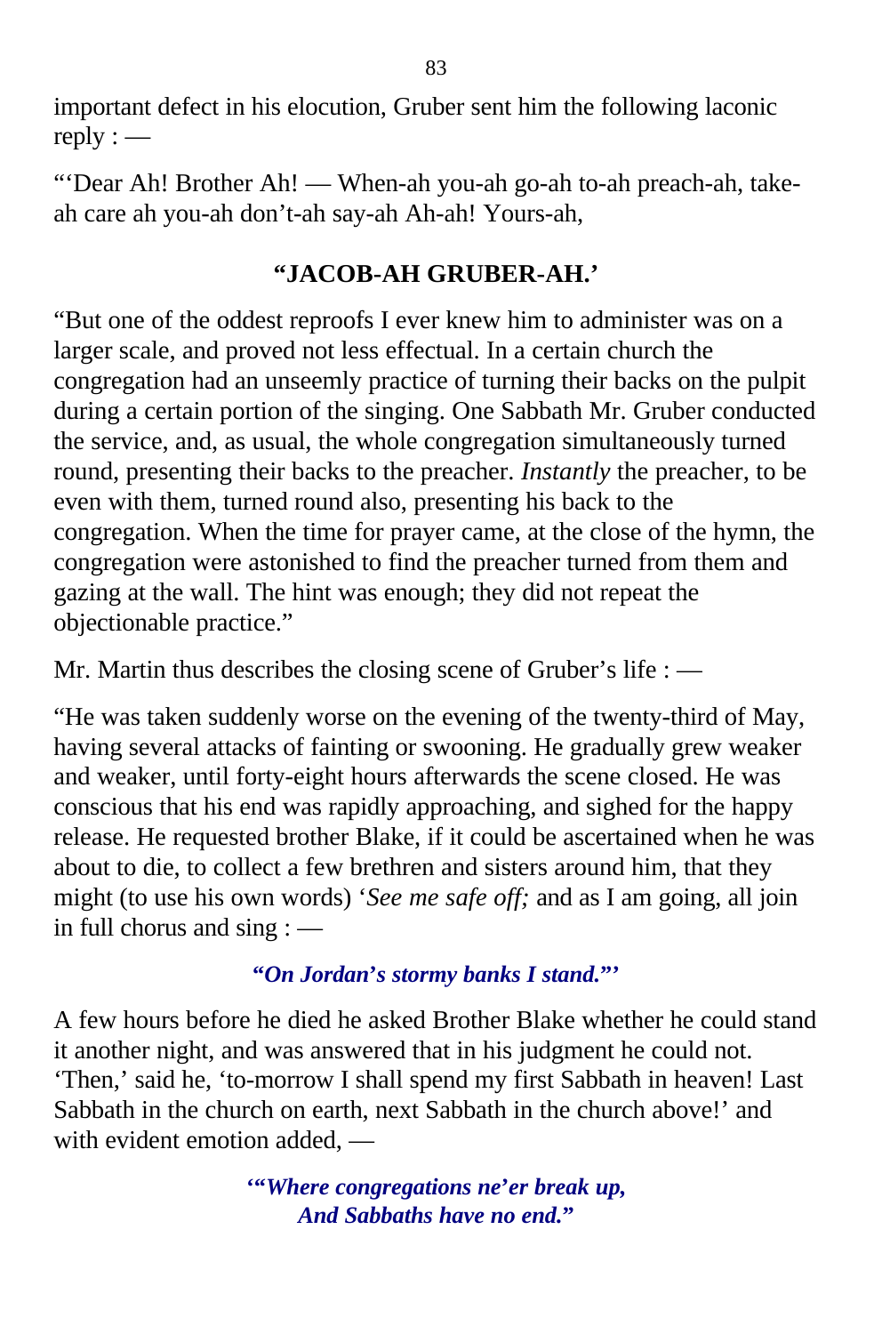important defect in his elocution, Gruber sent him the following laconic reply : —

"'Dear Ah! Brother Ah! — When-ah you-ah go-ah to-ah preach-ah, take-ah care ah you-ah don't-ah say-ah Ah-ah! Yours-ah,

**"JACOB-AH GRUBER-AH.'**

"But one of the oddest reproofs I ever knew him to administer was on a larger scale, and proved not less effectual. In a certain church the congregation had an unseemly practice of turning their backs on the pulpit during a certain portion of the singing. One Sabbath Mr. Gruber conducted the service, and, as usual, the whole congregation simultaneously turned round, presenting their backs to the preacher. *Instantly* the preacher, to be even with them, turned round also, presenting his back to the congregation. When the time for prayer came, at the close of the hymn, the congregation were astonished to find the preacher turned from them and gazing at the wall. The hint was enough; they did not repeat the objectionable practice."

Mr. Martin thus describes the closing scene of Gruber's life : —

"He was taken suddenly worse on the evening of the twenty-third of May, having several attacks of fainting or swooning. He gradually grew weaker and weaker, until forty-eight hours afterwards the scene closed. He was conscious that his end was rapidly approaching, and sighed for the happy release. He requested brother Blake, if it could be ascertained when he was about to die, to collect a few brethren and sisters around him, that they might (to use his own words) '*See me safe off;* and as I am going, all join in full chorus and sing : —

***"On Jordan's stormy banks I stand."'***

A few hours before he died he asked Brother Blake whether he could stand it another night, and was answered that in his judgment he could not. 'Then,' said he, 'to-morrow I shall spend my first Sabbath in heaven! Last Sabbath in the church on earth, next Sabbath in the church above!' and with evident emotion added, —

***'"Where congregations ne'er break up,***
***And Sabbaths have no end."***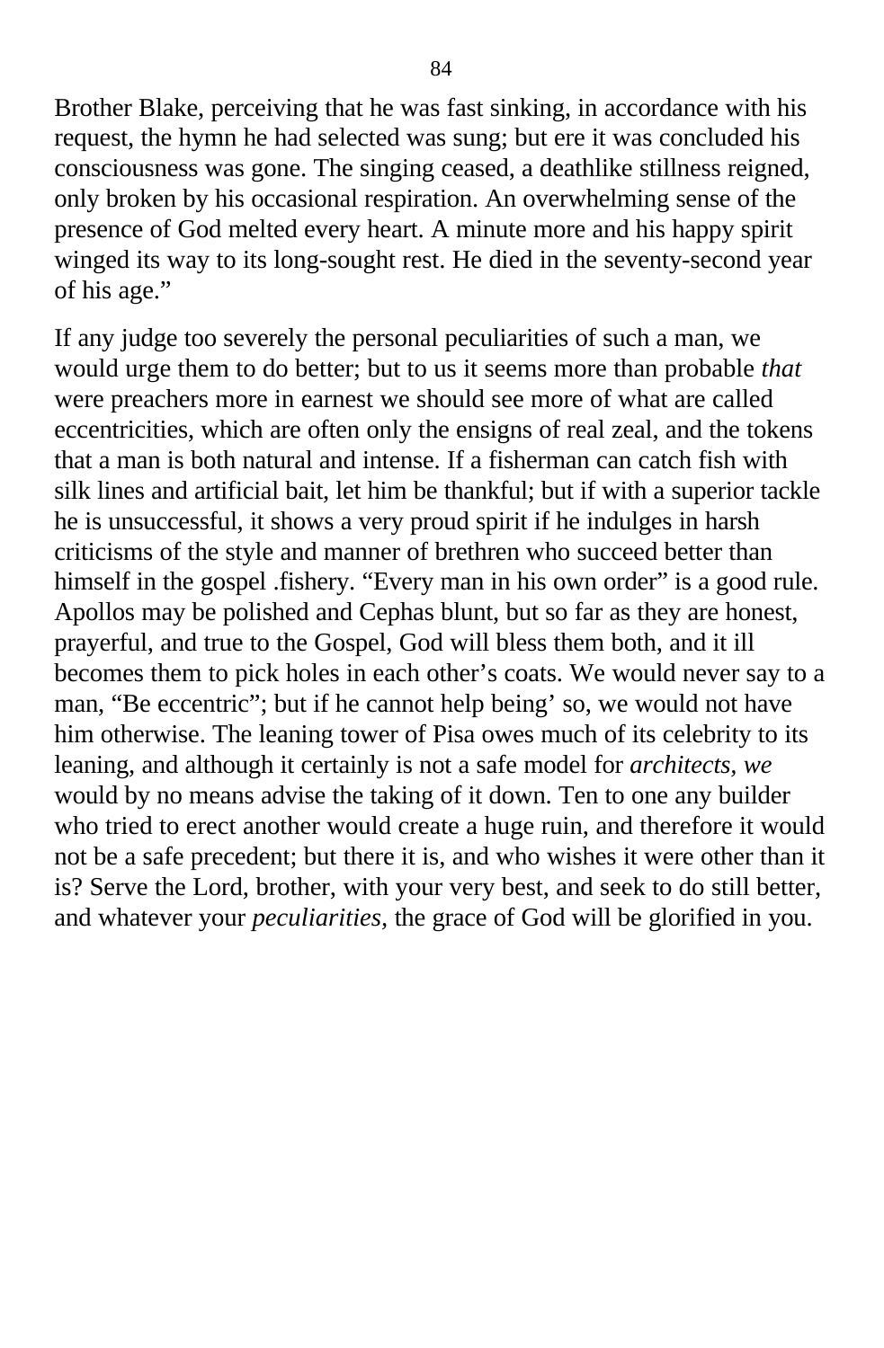Brother Blake, perceiving that he was fast sinking, in accordance with his request, the hymn he had selected was sung; but ere it was concluded his consciousness was gone. The singing ceased, a deathlike stillness reigned, only broken by his occasional respiration. An overwhelming sense of the presence of God melted every heart. A minute more and his happy spirit winged its way to its long-sought rest. He died in the seventy-second year of his age."

If any judge too severely the personal peculiarities of such a man, we would urge them to do better; but to us it seems more than probable *that* were preachers more in earnest we should see more of what are called eccentricities, which are often only the ensigns of real zeal, and the tokens that a man is both natural and intense. If a fisherman can catch fish with silk lines and artificial bait, let him be thankful; but if with a superior tackle he is unsuccessful, it shows a very proud spirit if he indulges in harsh criticisms of the style and manner of brethren who succeed better than himself in the gospel .fishery. "Every man in his own order" is a good rule. Apollos may be polished and Cephas blunt, but so far as they are honest, prayerful, and true to the Gospel, God will bless them both, and it ill becomes them to pick holes in each other's coats. We would never say to a man, "Be eccentric"; but if he cannot help being' so, we would not have him otherwise. The leaning tower of Pisa owes much of its celebrity to its leaning, and although it certainly is not a safe model for *architects, we* would by no means advise the taking of it down. Ten to one any builder who tried to erect another would create a huge ruin, and therefore it would not be a safe precedent; but there it is, and who wishes it were other than it is? Serve the Lord, brother, with your very best, and seek to do still better, and whatever your *peculiarities,* the grace of God will be glorified in you.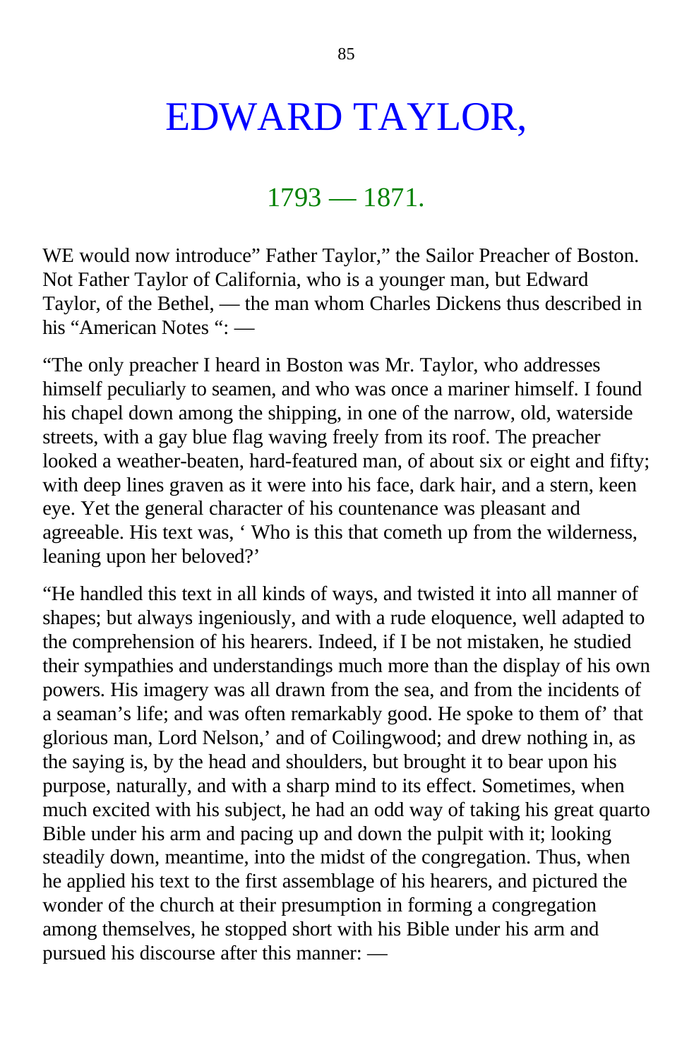# EDWARD TAYLOR,

## 1793 — 1871.

WE would now introduce" Father Taylor," the Sailor Preacher of Boston. Not Father Taylor of California, who is a younger man, but Edward Taylor, of the Bethel, — the man whom Charles Dickens thus described in his "American Notes ": —

"The only preacher I heard in Boston was Mr. Taylor, who addresses himself peculiarly to seamen, and who was once a mariner himself. I found his chapel down among the shipping, in one of the narrow, old, waterside streets, with a gay blue flag waving freely from its roof. The preacher looked a weather-beaten, hard-featured man, of about six or eight and fifty; with deep lines graven as it were into his face, dark hair, and a stern, keen eye. Yet the general character of his countenance was pleasant and agreeable. His text was, ' Who is this that cometh up from the wilderness, leaning upon her beloved?'

"He handled this text in all kinds of ways, and twisted it into all manner of shapes; but always ingeniously, and with a rude eloquence, well adapted to the comprehension of his hearers. Indeed, if I be not mistaken, he studied their sympathies and understandings much more than the display of his own powers. His imagery was all drawn from the sea, and from the incidents of a seaman's life; and was often remarkably good. He spoke to them of' that glorious man, Lord Nelson,' and of Coilingwood; and drew nothing in, as the saying is, by the head and shoulders, but brought it to bear upon his purpose, naturally, and with a sharp mind to its effect. Sometimes, when much excited with his subject, he had an odd way of taking his great quarto Bible under his arm and pacing up and down the pulpit with it; looking steadily down, meantime, into the midst of the congregation. Thus, when he applied his text to the first assemblage of his hearers, and pictured the wonder of the church at their presumption in forming a congregation among themselves, he stopped short with his Bible under his arm and pursued his discourse after this manner: —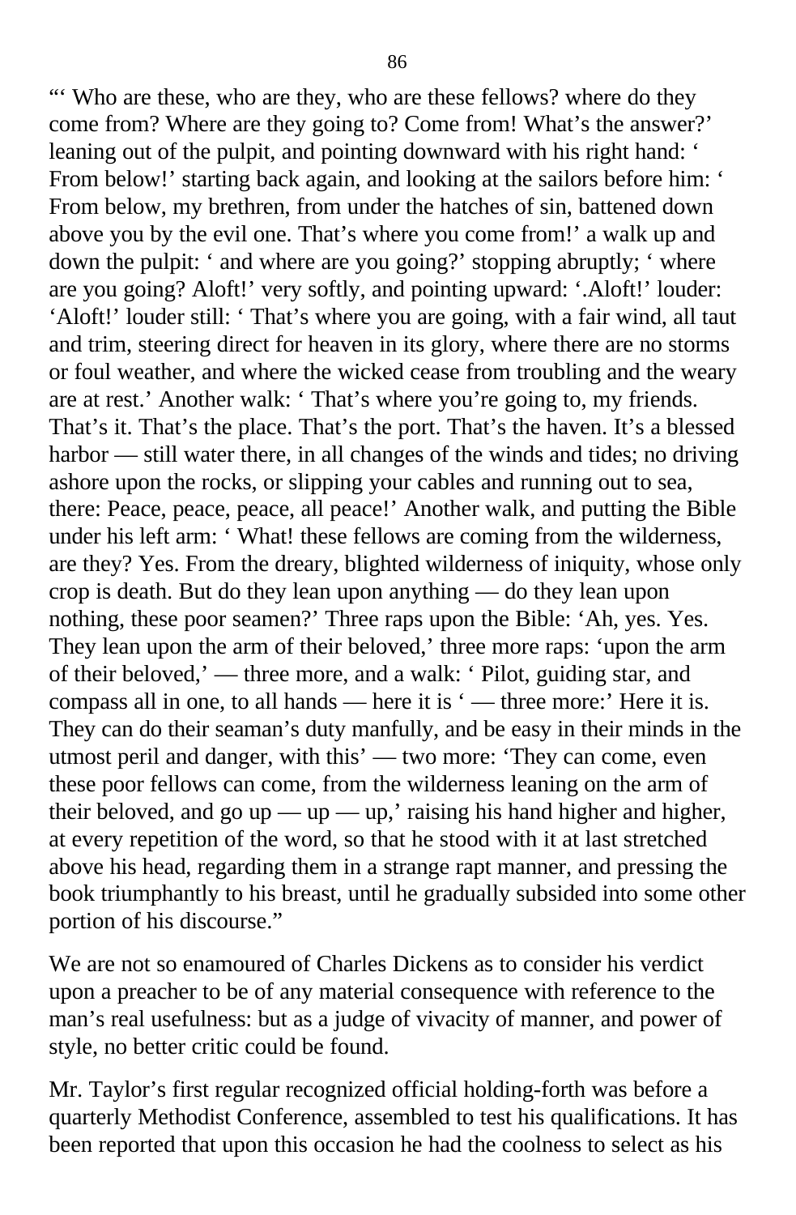"' Who are these, who are they, who are these fellows? where do they come from? Where are they going to? Come from! What's the answer?' leaning out of the pulpit, and pointing downward with his right hand: ' From below!' starting back again, and looking at the sailors before him: ' From below, my brethren, from under the hatches of sin, battened down above you by the evil one. That's where you come from!' a walk up and down the pulpit: ' and where are you going?' stopping abruptly; ' where are you going? Aloft!' very softly, and pointing upward: '.Aloft!' louder: 'Aloft!' louder still: ' That's where you are going, with a fair wind, all taut and trim, steering direct for heaven in its glory, where there are no storms or foul weather, and where the wicked cease from troubling and the weary are at rest.' Another walk: ' That's where you're going to, my friends. That's it. That's the place. That's the port. That's the haven. It's a blessed harbor — still water there, in all changes of the winds and tides; no driving ashore upon the rocks, or slipping your cables and running out to sea, there: Peace, peace, peace, all peace!' Another walk, and putting the Bible under his left arm: ' What! these fellows are coming from the wilderness, are they? Yes. From the dreary, blighted wilderness of iniquity, whose only crop is death. But do they lean upon anything — do they lean upon nothing, these poor seamen?' Three raps upon the Bible: 'Ah, yes. Yes. They lean upon the arm of their beloved,' three more raps: 'upon the arm of their beloved,' — three more, and a walk: ' Pilot, guiding star, and compass all in one, to all hands — here it is ' — three more:' Here it is. They can do their seaman's duty manfully, and be easy in their minds in the utmost peril and danger, with this' — two more: 'They can come, even these poor fellows can come, from the wilderness leaning on the arm of their beloved, and go up — up — up,' raising his hand higher and higher, at every repetition of the word, so that he stood with it at last stretched above his head, regarding them in a strange rapt manner, and pressing the book triumphantly to his breast, until he gradually subsided into some other portion of his discourse."

We are not so enamoured of Charles Dickens as to consider his verdict upon a preacher to be of any material consequence with reference to the man's real usefulness: but as a judge of vivacity of manner, and power of style, no better critic could be found.

Mr. Taylor's first regular recognized official holding-forth was before a quarterly Methodist Conference, assembled to test his qualifications. It has been reported that upon this occasion he had the coolness to select as his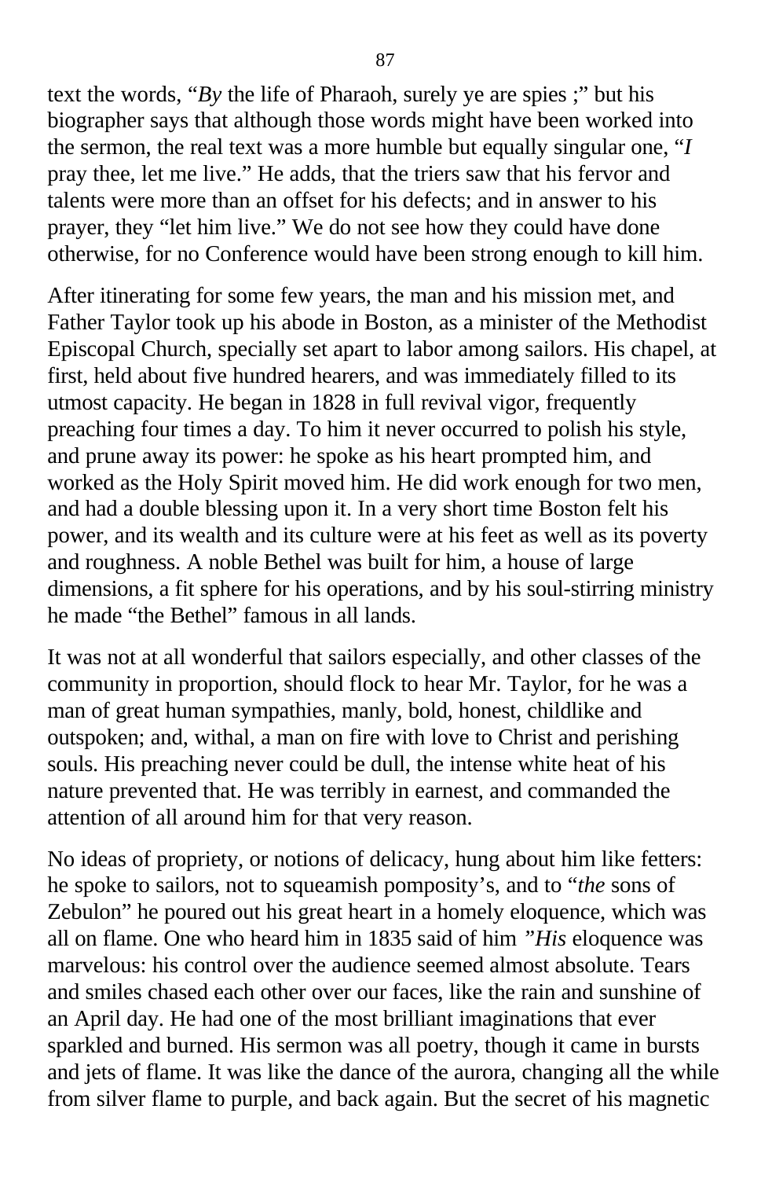text the words, "*By* the life of Pharaoh, surely ye are spies ;" but his biographer says that although those words might have been worked into the sermon, the real text was a more humble but equally singular one, "*I* pray thee, let me live." He adds, that the triers saw that his fervor and talents were more than an offset for his defects; and in answer to his prayer, they "let him live." We do not see how they could have done otherwise, for no Conference would have been strong enough to kill him.

After itinerating for some few years, the man and his mission met, and Father Taylor took up his abode in Boston, as a minister of the Methodist Episcopal Church, specially set apart to labor among sailors. His chapel, at first, held about five hundred hearers, and was immediately filled to its utmost capacity. He began in 1828 in full revival vigor, frequently preaching four times a day. To him it never occurred to polish his style, and prune away its power: he spoke as his heart prompted him, and worked as the Holy Spirit moved him. He did work enough for two men, and had a double blessing upon it. In a very short time Boston felt his power, and its wealth and its culture were at his feet as well as its poverty and roughness. A noble Bethel was built for him, a house of large dimensions, a fit sphere for his operations, and by his soul-stirring ministry he made "the Bethel" famous in all lands.

It was not at all wonderful that sailors especially, and other classes of the community in proportion, should flock to hear Mr. Taylor, for he was a man of great human sympathies, manly, bold, honest, childlike and outspoken; and, withal, a man on fire with love to Christ and perishing souls. His preaching never could be dull, the intense white heat of his nature prevented that. He was terribly in earnest, and commanded the attention of all around him for that very reason.

No ideas of propriety, or notions of delicacy, hung about him like fetters: he spoke to sailors, not to squeamish pomposity's, and to "*the* sons of Zebulon" he poured out his great heart in a homely eloquence, which was all on flame. One who heard him in 1835 said of him "*His* eloquence was marvelous: his control over the audience seemed almost absolute. Tears and smiles chased each other over our faces, like the rain and sunshine of an April day. He had one of the most brilliant imaginations that ever sparkled and burned. His sermon was all poetry, though it came in bursts and jets of flame. It was like the dance of the aurora, changing all the while from silver flame to purple, and back again. But the secret of his magnetic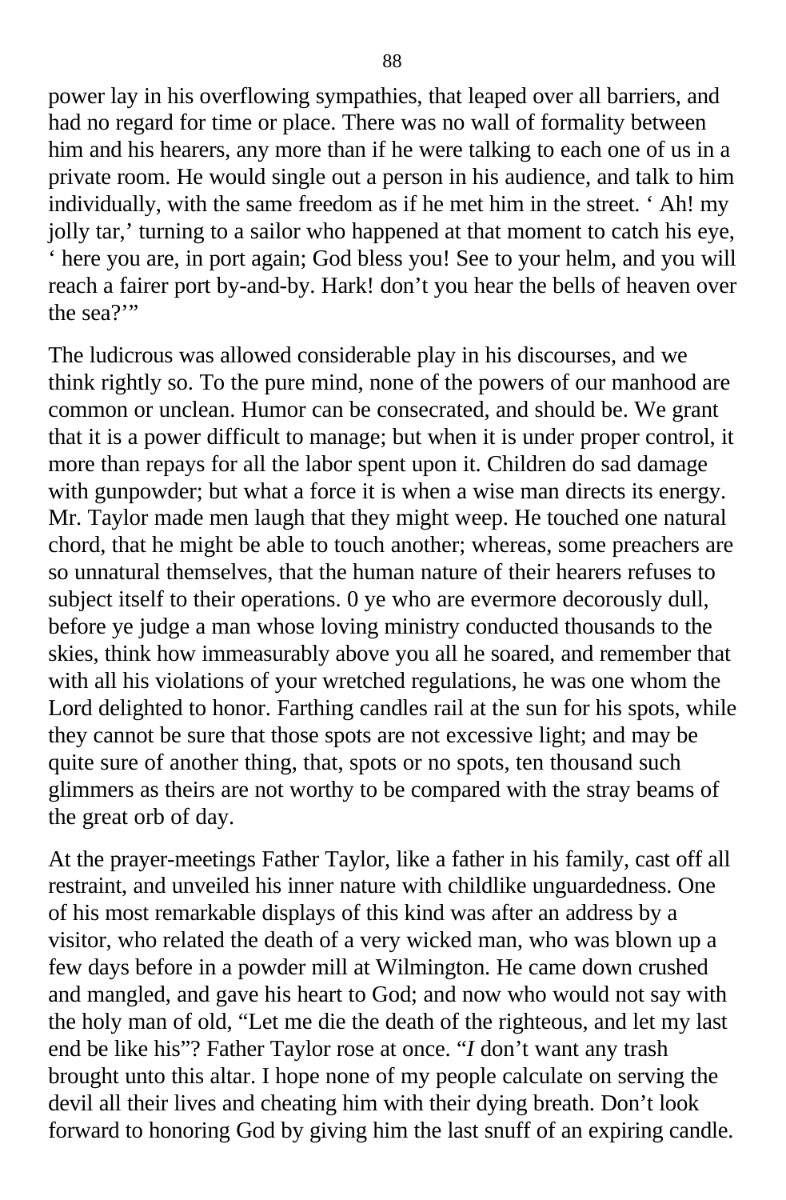power lay in his overflowing sympathies, that leaped over all barriers, and had no regard for time or place. There was no wall of formality between him and his hearers, any more than if he were talking to each one of us in a private room. He would single out a person in his audience, and talk to him individually, with the same freedom as if he met him in the street. ‘ Ah! my jolly tar,’ turning to a sailor who happened at that moment to catch his eye, ‘ here you are, in port again; God bless you! See to your helm, and you will reach a fairer port by-and-by. Hark! don’t you hear the bells of heaven over the sea?’”

The ludicrous was allowed considerable play in his discourses, and we think rightly so. To the pure mind, none of the powers of our manhood are common or unclean. Humor can be consecrated, and should be. We grant that it is a power difficult to manage; but when it is under proper control, it more than repays for all the labor spent upon it. Children do sad damage with gunpowder; but what a force it is when a wise man directs its energy. Mr. Taylor made men laugh that they might weep. He touched one natural chord, that he might be able to touch another; whereas, some preachers are so unnatural themselves, that the human nature of their hearers refuses to subject itself to their operations. 0 ye who are evermore decorously dull, before ye judge a man whose loving ministry conducted thousands to the skies, think how immeasurably above you all he soared, and remember that with all his violations of your wretched regulations, he was one whom the Lord delighted to honor. Farthing candles rail at the sun for his spots, while they cannot be sure that those spots are not excessive light; and may be quite sure of another thing, that, spots or no spots, ten thousand such glimmers as theirs are not worthy to be compared with the stray beams of the great orb of day.

At the prayer-meetings Father Taylor, like a father in his family, cast off all restraint, and unveiled his inner nature with childlike unguardedness. One of his most remarkable displays of this kind was after an address by a visitor, who related the death of a very wicked man, who was blown up a few days before in a powder mill at Wilmington. He came down crushed and mangled, and gave his heart to God; and now who would not say with the holy man of old, “Let me die the death of the righteous, and let my last end be like his”? Father Taylor rose at once. “*I* don’t want any trash brought unto this altar. I hope none of my people calculate on serving the devil all their lives and cheating him with their dying breath. Don’t look forward to honoring God by giving him the last snuff of an expiring candle.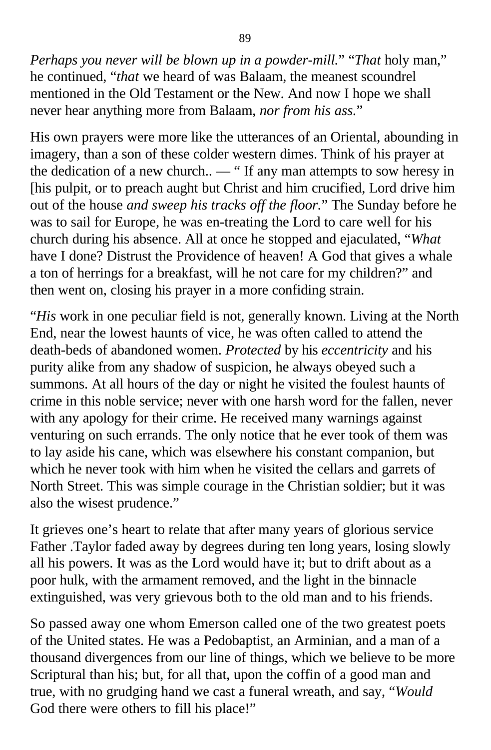*Perhaps you never will be blown up in a powder-mill.*" "*That* holy man," he continued, "*that* we heard of was Balaam, the meanest scoundrel mentioned in the Old Testament or the New. And now I hope we shall never hear anything more from Balaam, *nor from his ass.*"

His own prayers were more like the utterances of an Oriental, abounding in imagery, than a son of these colder western dimes. Think of his prayer at the dedication of a new church.. — " If any man attempts to sow heresy in [his pulpit, or to preach aught but Christ and him crucified, Lord drive him out of the house *and sweep his tracks off the floor.*" The Sunday before he was to sail for Europe, he was en-treating the Lord to care well for his church during his absence. All at once he stopped and ejaculated, "*What* have I done? Distrust the Providence of heaven! A God that gives a whale a ton of herrings for a breakfast, will he not care for my children?" and then went on, closing his prayer in a more confiding strain.

"*His* work in one peculiar field is not, generally known. Living at the North End, near the lowest haunts of vice, he was often called to attend the death-beds of abandoned women. *Protected* by his *eccentricity* and his purity alike from any shadow of suspicion, he always obeyed such a summons. At all hours of the day or night he visited the foulest haunts of crime in this noble service; never with one harsh word for the fallen, never with any apology for their crime. He received many warnings against venturing on such errands. The only notice that he ever took of them was to lay aside his cane, which was elsewhere his constant companion, but which he never took with him when he visited the cellars and garrets of North Street. This was simple courage in the Christian soldier; but it was also the wisest prudence."

It grieves one's heart to relate that after many years of glorious service Father .Taylor faded away by degrees during ten long years, losing slowly all his powers. It was as the Lord would have it; but to drift about as a poor hulk, with the armament removed, and the light in the binnacle extinguished, was very grievous both to the old man and to his friends.

So passed away one whom Emerson called one of the two greatest poets of the United states. He was a Pedobaptist, an Arminian, and a man of a thousand divergences from our line of things, which we believe to be more Scriptural than his; but, for all that, upon the coffin of a good man and true, with no grudging hand we cast a funeral wreath, and say, "*Would* God there were others to fill his place!"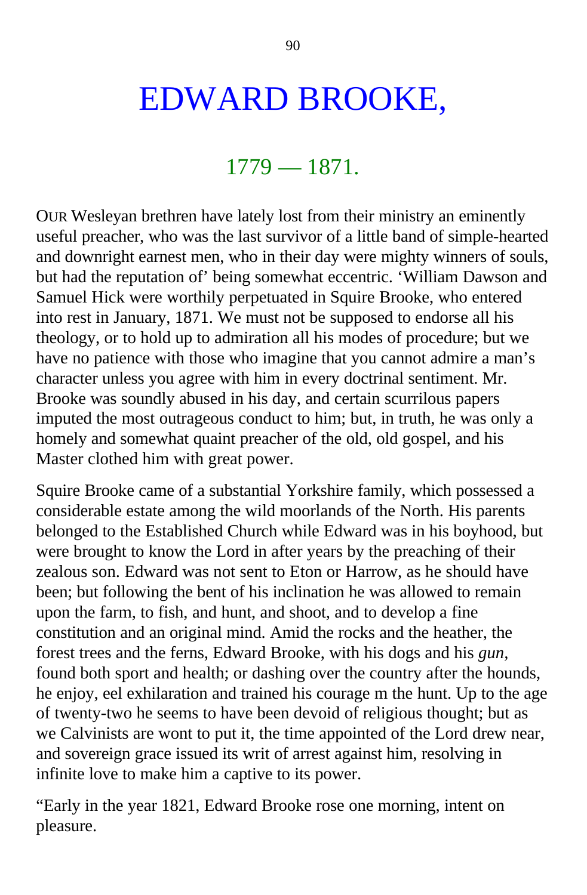# EDWARD BROOKE,

## 1779 — 1871.

OUR Wesleyan brethren have lately lost from their ministry an eminently useful preacher, who was the last survivor of a little band of simple-hearted and downright earnest men, who in their day were mighty winners of souls, but had the reputation of' being somewhat eccentric. 'William Dawson and Samuel Hick were worthily perpetuated in Squire Brooke, who entered into rest in January, 1871. We must not be supposed to endorse all his theology, or to hold up to admiration all his modes of procedure; but we have no patience with those who imagine that you cannot admire a man's character unless you agree with him in every doctrinal sentiment. Mr. Brooke was soundly abused in his day, and certain scurrilous papers imputed the most outrageous conduct to him; but, in truth, he was only a homely and somewhat quaint preacher of the old, old gospel, and his Master clothed him with great power.

Squire Brooke came of a substantial Yorkshire family, which possessed a considerable estate among the wild moorlands of the North. His parents belonged to the Established Church while Edward was in his boyhood, but were brought to know the Lord in after years by the preaching of their zealous son. Edward was not sent to Eton or Harrow, as he should have been; but following the bent of his inclination he was allowed to remain upon the farm, to fish, and hunt, and shoot, and to develop a fine constitution and an original mind. Amid the rocks and the heather, the forest trees and the ferns, Edward Brooke, with his dogs and his *gun*, found both sport and health; or dashing over the country after the hounds, he enjoy, eel exhilaration and trained his courage m the hunt. Up to the age of twenty-two he seems to have been devoid of religious thought; but as we Calvinists are wont to put it, the time appointed of the Lord drew near, and sovereign grace issued its writ of arrest against him, resolving in infinite love to make him a captive to its power.

"Early in the year 1821, Edward Brooke rose one morning, intent on pleasure.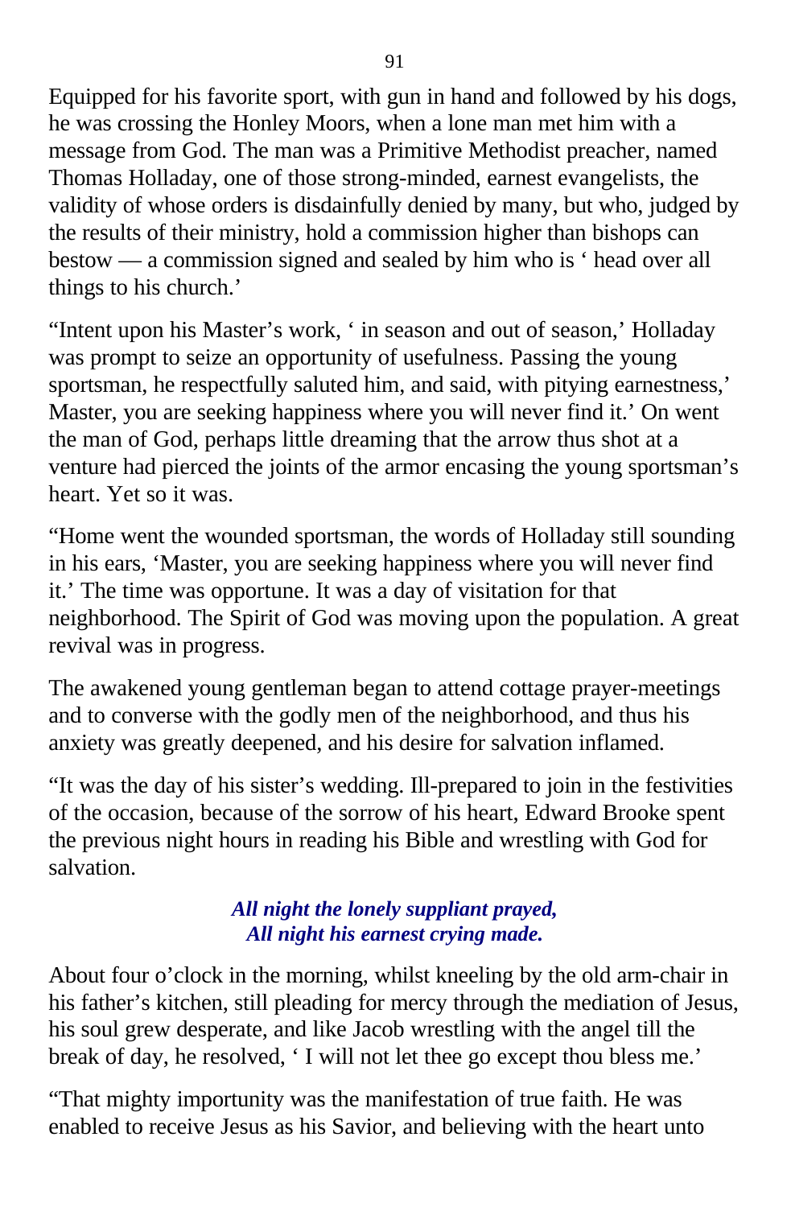Equipped for his favorite sport, with gun in hand and followed by his dogs, he was crossing the Honley Moors, when a lone man met him with a message from God. The man was a Primitive Methodist preacher, named Thomas Holladay, one of those strong-minded, earnest evangelists, the validity of whose orders is disdainfully denied by many, but who, judged by the results of their ministry, hold a commission higher than bishops can bestow — a commission signed and sealed by him who is ' head over all things to his church.'

"Intent upon his Master's work, ' in season and out of season,' Holladay was prompt to seize an opportunity of usefulness. Passing the young sportsman, he respectfully saluted him, and said, with pitying earnestness,' Master, you are seeking happiness where you will never find it.' On went the man of God, perhaps little dreaming that the arrow thus shot at a venture had pierced the joints of the armor encasing the young sportsman's heart. Yet so it was.

"Home went the wounded sportsman, the words of Holladay still sounding in his ears, 'Master, you are seeking happiness where you will never find it.' The time was opportune. It was a day of visitation for that neighborhood. The Spirit of God was moving upon the population. A great revival was in progress.

The awakened young gentleman began to attend cottage prayer-meetings and to converse with the godly men of the neighborhood, and thus his anxiety was greatly deepened, and his desire for salvation inflamed.

"It was the day of his sister's wedding. Ill-prepared to join in the festivities of the occasion, because of the sorrow of his heart, Edward Brooke spent the previous night hours in reading his Bible and wrestling with God for salvation.

***All night the lonely suppliant prayed,***
***All night his earnest crying made.***

About four o'clock in the morning, whilst kneeling by the old arm-chair in his father's kitchen, still pleading for mercy through the mediation of Jesus, his soul grew desperate, and like Jacob wrestling with the angel till the break of day, he resolved, ' I will not let thee go except thou bless me.'

"That mighty importunity was the manifestation of true faith. He was enabled to receive Jesus as his Savior, and believing with the heart unto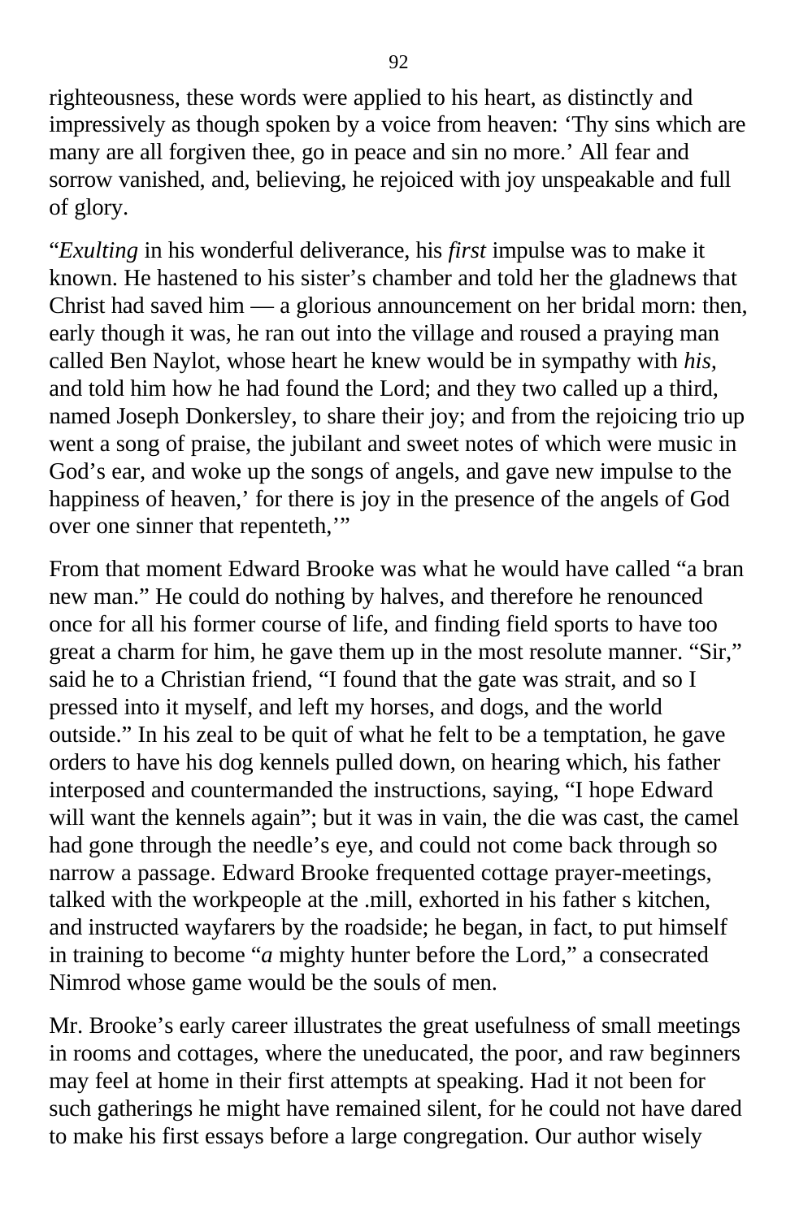righteousness, these words were applied to his heart, as distinctly and impressively as though spoken by a voice from heaven: 'Thy sins which are many are all forgiven thee, go in peace and sin no more.' All fear and sorrow vanished, and, believing, he rejoiced with joy unspeakable and full of glory.

"*Exulting* in his wonderful deliverance, his *first* impulse was to make it known. He hastened to his sister's chamber and told her the gladnews that Christ had saved him — a glorious announcement on her bridal morn: then, early though it was, he ran out into the village and roused a praying man called Ben Naylot, whose heart he knew would be in sympathy with *his,* and told him how he had found the Lord; and they two called up a third, named Joseph Donkersley, to share their joy; and from the rejoicing trio up went a song of praise, the jubilant and sweet notes of which were music in God's ear, and woke up the songs of angels, and gave new impulse to the happiness of heaven,' for there is joy in the presence of the angels of God over one sinner that repenteth,'"

From that moment Edward Brooke was what he would have called "a bran new man." He could do nothing by halves, and therefore he renounced once for all his former course of life, and finding field sports to have too great a charm for him, he gave them up in the most resolute manner. "Sir," said he to a Christian friend, "I found that the gate was strait, and so I pressed into it myself, and left my horses, and dogs, and the world outside." In his zeal to be quit of what he felt to be a temptation, he gave orders to have his dog kennels pulled down, on hearing which, his father interposed and countermanded the instructions, saying, "I hope Edward will want the kennels again"; but it was in vain, the die was cast, the camel had gone through the needle's eye, and could not come back through so narrow a passage. Edward Brooke frequented cottage prayer-meetings, talked with the workpeople at the .mill, exhorted in his father s kitchen, and instructed wayfarers by the roadside; he began, in fact, to put himself in training to become "*a* mighty hunter before the Lord," a consecrated Nimrod whose game would be the souls of men.

Mr. Brooke's early career illustrates the great usefulness of small meetings in rooms and cottages, where the uneducated, the poor, and raw beginners may feel at home in their first attempts at speaking. Had it not been for such gatherings he might have remained silent, for he could not have dared to make his first essays before a large congregation. Our author wisely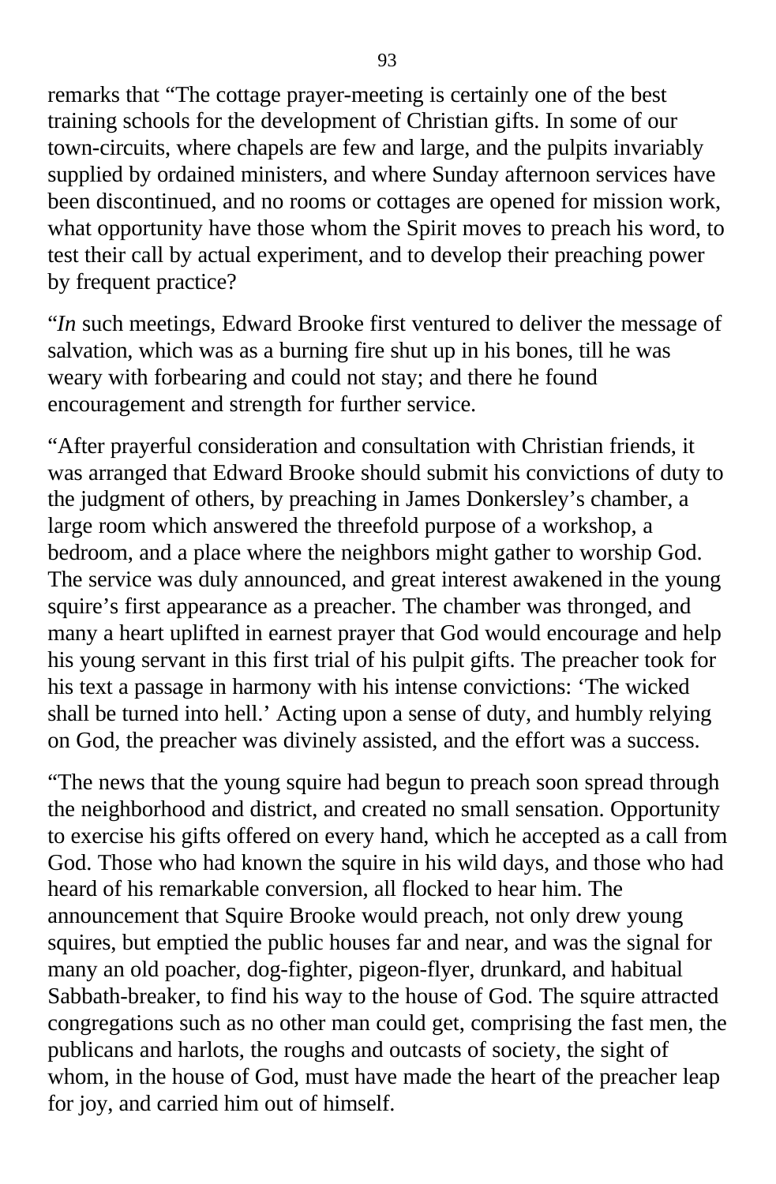remarks that “The cottage prayer-meeting is certainly one of the best training schools for the development of Christian gifts. In some of our town-circuits, where chapels are few and large, and the pulpits invariably supplied by ordained ministers, and where Sunday afternoon services have been discontinued, and no rooms or cottages are opened for mission work, what opportunity have those whom the Spirit moves to preach his word, to test their call by actual experiment, and to develop their preaching power by frequent practice?

“*In* such meetings, Edward Brooke first ventured to deliver the message of salvation, which was as a burning fire shut up in his bones, till he was weary with forbearing and could not stay; and there he found encouragement and strength for further service.

“After prayerful consideration and consultation with Christian friends, it was arranged that Edward Brooke should submit his convictions of duty to the judgment of others, by preaching in James Donkersley’s chamber, a large room which answered the threefold purpose of a workshop, a bedroom, and a place where the neighbors might gather to worship God. The service was duly announced, and great interest awakened in the young squire’s first appearance as a preacher. The chamber was thronged, and many a heart uplifted in earnest prayer that God would encourage and help his young servant in this first trial of his pulpit gifts. The preacher took for his text a passage in harmony with his intense convictions: ‘The wicked shall be turned into hell.’ Acting upon a sense of duty, and humbly relying on God, the preacher was divinely assisted, and the effort was a success.

“The news that the young squire had begun to preach soon spread through the neighborhood and district, and created no small sensation. Opportunity to exercise his gifts offered on every hand, which he accepted as a call from God. Those who had known the squire in his wild days, and those who had heard of his remarkable conversion, all flocked to hear him. The announcement that Squire Brooke would preach, not only drew young squires, but emptied the public houses far and near, and was the signal for many an old poacher, dog-fighter, pigeon-flyer, drunkard, and habitual Sabbath-breaker, to find his way to the house of God. The squire attracted congregations such as no other man could get, comprising the fast men, the publicans and harlots, the roughs and outcasts of society, the sight of whom, in the house of God, must have made the heart of the preacher leap for joy, and carried him out of himself.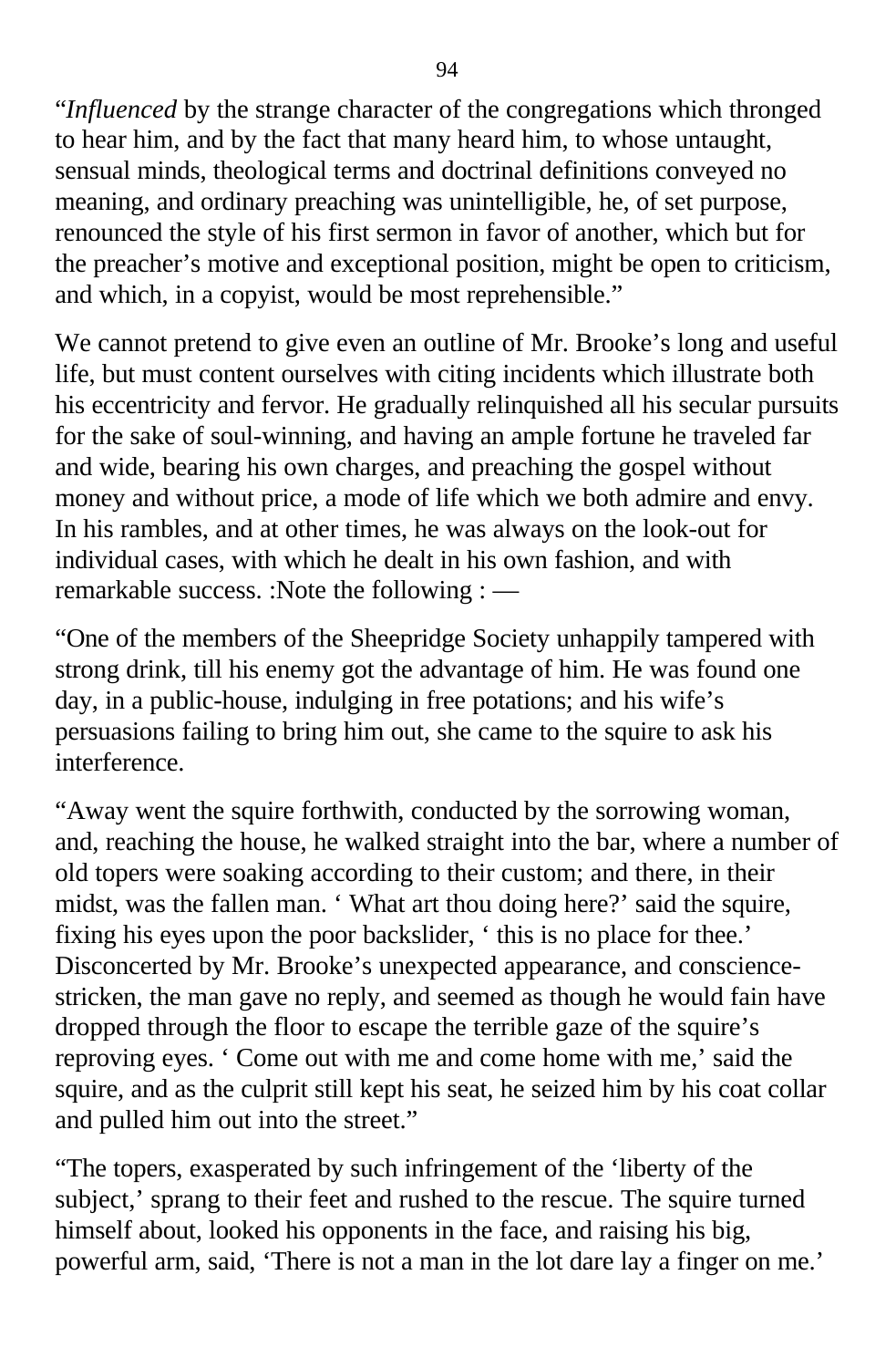"*Influenced* by the strange character of the congregations which thronged to hear him, and by the fact that many heard him, to whose untaught, sensual minds, theological terms and doctrinal definitions conveyed no meaning, and ordinary preaching was unintelligible, he, of set purpose, renounced the style of his first sermon in favor of another, which but for the preacher's motive and exceptional position, might be open to criticism, and which, in a copyist, would be most reprehensible."

We cannot pretend to give even an outline of Mr. Brooke's long and useful life, but must content ourselves with citing incidents which illustrate both his eccentricity and fervor. He gradually relinquished all his secular pursuits for the sake of soul-winning, and having an ample fortune he traveled far and wide, bearing his own charges, and preaching the gospel without money and without price, a mode of life which we both admire and envy. In his rambles, and at other times, he was always on the look-out for individual cases, with which he dealt in his own fashion, and with remarkable success. :Note the following : —

"One of the members of the Sheepridge Society unhappily tampered with strong drink, till his enemy got the advantage of him. He was found one day, in a public-house, indulging in free potations; and his wife's persuasions failing to bring him out, she came to the squire to ask his interference.

"Away went the squire forthwith, conducted by the sorrowing woman, and, reaching the house, he walked straight into the bar, where a number of old topers were soaking according to their custom; and there, in their midst, was the fallen man. ' What art thou doing here?' said the squire, fixing his eyes upon the poor backslider, ' this is no place for thee.' Disconcerted by Mr. Brooke's unexpected appearance, and conscience-stricken, the man gave no reply, and seemed as though he would fain have dropped through the floor to escape the terrible gaze of the squire's reproving eyes. ' Come out with me and come home with me,' said the squire, and as the culprit still kept his seat, he seized him by his coat collar and pulled him out into the street."

"The topers, exasperated by such infringement of the 'liberty of the subject,' sprang to their feet and rushed to the rescue. The squire turned himself about, looked his opponents in the face, and raising his big, powerful arm, said, 'There is not a man in the lot dare lay a finger on me.'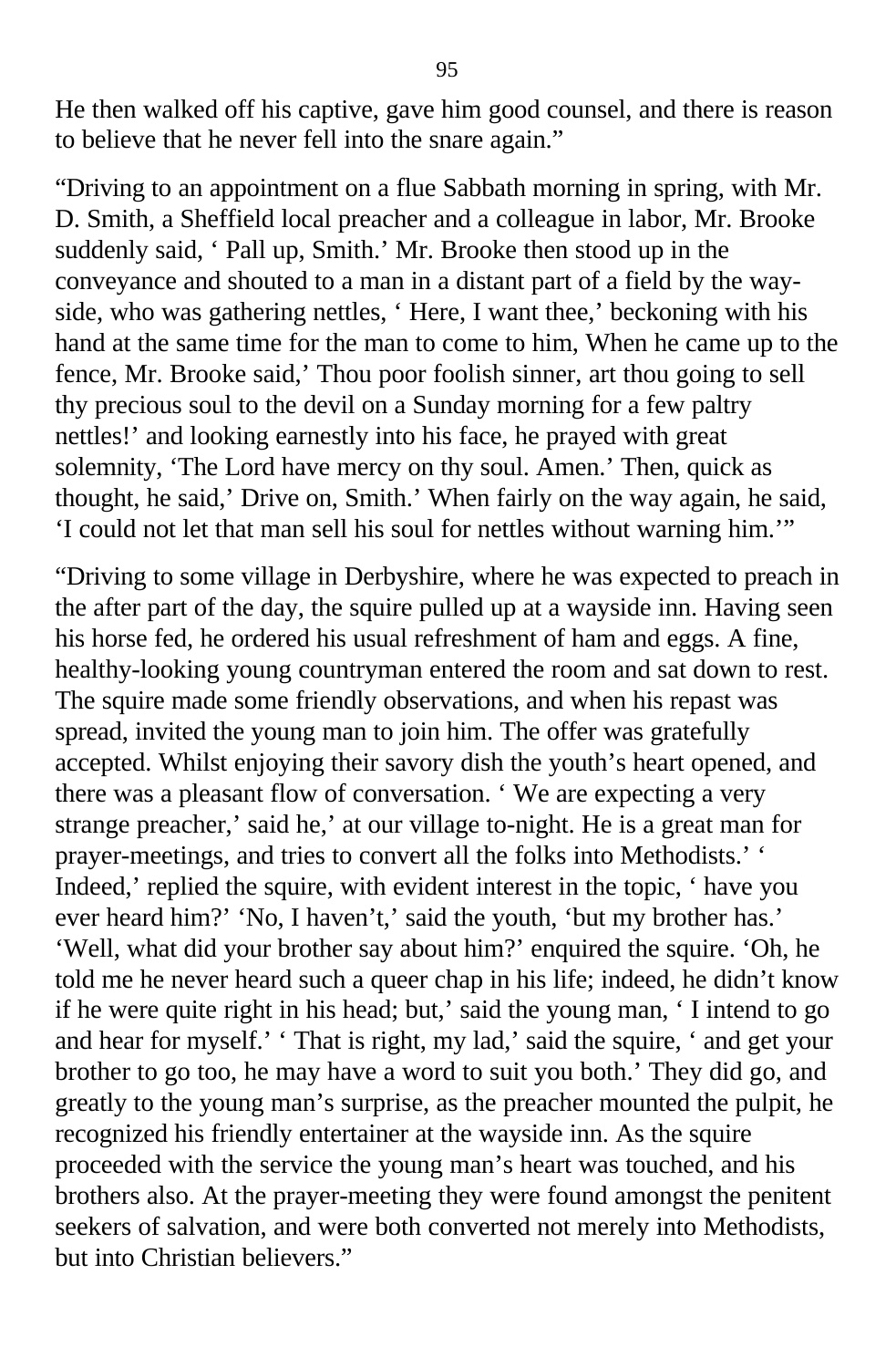He then walked off his captive, gave him good counsel, and there is reason to believe that he never fell into the snare again."

"Driving to an appointment on a flue Sabbath morning in spring, with Mr. D. Smith, a Sheffield local preacher and a colleague in labor, Mr. Brooke suddenly said, ' Pall up, Smith.' Mr. Brooke then stood up in the conveyance and shouted to a man in a distant part of a field by the way-side, who was gathering nettles, ' Here, I want thee,' beckoning with his hand at the same time for the man to come to him, When he came up to the fence, Mr. Brooke said,' Thou poor foolish sinner, art thou going to sell thy precious soul to the devil on a Sunday morning for a few paltry nettles!' and looking earnestly into his face, he prayed with great solemnity, 'The Lord have mercy on thy soul. Amen.' Then, quick as thought, he said,' Drive on, Smith.' When fairly on the way again, he said, 'I could not let that man sell his soul for nettles without warning him.'"

"Driving to some village in Derbyshire, where he was expected to preach in the after part of the day, the squire pulled up at a wayside inn. Having seen his horse fed, he ordered his usual refreshment of ham and eggs. A fine, healthy-looking young countryman entered the room and sat down to rest. The squire made some friendly observations, and when his repast was spread, invited the young man to join him. The offer was gratefully accepted. Whilst enjoying their savory dish the youth's heart opened, and there was a pleasant flow of conversation. ' We are expecting a very strange preacher,' said he,' at our village to-night. He is a great man for prayer-meetings, and tries to convert all the folks into Methodists.' ' Indeed,' replied the squire, with evident interest in the topic, ' have you ever heard him?' 'No, I haven't,' said the youth, 'but my brother has.' 'Well, what did your brother say about him?' enquired the squire. 'Oh, he told me he never heard such a queer chap in his life; indeed, he didn't know if he were quite right in his head; but,' said the young man, ' I intend to go and hear for myself.' ' That is right, my lad,' said the squire, ' and get your brother to go too, he may have a word to suit you both.' They did go, and greatly to the young man's surprise, as the preacher mounted the pulpit, he recognized his friendly entertainer at the wayside inn. As the squire proceeded with the service the young man's heart was touched, and his brothers also. At the prayer-meeting they were found amongst the penitent seekers of salvation, and were both converted not merely into Methodists, but into Christian believers."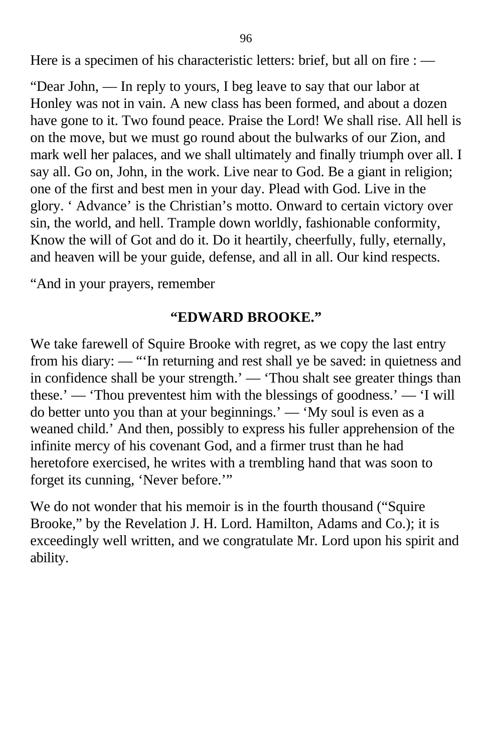Here is a specimen of his characteristic letters: brief, but all on fire : —

“Dear John, — In reply to yours, I beg leave to say that our labor at Honley was not in vain. A new class has been formed, and about a dozen have gone to it. Two found peace. Praise the Lord! We shall rise. All hell is on the move, but we must go round about the bulwarks of our Zion, and mark well her palaces, and we shall ultimately and finally triumph over all. I say all. Go on, John, in the work. Live near to God. Be a giant in religion; one of the first and best men in your day. Plead with God. Live in the glory. ‘ Advance’ is the Christian’s motto. Onward to certain victory over sin, the world, and hell. Trample down worldly, fashionable conformity, Know the will of Got and do it. Do it heartily, cheerfully, fully, eternally, and heaven will be your guide, defense, and all in all. Our kind respects.

“And in your prayers, remember

**“EDWARD BROOKE.”**

We take farewell of Squire Brooke with regret, as we copy the last entry from his diary: — “‘In returning and rest shall ye be saved: in quietness and in confidence shall be your strength.’ — ‘Thou shalt see greater things than these.’ — ‘Thou preventest him with the blessings of goodness.’ — ‘I will do better unto you than at your beginnings.’ — ‘My soul is even as a weaned child.’ And then, possibly to express his fuller apprehension of the infinite mercy of his covenant God, and a firmer trust than he had heretofore exercised, he writes with a trembling hand that was soon to forget its cunning, ‘Never before.’”

We do not wonder that his memoir is in the fourth thousand (“Squire Brooke,” by the Revelation J. H. Lord. Hamilton, Adams and Co.); it is exceedingly well written, and we congratulate Mr. Lord upon his spirit and ability.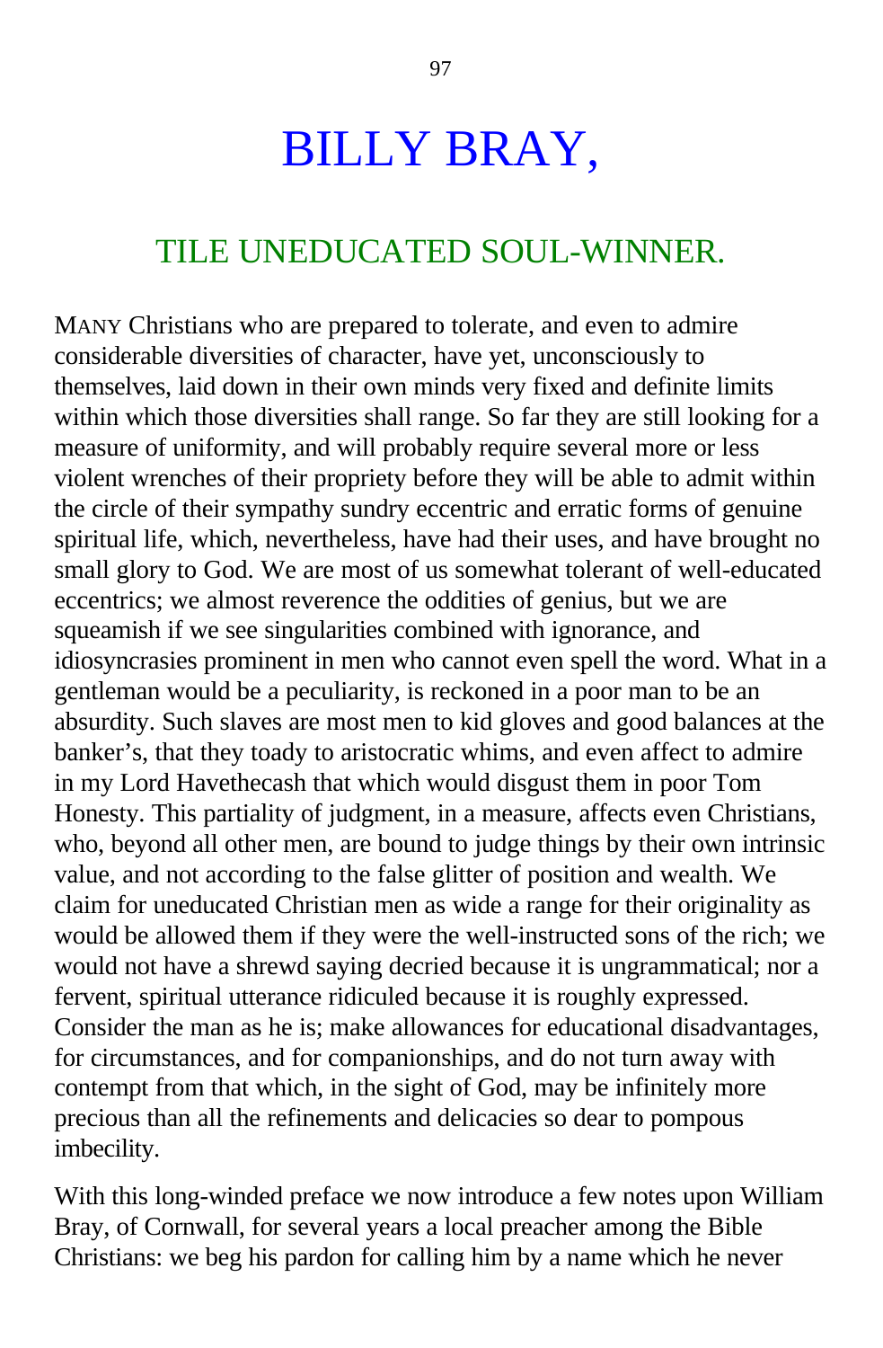# BILLY BRAY,

## TILE UNEDUCATED SOUL-WINNER.

MANY Christians who are prepared to tolerate, and even to admire considerable diversities of character, have yet, unconsciously to themselves, laid down in their own minds very fixed and definite limits within which those diversities shall range. So far they are still looking for a measure of uniformity, and will probably require several more or less violent wrenches of their propriety before they will be able to admit within the circle of their sympathy sundry eccentric and erratic forms of genuine spiritual life, which, nevertheless, have had their uses, and have brought no small glory to God. We are most of us somewhat tolerant of well-educated eccentrics; we almost reverence the oddities of genius, but we are squeamish if we see singularities combined with ignorance, and idiosyncrasies prominent in men who cannot even spell the word. What in a gentleman would be a peculiarity, is reckoned in a poor man to be an absurdity. Such slaves are most men to kid gloves and good balances at the banker's, that they toady to aristocratic whims, and even affect to admire in my Lord Havethecash that which would disgust them in poor Tom Honesty. This partiality of judgment, in a measure, affects even Christians, who, beyond all other men, are bound to judge things by their own intrinsic value, and not according to the false glitter of position and wealth. We claim for uneducated Christian men as wide a range for their originality as would be allowed them if they were the well-instructed sons of the rich; we would not have a shrewd saying decried because it is ungrammatical; nor a fervent, spiritual utterance ridiculed because it is roughly expressed. Consider the man as he is; make allowances for educational disadvantages, for circumstances, and for companionships, and do not turn away with contempt from that which, in the sight of God, may be infinitely more precious than all the refinements and delicacies so dear to pompous imbecility.

With this long-winded preface we now introduce a few notes upon William Bray, of Cornwall, for several years a local preacher among the Bible Christians: we beg his pardon for calling him by a name which he never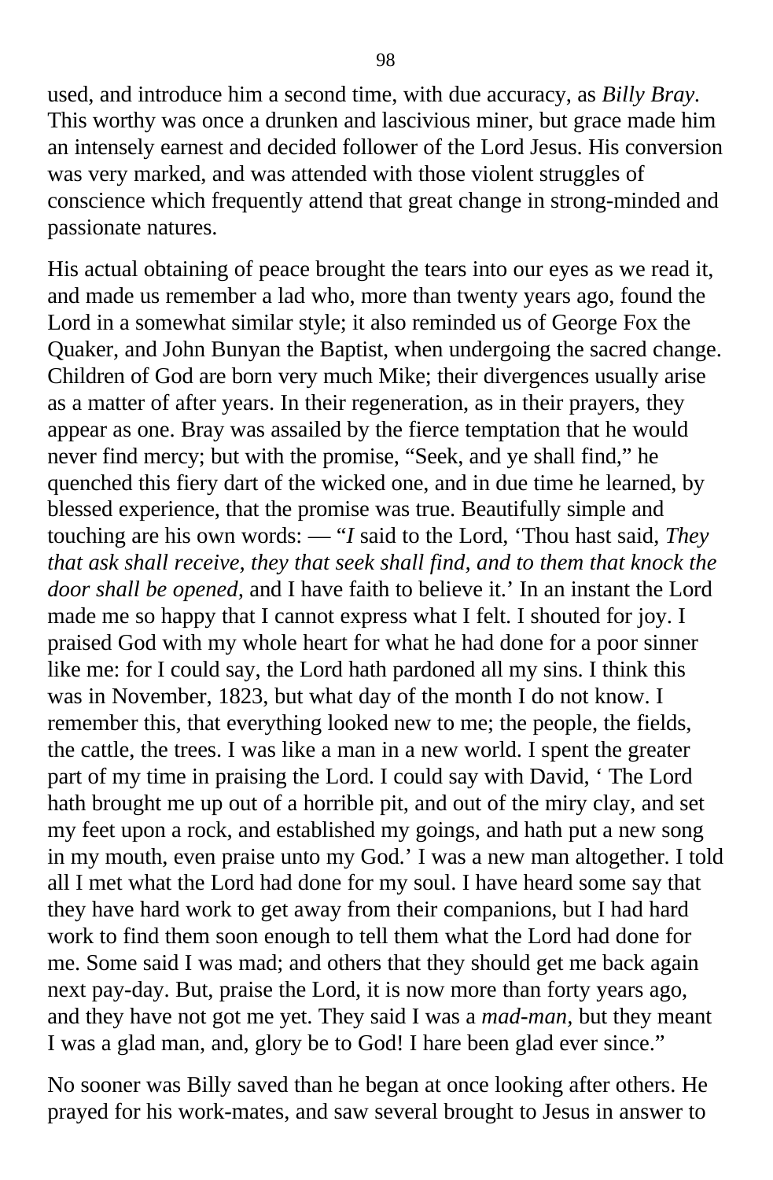used, and introduce him a second time, with due accuracy, as *Billy Bray.* This worthy was once a drunken and lascivious miner, but grace made him an intensely earnest and decided follower of the Lord Jesus. His conversion was very marked, and was attended with those violent struggles of conscience which frequently attend that great change in strong-minded and passionate natures.

His actual obtaining of peace brought the tears into our eyes as we read it, and made us remember a lad who, more than twenty years ago, found the Lord in a somewhat similar style; it also reminded us of George Fox the Quaker, and John Bunyan the Baptist, when undergoing the sacred change. Children of God are born very much Mike; their divergences usually arise as a matter of after years. In their regeneration, as in their prayers, they appear as one. Bray was assailed by the fierce temptation that he would never find mercy; but with the promise, "Seek, and ye shall find," he quenched this fiery dart of the wicked one, and in due time he learned, by blessed experience, that the promise was true. Beautifully simple and touching are his own words: — "*I* said to the Lord, 'Thou hast said, *They that ask shall receive, they that seek shall find, and to them that knock the door shall be opened,* and I have faith to believe it.' In an instant the Lord made me so happy that I cannot express what I felt. I shouted for joy. I praised God with my whole heart for what he had done for a poor sinner like me: for I could say, the Lord hath pardoned all my sins. I think this was in November, 1823, but what day of the month I do not know. I remember this, that everything looked new to me; the people, the fields, the cattle, the trees. I was like a man in a new world. I spent the greater part of my time in praising the Lord. I could say with David, ' The Lord hath brought me up out of a horrible pit, and out of the miry clay, and set my feet upon a rock, and established my goings, and hath put a new song in my mouth, even praise unto my God.' I was a new man altogether. I told all I met what the Lord had done for my soul. I have heard some say that they have hard work to get away from their companions, but I had hard work to find them soon enough to tell them what the Lord had done for me. Some said I was mad; and others that they should get me back again next pay-day. But, praise the Lord, it is now more than forty years ago, and they have not got me yet. They said I was a *mad-man,* but they meant I was a glad man, and, glory be to God! I hare been glad ever since."

No sooner was Billy saved than he began at once looking after others. He prayed for his work-mates, and saw several brought to Jesus in answer to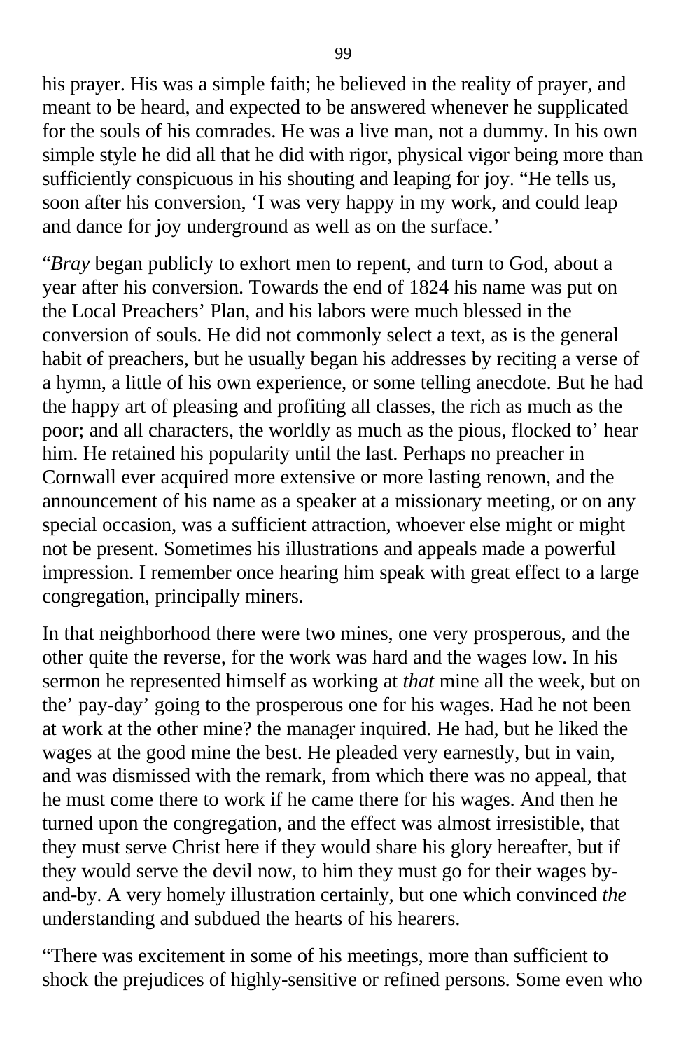his prayer. His was a simple faith; he believed in the reality of prayer, and meant to be heard, and expected to be answered whenever he supplicated for the souls of his comrades. He was a live man, not a dummy. In his own simple style he did all that he did with rigor, physical vigor being more than sufficiently conspicuous in his shouting and leaping for joy. “He tells us, soon after his conversion, ‘I was very happy in my work, and could leap and dance for joy underground as well as on the surface.’

“*Bray* began publicly to exhort men to repent, and turn to God, about a year after his conversion. Towards the end of 1824 his name was put on the Local Preachers’ Plan, and his labors were much blessed in the conversion of souls. He did not commonly select a text, as is the general habit of preachers, but he usually began his addresses by reciting a verse of a hymn, a little of his own experience, or some telling anecdote. But he had the happy art of pleasing and profiting all classes, the rich as much as the poor; and all characters, the worldly as much as the pious, flocked to’ hear him. He retained his popularity until the last. Perhaps no preacher in Cornwall ever acquired more extensive or more lasting renown, and the announcement of his name as a speaker at a missionary meeting, or on any special occasion, was a sufficient attraction, whoever else might or might not be present. Sometimes his illustrations and appeals made a powerful impression. I remember once hearing him speak with great effect to a large congregation, principally miners.

In that neighborhood there were two mines, one very prosperous, and the other quite the reverse, for the work was hard and the wages low. In his sermon he represented himself as working at *that* mine all the week, but on the’ pay-day’ going to the prosperous one for his wages. Had he not been at work at the other mine? the manager inquired. He had, but he liked the wages at the good mine the best. He pleaded very earnestly, but in vain, and was dismissed with the remark, from which there was no appeal, that he must come there to work if he came there for his wages. And then he turned upon the congregation, and the effect was almost irresistible, that they must serve Christ here if they would share his glory hereafter, but if they would serve the devil now, to him they must go for their wages by-and-by. A very homely illustration certainly, but one which convinced *the* understanding and subdued the hearts of his hearers.

“There was excitement in some of his meetings, more than sufficient to shock the prejudices of highly-sensitive or refined persons. Some even who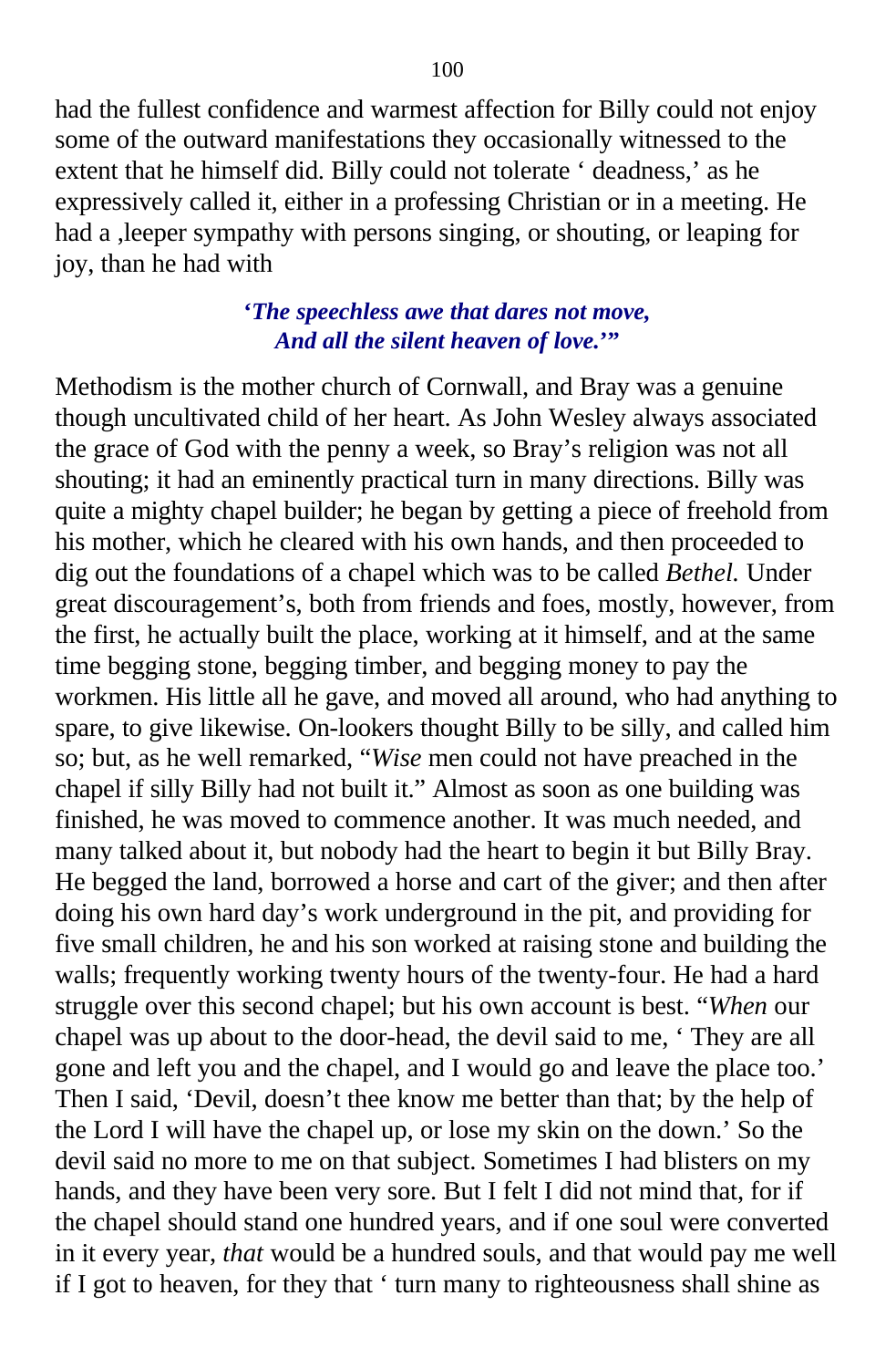had the fullest confidence and warmest affection for Billy could not enjoy some of the outward manifestations they occasionally witnessed to the extent that he himself did. Billy could not tolerate ' deadness,' as he expressively called it, either in a professing Christian or in a meeting. He had a ,leeper sympathy with persons singing, or shouting, or leaping for joy, than he had with

> ***'The speechless awe that dares not move,***
> ***And all the silent heaven of love.'"***

Methodism is the mother church of Cornwall, and Bray was a genuine though uncultivated child of her heart. As John Wesley always associated the grace of God with the penny a week, so Bray's religion was not all shouting; it had an eminently practical turn in many directions. Billy was quite a mighty chapel builder; he began by getting a piece of freehold from his mother, which he cleared with his own hands, and then proceeded to dig out the foundations of a chapel which was to be called *Bethel.* Under great discouragement's, both from friends and foes, mostly, however, from the first, he actually built the place, working at it himself, and at the same time begging stone, begging timber, and begging money to pay the workmen. His little all he gave, and moved all around, who had anything to spare, to give likewise. On-lookers thought Billy to be silly, and called him so; but, as he well remarked, "*Wise* men could not have preached in the chapel if silly Billy had not built it." Almost as soon as one building was finished, he was moved to commence another. It was much needed, and many talked about it, but nobody had the heart to begin it but Billy Bray. He begged the land, borrowed a horse and cart of the giver; and then after doing his own hard day's work underground in the pit, and providing for five small children, he and his son worked at raising stone and building the walls; frequently working twenty hours of the twenty-four. He had a hard struggle over this second chapel; but his own account is best. "*When* our chapel was up about to the door-head, the devil said to me, ' They are all gone and left you and the chapel, and I would go and leave the place too.' Then I said, 'Devil, doesn't thee know me better than that; by the help of the Lord I will have the chapel up, or lose my skin on the down.' So the devil said no more to me on that subject. Sometimes I had blisters on my hands, and they have been very sore. But I felt I did not mind that, for if the chapel should stand one hundred years, and if one soul were converted in it every year, *that* would be a hundred souls, and that would pay me well if I got to heaven, for they that ' turn many to righteousness shall shine as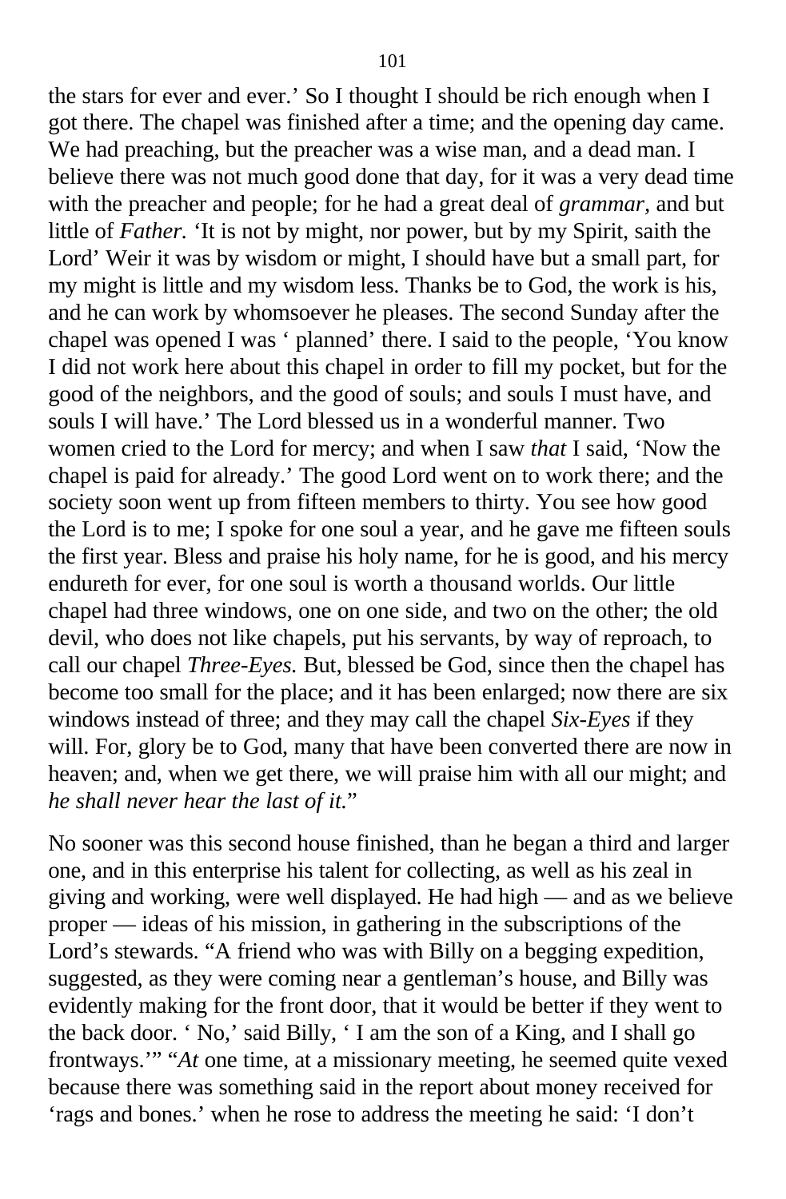the stars for ever and ever.' So I thought I should be rich enough when I got there. The chapel was finished after a time; and the opening day came. We had preaching, but the preacher was a wise man, and a dead man. I believe there was not much good done that day, for it was a very dead time with the preacher and people; for he had a great deal of *grammar,* and but little of *Father.* 'It is not by might, nor power, but by my Spirit, saith the Lord' Weir it was by wisdom or might, I should have but a small part, for my might is little and my wisdom less. Thanks be to God, the work is his, and he can work by whomsoever he pleases. The second Sunday after the chapel was opened I was ' planned' there. I said to the people, 'You know I did not work here about this chapel in order to fill my pocket, but for the good of the neighbors, and the good of souls; and souls I must have, and souls I will have.' The Lord blessed us in a wonderful manner. Two women cried to the Lord for mercy; and when I saw *that* I said, 'Now the chapel is paid for already.' The good Lord went on to work there; and the society soon went up from fifteen members to thirty. You see how good the Lord is to me; I spoke for one soul a year, and he gave me fifteen souls the first year. Bless and praise his holy name, for he is good, and his mercy endureth for ever, for one soul is worth a thousand worlds. Our little chapel had three windows, one on one side, and two on the other; the old devil, who does not like chapels, put his servants, by way of reproach, to call our chapel *Three-Eyes.* But, blessed be God, since then the chapel has become too small for the place; and it has been enlarged; now there are six windows instead of three; and they may call the chapel *Six-Eyes* if they will. For, glory be to God, many that have been converted there are now in heaven; and, when we get there, we will praise him with all our might; and *he shall never hear the last of it.*"

No sooner was this second house finished, than he began a third and larger one, and in this enterprise his talent for collecting, as well as his zeal in giving and working, were well displayed. He had high — and as we believe proper — ideas of his mission, in gathering in the subscriptions of the Lord's stewards. "A friend who was with Billy on a begging expedition, suggested, as they were coming near a gentleman's house, and Billy was evidently making for the front door, that it would be better if they went to the back door. ' No,' said Billy, ' I am the son of a King, and I shall go frontways.'" "*At* one time, at a missionary meeting, he seemed quite vexed because there was something said in the report about money received for 'rags and bones.' when he rose to address the meeting he said: 'I don't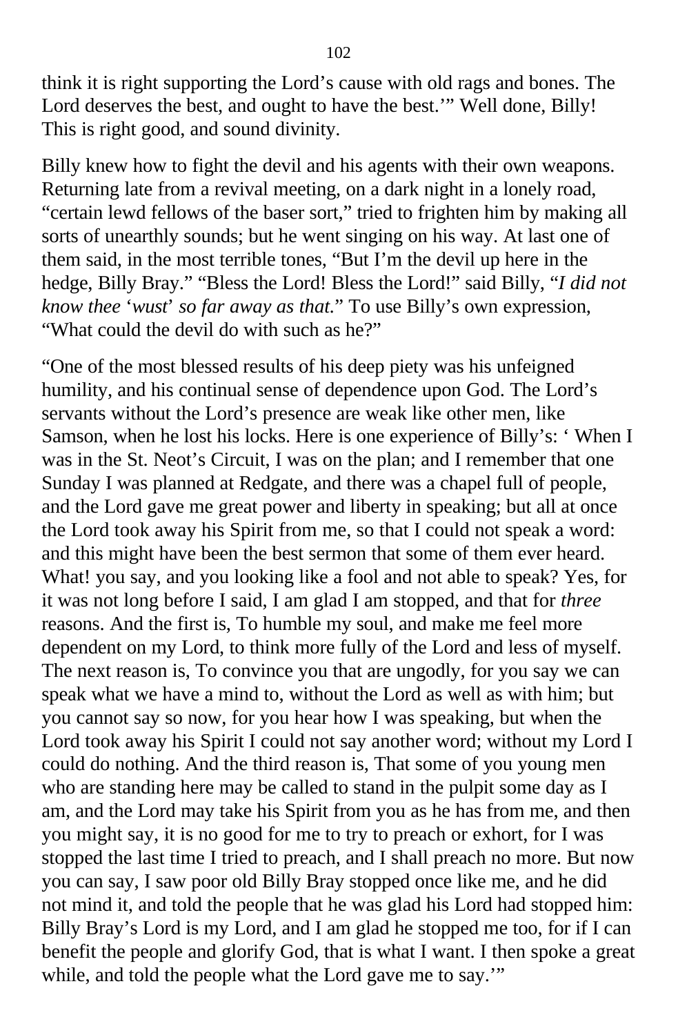think it is right supporting the Lord's cause with old rags and bones. The Lord deserves the best, and ought to have the best.'" Well done, Billy! This is right good, and sound divinity.

Billy knew how to fight the devil and his agents with their own weapons. Returning late from a revival meeting, on a dark night in a lonely road, "certain lewd fellows of the baser sort," tried to frighten him by making all sorts of unearthly sounds; but he went singing on his way. At last one of them said, in the most terrible tones, "But I'm the devil up here in the hedge, Billy Bray." "Bless the Lord! Bless the Lord!" said Billy, "*I did not know thee* '*wust*' *so far away as that.*" To use Billy's own expression, "What could the devil do with such as he?"

"One of the most blessed results of his deep piety was his unfeigned humility, and his continual sense of dependence upon God. The Lord's servants without the Lord's presence are weak like other men, like Samson, when he lost his locks. Here is one experience of Billy's: ' When I was in the St. Neot's Circuit, I was on the plan; and I remember that one Sunday I was planned at Redgate, and there was a chapel full of people, and the Lord gave me great power and liberty in speaking; but all at once the Lord took away his Spirit from me, so that I could not speak a word: and this might have been the best sermon that some of them ever heard. What! you say, and you looking like a fool and not able to speak? Yes, for it was not long before I said, I am glad I am stopped, and that for *three* reasons. And the first is, To humble my soul, and make me feel more dependent on my Lord, to think more fully of the Lord and less of myself. The next reason is, To convince you that are ungodly, for you say we can speak what we have a mind to, without the Lord as well as with him; but you cannot say so now, for you hear how I was speaking, but when the Lord took away his Spirit I could not say another word; without my Lord I could do nothing. And the third reason is, That some of you young men who are standing here may be called to stand in the pulpit some day as I am, and the Lord may take his Spirit from you as he has from me, and then you might say, it is no good for me to try to preach or exhort, for I was stopped the last time I tried to preach, and I shall preach no more. But now you can say, I saw poor old Billy Bray stopped once like me, and he did not mind it, and told the people that he was glad his Lord had stopped him: Billy Bray's Lord is my Lord, and I am glad he stopped me too, for if I can benefit the people and glorify God, that is what I want. I then spoke a great while, and told the people what the Lord gave me to say.'"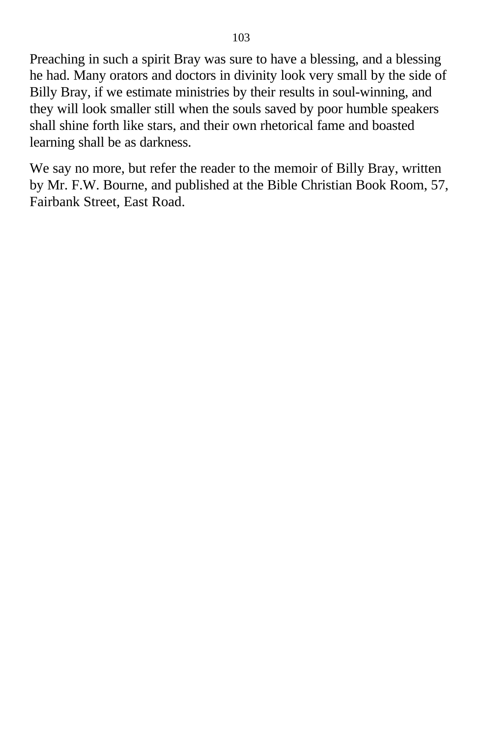Preaching in such a spirit Bray was sure to have a blessing, and a blessing he had. Many orators and doctors in divinity look very small by the side of Billy Bray, if we estimate ministries by their results in soul-winning, and they will look smaller still when the souls saved by poor humble speakers shall shine forth like stars, and their own rhetorical fame and boasted learning shall be as darkness.

We say no more, but refer the reader to the memoir of Billy Bray, written by Mr. F.W. Bourne, and published at the Bible Christian Book Room, 57, Fairbank Street, East Road.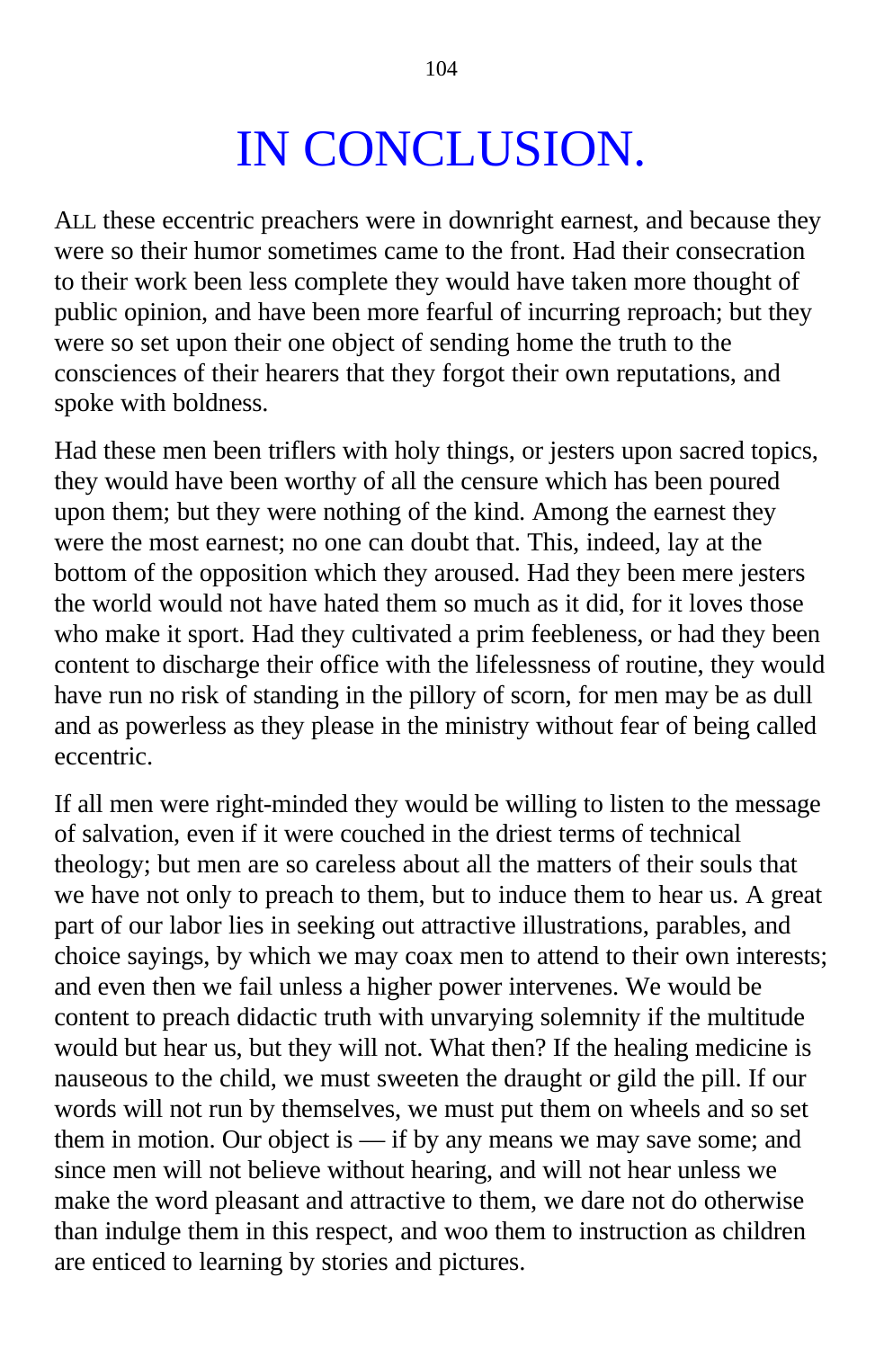# IN CONCLUSION.

ALL these eccentric preachers were in downright earnest, and because they were so their humor sometimes came to the front. Had their consecration to their work been less complete they would have taken more thought of public opinion, and have been more fearful of incurring reproach; but they were so set upon their one object of sending home the truth to the consciences of their hearers that they forgot their own reputations, and spoke with boldness.

Had these men been triflers with holy things, or jesters upon sacred topics, they would have been worthy of all the censure which has been poured upon them; but they were nothing of the kind. Among the earnest they were the most earnest; no one can doubt that. This, indeed, lay at the bottom of the opposition which they aroused. Had they been mere jesters the world would not have hated them so much as it did, for it loves those who make it sport. Had they cultivated a prim feebleness, or had they been content to discharge their office with the lifelessness of routine, they would have run no risk of standing in the pillory of scorn, for men may be as dull and as powerless as they please in the ministry without fear of being called eccentric.

If all men were right-minded they would be willing to listen to the message of salvation, even if it were couched in the driest terms of technical theology; but men are so careless about all the matters of their souls that we have not only to preach to them, but to induce them to hear us. A great part of our labor lies in seeking out attractive illustrations, parables, and choice sayings, by which we may coax men to attend to their own interests; and even then we fail unless a higher power intervenes. We would be content to preach didactic truth with unvarying solemnity if the multitude would but hear us, but they will not. What then? If the healing medicine is nauseous to the child, we must sweeten the draught or gild the pill. If our words will not run by themselves, we must put them on wheels and so set them in motion. Our object is — if by any means we may save some; and since men will not believe without hearing, and will not hear unless we make the word pleasant and attractive to them, we dare not do otherwise than indulge them in this respect, and woo them to instruction as children are enticed to learning by stories and pictures.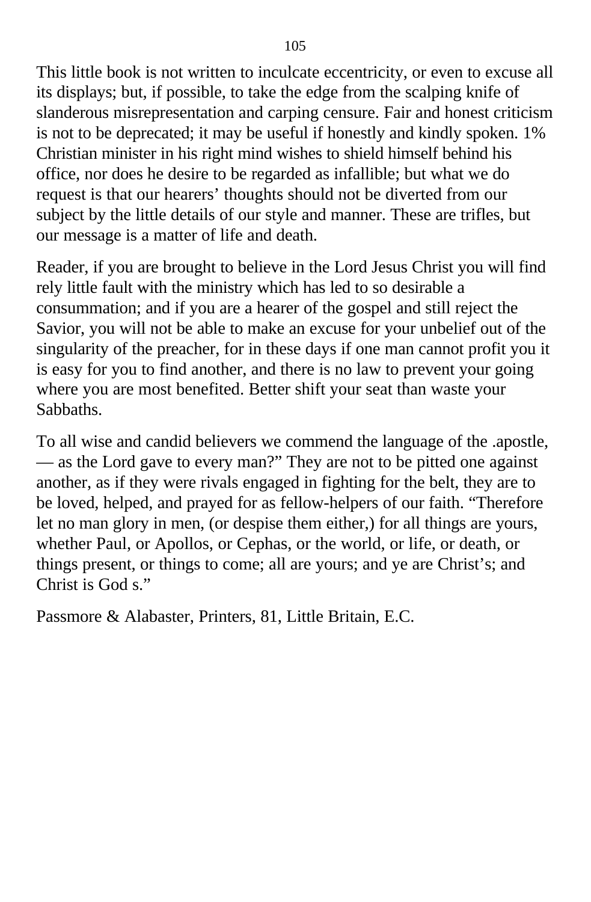This little book is not written to inculcate eccentricity, or even to excuse all its displays; but, if possible, to take the edge from the scalping knife of slanderous misrepresentation and carping censure. Fair and honest criticism is not to be deprecated; it may be useful if honestly and kindly spoken. 1% Christian minister in his right mind wishes to shield himself behind his office, nor does he desire to be regarded as infallible; but what we do request is that our hearers' thoughts should not be diverted from our subject by the little details of our style and manner. These are trifles, but our message is a matter of life and death.

Reader, if you are brought to believe in the Lord Jesus Christ you will find rely little fault with the ministry which has led to so desirable a consummation; and if you are a hearer of the gospel and still reject the Savior, you will not be able to make an excuse for your unbelief out of the singularity of the preacher, for in these days if one man cannot profit you it is easy for you to find another, and there is no law to prevent your going where you are most benefited. Better shift your seat than waste your Sabbaths.

To all wise and candid believers we commend the language of the .apostle, — as the Lord gave to every man?" They are not to be pitted one against another, as if they were rivals engaged in fighting for the belt, they are to be loved, helped, and prayed for as fellow-helpers of our faith. "Therefore let no man glory in men, (or despise them either,) for all things are yours, whether Paul, or Apollos, or Cephas, or the world, or life, or death, or things present, or things to come; all are yours; and ye are Christ's; and Christ is God s."

Passmore & Alabaster, Printers, 81, Little Britain, E.C.